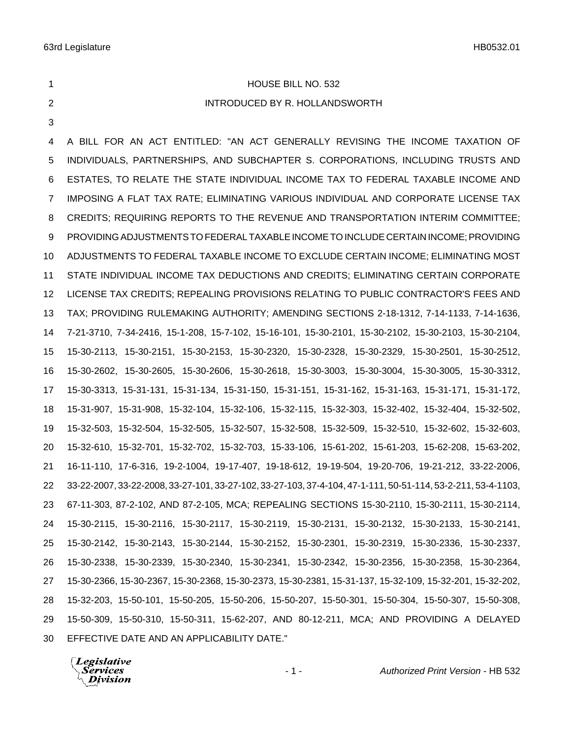HOUSE BILL NO. 532

INTRODUCED BY R. HOLLANDSWORTH

A BILL FOR AN ACT ENTITLED: "AN ACT GENERALLY REVISING THE INCOME TAXATION OF INDIVIDUALS, PARTNERSHIPS, AND SUBCHAPTER S. CORPORATIONS, INCLUDING TRUSTS AND ESTATES, TO RELATE THE STATE INDIVIDUAL INCOME TAX TO FEDERAL TAXABLE INCOME AND IMPOSING A FLAT TAX RATE; ELIMINATING VARIOUS INDIVIDUAL AND CORPORATE LICENSE TAX CREDITS; REQUIRING REPORTS TO THE REVENUE AND TRANSPORTATION INTERIM COMMITTEE; PROVIDING ADJUSTMENTS TO FEDERAL TAXABLE INCOME TO INCLUDE CERTAIN INCOME; PROVIDING ADJUSTMENTS TO FEDERAL TAXABLE INCOME TO EXCLUDE CERTAIN INCOME; ELIMINATING MOST STATE INDIVIDUAL INCOME TAX DEDUCTIONS AND CREDITS; ELIMINATING CERTAIN CORPORATE LICENSE TAX CREDITS; REPEALING PROVISIONS RELATING TO PUBLIC CONTRACTOR'S FEES AND TAX; PROVIDING RULEMAKING AUTHORITY; AMENDING SECTIONS 2-18-1312, 7-14-1133, 7-14-1636, 7-21-3710, 7-34-2416, 15-1-208, 15-7-102, 15-16-101, 15-30-2101, 15-30-2102, 15-30-2103, 15-30-2104, 15-30-2113, 15-30-2151, 15-30-2153, 15-30-2320, 15-30-2328, 15-30-2329, 15-30-2501, 15-30-2512, 15-30-2602, 15-30-2605, 15-30-2606, 15-30-2618, 15-30-3003, 15-30-3004, 15-30-3005, 15-30-3312, 15-30-3313, 15-31-131, 15-31-134, 15-31-150, 15-31-151, 15-31-162, 15-31-163, 15-31-171, 15-31-172, 15-31-907, 15-31-908, 15-32-104, 15-32-106, 15-32-115, 15-32-303, 15-32-402, 15-32-404, 15-32-502, 15-32-503, 15-32-504, 15-32-505, 15-32-507, 15-32-508, 15-32-509, 15-32-510, 15-32-602, 15-32-603, 15-32-610, 15-32-701, 15-32-702, 15-32-703, 15-33-106, 15-61-202, 15-61-203, 15-62-208, 15-63-202, 16-11-110, 17-6-316, 19-2-1004, 19-17-407, 19-18-612, 19-19-504, 19-20-706, 19-21-212, 33-22-2006, 33-22-2007, 33-22-2008, 33-27-101, 33-27-102, 33-27-103, 37-4-104, 47-1-111, 50-51-114, 53-2-211, 53-4-1103, 67-11-303, 87-2-102, AND 87-2-105, MCA; REPEALING SECTIONS 15-30-2110, 15-30-2111, 15-30-2114, 15-30-2115, 15-30-2116, 15-30-2117, 15-30-2119, 15-30-2131, 15-30-2132, 15-30-2133, 15-30-2141, 15-30-2142, 15-30-2143, 15-30-2144, 15-30-2152, 15-30-2301, 15-30-2319, 15-30-2336, 15-30-2337, 15-30-2338, 15-30-2339, 15-30-2340, 15-30-2341, 15-30-2342, 15-30-2356, 15-30-2358, 15-30-2364, 15-30-2366, 15-30-2367, 15-30-2368, 15-30-2373, 15-30-2381, 15-31-137, 15-32-109, 15-32-201, 15-32-202, 15-32-203, 15-50-101, 15-50-205, 15-50-206, 15-50-207, 15-50-301, 15-50-304, 15-50-307, 15-50-308, 15-50-309, 15-50-310, 15-50-311, 15-62-207, AND 80-12-211, MCA; AND PROVIDING A DELAYED EFFECTIVE DATE AND AN APPLICABILITY DATE."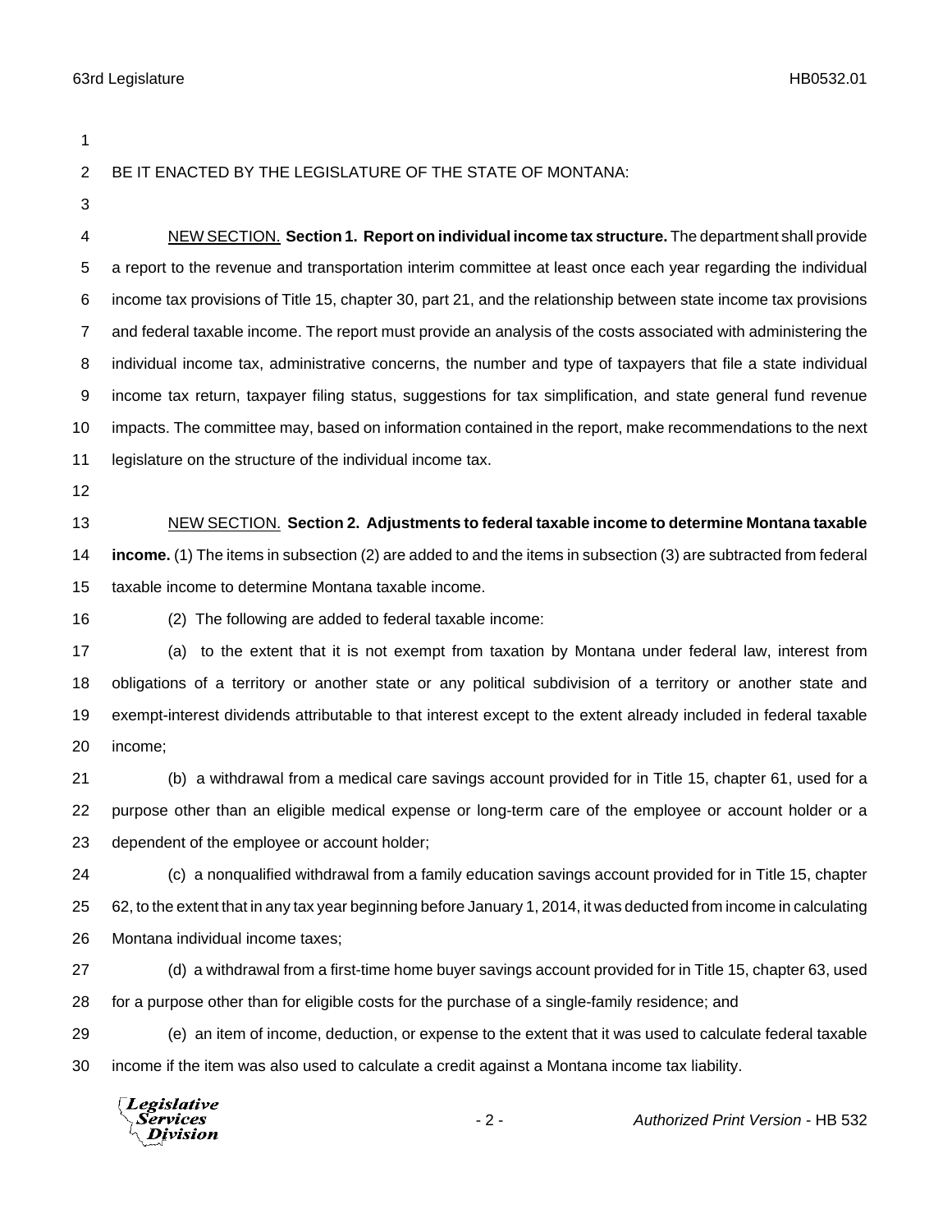BE IT ENACTED BY THE LEGISLATURE OF THE STATE OF MONTANA:

NEW SECTION. **Section 1. Report on individual income tax structure.** The department shall provide a report to the revenue and transportation interim committee at least once each year regarding the individual income tax provisions of Title 15, chapter 30, part 21, and the relationship between state income tax provisions and federal taxable income. The report must provide an analysis of the costs associated with administering the individual income tax, administrative concerns, the number and type of taxpayers that file a state individual income tax return, taxpayer filing status, suggestions for tax simplification, and state general fund revenue impacts. The committee may, based on information contained in the report, make recommendations to the next legislature on the structure of the individual income tax.

NEW SECTION. **Section 2. Adjustments to federal taxable income to determine Montana taxable income.** (1) The items in subsection (2) are added to and the items in subsection (3) are subtracted from federal taxable income to determine Montana taxable income.

(2) The following are added to federal taxable income:

(a) to the extent that it is not exempt from taxation by Montana under federal law, interest from obligations of a territory or another state or any political subdivision of a territory or another state and exempt-interest dividends attributable to that interest except to the extent already included in federal taxable income;

(b) a withdrawal from a medical care savings account provided for in Title 15, chapter 61, used for a purpose other than an eligible medical expense or long-term care of the employee or account holder or a dependent of the employee or account holder;

(c) a nonqualified withdrawal from a family education savings account provided for in Title 15, chapter 62, to the extent that in any tax year beginning before January 1, 2014, it was deducted from income in calculating Montana individual income taxes;

(d) a withdrawal from a first-time home buyer savings account provided for in Title 15, chapter 63, used for a purpose other than for eligible costs for the purchase of a single-family residence; and

(e) an item of income, deduction, or expense to the extent that it was used to calculate federal taxable income if the item was also used to calculate a credit against a Montana income tax liability.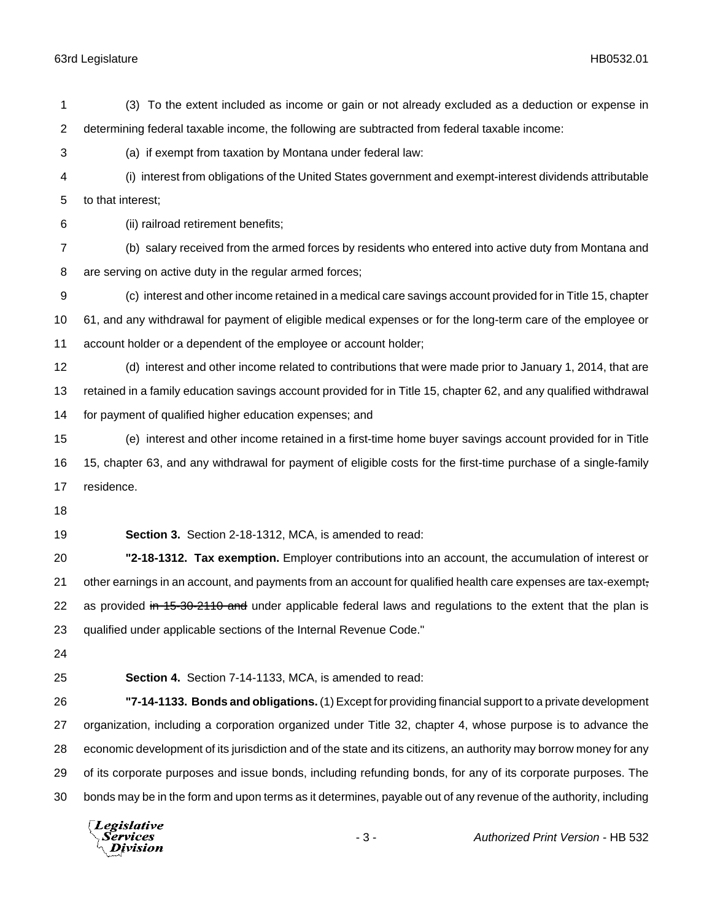(3) To the extent included as income or gain or not already excluded as a deduction or expense in determining federal taxable income, the following are subtracted from federal taxable income:

(a) if exempt from taxation by Montana under federal law:

(i) interest from obligations of the United States government and exempt-interest dividends attributable to that interest;

(ii) railroad retirement benefits;

(b) salary received from the armed forces by residents who entered into active duty from Montana and are serving on active duty in the regular armed forces;

(c) interest and other income retained in a medical care savings account provided for in Title 15, chapter 61, and any withdrawal for payment of eligible medical expenses or for the long-term care of the employee or account holder or a dependent of the employee or account holder;

(d) interest and other income related to contributions that were made prior to January 1, 2014, that are retained in a family education savings account provided for in Title 15, chapter 62, and any qualified withdrawal for payment of qualified higher education expenses; and

(e) interest and other income retained in a first-time home buyer savings account provided for in Title 15, chapter 63, and any withdrawal for payment of eligible costs for the first-time purchase of a single-family residence.

**Section 3.** Section 2-18-1312, MCA, is amended to read:

**"2-18-1312. Tax exemption.** Employer contributions into an account, the accumulation of interest or other earnings in an account, and payments from an account for qualified health care expenses are tax-exempt~~,~~ as provided ~~in 15-30-2110 and~~ under applicable federal laws and regulations to the extent that the plan is qualified under applicable sections of the Internal Revenue Code."

**Section 4.** Section 7-14-1133, MCA, is amended to read:

**"7-14-1133. Bonds and obligations.** (1) Except for providing financial support to a private development organization, including a corporation organized under Title 32, chapter 4, whose purpose is to advance the economic development of its jurisdiction and of the state and its citizens, an authority may borrow money for any of its corporate purposes and issue bonds, including refunding bonds, for any of its corporate purposes. The bonds may be in the form and upon terms as it determines, payable out of any revenue of the authority, including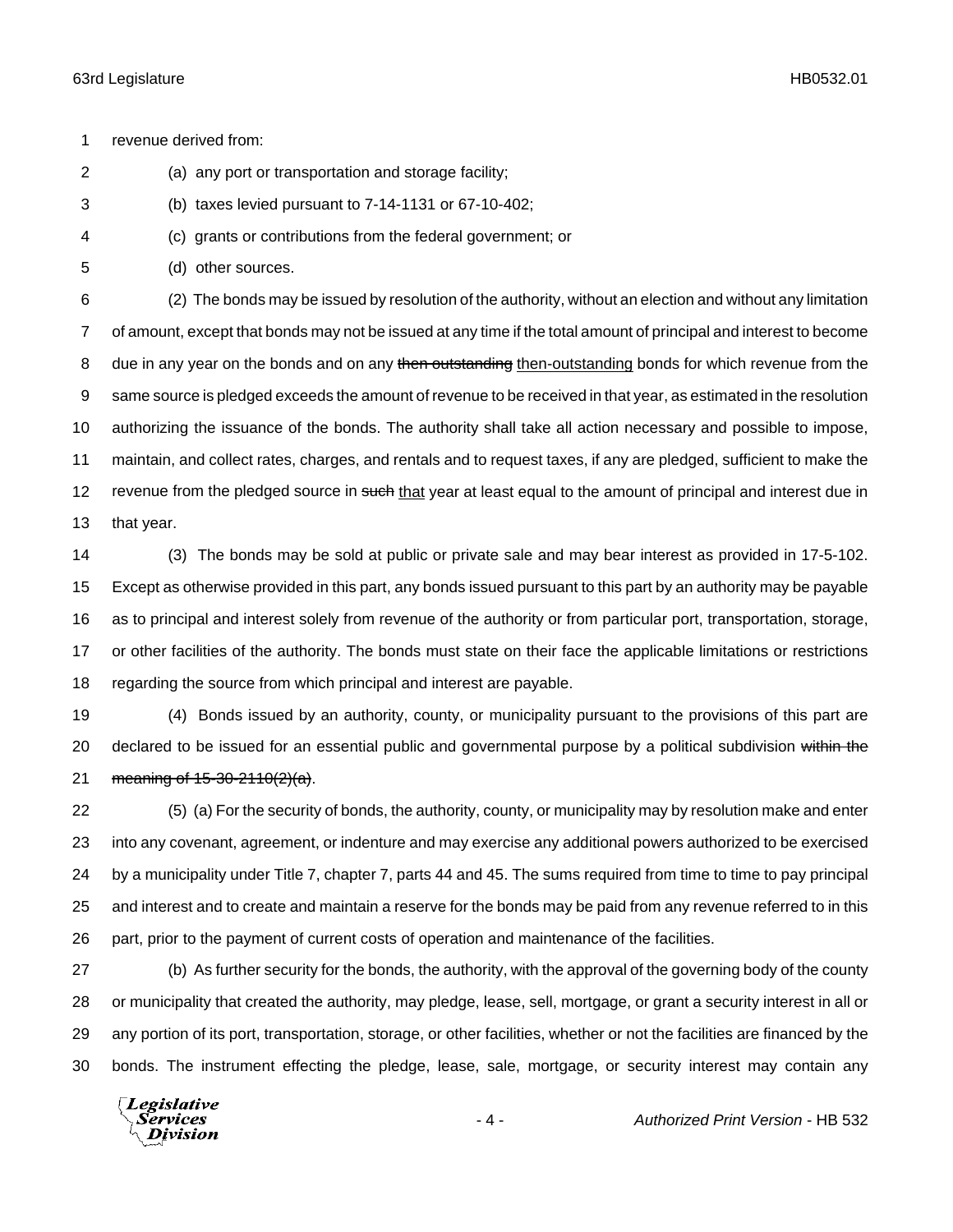revenue derived from:

(a) any port or transportation and storage facility;

(b) taxes levied pursuant to 7-14-1131 or 67-10-402;

(c) grants or contributions from the federal government; or

(d) other sources.

(2) The bonds may be issued by resolution of the authority, without an election and without any limitation of amount, except that bonds may not be issued at any time if the total amount of principal and interest to become due in any year on the bonds and on any ~~then outstanding~~ then-outstanding bonds for which revenue from the same source is pledged exceeds the amount of revenue to be received in that year, as estimated in the resolution authorizing the issuance of the bonds. The authority shall take all action necessary and possible to impose, maintain, and collect rates, charges, and rentals and to request taxes, if any are pledged, sufficient to make the revenue from the pledged source in ~~such~~ that year at least equal to the amount of principal and interest due in that year.

(3) The bonds may be sold at public or private sale and may bear interest as provided in 17-5-102. Except as otherwise provided in this part, any bonds issued pursuant to this part by an authority may be payable as to principal and interest solely from revenue of the authority or from particular port, transportation, storage, or other facilities of the authority. The bonds must state on their face the applicable limitations or restrictions regarding the source from which principal and interest are payable.

(4) Bonds issued by an authority, county, or municipality pursuant to the provisions of this part are declared to be issued for an essential public and governmental purpose by a political subdivision ~~within the meaning of 15-30-2110(2)(a)~~.

(5) (a) For the security of bonds, the authority, county, or municipality may by resolution make and enter into any covenant, agreement, or indenture and may exercise any additional powers authorized to be exercised by a municipality under Title 7, chapter 7, parts 44 and 45. The sums required from time to time to pay principal and interest and to create and maintain a reserve for the bonds may be paid from any revenue referred to in this part, prior to the payment of current costs of operation and maintenance of the facilities.

(b) As further security for the bonds, the authority, with the approval of the governing body of the county or municipality that created the authority, may pledge, lease, sell, mortgage, or grant a security interest in all or any portion of its port, transportation, storage, or other facilities, whether or not the facilities are financed by the bonds. The instrument effecting the pledge, lease, sale, mortgage, or security interest may contain any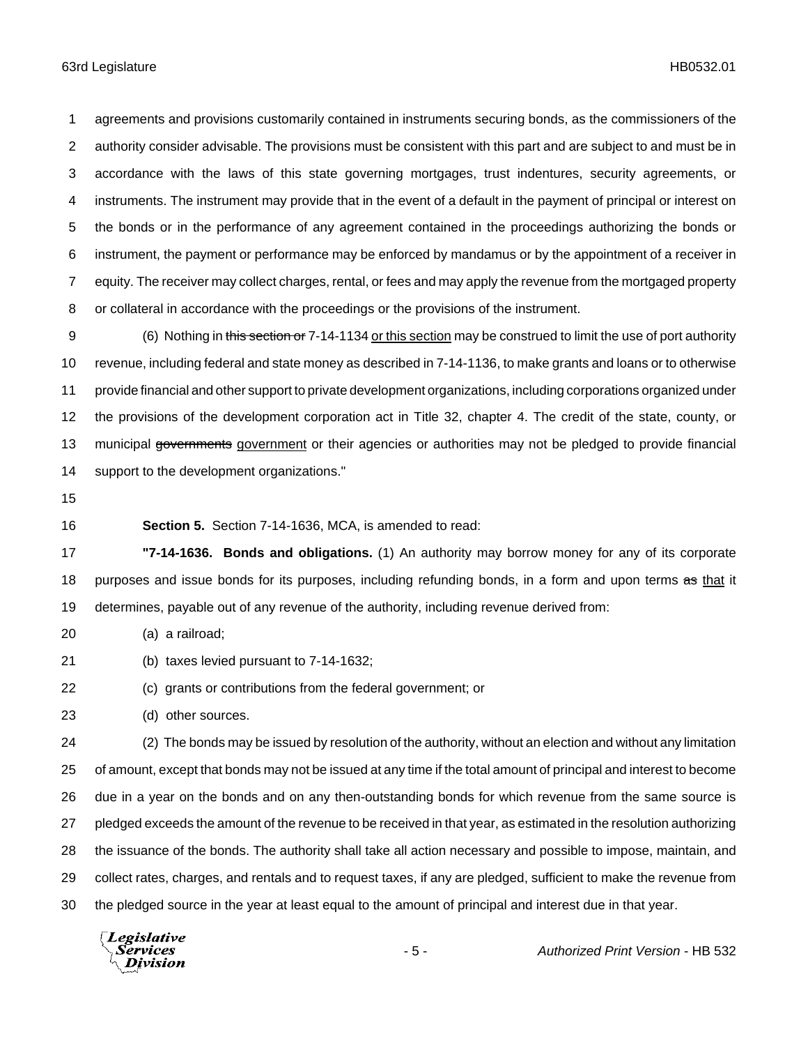agreements and provisions customarily contained in instruments securing bonds, as the commissioners of the authority consider advisable. The provisions must be consistent with this part and are subject to and must be in accordance with the laws of this state governing mortgages, trust indentures, security agreements, or instruments. The instrument may provide that in the event of a default in the payment of principal or interest on the bonds or in the performance of any agreement contained in the proceedings authorizing the bonds or instrument, the payment or performance may be enforced by mandamus or by the appointment of a receiver in equity. The receiver may collect charges, rental, or fees and may apply the revenue from the mortgaged property or collateral in accordance with the proceedings or the provisions of the instrument.

(6) Nothing in ~~this section or~~ 7-14-1134 <u>or this section</u> may be construed to limit the use of port authority revenue, including federal and state money as described in 7-14-1136, to make grants and loans or to otherwise provide financial and other support to private development organizations, including corporations organized under the provisions of the development corporation act in Title 32, chapter 4. The credit of the state, county, or municipal ~~governments~~ <u>government</u> or their agencies or authorities may not be pledged to provide financial support to the development organizations."

**Section 5.** Section 7-14-1636, MCA, is amended to read:

**"7-14-1636. Bonds and obligations.** (1) An authority may borrow money for any of its corporate purposes and issue bonds for its purposes, including refunding bonds, in a form and upon terms ~~as~~ <u>that</u> it determines, payable out of any revenue of the authority, including revenue derived from:

(a) a railroad;

(b) taxes levied pursuant to 7-14-1632;

(c) grants or contributions from the federal government; or

(d) other sources.

(2) The bonds may be issued by resolution of the authority, without an election and without any limitation of amount, except that bonds may not be issued at any time if the total amount of principal and interest to become due in a year on the bonds and on any then-outstanding bonds for which revenue from the same source is pledged exceeds the amount of the revenue to be received in that year, as estimated in the resolution authorizing the issuance of the bonds. The authority shall take all action necessary and possible to impose, maintain, and collect rates, charges, and rentals and to request taxes, if any are pledged, sufficient to make the revenue from the pledged source in the year at least equal to the amount of principal and interest due in that year.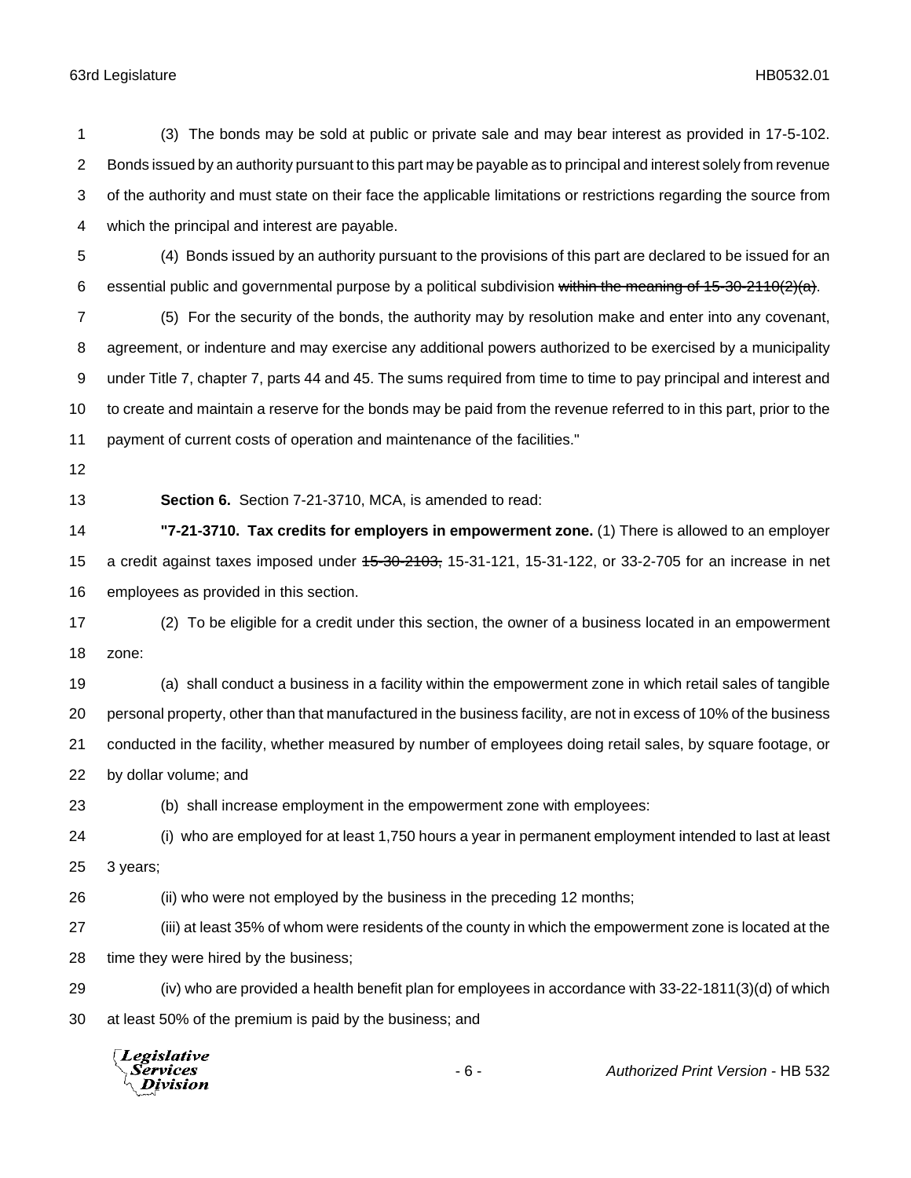(3) The bonds may be sold at public or private sale and may bear interest as provided in 17-5-102. Bonds issued by an authority pursuant to this part may be payable as to principal and interest solely from revenue of the authority and must state on their face the applicable limitations or restrictions regarding the source from which the principal and interest are payable.

(4) Bonds issued by an authority pursuant to the provisions of this part are declared to be issued for an essential public and governmental purpose by a political subdivision ~~within the meaning of 15-30-2110(2)(a)~~.

(5) For the security of the bonds, the authority may by resolution make and enter into any covenant, agreement, or indenture and may exercise any additional powers authorized to be exercised by a municipality under Title 7, chapter 7, parts 44 and 45. The sums required from time to time to pay principal and interest and to create and maintain a reserve for the bonds may be paid from the revenue referred to in this part, prior to the payment of current costs of operation and maintenance of the facilities."

**Section 6.** Section 7-21-3710, MCA, is amended to read:

**"7-21-3710. Tax credits for employers in empowerment zone.** (1) There is allowed to an employer a credit against taxes imposed under ~~15-30-2103,~~ 15-31-121, 15-31-122, or 33-2-705 for an increase in net employees as provided in this section.

(2) To be eligible for a credit under this section, the owner of a business located in an empowerment zone:

(a) shall conduct a business in a facility within the empowerment zone in which retail sales of tangible personal property, other than that manufactured in the business facility, are not in excess of 10% of the business conducted in the facility, whether measured by number of employees doing retail sales, by square footage, or by dollar volume; and

(b) shall increase employment in the empowerment zone with employees:

(i) who are employed for at least 1,750 hours a year in permanent employment intended to last at least 3 years;

(ii) who were not employed by the business in the preceding 12 months;

(iii) at least 35% of whom were residents of the county in which the empowerment zone is located at the time they were hired by the business;

(iv) who are provided a health benefit plan for employees in accordance with 33-22-1811(3)(d) of which at least 50% of the premium is paid by the business; and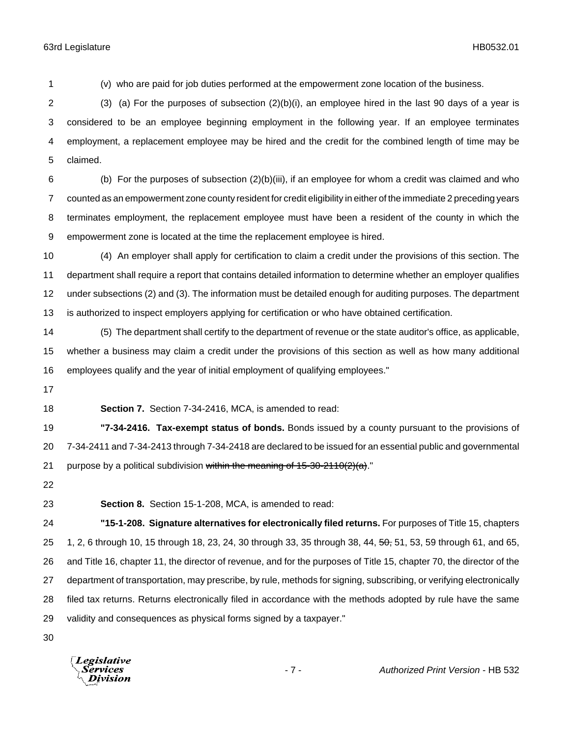(v) who are paid for job duties performed at the empowerment zone location of the business.

(3) (a) For the purposes of subsection (2)(b)(i), an employee hired in the last 90 days of a year is considered to be an employee beginning employment in the following year. If an employee terminates employment, a replacement employee may be hired and the credit for the combined length of time may be claimed.

(b) For the purposes of subsection (2)(b)(iii), if an employee for whom a credit was claimed and who counted as an empowerment zone county resident for credit eligibility in either of the immediate 2 preceding years terminates employment, the replacement employee must have been a resident of the county in which the empowerment zone is located at the time the replacement employee is hired.

(4) An employer shall apply for certification to claim a credit under the provisions of this section. The department shall require a report that contains detailed information to determine whether an employer qualifies under subsections (2) and (3). The information must be detailed enough for auditing purposes. The department is authorized to inspect employers applying for certification or who have obtained certification.

(5) The department shall certify to the department of revenue or the state auditor's office, as applicable, whether a business may claim a credit under the provisions of this section as well as how many additional employees qualify and the year of initial employment of qualifying employees."

**Section 7.** Section 7-34-2416, MCA, is amended to read:

**"7-34-2416. Tax-exempt status of bonds.** Bonds issued by a county pursuant to the provisions of 7-34-2411 and 7-34-2413 through 7-34-2418 are declared to be issued for an essential public and governmental purpose by a political subdivision ~~within the meaning of 15-30-2110(2)(a)~~."

**Section 8.** Section 15-1-208, MCA, is amended to read:

**"15-1-208. Signature alternatives for electronically filed returns.** For purposes of Title 15, chapters 1, 2, 6 through 10, 15 through 18, 23, 24, 30 through 33, 35 through 38, 44, ~~50,~~ 51, 53, 59 through 61, and 65, and Title 16, chapter 11, the director of revenue, and for the purposes of Title 15, chapter 70, the director of the department of transportation, may prescribe, by rule, methods for signing, subscribing, or verifying electronically filed tax returns. Returns electronically filed in accordance with the methods adopted by rule have the same validity and consequences as physical forms signed by a taxpayer."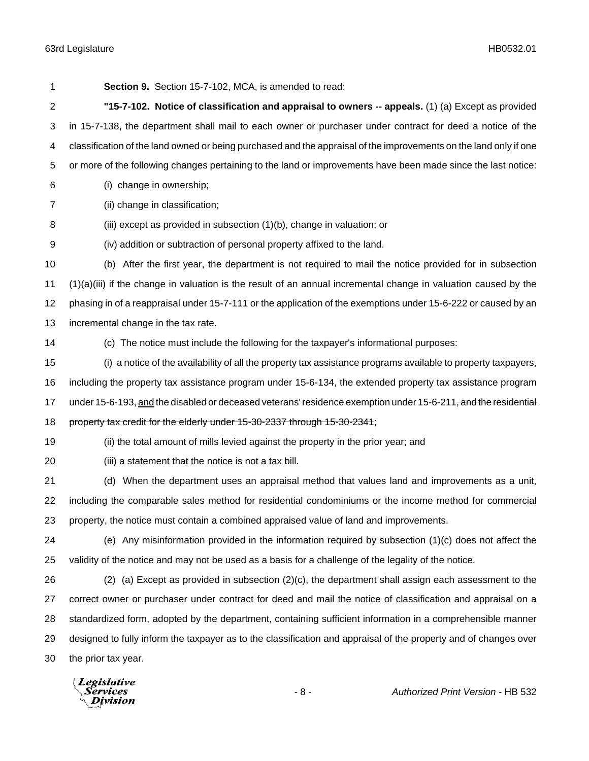**Section 9.** Section 15-7-102, MCA, is amended to read:

**"15-7-102. Notice of classification and appraisal to owners -- appeals.** (1) (a) Except as provided in 15-7-138, the department shall mail to each owner or purchaser under contract for deed a notice of the classification of the land owned or being purchased and the appraisal of the improvements on the land only if one or more of the following changes pertaining to the land or improvements have been made since the last notice:

(i) change in ownership;

(ii) change in classification;

(iii) except as provided in subsection (1)(b), change in valuation; or

(iv) addition or subtraction of personal property affixed to the land.

(b) After the first year, the department is not required to mail the notice provided for in subsection (1)(a)(iii) if the change in valuation is the result of an annual incremental change in valuation caused by the phasing in of a reappraisal under 15-7-111 or the application of the exemptions under 15-6-222 or caused by an incremental change in the tax rate.

(c) The notice must include the following for the taxpayer's informational purposes:

(i) a notice of the availability of all the property tax assistance programs available to property taxpayers, including the property tax assistance program under 15-6-134, the extended property tax assistance program under 15-6-193, <u>and</u> the disabled or deceased veterans' residence exemption under 15-6-211~~, and the residential property tax credit for the elderly under 15-30-2337 through 15-30-2341~~;

(ii) the total amount of mills levied against the property in the prior year; and

(iii) a statement that the notice is not a tax bill.

(d) When the department uses an appraisal method that values land and improvements as a unit, including the comparable sales method for residential condominiums or the income method for commercial property, the notice must contain a combined appraised value of land and improvements.

(e) Any misinformation provided in the information required by subsection (1)(c) does not affect the validity of the notice and may not be used as a basis for a challenge of the legality of the notice.

(2) (a) Except as provided in subsection (2)(c), the department shall assign each assessment to the correct owner or purchaser under contract for deed and mail the notice of classification and appraisal on a standardized form, adopted by the department, containing sufficient information in a comprehensible manner designed to fully inform the taxpayer as to the classification and appraisal of the property and of changes over the prior tax year.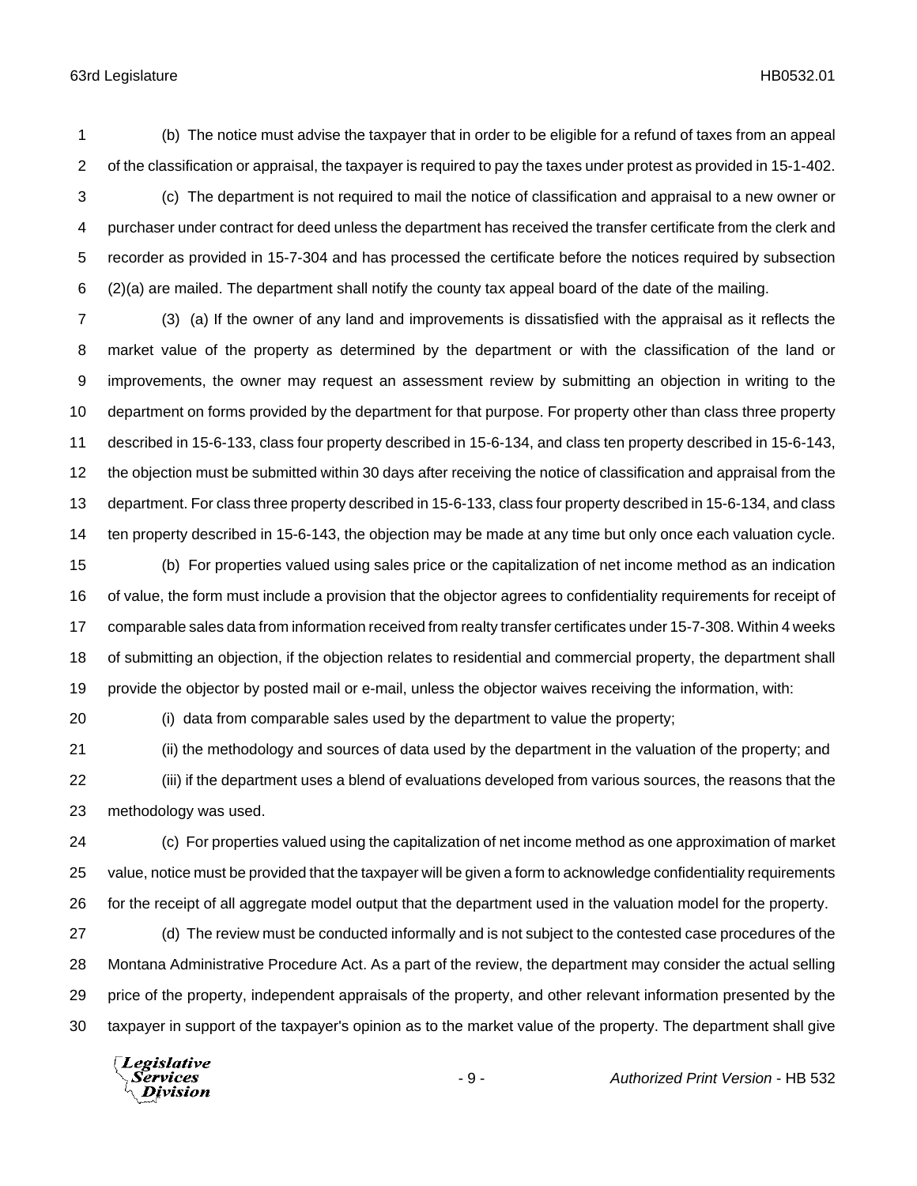(b) The notice must advise the taxpayer that in order to be eligible for a refund of taxes from an appeal of the classification or appraisal, the taxpayer is required to pay the taxes under protest as provided in 15-1-402.

(c) The department is not required to mail the notice of classification and appraisal to a new owner or purchaser under contract for deed unless the department has received the transfer certificate from the clerk and recorder as provided in 15-7-304 and has processed the certificate before the notices required by subsection (2)(a) are mailed. The department shall notify the county tax appeal board of the date of the mailing.

(3) (a) If the owner of any land and improvements is dissatisfied with the appraisal as it reflects the market value of the property as determined by the department or with the classification of the land or improvements, the owner may request an assessment review by submitting an objection in writing to the department on forms provided by the department for that purpose. For property other than class three property described in 15-6-133, class four property described in 15-6-134, and class ten property described in 15-6-143, the objection must be submitted within 30 days after receiving the notice of classification and appraisal from the department. For class three property described in 15-6-133, class four property described in 15-6-134, and class ten property described in 15-6-143, the objection may be made at any time but only once each valuation cycle.

(b) For properties valued using sales price or the capitalization of net income method as an indication of value, the form must include a provision that the objector agrees to confidentiality requirements for receipt of comparable sales data from information received from realty transfer certificates under 15-7-308. Within 4 weeks of submitting an objection, if the objection relates to residential and commercial property, the department shall provide the objector by posted mail or e-mail, unless the objector waives receiving the information, with:

(i) data from comparable sales used by the department to value the property;

(ii) the methodology and sources of data used by the department in the valuation of the property; and

(iii) if the department uses a blend of evaluations developed from various sources, the reasons that the methodology was used.

(c) For properties valued using the capitalization of net income method as one approximation of market value, notice must be provided that the taxpayer will be given a form to acknowledge confidentiality requirements for the receipt of all aggregate model output that the department used in the valuation model for the property.

(d) The review must be conducted informally and is not subject to the contested case procedures of the Montana Administrative Procedure Act. As a part of the review, the department may consider the actual selling price of the property, independent appraisals of the property, and other relevant information presented by the taxpayer in support of the taxpayer's opinion as to the market value of the property. The department shall give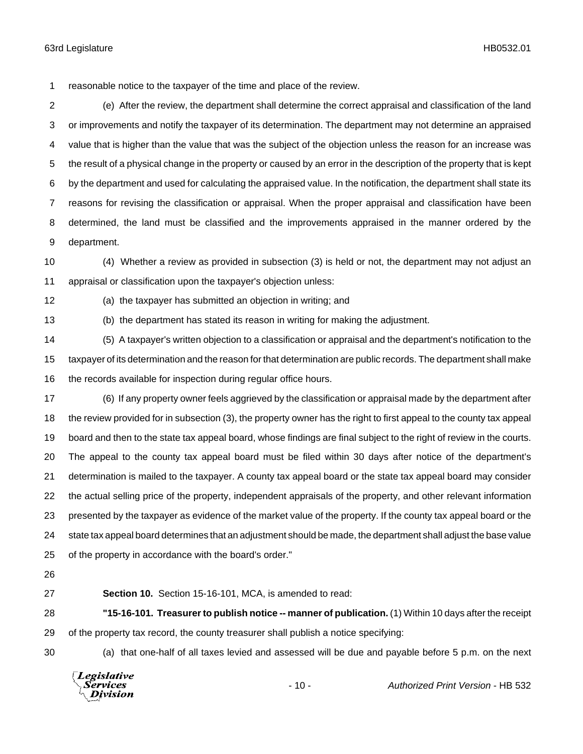reasonable notice to the taxpayer of the time and place of the review.

(e) After the review, the department shall determine the correct appraisal and classification of the land or improvements and notify the taxpayer of its determination. The department may not determine an appraised value that is higher than the value that was the subject of the objection unless the reason for an increase was the result of a physical change in the property or caused by an error in the description of the property that is kept by the department and used for calculating the appraised value. In the notification, the department shall state its reasons for revising the classification or appraisal. When the proper appraisal and classification have been determined, the land must be classified and the improvements appraised in the manner ordered by the department.

(4) Whether a review as provided in subsection (3) is held or not, the department may not adjust an appraisal or classification upon the taxpayer's objection unless:

(a) the taxpayer has submitted an objection in writing; and

(b) the department has stated its reason in writing for making the adjustment.

(5) A taxpayer's written objection to a classification or appraisal and the department's notification to the taxpayer of its determination and the reason for that determination are public records. The department shall make the records available for inspection during regular office hours.

(6) If any property owner feels aggrieved by the classification or appraisal made by the department after the review provided for in subsection (3), the property owner has the right to first appeal to the county tax appeal board and then to the state tax appeal board, whose findings are final subject to the right of review in the courts. The appeal to the county tax appeal board must be filed within 30 days after notice of the department's determination is mailed to the taxpayer. A county tax appeal board or the state tax appeal board may consider the actual selling price of the property, independent appraisals of the property, and other relevant information presented by the taxpayer as evidence of the market value of the property. If the county tax appeal board or the state tax appeal board determines that an adjustment should be made, the department shall adjust the base value of the property in accordance with the board's order."

**Section 10.** Section 15-16-101, MCA, is amended to read:

**"15-16-101. Treasurer to publish notice -- manner of publication.** (1) Within 10 days after the receipt of the property tax record, the county treasurer shall publish a notice specifying:

(a) that one-half of all taxes levied and assessed will be due and payable before 5 p.m. on the next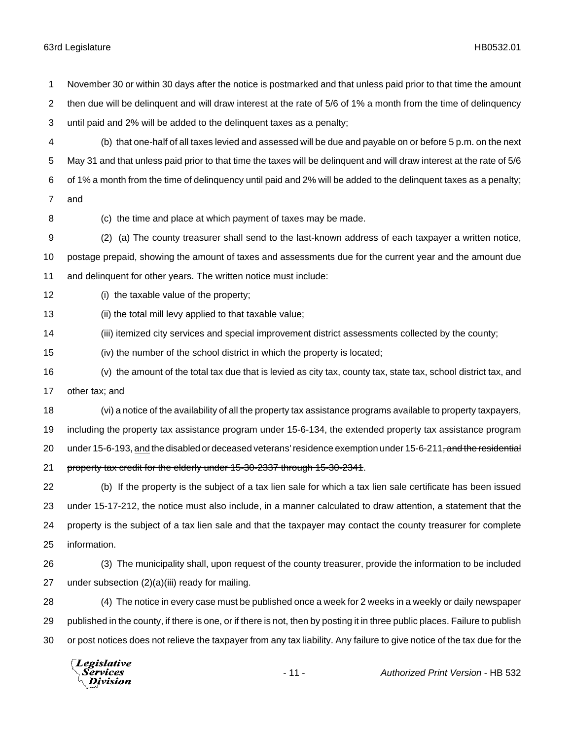November 30 or within 30 days after the notice is postmarked and that unless paid prior to that time the amount then due will be delinquent and will draw interest at the rate of 5/6 of 1% a month from the time of delinquency until paid and 2% will be added to the delinquent taxes as a penalty;

(b) that one-half of all taxes levied and assessed will be due and payable on or before 5 p.m. on the next May 31 and that unless paid prior to that time the taxes will be delinquent and will draw interest at the rate of 5/6 of 1% a month from the time of delinquency until paid and 2% will be added to the delinquent taxes as a penalty; and

(c) the time and place at which payment of taxes may be made.

(2) (a) The county treasurer shall send to the last-known address of each taxpayer a written notice, postage prepaid, showing the amount of taxes and assessments due for the current year and the amount due and delinquent for other years. The written notice must include:

(i) the taxable value of the property;

(ii) the total mill levy applied to that taxable value;

(iii) itemized city services and special improvement district assessments collected by the county;

(iv) the number of the school district in which the property is located;

(v) the amount of the total tax due that is levied as city tax, county tax, state tax, school district tax, and other tax; and

(vi) a notice of the availability of all the property tax assistance programs available to property taxpayers, including the property tax assistance program under 15-6-134, the extended property tax assistance program under 15-6-193, <u>and</u> the disabled or deceased veterans' residence exemption under 15-6-211~~, and the residential property tax credit for the elderly under 15-30-2337 through 15-30-2341~~.

(b) If the property is the subject of a tax lien sale for which a tax lien sale certificate has been issued under 15-17-212, the notice must also include, in a manner calculated to draw attention, a statement that the property is the subject of a tax lien sale and that the taxpayer may contact the county treasurer for complete information.

(3) The municipality shall, upon request of the county treasurer, provide the information to be included under subsection (2)(a)(iii) ready for mailing.

(4) The notice in every case must be published once a week for 2 weeks in a weekly or daily newspaper published in the county, if there is one, or if there is not, then by posting it in three public places. Failure to publish or post notices does not relieve the taxpayer from any tax liability. Any failure to give notice of the tax due for the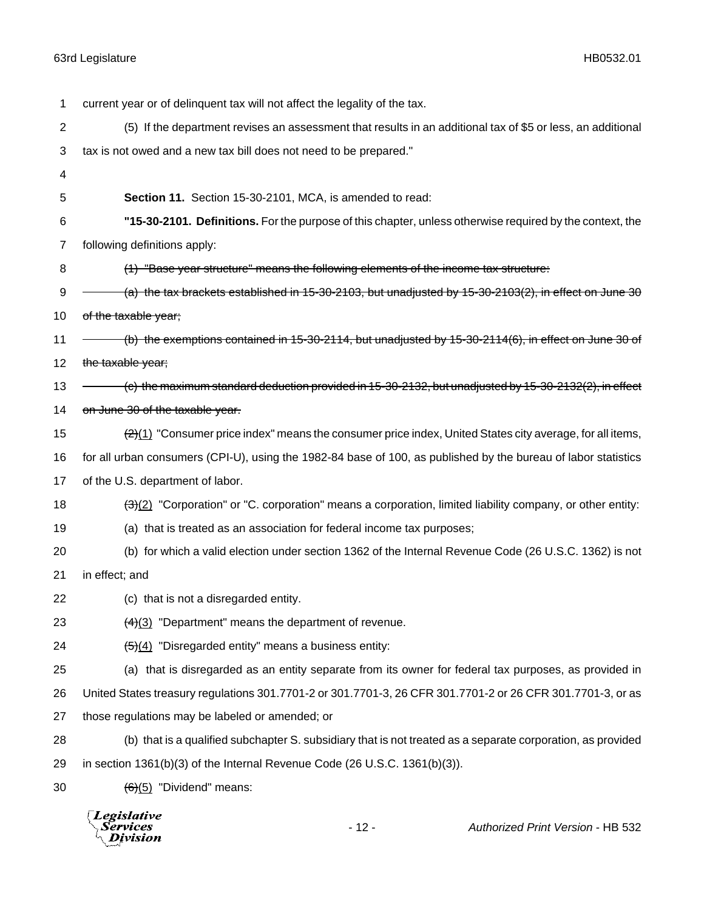current year or of delinquent tax will not affect the legality of the tax.

(5) If the department revises an assessment that results in an additional tax of $5 or less, an additional tax is not owed and a new tax bill does not need to be prepared."

**Section 11.** Section 15-30-2101, MCA, is amended to read:

**"15-30-2101. Definitions.** For the purpose of this chapter, unless otherwise required by the context, the following definitions apply:

~~(1) "Base year structure" means the following elements of the income tax structure:~~

~~(a) the tax brackets established in 15-30-2103, but unadjusted by 15-30-2103(2), in effect on June 30 of the taxable year;~~

~~(b) the exemptions contained in 15-30-2114, but unadjusted by 15-30-2114(6), in effect on June 30 of the taxable year;~~

~~(c) the maximum standard deduction provided in 15-30-2132, but unadjusted by 15-30-2132(2), in effect on June 30 of the taxable year.~~

~~(2)~~(1) "Consumer price index" means the consumer price index, United States city average, for all items, for all urban consumers (CPI-U), using the 1982-84 base of 100, as published by the bureau of labor statistics of the U.S. department of labor.

~~(3)~~(2) "Corporation" or "C. corporation" means a corporation, limited liability company, or other entity:

(a) that is treated as an association for federal income tax purposes;

(b) for which a valid election under section 1362 of the Internal Revenue Code (26 U.S.C. 1362) is not in effect; and

(c) that is not a disregarded entity.

~~(4)~~(3) "Department" means the department of revenue.

~~(5)~~(4) "Disregarded entity" means a business entity:

(a) that is disregarded as an entity separate from its owner for federal tax purposes, as provided in United States treasury regulations 301.7701-2 or 301.7701-3, 26 CFR 301.7701-2 or 26 CFR 301.7701-3, or as those regulations may be labeled or amended; or

(b) that is a qualified subchapter S. subsidiary that is not treated as a separate corporation, as provided in section 1361(b)(3) of the Internal Revenue Code (26 U.S.C. 1361(b)(3)).

~~(6)~~(5) "Dividend" means: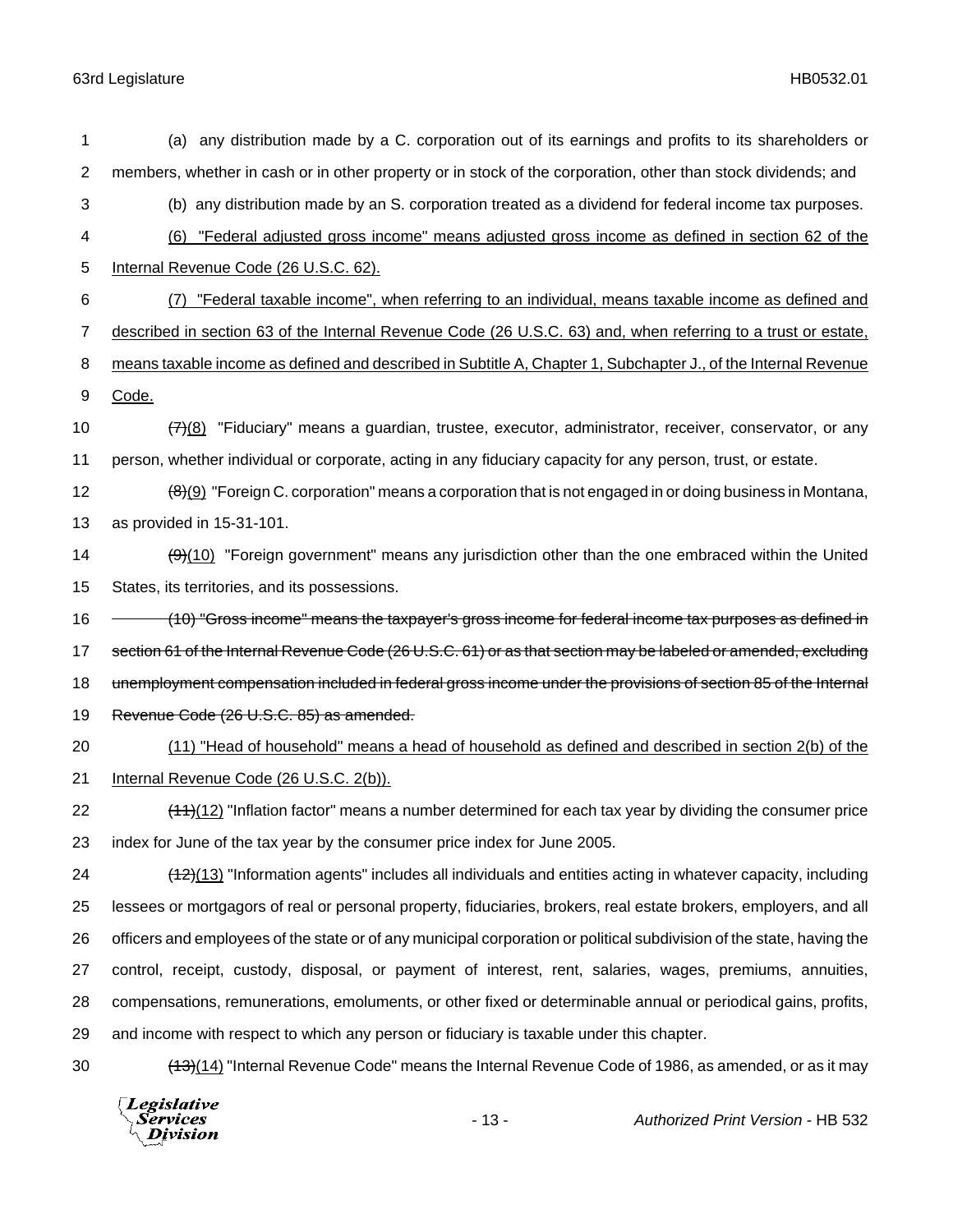(a) any distribution made by a C. corporation out of its earnings and profits to its shareholders or members, whether in cash or in other property or in stock of the corporation, other than stock dividends; and

(b) any distribution made by an S. corporation treated as a dividend for federal income tax purposes.

<u>(6) "Federal adjusted gross income" means adjusted gross income as defined in section 62 of the Internal Revenue Code (26 U.S.C. 62).</u>

<u>(7) "Federal taxable income", when referring to an individual, means taxable income as defined and described in section 63 of the Internal Revenue Code (26 U.S.C. 63) and, when referring to a trust or estate, means taxable income as defined and described in Subtitle A, Chapter 1, Subchapter J., of the Internal Revenue Code.</u>

~~(7)~~<u>(8)</u> "Fiduciary" means a guardian, trustee, executor, administrator, receiver, conservator, or any person, whether individual or corporate, acting in any fiduciary capacity for any person, trust, or estate.

~~(8)~~<u>(9)</u> "Foreign C. corporation" means a corporation that is not engaged in or doing business in Montana, as provided in 15-31-101.

~~(9)~~<u>(10)</u> "Foreign government" means any jurisdiction other than the one embraced within the United States, its territories, and its possessions.

~~(10) "Gross income" means the taxpayer's gross income for federal income tax purposes as defined in section 61 of the Internal Revenue Code (26 U.S.C. 61) or as that section may be labeled or amended, excluding unemployment compensation included in federal gross income under the provisions of section 85 of the Internal Revenue Code (26 U.S.C. 85) as amended.~~

<u>(11) "Head of household" means a head of household as defined and described in section 2(b) of the Internal Revenue Code (26 U.S.C. 2(b)).</u>

~~(11)~~<u>(12)</u> "Inflation factor" means a number determined for each tax year by dividing the consumer price index for June of the tax year by the consumer price index for June 2005.

~~(12)~~<u>(13)</u> "Information agents" includes all individuals and entities acting in whatever capacity, including lessees or mortgagors of real or personal property, fiduciaries, brokers, real estate brokers, employers, and all officers and employees of the state or of any municipal corporation or political subdivision of the state, having the control, receipt, custody, disposal, or payment of interest, rent, salaries, wages, premiums, annuities, compensations, remunerations, emoluments, or other fixed or determinable annual or periodical gains, profits, and income with respect to which any person or fiduciary is taxable under this chapter.

~~(13)~~<u>(14)</u> "Internal Revenue Code" means the Internal Revenue Code of 1986, as amended, or as it may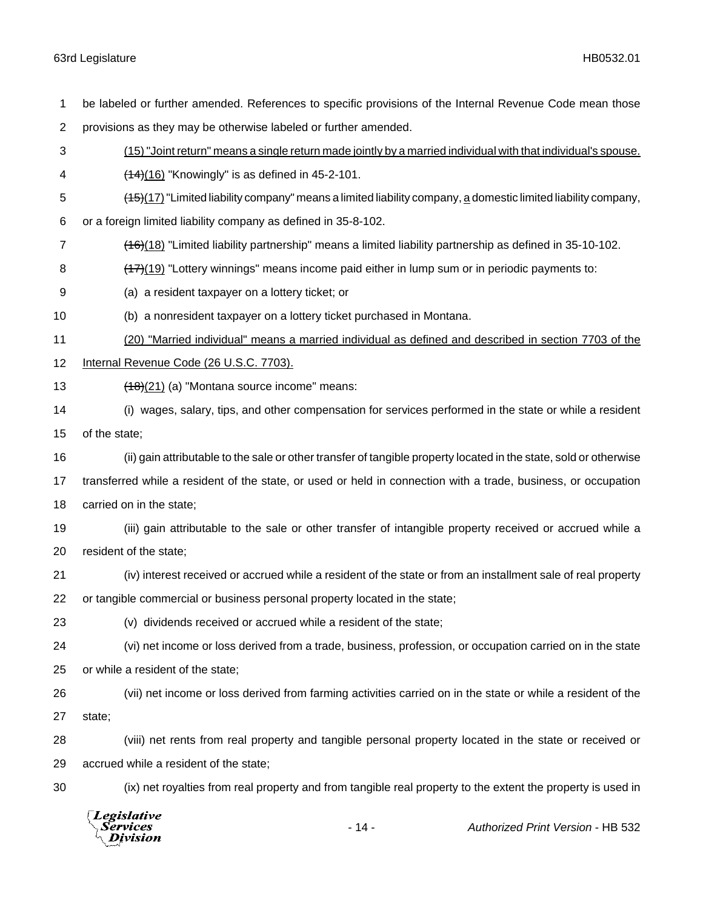be labeled or further amended. References to specific provisions of the Internal Revenue Code mean those provisions as they may be otherwise labeled or further amended.

<u>(15) "Joint return" means a single return made jointly by a married individual with that individual's spouse.</u>

~~(14)~~<u>(16)</u> "Knowingly" is as defined in 45-2-101.

~~(15)~~<u>(17)</u> "Limited liability company" means a limited liability company, <u>a</u> domestic limited liability company, or a foreign limited liability company as defined in 35-8-102.

~~(16)~~<u>(18)</u> "Limited liability partnership" means a limited liability partnership as defined in 35-10-102.

~~(17)~~<u>(19)</u> "Lottery winnings" means income paid either in lump sum or in periodic payments to:

(a) a resident taxpayer on a lottery ticket; or

(b) a nonresident taxpayer on a lottery ticket purchased in Montana.

<u>(20) "Married individual" means a married individual as defined and described in section 7703 of the Internal Revenue Code (26 U.S.C. 7703).</u>

~~(18)~~<u>(21)</u> (a) "Montana source income" means:

(i) wages, salary, tips, and other compensation for services performed in the state or while a resident of the state;

(ii) gain attributable to the sale or other transfer of tangible property located in the state, sold or otherwise transferred while a resident of the state, or used or held in connection with a trade, business, or occupation carried on in the state;

(iii) gain attributable to the sale or other transfer of intangible property received or accrued while a resident of the state;

(iv) interest received or accrued while a resident of the state or from an installment sale of real property or tangible commercial or business personal property located in the state;

(v) dividends received or accrued while a resident of the state;

(vi) net income or loss derived from a trade, business, profession, or occupation carried on in the state or while a resident of the state;

(vii) net income or loss derived from farming activities carried on in the state or while a resident of the state;

(viii) net rents from real property and tangible personal property located in the state or received or accrued while a resident of the state;

(ix) net royalties from real property and from tangible real property to the extent the property is used in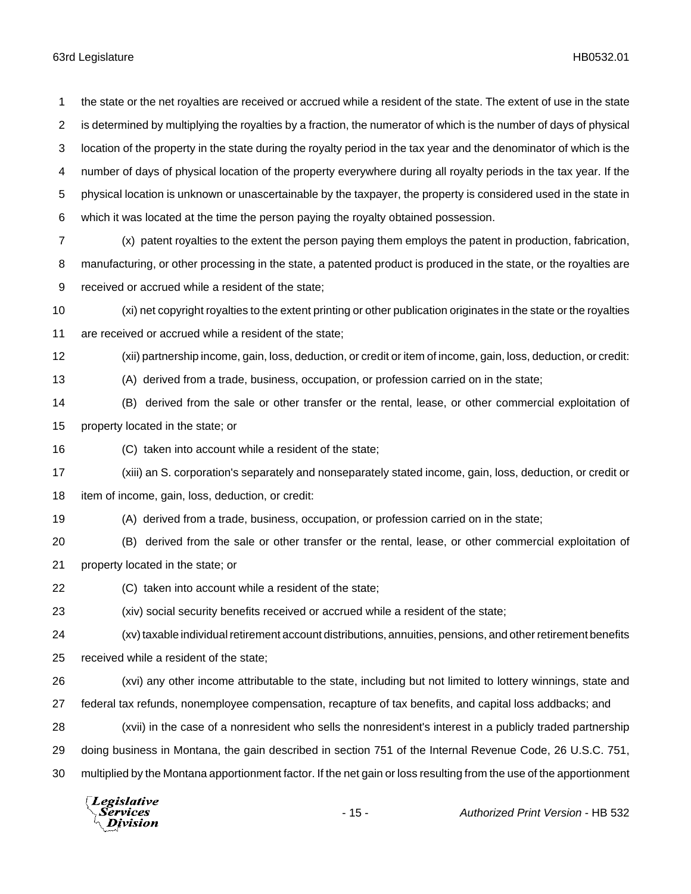the state or the net royalties are received or accrued while a resident of the state. The extent of use in the state is determined by multiplying the royalties by a fraction, the numerator of which is the number of days of physical location of the property in the state during the royalty period in the tax year and the denominator of which is the number of days of physical location of the property everywhere during all royalty periods in the tax year. If the physical location is unknown or unascertainable by the taxpayer, the property is considered used in the state in which it was located at the time the person paying the royalty obtained possession.

(x) patent royalties to the extent the person paying them employs the patent in production, fabrication, manufacturing, or other processing in the state, a patented product is produced in the state, or the royalties are received or accrued while a resident of the state;

(xi) net copyright royalties to the extent printing or other publication originates in the state or the royalties are received or accrued while a resident of the state;

(xii) partnership income, gain, loss, deduction, or credit or item of income, gain, loss, deduction, or credit:

(A) derived from a trade, business, occupation, or profession carried on in the state;

(B) derived from the sale or other transfer or the rental, lease, or other commercial exploitation of property located in the state; or

(C) taken into account while a resident of the state;

(xiii) an S. corporation's separately and nonseparately stated income, gain, loss, deduction, or credit or item of income, gain, loss, deduction, or credit:

(A) derived from a trade, business, occupation, or profession carried on in the state;

(B) derived from the sale or other transfer or the rental, lease, or other commercial exploitation of property located in the state; or

(C) taken into account while a resident of the state;

(xiv) social security benefits received or accrued while a resident of the state;

(xv) taxable individual retirement account distributions, annuities, pensions, and other retirement benefits received while a resident of the state;

(xvi) any other income attributable to the state, including but not limited to lottery winnings, state and federal tax refunds, nonemployee compensation, recapture of tax benefits, and capital loss addbacks; and

(xvii) in the case of a nonresident who sells the nonresident's interest in a publicly traded partnership doing business in Montana, the gain described in section 751 of the Internal Revenue Code, 26 U.S.C. 751, multiplied by the Montana apportionment factor. If the net gain or loss resulting from the use of the apportionment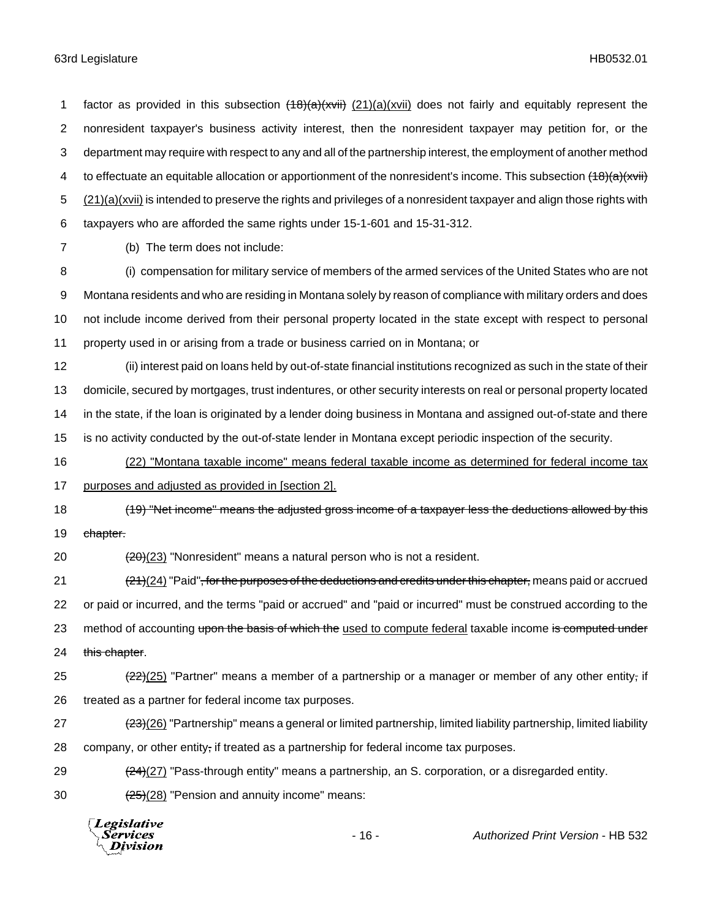factor as provided in this subsection ~~(18)(a)(xvii)~~ <u>(21)(a)(xvii)</u> does not fairly and equitably represent the nonresident taxpayer's business activity interest, then the nonresident taxpayer may petition for, or the department may require with respect to any and all of the partnership interest, the employment of another method to effectuate an equitable allocation or apportionment of the nonresident's income. This subsection ~~(18)(a)(xvii)~~ <u>(21)(a)(xvii)</u> is intended to preserve the rights and privileges of a nonresident taxpayer and align those rights with taxpayers who are afforded the same rights under 15-1-601 and 15-31-312.

(b) The term does not include:

(i) compensation for military service of members of the armed services of the United States who are not Montana residents and who are residing in Montana solely by reason of compliance with military orders and does not include income derived from their personal property located in the state except with respect to personal property used in or arising from a trade or business carried on in Montana; or

(ii) interest paid on loans held by out-of-state financial institutions recognized as such in the state of their domicile, secured by mortgages, trust indentures, or other security interests on real or personal property located in the state, if the loan is originated by a lender doing business in Montana and assigned out-of-state and there is no activity conducted by the out-of-state lender in Montana except periodic inspection of the security.

<u>(22) "Montana taxable income" means federal taxable income as determined for federal income tax purposes and adjusted as provided in [section 2].</u>

~~(19) "Net income" means the adjusted gross income of a taxpayer less the deductions allowed by this chapter.~~

~~(20)~~<u>(23)</u> "Nonresident" means a natural person who is not a resident.

~~(21)~~<u>(24)</u> "Paid"~~, for the purposes of the deductions and credits under this chapter,~~ means paid or accrued or paid or incurred, and the terms "paid or accrued" and "paid or incurred" must be construed according to the method of accounting ~~upon the basis of which the~~ <u>used to compute federal</u> taxable income ~~is computed under this chapter~~.

~~(22)~~<u>(25)</u> "Partner" means a member of a partnership or a manager or member of any other entity~~,~~ if treated as a partner for federal income tax purposes.

~~(23)~~<u>(26)</u> "Partnership" means a general or limited partnership, limited liability partnership, limited liability company, or other entity~~,~~ if treated as a partnership for federal income tax purposes.

~~(24)~~<u>(27)</u> "Pass-through entity" means a partnership, an S. corporation, or a disregarded entity.

~~(25)~~<u>(28)</u> "Pension and annuity income" means: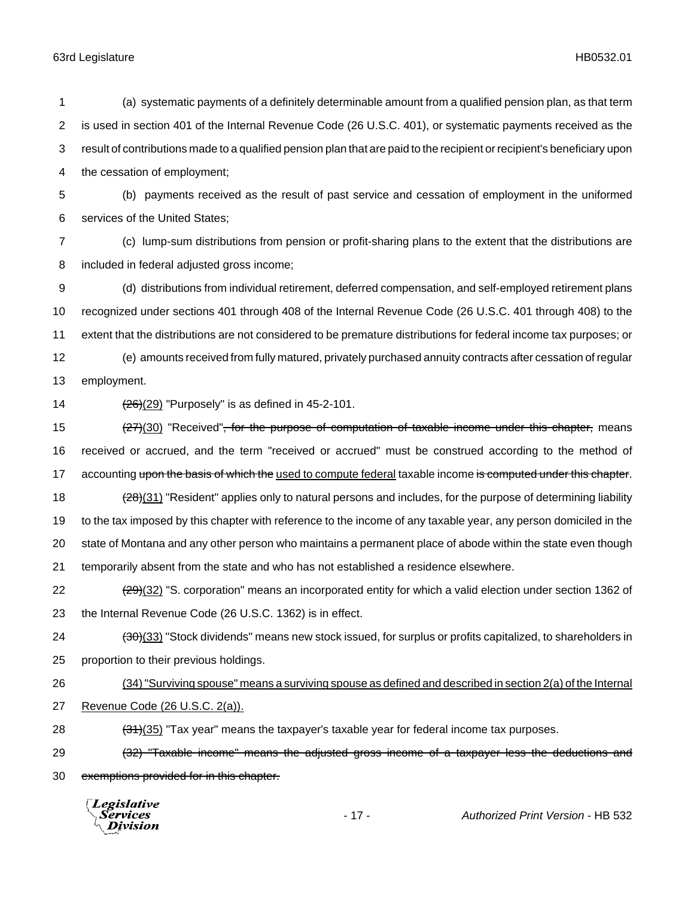(a) systematic payments of a definitely determinable amount from a qualified pension plan, as that term is used in section 401 of the Internal Revenue Code (26 U.S.C. 401), or systematic payments received as the result of contributions made to a qualified pension plan that are paid to the recipient or recipient's beneficiary upon the cessation of employment;

(b) payments received as the result of past service and cessation of employment in the uniformed services of the United States;

(c) lump-sum distributions from pension or profit-sharing plans to the extent that the distributions are included in federal adjusted gross income;

(d) distributions from individual retirement, deferred compensation, and self-employed retirement plans recognized under sections 401 through 408 of the Internal Revenue Code (26 U.S.C. 401 through 408) to the extent that the distributions are not considered to be premature distributions for federal income tax purposes; or

(e) amounts received from fully matured, privately purchased annuity contracts after cessation of regular employment.

~~(26)~~<u>(29)</u> "Purposely" is as defined in 45-2-101.

~~(27)~~<u>(30)</u> "Received"~~, for the purpose of computation of taxable income under this chapter,~~ means received or accrued, and the term "received or accrued" must be construed according to the method of accounting ~~upon the basis of which the~~ <u>used to compute federal</u> taxable income ~~is computed under this chapter~~.

~~(28)~~<u>(31)</u> "Resident" applies only to natural persons and includes, for the purpose of determining liability to the tax imposed by this chapter with reference to the income of any taxable year, any person domiciled in the state of Montana and any other person who maintains a permanent place of abode within the state even though temporarily absent from the state and who has not established a residence elsewhere.

~~(29)~~<u>(32)</u> "S. corporation" means an incorporated entity for which a valid election under section 1362 of the Internal Revenue Code (26 U.S.C. 1362) is in effect.

~~(30)~~<u>(33)</u> "Stock dividends" means new stock issued, for surplus or profits capitalized, to shareholders in proportion to their previous holdings.

<u>(34) "Surviving spouse" means a surviving spouse as defined and described in section 2(a) of the Internal Revenue Code (26 U.S.C. 2(a)).</u>

~~(31)~~<u>(35)</u> "Tax year" means the taxpayer's taxable year for federal income tax purposes.

~~(32) "Taxable income" means the adjusted gross income of a taxpayer less the deductions and exemptions provided for in this chapter.~~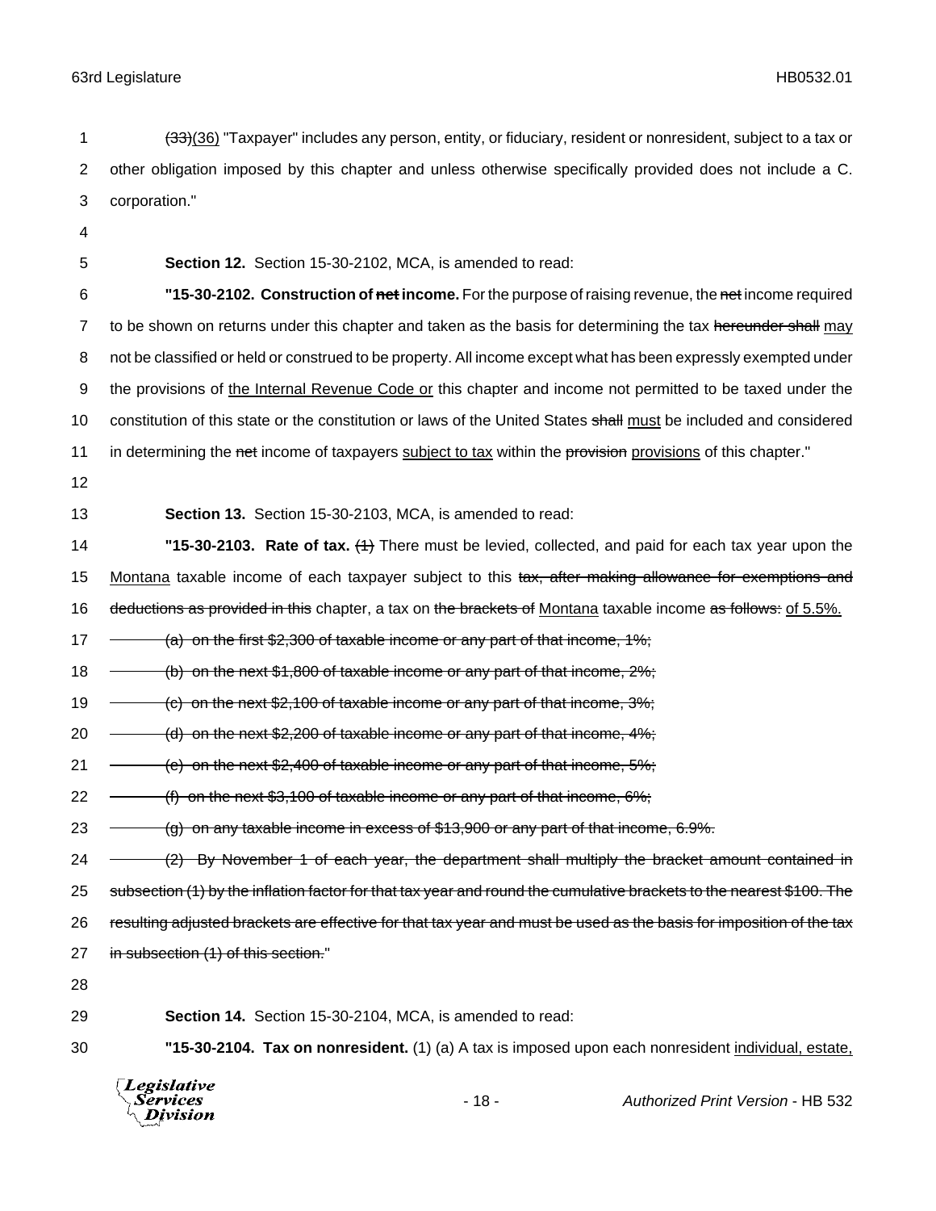~~(33)~~(36) "Taxpayer" includes any person, entity, or fiduciary, resident or nonresident, subject to a tax or other obligation imposed by this chapter and unless otherwise specifically provided does not include a C. corporation."

**Section 12.** Section 15-30-2102, MCA, is amended to read:

**"15-30-2102. Construction of ~~net~~ income.** For the purpose of raising revenue, the ~~net~~ income required to be shown on returns under this chapter and taken as the basis for determining the tax ~~hereunder shall~~ may not be classified or held or construed to be property. All income except what has been expressly exempted under the provisions of the Internal Revenue Code or this chapter and income not permitted to be taxed under the constitution of this state or the constitution or laws of the United States ~~shall~~ must be included and considered in determining the ~~net~~ income of taxpayers subject to tax within the ~~provision~~ provisions of this chapter."

**Section 13.** Section 15-30-2103, MCA, is amended to read:

**"15-30-2103. Rate of tax.** ~~(1)~~ There must be levied, collected, and paid for each tax year upon the Montana taxable income of each taxpayer subject to this ~~tax, after making allowance for exemptions and deductions as provided in this~~ chapter, a tax on ~~the brackets of~~ Montana taxable income ~~as follows:~~ of 5.5%.

~~(a) on the first $2,300 of taxable income or any part of that income, 1%;~~

~~(b) on the next $1,800 of taxable income or any part of that income, 2%;~~

~~(c) on the next $2,100 of taxable income or any part of that income, 3%;~~

~~(d) on the next $2,200 of taxable income or any part of that income, 4%;~~

~~(e) on the next $2,400 of taxable income or any part of that income, 5%;~~

~~(f) on the next $3,100 of taxable income or any part of that income, 6%;~~

~~(g) on any taxable income in excess of $13,900 or any part of that income, 6.9%.~~

~~(2) By November 1 of each year, the department shall multiply the bracket amount contained in subsection (1) by the inflation factor for that tax year and round the cumulative brackets to the nearest $100. The resulting adjusted brackets are effective for that tax year and must be used as the basis for imposition of the tax in subsection (1) of this section.~~"

**Section 14.** Section 15-30-2104, MCA, is amended to read:

**"15-30-2104. Tax on nonresident.** (1) (a) A tax is imposed upon each nonresident individual, estate,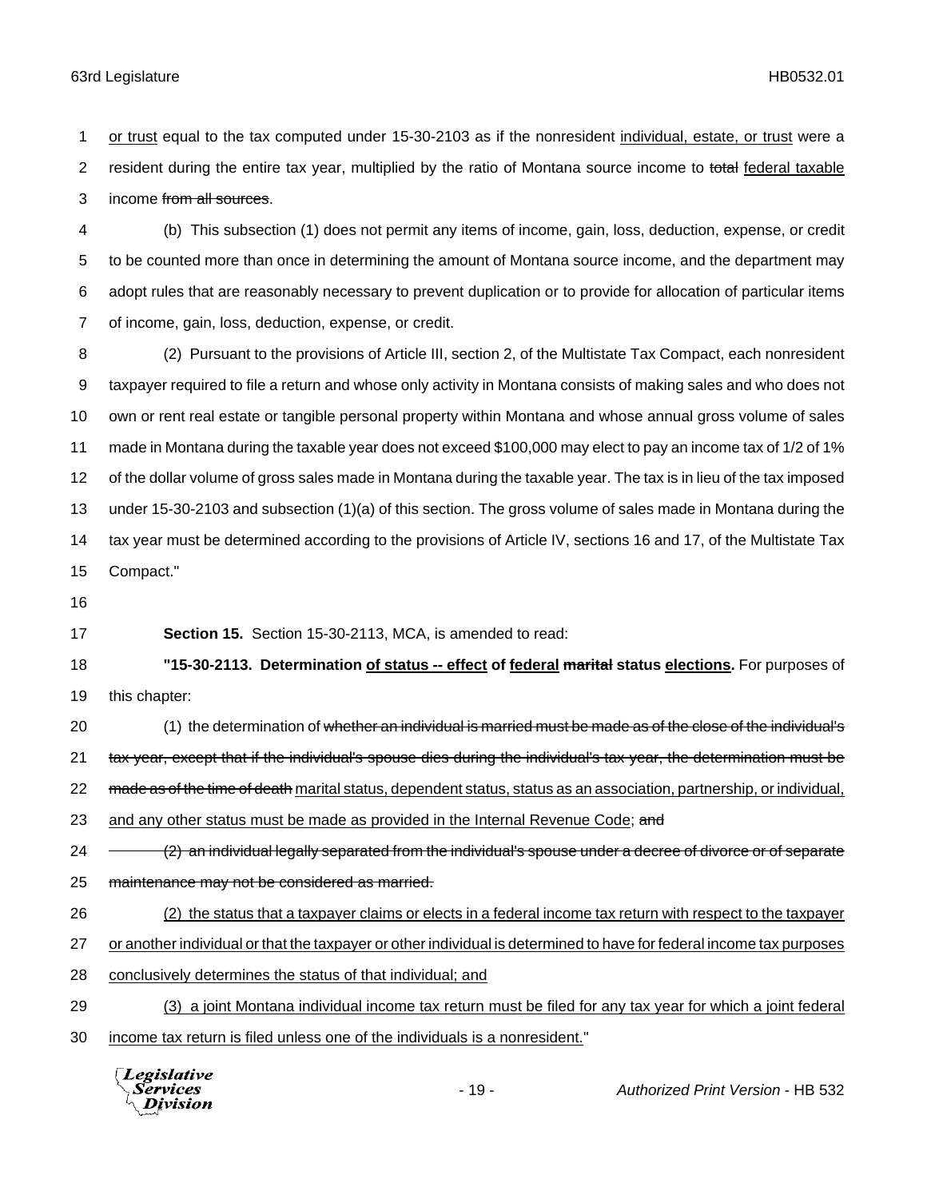or trust equal to the tax computed under 15-30-2103 as if the nonresident individual, estate, or trust were a resident during the entire tax year, multiplied by the ratio of Montana source income to ~~total~~ federal taxable income ~~from all sources~~.

(b) This subsection (1) does not permit any items of income, gain, loss, deduction, expense, or credit to be counted more than once in determining the amount of Montana source income, and the department may adopt rules that are reasonably necessary to prevent duplication or to provide for allocation of particular items of income, gain, loss, deduction, expense, or credit.

(2) Pursuant to the provisions of Article III, section 2, of the Multistate Tax Compact, each nonresident taxpayer required to file a return and whose only activity in Montana consists of making sales and who does not own or rent real estate or tangible personal property within Montana and whose annual gross volume of sales made in Montana during the taxable year does not exceed $100,000 may elect to pay an income tax of 1/2 of 1% of the dollar volume of gross sales made in Montana during the taxable year. The tax is in lieu of the tax imposed under 15-30-2103 and subsection (1)(a) of this section. The gross volume of sales made in Montana during the tax year must be determined according to the provisions of Article IV, sections 16 and 17, of the Multistate Tax Compact."

**Section 15.** Section 15-30-2113, MCA, is amended to read:

**"15-30-2113. Determination of status -- effect of federal ~~marital~~ status elections.** For purposes of this chapter:

(1) the determination of ~~whether an individual is married must be made as of the close of the individual's tax year, except that if the individual's spouse dies during the individual's tax year, the determination must be made as of the time of death~~ marital status, dependent status, status as an association, partnership, or individual, and any other status must be made as provided in the Internal Revenue Code; ~~and~~

~~(2) an individual legally separated from the individual's spouse under a decree of divorce or of separate maintenance may not be considered as married.~~

(2) the status that a taxpayer claims or elects in a federal income tax return with respect to the taxpayer or another individual or that the taxpayer or other individual is determined to have for federal income tax purposes conclusively determines the status of that individual; and

(3) a joint Montana individual income tax return must be filed for any tax year for which a joint federal income tax return is filed unless one of the individuals is a nonresident."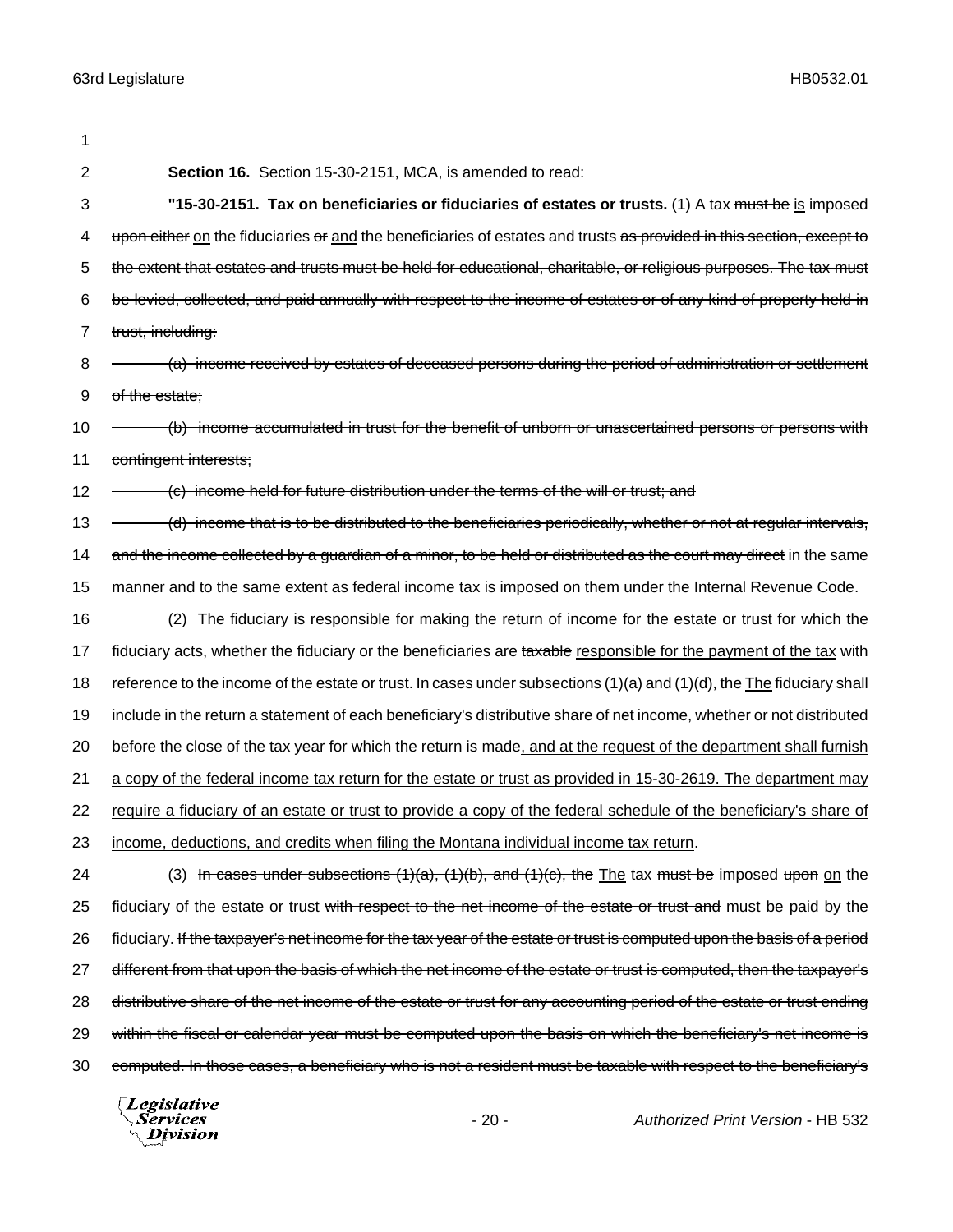**Section 16.** Section 15-30-2151, MCA, is amended to read:

**"15-30-2151. Tax on beneficiaries or fiduciaries of estates or trusts.** (1) A tax ~~must be~~ <u>is</u> imposed ~~upon either~~ <u>on</u> the fiduciaries ~~or~~ <u>and</u> the beneficiaries of estates and trusts ~~as provided in this section, except to the extent that estates and trusts must be held for educational, charitable, or religious purposes. The tax must be levied, collected, and paid annually with respect to the income of estates or of any kind of property held in trust, including:~~

~~(a) income received by estates of deceased persons during the period of administration or settlement of the estate;~~

~~(b) income accumulated in trust for the benefit of unborn or unascertained persons or persons with contingent interests;~~

~~(c) income held for future distribution under the terms of the will or trust; and~~

~~(d) income that is to be distributed to the beneficiaries periodically, whether or not at regular intervals, and the income collected by a guardian of a minor, to be held or distributed as the court may direct~~ <u>in the same manner and to the same extent as federal income tax is imposed on them under the Internal Revenue Code</u>.

(2) The fiduciary is responsible for making the return of income for the estate or trust for which the fiduciary acts, whether the fiduciary or the beneficiaries are ~~taxable~~ <u>responsible for the payment of the tax</u> with reference to the income of the estate or trust. ~~In cases under subsections (1)(a) and (1)(d), the~~ <u>The</u> fiduciary shall include in the return a statement of each beneficiary's distributive share of net income, whether or not distributed before the close of the tax year for which the return is made<u>, and at the request of the department shall furnish a copy of the federal income tax return for the estate or trust as provided in 15-30-2619. The department may require a fiduciary of an estate or trust to provide a copy of the federal schedule of the beneficiary's share of income, deductions, and credits when filing the Montana individual income tax return</u>.

(3) ~~In cases under subsections (1)(a), (1)(b), and (1)(c), the~~ <u>The</u> tax ~~must be~~ imposed ~~upon~~ <u>on</u> the fiduciary of the estate or trust ~~with respect to the net income of the estate or trust and~~ must be paid by the fiduciary. ~~If the taxpayer's net income for the tax year of the estate or trust is computed upon the basis of a period different from that upon the basis of which the net income of the estate or trust is computed, then the taxpayer's distributive share of the net income of the estate or trust for any accounting period of the estate or trust ending within the fiscal or calendar year must be computed upon the basis on which the beneficiary's net income is computed. In those cases, a beneficiary who is not a resident must be taxable with respect to the beneficiary's~~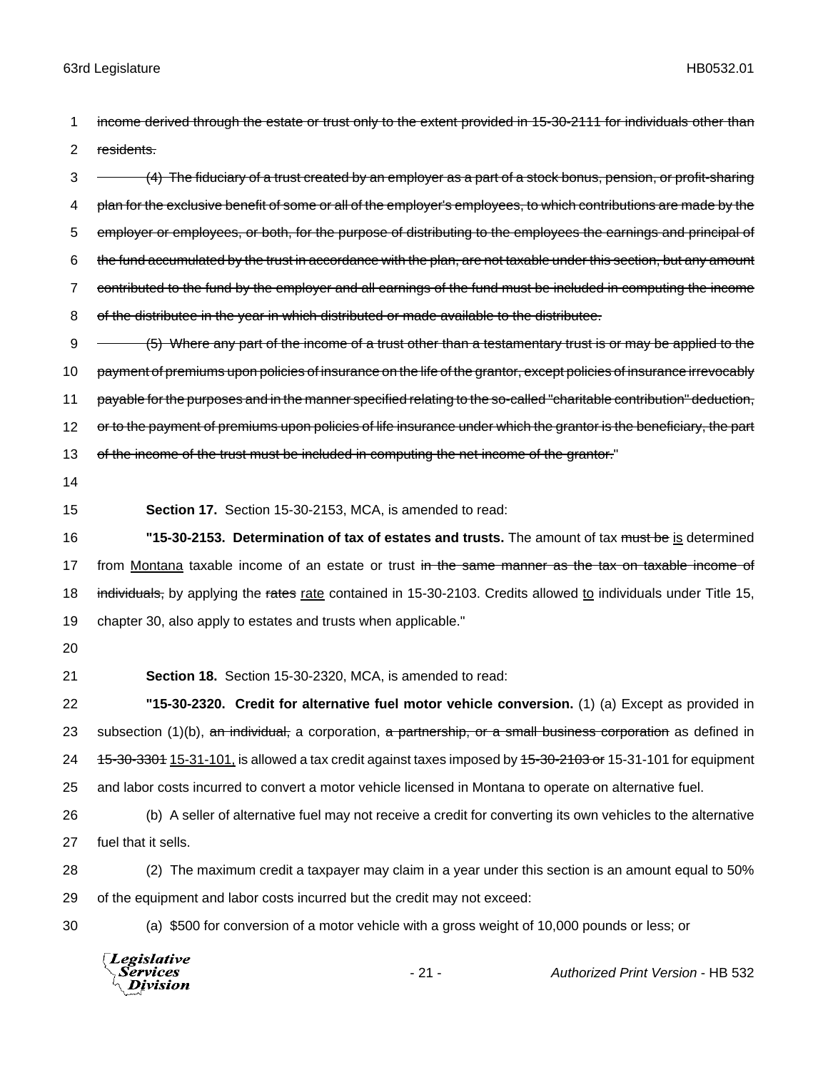~~income derived through the estate or trust only to the extent provided in 15-30-2111 for individuals other than residents.~~

~~(4) The fiduciary of a trust created by an employer as a part of a stock bonus, pension, or profit-sharing plan for the exclusive benefit of some or all of the employer's employees, to which contributions are made by the employer or employees, or both, for the purpose of distributing to the employees the earnings and principal of the fund accumulated by the trust in accordance with the plan, are not taxable under this section, but any amount contributed to the fund by the employer and all earnings of the fund must be included in computing the income of the distributee in the year in which distributed or made available to the distributee.~~

~~(5) Where any part of the income of a trust other than a testamentary trust is or may be applied to the payment of premiums upon policies of insurance on the life of the grantor, except policies of insurance irrevocably payable for the purposes and in the manner specified relating to the so-called "charitable contribution" deduction, or to the payment of premiums upon policies of life insurance under which the grantor is the beneficiary, the part of the income of the trust must be included in computing the net income of the grantor.~~"

**Section 17.** Section 15-30-2153, MCA, is amended to read:

**"15-30-2153. Determination of tax of estates and trusts.** The amount of tax ~~must be~~ <u>is</u> determined from <u>Montana</u> taxable income of an estate or trust ~~in the same manner as the tax on taxable income of individuals,~~ by applying the ~~rates~~ <u>rate</u> contained in 15-30-2103. Credits allowed <u>to</u> individuals under Title 15, chapter 30, also apply to estates and trusts when applicable."

**Section 18.** Section 15-30-2320, MCA, is amended to read:

**"15-30-2320. Credit for alternative fuel motor vehicle conversion.** (1) (a) Except as provided in subsection (1)(b), ~~an individual,~~ a corporation, ~~a partnership, or a small business corporation~~ as defined in ~~15-30-3301~~ <u>15-31-101,</u> is allowed a tax credit against taxes imposed by ~~15-30-2103 or~~ 15-31-101 for equipment and labor costs incurred to convert a motor vehicle licensed in Montana to operate on alternative fuel.

(b) A seller of alternative fuel may not receive a credit for converting its own vehicles to the alternative fuel that it sells.

(2) The maximum credit a taxpayer may claim in a year under this section is an amount equal to 50% of the equipment and labor costs incurred but the credit may not exceed:

(a) $500 for conversion of a motor vehicle with a gross weight of 10,000 pounds or less; or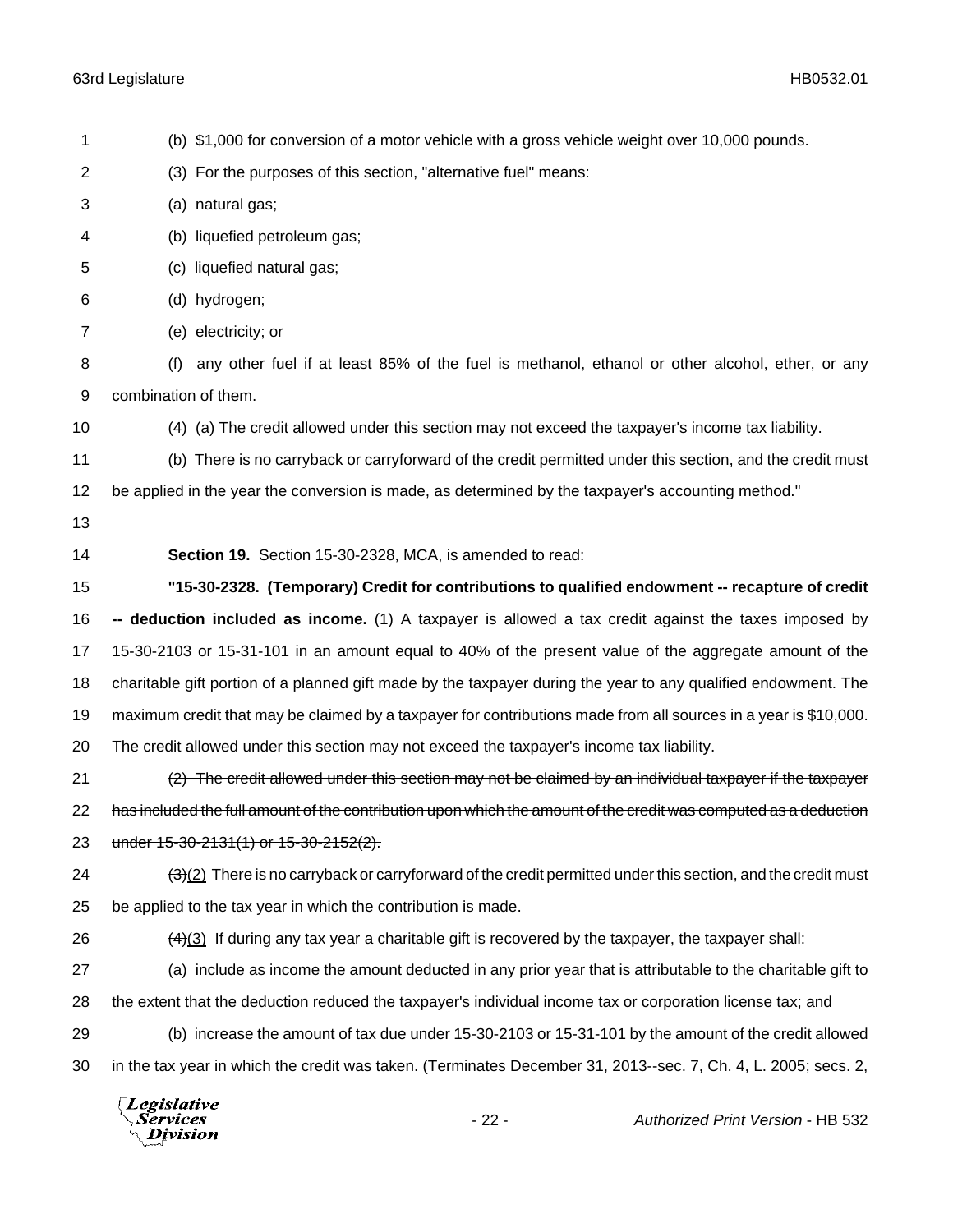(b) $1,000 for conversion of a motor vehicle with a gross vehicle weight over 10,000 pounds.

(3) For the purposes of this section, "alternative fuel" means:

(a) natural gas;

(b) liquefied petroleum gas;

(c) liquefied natural gas;

(d) hydrogen;

(e) electricity; or

(f) any other fuel if at least 85% of the fuel is methanol, ethanol or other alcohol, ether, or any combination of them.

(4) (a) The credit allowed under this section may not exceed the taxpayer's income tax liability.

(b) There is no carryback or carryforward of the credit permitted under this section, and the credit must be applied in the year the conversion is made, as determined by the taxpayer's accounting method."

**Section 19.** Section 15-30-2328, MCA, is amended to read:

**"15-30-2328. (Temporary) Credit for contributions to qualified endowment -- recapture of credit -- deduction included as income.** (1) A taxpayer is allowed a tax credit against the taxes imposed by 15-30-2103 or 15-31-101 in an amount equal to 40% of the present value of the aggregate amount of the charitable gift portion of a planned gift made by the taxpayer during the year to any qualified endowment. The maximum credit that may be claimed by a taxpayer for contributions made from all sources in a year is $10,000. The credit allowed under this section may not exceed the taxpayer's income tax liability.

~~(2) The credit allowed under this section may not be claimed by an individual taxpayer if the taxpayer has included the full amount of the contribution upon which the amount of the credit was computed as a deduction under 15-30-2131(1) or 15-30-2152(2).~~

~~(3)~~(2) There is no carryback or carryforward of the credit permitted under this section, and the credit must be applied to the tax year in which the contribution is made.

~~(4)~~(3) If during any tax year a charitable gift is recovered by the taxpayer, the taxpayer shall:

(a) include as income the amount deducted in any prior year that is attributable to the charitable gift to the extent that the deduction reduced the taxpayer's individual income tax or corporation license tax; and

(b) increase the amount of tax due under 15-30-2103 or 15-31-101 by the amount of the credit allowed in the tax year in which the credit was taken. (Terminates December 31, 2013--sec. 7, Ch. 4, L. 2005; secs. 2,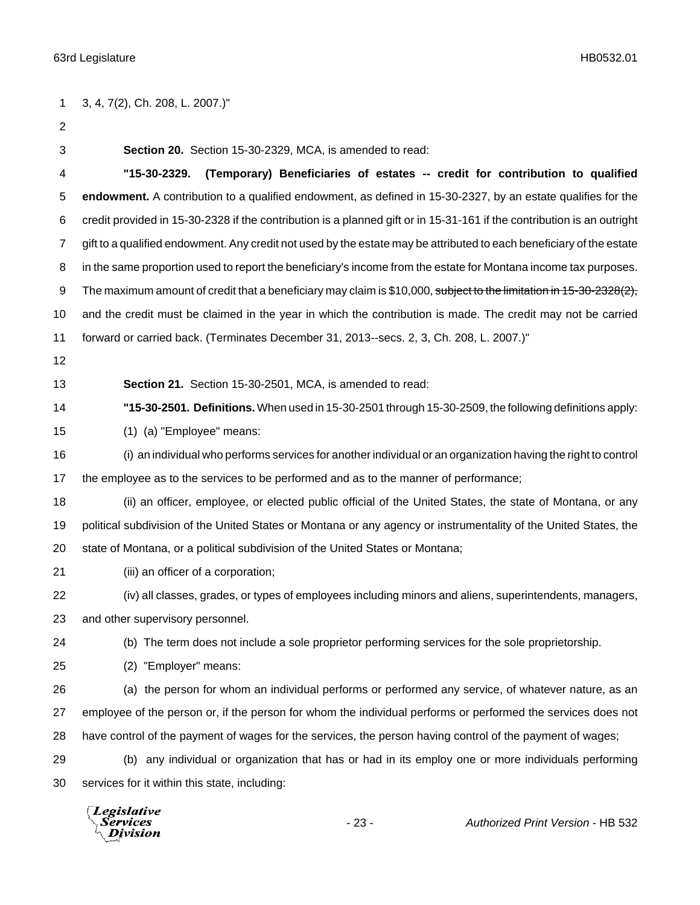3, 4, 7(2), Ch. 208, L. 2007.)"

**Section 20.** Section 15-30-2329, MCA, is amended to read:

**"15-30-2329. (Temporary) Beneficiaries of estates -- credit for contribution to qualified endowment.** A contribution to a qualified endowment, as defined in 15-30-2327, by an estate qualifies for the credit provided in 15-30-2328 if the contribution is a planned gift or in 15-31-161 if the contribution is an outright gift to a qualified endowment. Any credit not used by the estate may be attributed to each beneficiary of the estate in the same proportion used to report the beneficiary's income from the estate for Montana income tax purposes. The maximum amount of credit that a beneficiary may claim is $10,000, ~~subject to the limitation in 15-30-2328(2),~~ and the credit must be claimed in the year in which the contribution is made. The credit may not be carried forward or carried back. (Terminates December 31, 2013--secs. 2, 3, Ch. 208, L. 2007.)"

**Section 21.** Section 15-30-2501, MCA, is amended to read:

**"15-30-2501. Definitions.** When used in 15-30-2501 through 15-30-2509, the following definitions apply:

(1) (a) "Employee" means:

(i) an individual who performs services for another individual or an organization having the right to control the employee as to the services to be performed and as to the manner of performance;

(ii) an officer, employee, or elected public official of the United States, the state of Montana, or any political subdivision of the United States or Montana or any agency or instrumentality of the United States, the state of Montana, or a political subdivision of the United States or Montana;

(iii) an officer of a corporation;

(iv) all classes, grades, or types of employees including minors and aliens, superintendents, managers, and other supervisory personnel.

(b) The term does not include a sole proprietor performing services for the sole proprietorship.

(2) "Employer" means:

(a) the person for whom an individual performs or performed any service, of whatever nature, as an employee of the person or, if the person for whom the individual performs or performed the services does not have control of the payment of wages for the services, the person having control of the payment of wages;

(b) any individual or organization that has or had in its employ one or more individuals performing services for it within this state, including: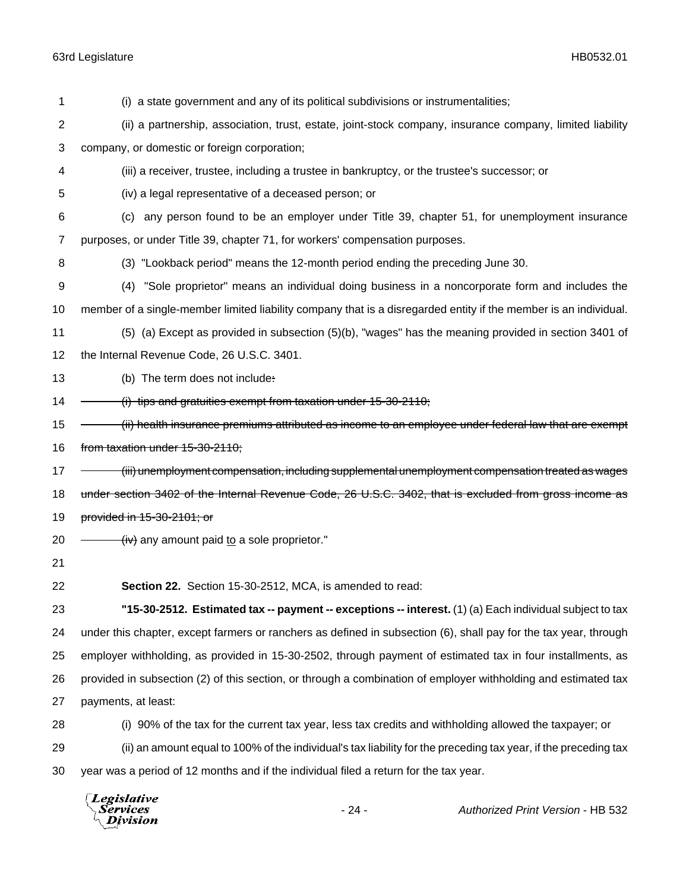(i) a state government and any of its political subdivisions or instrumentalities;

(ii) a partnership, association, trust, estate, joint-stock company, insurance company, limited liability company, or domestic or foreign corporation;

(iii) a receiver, trustee, including a trustee in bankruptcy, or the trustee's successor; or

(iv) a legal representative of a deceased person; or

(c) any person found to be an employer under Title 39, chapter 51, for unemployment insurance purposes, or under Title 39, chapter 71, for workers' compensation purposes.

(3) "Lookback period" means the 12-month period ending the preceding June 30.

(4) "Sole proprietor" means an individual doing business in a noncorporate form and includes the member of a single-member limited liability company that is a disregarded entity if the member is an individual.

(5) (a) Except as provided in subsection (5)(b), "wages" has the meaning provided in section 3401 of the Internal Revenue Code, 26 U.S.C. 3401.

(b) The term does not include~~:~~

~~(i) tips and gratuities exempt from taxation under 15-30-2110;~~

~~(ii) health insurance premiums attributed as income to an employee under federal law that are exempt from taxation under 15-30-2110;~~

~~(iii) unemployment compensation, including supplemental unemployment compensation treated as wages under section 3402 of the Internal Revenue Code, 26 U.S.C. 3402, that is excluded from gross income as provided in 15-30-2101; or~~

~~(iv)~~ any amount paid <u>to</u> a sole proprietor."

**Section 22.** Section 15-30-2512, MCA, is amended to read:

**"15-30-2512. Estimated tax -- payment -- exceptions -- interest.** (1) (a) Each individual subject to tax under this chapter, except farmers or ranchers as defined in subsection (6), shall pay for the tax year, through employer withholding, as provided in 15-30-2502, through payment of estimated tax in four installments, as provided in subsection (2) of this section, or through a combination of employer withholding and estimated tax payments, at least:

(i) 90% of the tax for the current tax year, less tax credits and withholding allowed the taxpayer; or

(ii) an amount equal to 100% of the individual's tax liability for the preceding tax year, if the preceding tax year was a period of 12 months and if the individual filed a return for the tax year.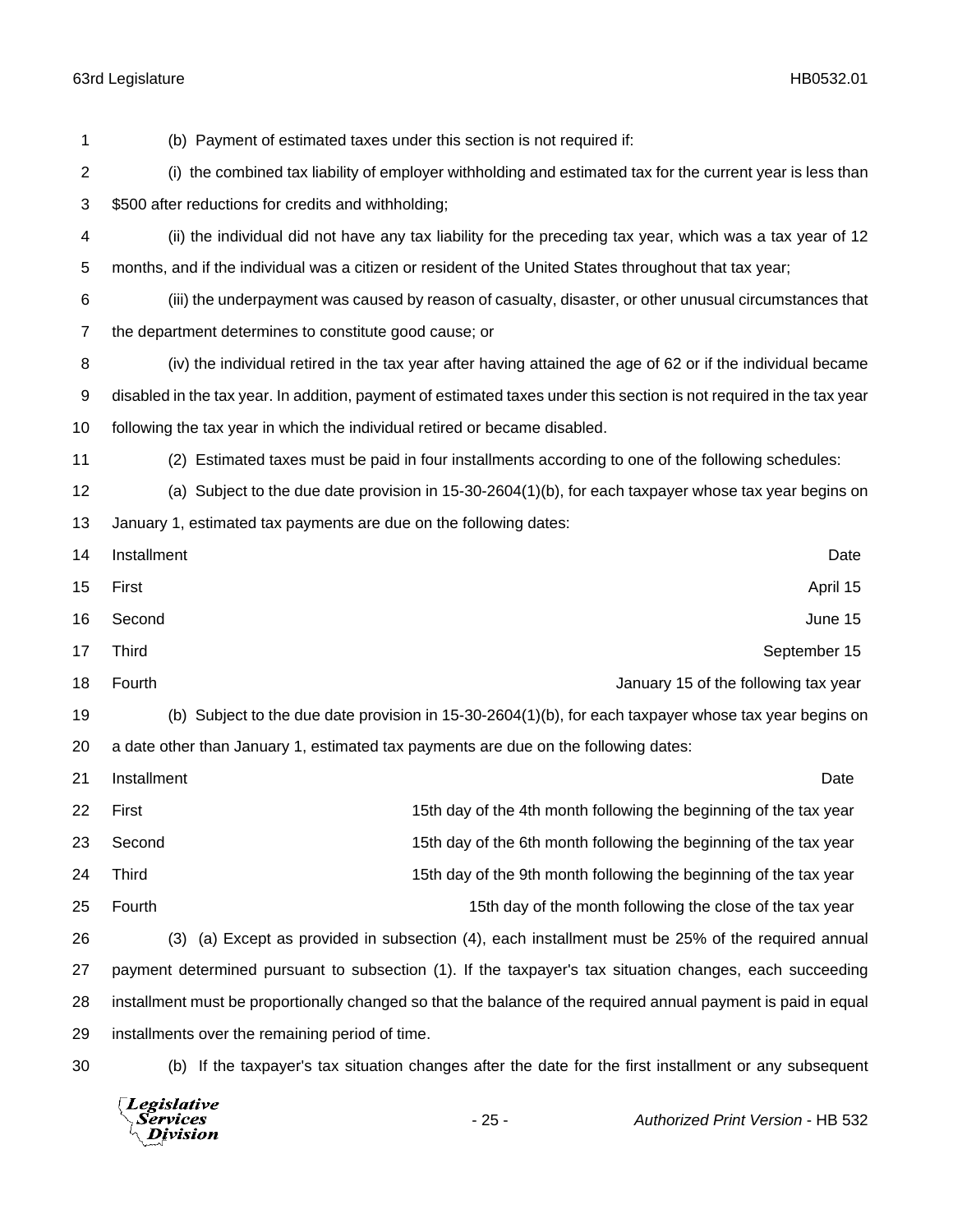(b) Payment of estimated taxes under this section is not required if:

(i) the combined tax liability of employer withholding and estimated tax for the current year is less than $500 after reductions for credits and withholding;

(ii) the individual did not have any tax liability for the preceding tax year, which was a tax year of 12 months, and if the individual was a citizen or resident of the United States throughout that tax year;

(iii) the underpayment was caused by reason of casualty, disaster, or other unusual circumstances that the department determines to constitute good cause; or

(iv) the individual retired in the tax year after having attained the age of 62 or if the individual became disabled in the tax year. In addition, payment of estimated taxes under this section is not required in the tax year following the tax year in which the individual retired or became disabled.

(2) Estimated taxes must be paid in four installments according to one of the following schedules:

(a) Subject to the due date provision in 15-30-2604(1)(b), for each taxpayer whose tax year begins on January 1, estimated tax payments are due on the following dates:

| Installment | Date |
|---|---|
| First | April 15 |
| Second | June 15 |
| Third | September 15 |
| Fourth | January 15 of the following tax year |

(b) Subject to the due date provision in 15-30-2604(1)(b), for each taxpayer whose tax year begins on a date other than January 1, estimated tax payments are due on the following dates:

| Installment | Date |
|---|---|
| First | 15th day of the 4th month following the beginning of the tax year |
| Second | 15th day of the 6th month following the beginning of the tax year |
| Third | 15th day of the 9th month following the beginning of the tax year |
| Fourth | 15th day of the month following the close of the tax year |

(3) (a) Except as provided in subsection (4), each installment must be 25% of the required annual payment determined pursuant to subsection (1). If the taxpayer's tax situation changes, each succeeding installment must be proportionally changed so that the balance of the required annual payment is paid in equal installments over the remaining period of time.

(b) If the taxpayer's tax situation changes after the date for the first installment or any subsequent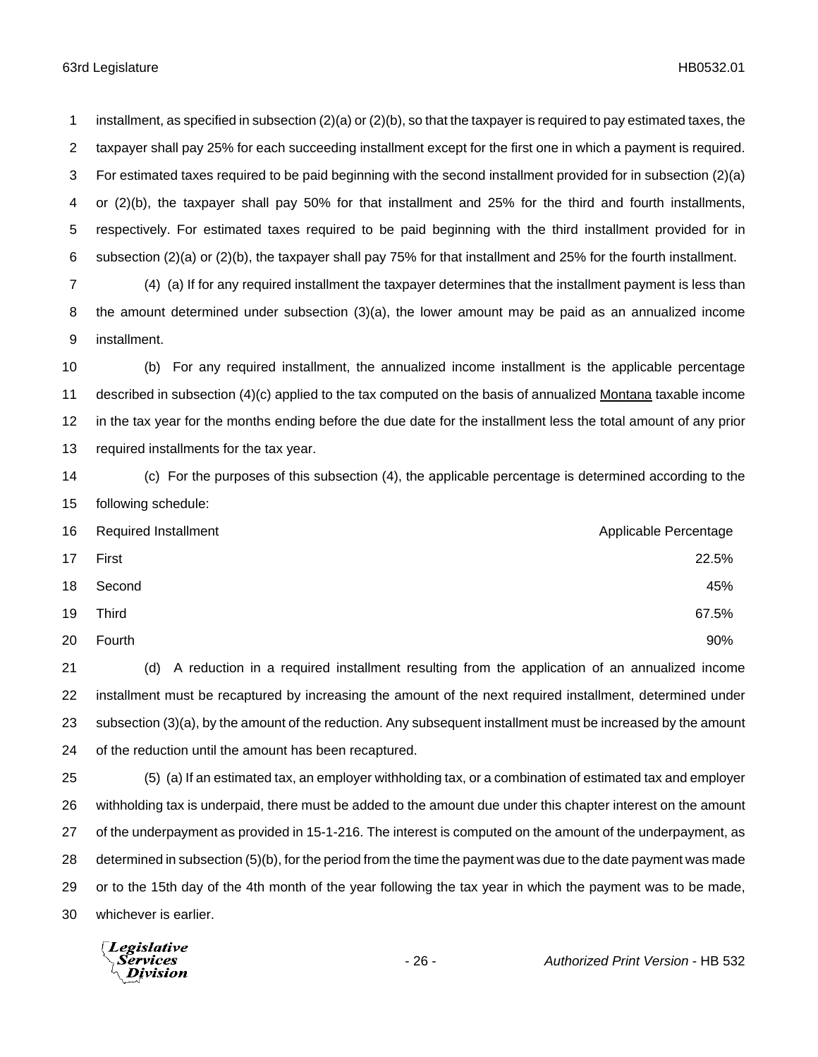installment, as specified in subsection (2)(a) or (2)(b), so that the taxpayer is required to pay estimated taxes, the taxpayer shall pay 25% for each succeeding installment except for the first one in which a payment is required. For estimated taxes required to be paid beginning with the second installment provided for in subsection (2)(a) or (2)(b), the taxpayer shall pay 50% for that installment and 25% for the third and fourth installments, respectively. For estimated taxes required to be paid beginning with the third installment provided for in subsection (2)(a) or (2)(b), the taxpayer shall pay 75% for that installment and 25% for the fourth installment.

(4) (a) If for any required installment the taxpayer determines that the installment payment is less than the amount determined under subsection (3)(a), the lower amount may be paid as an annualized income installment.

(b) For any required installment, the annualized income installment is the applicable percentage described in subsection (4)(c) applied to the tax computed on the basis of annualized Montana taxable income in the tax year for the months ending before the due date for the installment less the total amount of any prior required installments for the tax year.

(c) For the purposes of this subsection (4), the applicable percentage is determined according to the following schedule:

| Required Installment | Applicable Percentage |
|---|---|
| First | 22.5% |
| Second | 45% |
| Third | 67.5% |
| Fourth | 90% |

(d) A reduction in a required installment resulting from the application of an annualized income installment must be recaptured by increasing the amount of the next required installment, determined under subsection (3)(a), by the amount of the reduction. Any subsequent installment must be increased by the amount of the reduction until the amount has been recaptured.

(5) (a) If an estimated tax, an employer withholding tax, or a combination of estimated tax and employer withholding tax is underpaid, there must be added to the amount due under this chapter interest on the amount of the underpayment as provided in 15-1-216. The interest is computed on the amount of the underpayment, as determined in subsection (5)(b), for the period from the time the payment was due to the date payment was made or to the 15th day of the 4th month of the year following the tax year in which the payment was to be made, whichever is earlier.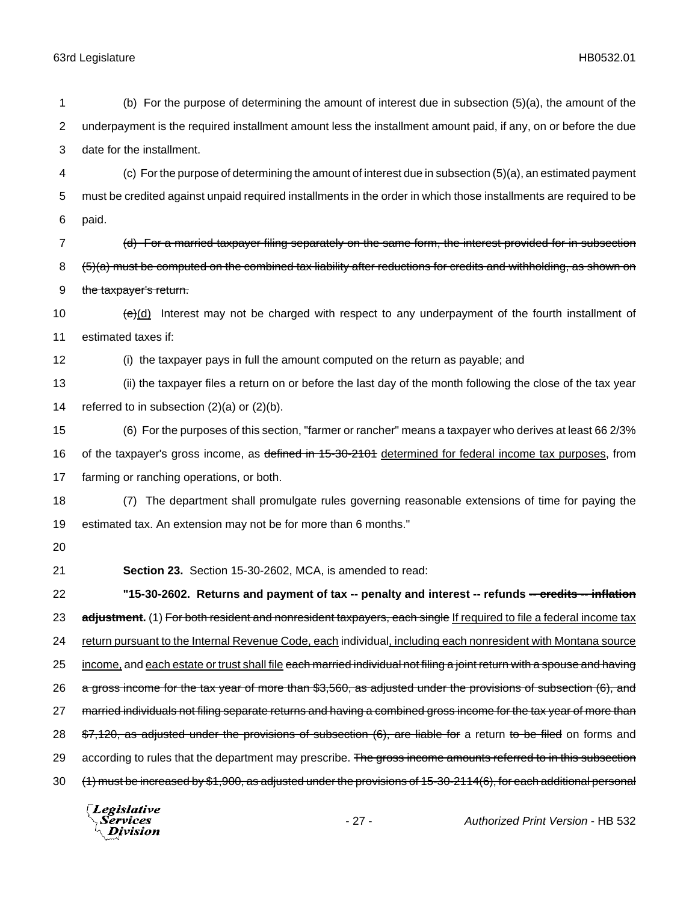(b) For the purpose of determining the amount of interest due in subsection (5)(a), the amount of the underpayment is the required installment amount less the installment amount paid, if any, on or before the due date for the installment.

(c) For the purpose of determining the amount of interest due in subsection (5)(a), an estimated payment must be credited against unpaid required installments in the order in which those installments are required to be paid.

~~(d) For a married taxpayer filing separately on the same form, the interest provided for in subsection (5)(a) must be computed on the combined tax liability after reductions for credits and withholding, as shown on the taxpayer's return.~~

~~(e)~~<u>(d)</u> Interest may not be charged with respect to any underpayment of the fourth installment of estimated taxes if:

(i) the taxpayer pays in full the amount computed on the return as payable; and

(ii) the taxpayer files a return on or before the last day of the month following the close of the tax year referred to in subsection (2)(a) or (2)(b).

(6) For the purposes of this section, "farmer or rancher" means a taxpayer who derives at least 66 2/3% of the taxpayer's gross income, as ~~defined in 15-30-2101~~ <u>determined for federal income tax purposes</u>, from farming or ranching operations, or both.

(7) The department shall promulgate rules governing reasonable extensions of time for paying the estimated tax. An extension may not be for more than 6 months."

**Section 23.** Section 15-30-2602, MCA, is amended to read:

**"15-30-2602. Returns and payment of tax -- penalty and interest -- refunds ~~-- credits -- inflation adjustment~~.** (1) ~~For both resident and nonresident taxpayers, each single~~ <u>If required to file a federal income tax return pursuant to the Internal Revenue Code, each</u> individual<u>, including each nonresident with Montana source income,</u> and <u>each estate or trust shall file</u> ~~each married individual not filing a joint return with a spouse and having a gross income for the tax year of more than $3,560, as adjusted under the provisions of subsection (6), and married individuals not filing separate returns and having a combined gross income for the tax year of more than $7,120, as adjusted under the provisions of subsection (6), are liable for~~ a return ~~to be filed~~ on forms and according to rules that the department may prescribe. ~~The gross income amounts referred to in this subsection (1) must be increased by $1,900, as adjusted under the provisions of 15-30-2114(6), for each additional personal~~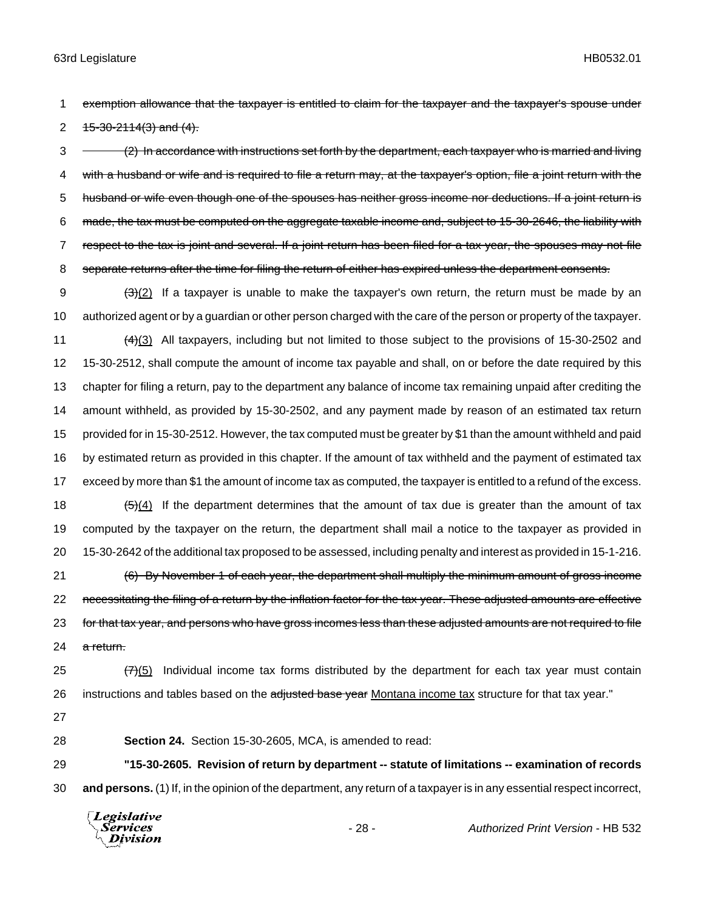~~exemption allowance that the taxpayer is entitled to claim for the taxpayer and the taxpayer's spouse under 15-30-2114(3) and (4).~~

~~(2) In accordance with instructions set forth by the department, each taxpayer who is married and living with a husband or wife and is required to file a return may, at the taxpayer's option, file a joint return with the husband or wife even though one of the spouses has neither gross income nor deductions. If a joint return is made, the tax must be computed on the aggregate taxable income and, subject to 15-30-2646, the liability with respect to the tax is joint and several. If a joint return has been filed for a tax year, the spouses may not file separate returns after the time for filing the return of either has expired unless the department consents.~~

~~(3)~~<u>(2)</u> If a taxpayer is unable to make the taxpayer's own return, the return must be made by an authorized agent or by a guardian or other person charged with the care of the person or property of the taxpayer.

~~(4)~~<u>(3)</u> All taxpayers, including but not limited to those subject to the provisions of 15-30-2502 and 15-30-2512, shall compute the amount of income tax payable and shall, on or before the date required by this chapter for filing a return, pay to the department any balance of income tax remaining unpaid after crediting the amount withheld, as provided by 15-30-2502, and any payment made by reason of an estimated tax return provided for in 15-30-2512. However, the tax computed must be greater by $1 than the amount withheld and paid by estimated return as provided in this chapter. If the amount of tax withheld and the payment of estimated tax exceed by more than $1 the amount of income tax as computed, the taxpayer is entitled to a refund of the excess.

~~(5)~~<u>(4)</u> If the department determines that the amount of tax due is greater than the amount of tax computed by the taxpayer on the return, the department shall mail a notice to the taxpayer as provided in 15-30-2642 of the additional tax proposed to be assessed, including penalty and interest as provided in 15-1-216.

~~(6) By November 1 of each year, the department shall multiply the minimum amount of gross income necessitating the filing of a return by the inflation factor for the tax year. These adjusted amounts are effective for that tax year, and persons who have gross incomes less than these adjusted amounts are not required to file a return.~~

~~(7)~~<u>(5)</u> Individual income tax forms distributed by the department for each tax year must contain instructions and tables based on the ~~adjusted base year~~ <u>Montana income tax</u> structure for that tax year."

**Section 24.** Section 15-30-2605, MCA, is amended to read:

**"15-30-2605. Revision of return by department -- statute of limitations -- examination of records and persons.** (1) If, in the opinion of the department, any return of a taxpayer is in any essential respect incorrect,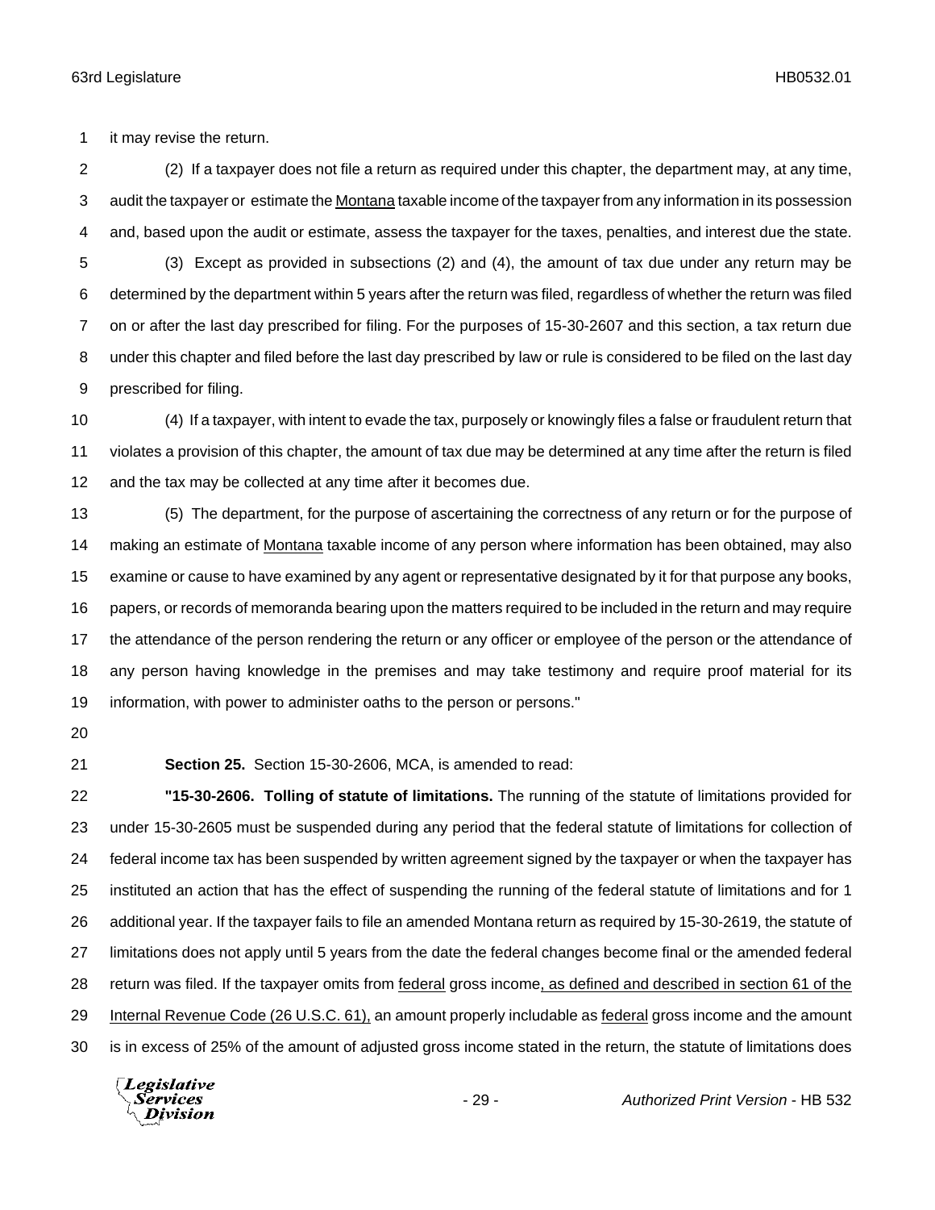it may revise the return.

(2) If a taxpayer does not file a return as required under this chapter, the department may, at any time, audit the taxpayer or estimate the <u>Montana</u> taxable income of the taxpayer from any information in its possession and, based upon the audit or estimate, assess the taxpayer for the taxes, penalties, and interest due the state.

(3) Except as provided in subsections (2) and (4), the amount of tax due under any return may be determined by the department within 5 years after the return was filed, regardless of whether the return was filed on or after the last day prescribed for filing. For the purposes of 15-30-2607 and this section, a tax return due under this chapter and filed before the last day prescribed by law or rule is considered to be filed on the last day prescribed for filing.

(4) If a taxpayer, with intent to evade the tax, purposely or knowingly files a false or fraudulent return that violates a provision of this chapter, the amount of tax due may be determined at any time after the return is filed and the tax may be collected at any time after it becomes due.

(5) The department, for the purpose of ascertaining the correctness of any return or for the purpose of making an estimate of <u>Montana</u> taxable income of any person where information has been obtained, may also examine or cause to have examined by any agent or representative designated by it for that purpose any books, papers, or records of memoranda bearing upon the matters required to be included in the return and may require the attendance of the person rendering the return or any officer or employee of the person or the attendance of any person having knowledge in the premises and may take testimony and require proof material for its information, with power to administer oaths to the person or persons."

**Section 25.** Section 15-30-2606, MCA, is amended to read:

**"15-30-2606. Tolling of statute of limitations.** The running of the statute of limitations provided for under 15-30-2605 must be suspended during any period that the federal statute of limitations for collection of federal income tax has been suspended by written agreement signed by the taxpayer or when the taxpayer has instituted an action that has the effect of suspending the running of the federal statute of limitations and for 1 additional year. If the taxpayer fails to file an amended Montana return as required by 15-30-2619, the statute of limitations does not apply until 5 years from the date the federal changes become final or the amended federal return was filed. If the taxpayer omits from <u>federal</u> gross income<u>, as defined and described in section 61 of the Internal Revenue Code (26 U.S.C. 61),</u> an amount properly includable as <u>federal</u> gross income and the amount is in excess of 25% of the amount of adjusted gross income stated in the return, the statute of limitations does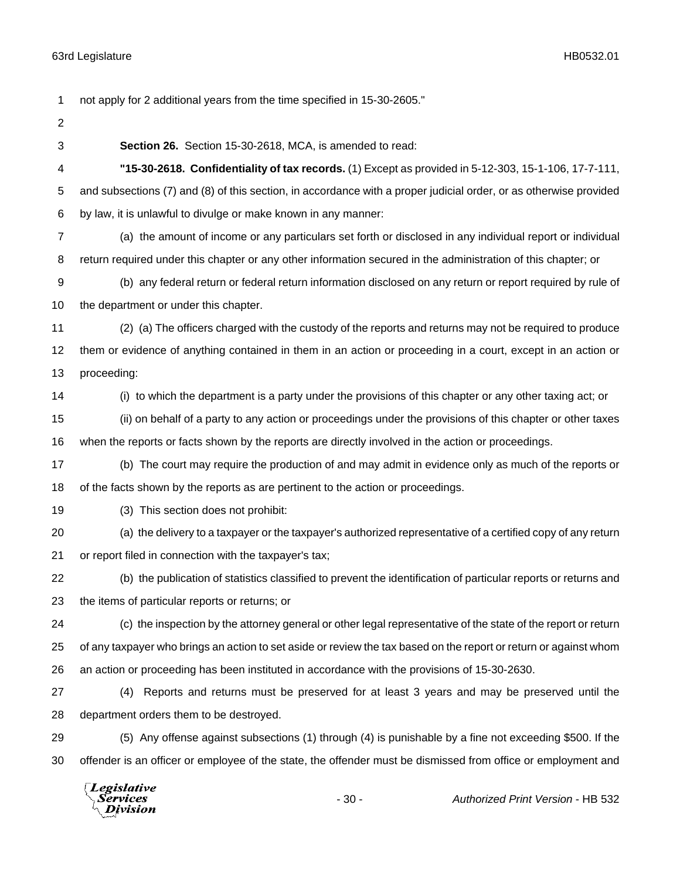not apply for 2 additional years from the time specified in 15-30-2605."

**Section 26.** Section 15-30-2618, MCA, is amended to read:

**"15-30-2618. Confidentiality of tax records.** (1) Except as provided in 5-12-303, 15-1-106, 17-7-111, and subsections (7) and (8) of this section, in accordance with a proper judicial order, or as otherwise provided by law, it is unlawful to divulge or make known in any manner:

(a) the amount of income or any particulars set forth or disclosed in any individual report or individual return required under this chapter or any other information secured in the administration of this chapter; or

(b) any federal return or federal return information disclosed on any return or report required by rule of the department or under this chapter.

(2) (a) The officers charged with the custody of the reports and returns may not be required to produce them or evidence of anything contained in them in an action or proceeding in a court, except in an action or proceeding:

(i) to which the department is a party under the provisions of this chapter or any other taxing act; or

(ii) on behalf of a party to any action or proceedings under the provisions of this chapter or other taxes when the reports or facts shown by the reports are directly involved in the action or proceedings.

(b) The court may require the production of and may admit in evidence only as much of the reports or of the facts shown by the reports as are pertinent to the action or proceedings.

(3) This section does not prohibit:

(a) the delivery to a taxpayer or the taxpayer's authorized representative of a certified copy of any return or report filed in connection with the taxpayer's tax;

(b) the publication of statistics classified to prevent the identification of particular reports or returns and the items of particular reports or returns; or

(c) the inspection by the attorney general or other legal representative of the state of the report or return of any taxpayer who brings an action to set aside or review the tax based on the report or return or against whom an action or proceeding has been instituted in accordance with the provisions of 15-30-2630.

(4) Reports and returns must be preserved for at least 3 years and may be preserved until the department orders them to be destroyed.

(5) Any offense against subsections (1) through (4) is punishable by a fine not exceeding $500. If the offender is an officer or employee of the state, the offender must be dismissed from office or employment and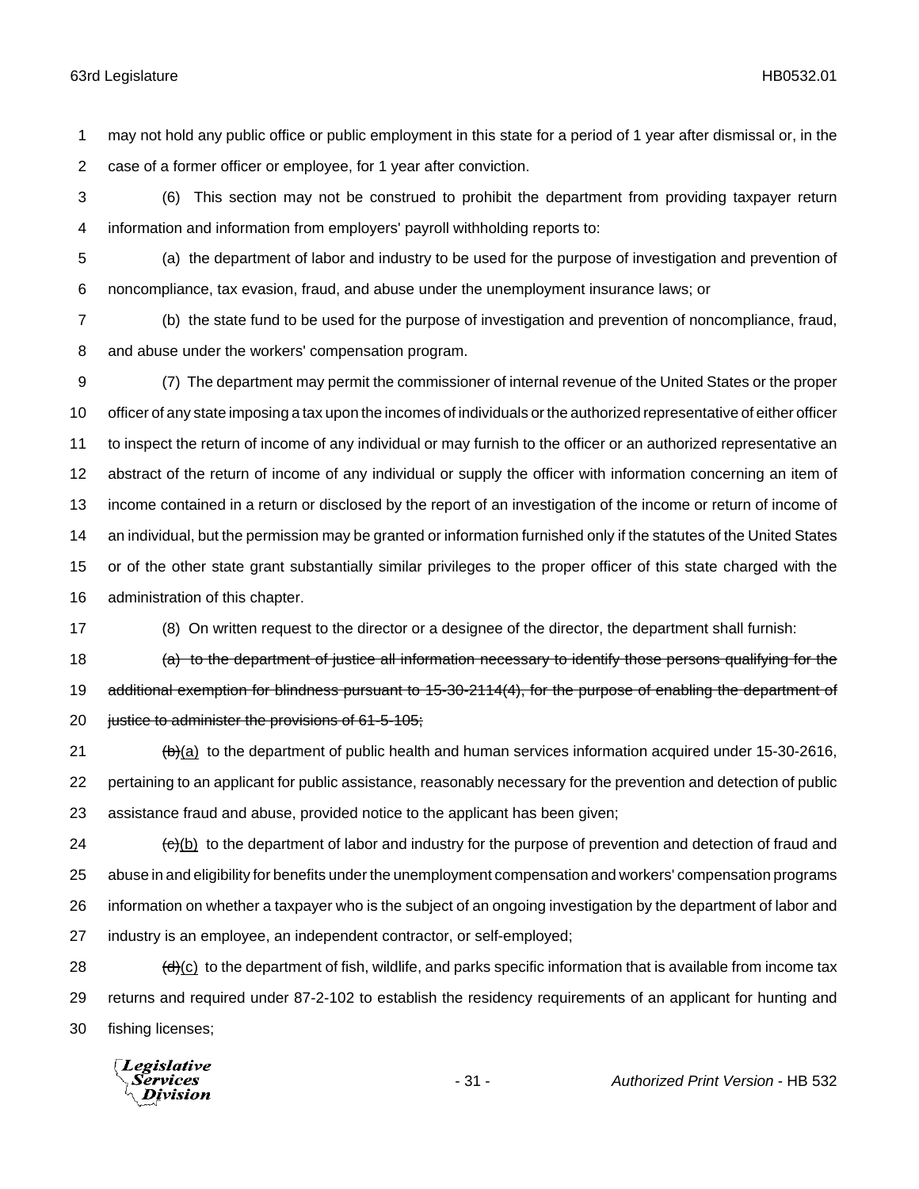may not hold any public office or public employment in this state for a period of 1 year after dismissal or, in the case of a former officer or employee, for 1 year after conviction.

(6) This section may not be construed to prohibit the department from providing taxpayer return information and information from employers' payroll withholding reports to:

(a) the department of labor and industry to be used for the purpose of investigation and prevention of noncompliance, tax evasion, fraud, and abuse under the unemployment insurance laws; or

(b) the state fund to be used for the purpose of investigation and prevention of noncompliance, fraud, and abuse under the workers' compensation program.

(7) The department may permit the commissioner of internal revenue of the United States or the proper officer of any state imposing a tax upon the incomes of individuals or the authorized representative of either officer to inspect the return of income of any individual or may furnish to the officer or an authorized representative an abstract of the return of income of any individual or supply the officer with information concerning an item of income contained in a return or disclosed by the report of an investigation of the income or return of income of an individual, but the permission may be granted or information furnished only if the statutes of the United States or of the other state grant substantially similar privileges to the proper officer of this state charged with the administration of this chapter.

(8) On written request to the director or a designee of the director, the department shall furnish:

~~(a) to the department of justice all information necessary to identify those persons qualifying for the additional exemption for blindness pursuant to 15-30-2114(4), for the purpose of enabling the department of justice to administer the provisions of 61-5-105;~~

~~(b)~~(a) to the department of public health and human services information acquired under 15-30-2616, pertaining to an applicant for public assistance, reasonably necessary for the prevention and detection of public assistance fraud and abuse, provided notice to the applicant has been given;

~~(c)~~(b) to the department of labor and industry for the purpose of prevention and detection of fraud and abuse in and eligibility for benefits under the unemployment compensation and workers' compensation programs information on whether a taxpayer who is the subject of an ongoing investigation by the department of labor and industry is an employee, an independent contractor, or self-employed;

~~(d)~~(c) to the department of fish, wildlife, and parks specific information that is available from income tax returns and required under 87-2-102 to establish the residency requirements of an applicant for hunting and fishing licenses;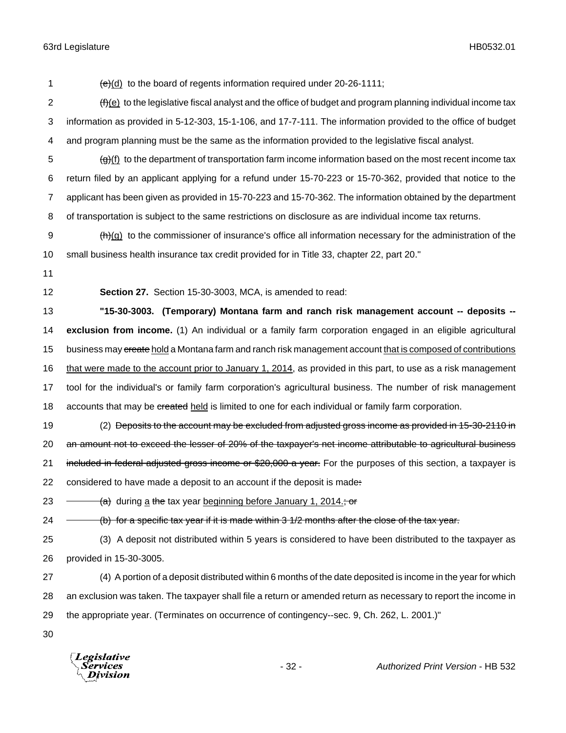~~(e)~~(d) to the board of regents information required under 20-26-1111;

~~(f)~~(e) to the legislative fiscal analyst and the office of budget and program planning individual income tax information as provided in 5-12-303, 15-1-106, and 17-7-111. The information provided to the office of budget and program planning must be the same as the information provided to the legislative fiscal analyst.

~~(g)~~(f) to the department of transportation farm income information based on the most recent income tax return filed by an applicant applying for a refund under 15-70-223 or 15-70-362, provided that notice to the applicant has been given as provided in 15-70-223 and 15-70-362. The information obtained by the department of transportation is subject to the same restrictions on disclosure as are individual income tax returns.

~~(h)~~(g) to the commissioner of insurance's office all information necessary for the administration of the small business health insurance tax credit provided for in Title 33, chapter 22, part 20."

**Section 27.** Section 15-30-3003, MCA, is amended to read:

**"15-30-3003. (Temporary) Montana farm and ranch risk management account -- deposits -- exclusion from income.** (1) An individual or a family farm corporation engaged in an eligible agricultural business may ~~create~~ <u>hold</u> a Montana farm and ranch risk management account <u>that is composed of contributions that were made to the account prior to January 1, 2014</u>, as provided in this part, to use as a risk management tool for the individual's or family farm corporation's agricultural business. The number of risk management accounts that may be ~~created~~ <u>held</u> is limited to one for each individual or family farm corporation.

(2) ~~Deposits to the account may be excluded from adjusted gross income as provided in 15-30-2110 in an amount not to exceed the lesser of 20% of the taxpayer's net income attributable to agricultural business included in federal adjusted gross income or $20,000 a year.~~ For the purposes of this section, a taxpayer is considered to have made a deposit to an account if the deposit is made~~:~~

~~(a)~~ during <u>a</u> ~~the~~ tax year <u>beginning before January 1, 2014.</u>~~; or~~

~~(b) for a specific tax year if it is made within 3 1/2 months after the close of the tax year.~~

(3) A deposit not distributed within 5 years is considered to have been distributed to the taxpayer as provided in 15-30-3005.

(4) A portion of a deposit distributed within 6 months of the date deposited is income in the year for which an exclusion was taken. The taxpayer shall file a return or amended return as necessary to report the income in the appropriate year. (Terminates on occurrence of contingency--sec. 9, Ch. 262, L. 2001.)"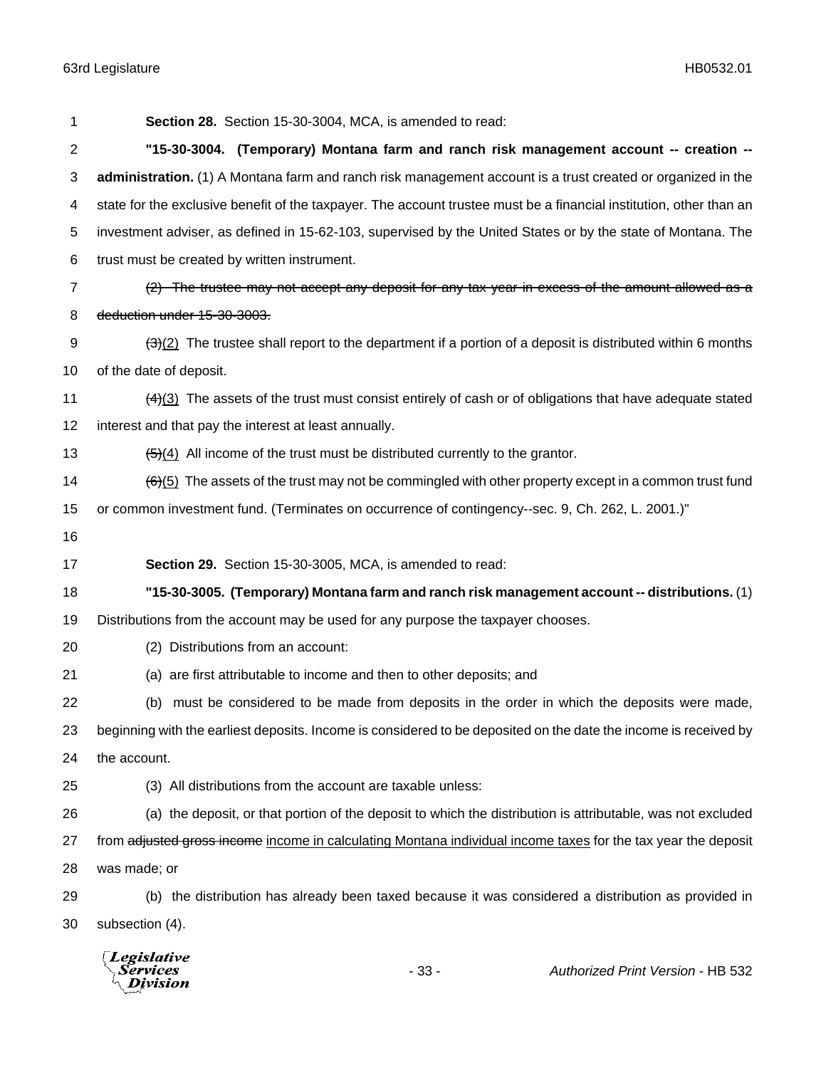**Section 28.** Section 15-30-3004, MCA, is amended to read:

**"15-30-3004. (Temporary) Montana farm and ranch risk management account -- creation -- administration.** (1) A Montana farm and ranch risk management account is a trust created or organized in the state for the exclusive benefit of the taxpayer. The account trustee must be a financial institution, other than an investment adviser, as defined in 15-62-103, supervised by the United States or by the state of Montana. The trust must be created by written instrument.

~~(2) The trustee may not accept any deposit for any tax year in excess of the amount allowed as a deduction under 15-30-3003.~~

~~(3)~~(2) The trustee shall report to the department if a portion of a deposit is distributed within 6 months of the date of deposit.

~~(4)~~(3) The assets of the trust must consist entirely of cash or of obligations that have adequate stated interest and that pay the interest at least annually.

~~(5)~~(4) All income of the trust must be distributed currently to the grantor.

~~(6)~~(5) The assets of the trust may not be commingled with other property except in a common trust fund or common investment fund. (Terminates on occurrence of contingency--sec. 9, Ch. 262, L. 2001.)"

**Section 29.** Section 15-30-3005, MCA, is amended to read:

**"15-30-3005. (Temporary) Montana farm and ranch risk management account -- distributions.** (1) Distributions from the account may be used for any purpose the taxpayer chooses.

(2) Distributions from an account:

(a) are first attributable to income and then to other deposits; and

(b) must be considered to be made from deposits in the order in which the deposits were made, beginning with the earliest deposits. Income is considered to be deposited on the date the income is received by the account.

(3) All distributions from the account are taxable unless:

(a) the deposit, or that portion of the deposit to which the distribution is attributable, was not excluded from ~~adjusted gross income~~ <u>income in calculating Montana individual income taxes</u> for the tax year the deposit was made; or

(b) the distribution has already been taxed because it was considered a distribution as provided in subsection (4).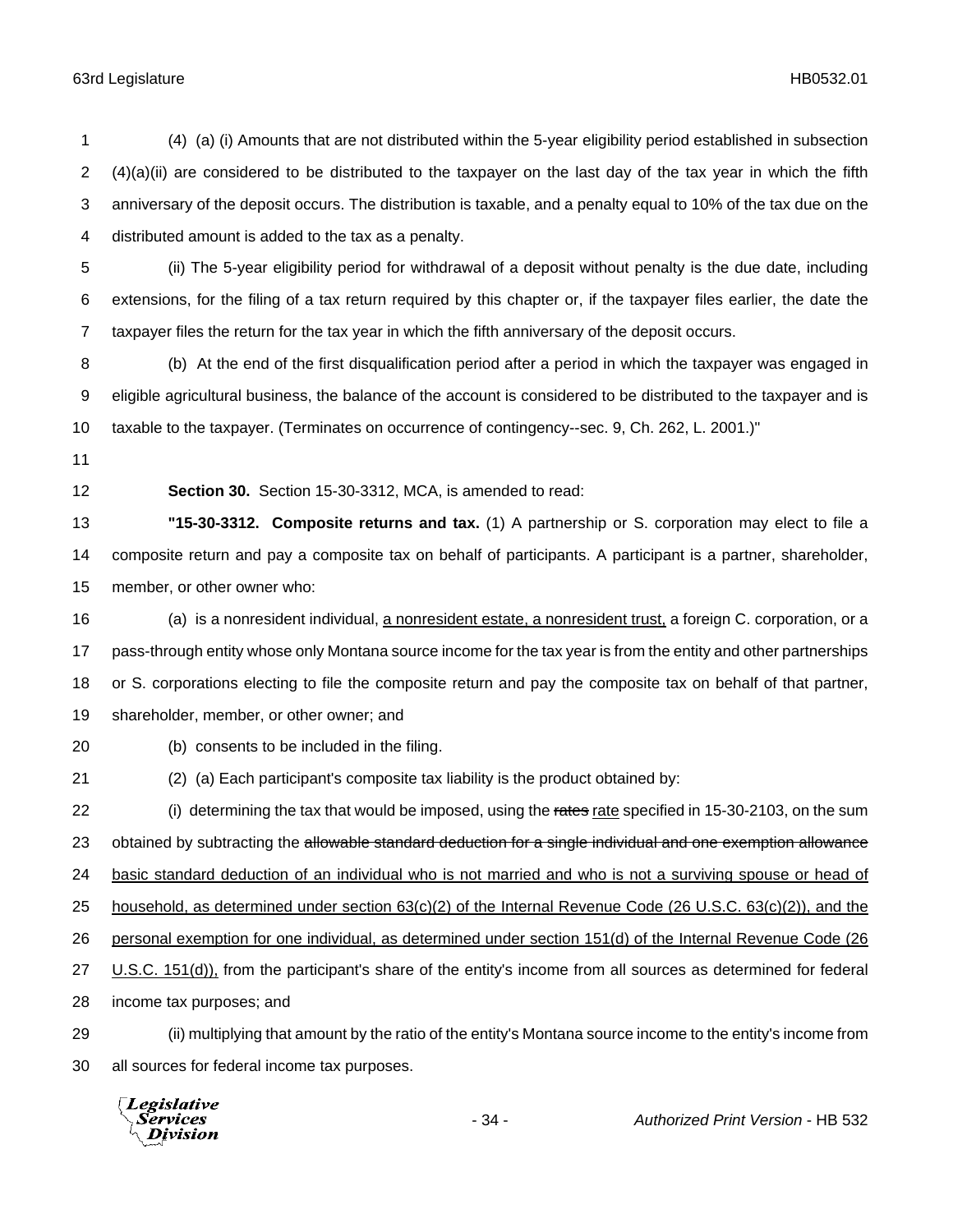(4) (a) (i) Amounts that are not distributed within the 5-year eligibility period established in subsection (4)(a)(ii) are considered to be distributed to the taxpayer on the last day of the tax year in which the fifth anniversary of the deposit occurs. The distribution is taxable, and a penalty equal to 10% of the tax due on the distributed amount is added to the tax as a penalty.

(ii) The 5-year eligibility period for withdrawal of a deposit without penalty is the due date, including extensions, for the filing of a tax return required by this chapter or, if the taxpayer files earlier, the date the taxpayer files the return for the tax year in which the fifth anniversary of the deposit occurs.

(b) At the end of the first disqualification period after a period in which the taxpayer was engaged in eligible agricultural business, the balance of the account is considered to be distributed to the taxpayer and is taxable to the taxpayer. (Terminates on occurrence of contingency--sec. 9, Ch. 262, L. 2001.)"

**Section 30.** Section 15-30-3312, MCA, is amended to read:

**"15-30-3312. Composite returns and tax.** (1) A partnership or S. corporation may elect to file a composite return and pay a composite tax on behalf of participants. A participant is a partner, shareholder, member, or other owner who:

(a) is a nonresident individual, <u>a nonresident estate, a nonresident trust,</u> a foreign C. corporation, or a pass-through entity whose only Montana source income for the tax year is from the entity and other partnerships or S. corporations electing to file the composite return and pay the composite tax on behalf of that partner, shareholder, member, or other owner; and

(b) consents to be included in the filing.

(2) (a) Each participant's composite tax liability is the product obtained by:

(i) determining the tax that would be imposed, using the ~~rates~~ <u>rate</u> specified in 15-30-2103, on the sum obtained by subtracting the ~~allowable standard deduction for a single individual and one exemption allowance~~ <u>basic standard deduction of an individual who is not married and who is not a surviving spouse or head of household, as determined under section 63(c)(2) of the Internal Revenue Code (26 U.S.C. 63(c)(2)), and the personal exemption for one individual, as determined under section 151(d) of the Internal Revenue Code (26 U.S.C. 151(d)),</u> from the participant's share of the entity's income from all sources as determined for federal income tax purposes; and

(ii) multiplying that amount by the ratio of the entity's Montana source income to the entity's income from all sources for federal income tax purposes.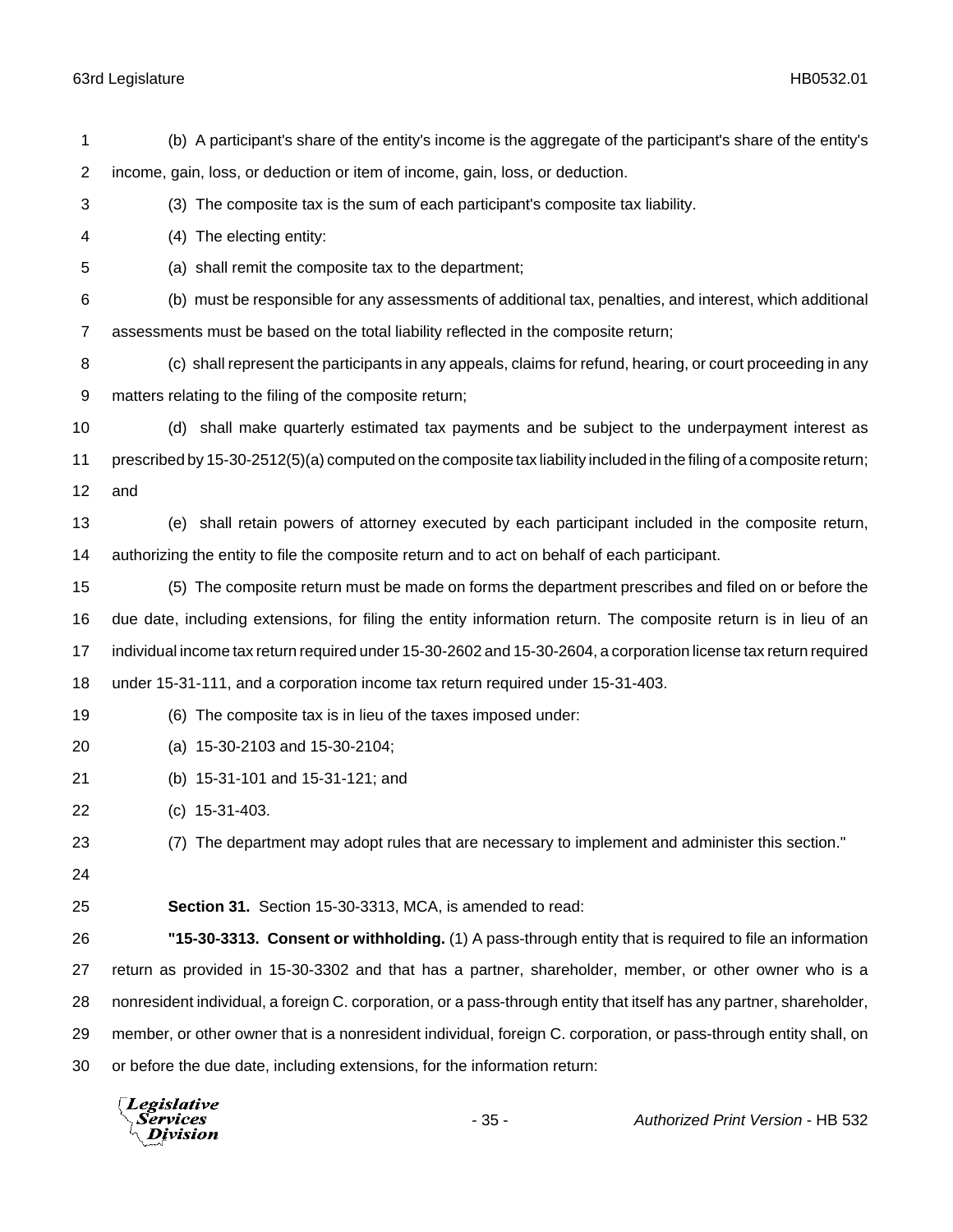(b) A participant's share of the entity's income is the aggregate of the participant's share of the entity's income, gain, loss, or deduction or item of income, gain, loss, or deduction.

(3) The composite tax is the sum of each participant's composite tax liability.

(4) The electing entity:

(a) shall remit the composite tax to the department;

(b) must be responsible for any assessments of additional tax, penalties, and interest, which additional assessments must be based on the total liability reflected in the composite return;

(c) shall represent the participants in any appeals, claims for refund, hearing, or court proceeding in any matters relating to the filing of the composite return;

(d) shall make quarterly estimated tax payments and be subject to the underpayment interest as prescribed by 15-30-2512(5)(a) computed on the composite tax liability included in the filing of a composite return; and

(e) shall retain powers of attorney executed by each participant included in the composite return, authorizing the entity to file the composite return and to act on behalf of each participant.

(5) The composite return must be made on forms the department prescribes and filed on or before the due date, including extensions, for filing the entity information return. The composite return is in lieu of an individual income tax return required under 15-30-2602 and 15-30-2604, a corporation license tax return required under 15-31-111, and a corporation income tax return required under 15-31-403.

(6) The composite tax is in lieu of the taxes imposed under:

(a) 15-30-2103 and 15-30-2104;

(b) 15-31-101 and 15-31-121; and

(c) 15-31-403.

(7) The department may adopt rules that are necessary to implement and administer this section."

**Section 31.** Section 15-30-3313, MCA, is amended to read:

**"15-30-3313. Consent or withholding.** (1) A pass-through entity that is required to file an information return as provided in 15-30-3302 and that has a partner, shareholder, member, or other owner who is a nonresident individual, a foreign C. corporation, or a pass-through entity that itself has any partner, shareholder, member, or other owner that is a nonresident individual, foreign C. corporation, or pass-through entity shall, on or before the due date, including extensions, for the information return: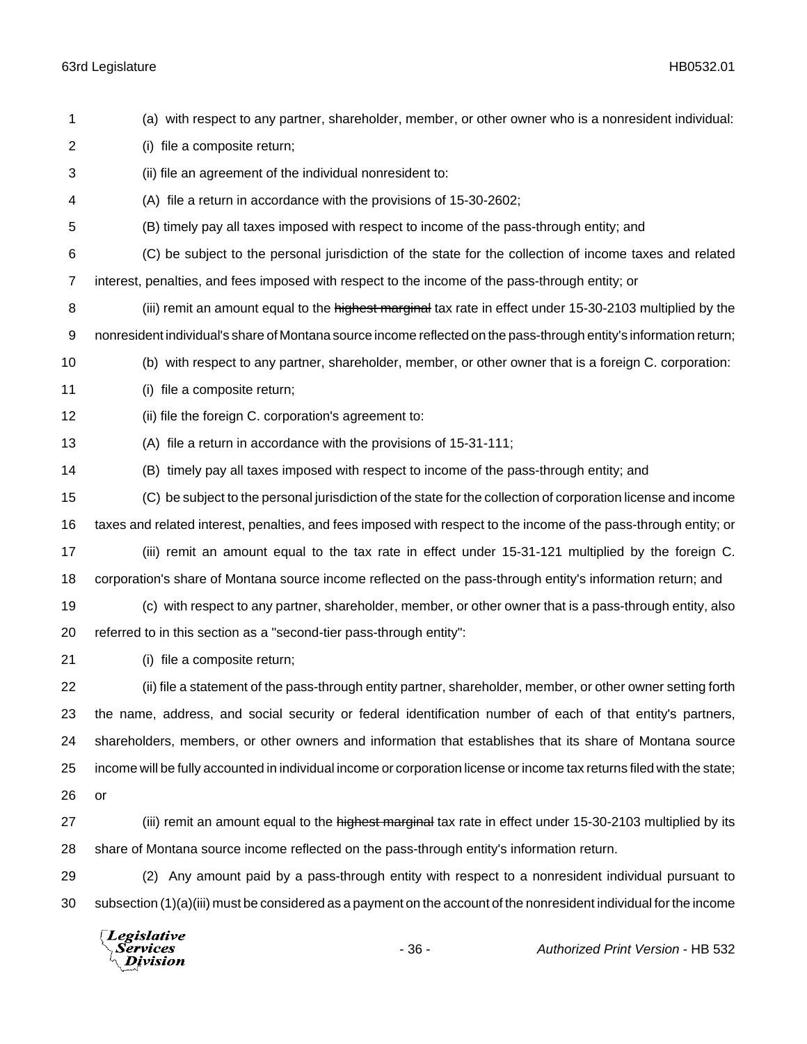(a) with respect to any partner, shareholder, member, or other owner who is a nonresident individual:

(i) file a composite return;

(ii) file an agreement of the individual nonresident to:

(A) file a return in accordance with the provisions of 15-30-2602;

(B) timely pay all taxes imposed with respect to income of the pass-through entity; and

(C) be subject to the personal jurisdiction of the state for the collection of income taxes and related interest, penalties, and fees imposed with respect to the income of the pass-through entity; or

(iii) remit an amount equal to the ~~highest marginal~~ tax rate in effect under 15-30-2103 multiplied by the nonresident individual's share of Montana source income reflected on the pass-through entity's information return;

(b) with respect to any partner, shareholder, member, or other owner that is a foreign C. corporation:

(i) file a composite return;

(ii) file the foreign C. corporation's agreement to:

(A) file a return in accordance with the provisions of 15-31-111;

(B) timely pay all taxes imposed with respect to income of the pass-through entity; and

(C) be subject to the personal jurisdiction of the state for the collection of corporation license and income taxes and related interest, penalties, and fees imposed with respect to the income of the pass-through entity; or

(iii) remit an amount equal to the tax rate in effect under 15-31-121 multiplied by the foreign C. corporation's share of Montana source income reflected on the pass-through entity's information return; and

(c) with respect to any partner, shareholder, member, or other owner that is a pass-through entity, also referred to in this section as a "second-tier pass-through entity":

(i) file a composite return;

(ii) file a statement of the pass-through entity partner, shareholder, member, or other owner setting forth the name, address, and social security or federal identification number of each of that entity's partners, shareholders, members, or other owners and information that establishes that its share of Montana source income will be fully accounted in individual income or corporation license or income tax returns filed with the state; or

(iii) remit an amount equal to the ~~highest marginal~~ tax rate in effect under 15-30-2103 multiplied by its share of Montana source income reflected on the pass-through entity's information return.

(2) Any amount paid by a pass-through entity with respect to a nonresident individual pursuant to subsection (1)(a)(iii) must be considered as a payment on the account of the nonresident individual for the income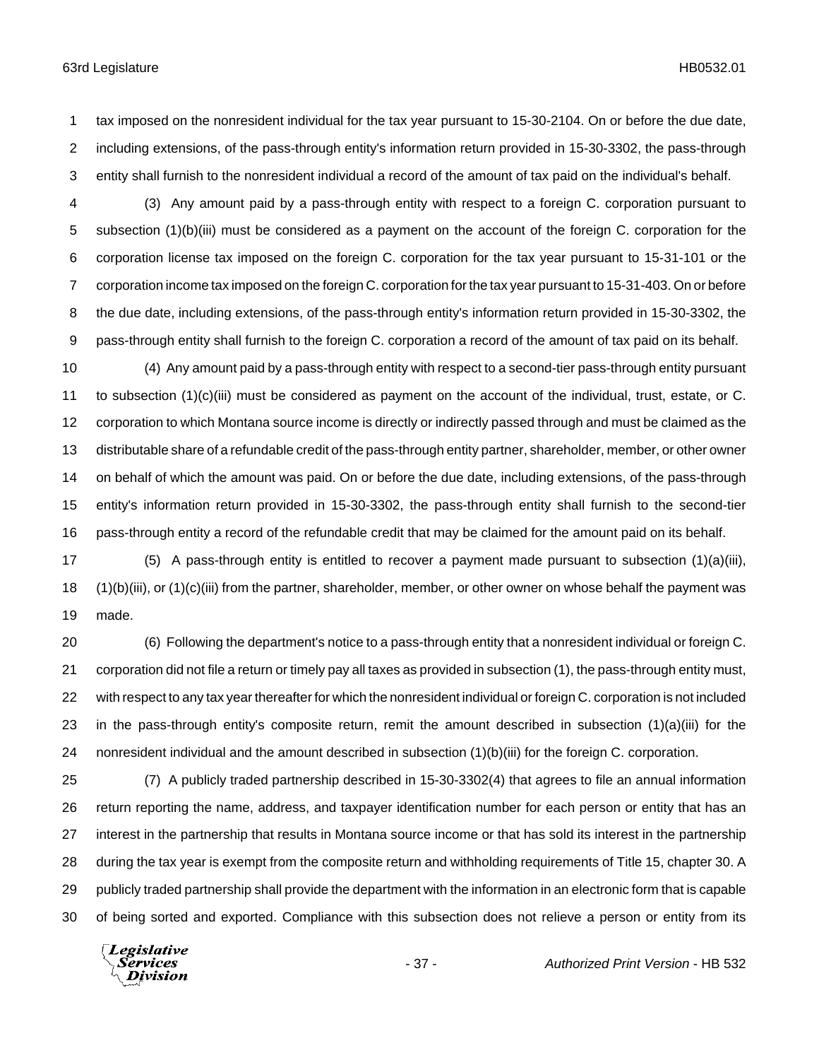tax imposed on the nonresident individual for the tax year pursuant to 15-30-2104. On or before the due date, including extensions, of the pass-through entity's information return provided in 15-30-3302, the pass-through entity shall furnish to the nonresident individual a record of the amount of tax paid on the individual's behalf.

(3) Any amount paid by a pass-through entity with respect to a foreign C. corporation pursuant to subsection (1)(b)(iii) must be considered as a payment on the account of the foreign C. corporation for the corporation license tax imposed on the foreign C. corporation for the tax year pursuant to 15-31-101 or the corporation income tax imposed on the foreign C. corporation for the tax year pursuant to 15-31-403. On or before the due date, including extensions, of the pass-through entity's information return provided in 15-30-3302, the pass-through entity shall furnish to the foreign C. corporation a record of the amount of tax paid on its behalf.

(4) Any amount paid by a pass-through entity with respect to a second-tier pass-through entity pursuant to subsection (1)(c)(iii) must be considered as payment on the account of the individual, trust, estate, or C. corporation to which Montana source income is directly or indirectly passed through and must be claimed as the distributable share of a refundable credit of the pass-through entity partner, shareholder, member, or other owner on behalf of which the amount was paid. On or before the due date, including extensions, of the pass-through entity's information return provided in 15-30-3302, the pass-through entity shall furnish to the second-tier pass-through entity a record of the refundable credit that may be claimed for the amount paid on its behalf.

(5) A pass-through entity is entitled to recover a payment made pursuant to subsection (1)(a)(iii), (1)(b)(iii), or (1)(c)(iii) from the partner, shareholder, member, or other owner on whose behalf the payment was made.

(6) Following the department's notice to a pass-through entity that a nonresident individual or foreign C. corporation did not file a return or timely pay all taxes as provided in subsection (1), the pass-through entity must, with respect to any tax year thereafter for which the nonresident individual or foreign C. corporation is not included in the pass-through entity's composite return, remit the amount described in subsection (1)(a)(iii) for the nonresident individual and the amount described in subsection (1)(b)(iii) for the foreign C. corporation.

(7) A publicly traded partnership described in 15-30-3302(4) that agrees to file an annual information return reporting the name, address, and taxpayer identification number for each person or entity that has an interest in the partnership that results in Montana source income or that has sold its interest in the partnership during the tax year is exempt from the composite return and withholding requirements of Title 15, chapter 30. A publicly traded partnership shall provide the department with the information in an electronic form that is capable of being sorted and exported. Compliance with this subsection does not relieve a person or entity from its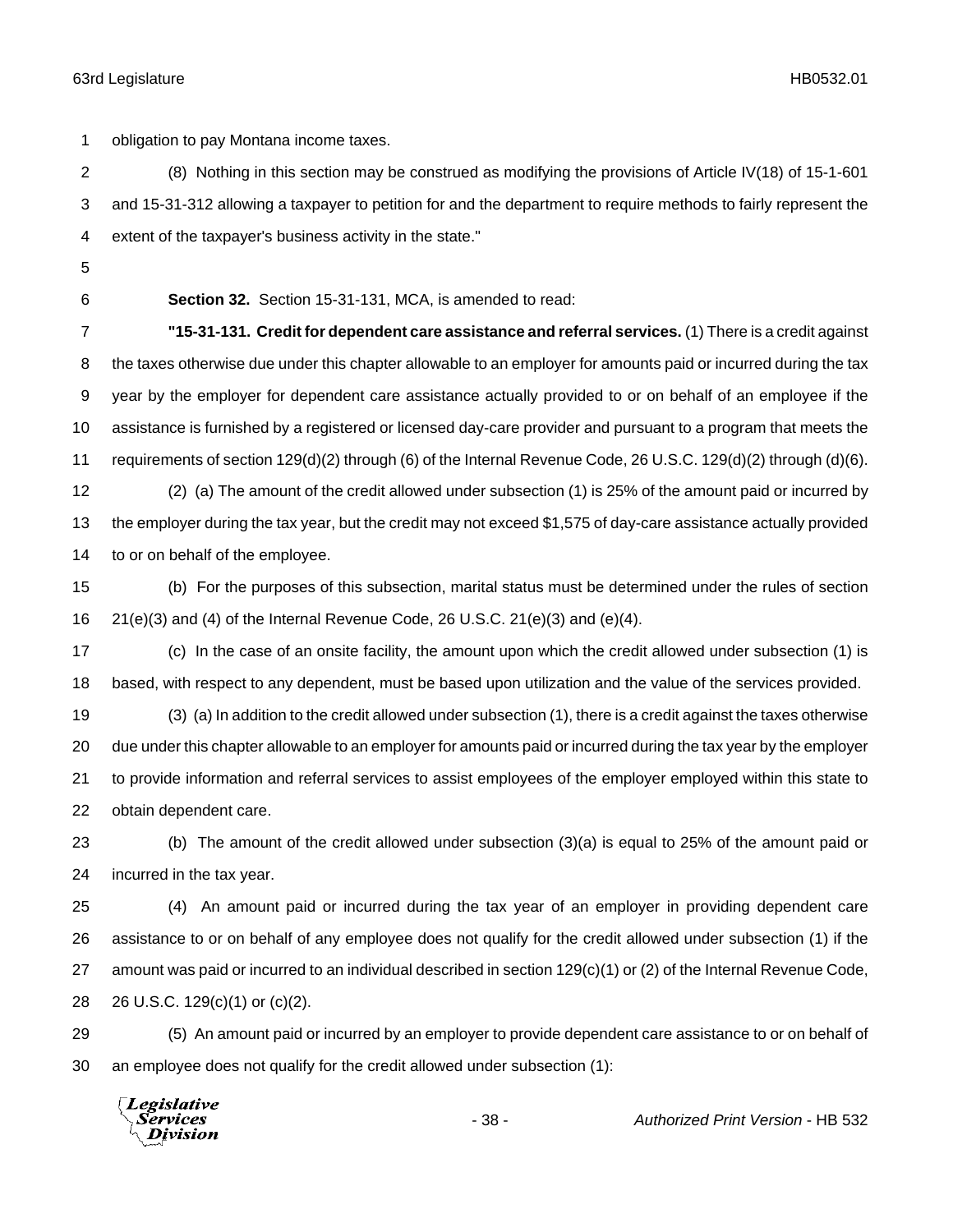obligation to pay Montana income taxes.

(8) Nothing in this section may be construed as modifying the provisions of Article IV(18) of 15-1-601 and 15-31-312 allowing a taxpayer to petition for and the department to require methods to fairly represent the extent of the taxpayer's business activity in the state."

**Section 32.** Section 15-31-131, MCA, is amended to read:

**"15-31-131. Credit for dependent care assistance and referral services.** (1) There is a credit against the taxes otherwise due under this chapter allowable to an employer for amounts paid or incurred during the tax year by the employer for dependent care assistance actually provided to or on behalf of an employee if the assistance is furnished by a registered or licensed day-care provider and pursuant to a program that meets the requirements of section 129(d)(2) through (6) of the Internal Revenue Code, 26 U.S.C. 129(d)(2) through (d)(6).

(2) (a) The amount of the credit allowed under subsection (1) is 25% of the amount paid or incurred by the employer during the tax year, but the credit may not exceed $1,575 of day-care assistance actually provided to or on behalf of the employee.

(b) For the purposes of this subsection, marital status must be determined under the rules of section 21(e)(3) and (4) of the Internal Revenue Code, 26 U.S.C. 21(e)(3) and (e)(4).

(c) In the case of an onsite facility, the amount upon which the credit allowed under subsection (1) is based, with respect to any dependent, must be based upon utilization and the value of the services provided.

(3) (a) In addition to the credit allowed under subsection (1), there is a credit against the taxes otherwise due under this chapter allowable to an employer for amounts paid or incurred during the tax year by the employer to provide information and referral services to assist employees of the employer employed within this state to obtain dependent care.

(b) The amount of the credit allowed under subsection (3)(a) is equal to 25% of the amount paid or incurred in the tax year.

(4) An amount paid or incurred during the tax year of an employer in providing dependent care assistance to or on behalf of any employee does not qualify for the credit allowed under subsection (1) if the amount was paid or incurred to an individual described in section 129(c)(1) or (2) of the Internal Revenue Code, 26 U.S.C. 129(c)(1) or (c)(2).

(5) An amount paid or incurred by an employer to provide dependent care assistance to or on behalf of an employee does not qualify for the credit allowed under subsection (1):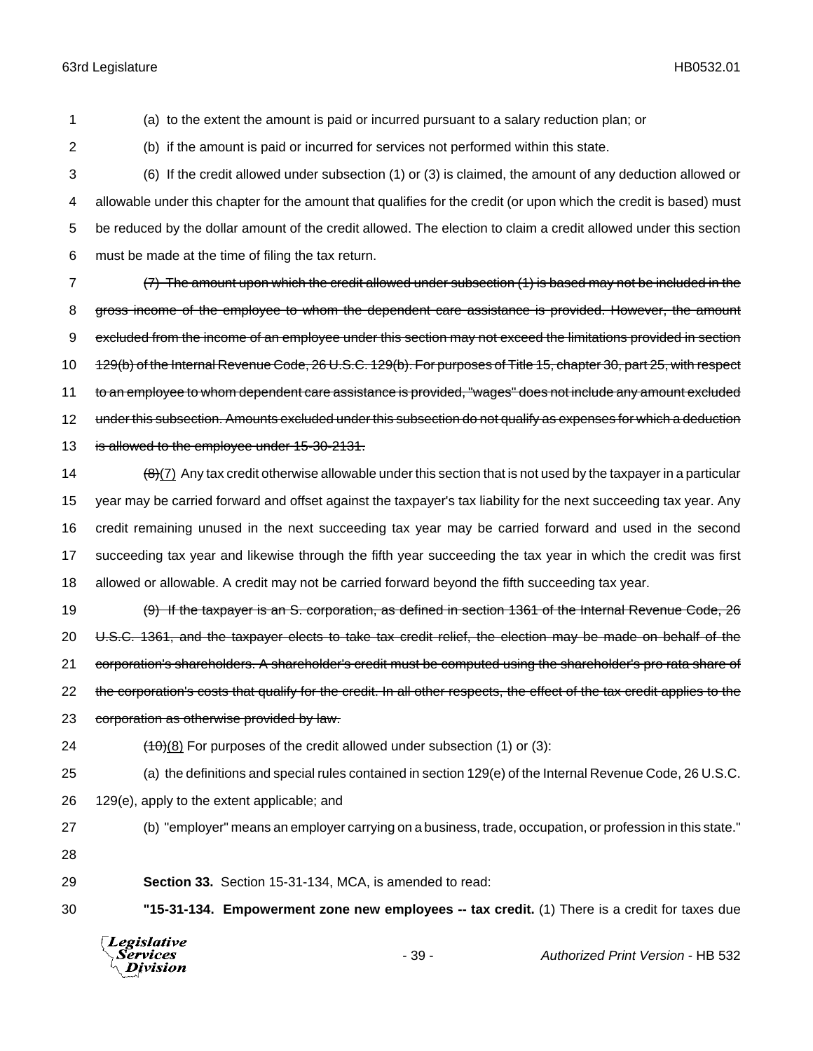(a) to the extent the amount is paid or incurred pursuant to a salary reduction plan; or

(b) if the amount is paid or incurred for services not performed within this state.

(6) If the credit allowed under subsection (1) or (3) is claimed, the amount of any deduction allowed or allowable under this chapter for the amount that qualifies for the credit (or upon which the credit is based) must be reduced by the dollar amount of the credit allowed. The election to claim a credit allowed under this section must be made at the time of filing the tax return.

~~(7) The amount upon which the credit allowed under subsection (1) is based may not be included in the gross income of the employee to whom the dependent care assistance is provided. However, the amount excluded from the income of an employee under this section may not exceed the limitations provided in section 129(b) of the Internal Revenue Code, 26 U.S.C. 129(b). For purposes of Title 15, chapter 30, part 25, with respect to an employee to whom dependent care assistance is provided, "wages" does not include any amount excluded under this subsection. Amounts excluded under this subsection do not qualify as expenses for which a deduction is allowed to the employee under 15-30-2131.~~

~~(8)~~<u>(7)</u> Any tax credit otherwise allowable under this section that is not used by the taxpayer in a particular year may be carried forward and offset against the taxpayer's tax liability for the next succeeding tax year. Any credit remaining unused in the next succeeding tax year may be carried forward and used in the second succeeding tax year and likewise through the fifth year succeeding the tax year in which the credit was first allowed or allowable. A credit may not be carried forward beyond the fifth succeeding tax year.

~~(9) If the taxpayer is an S. corporation, as defined in section 1361 of the Internal Revenue Code, 26 U.S.C. 1361, and the taxpayer elects to take tax credit relief, the election may be made on behalf of the corporation's shareholders. A shareholder's credit must be computed using the shareholder's pro rata share of the corporation's costs that qualify for the credit. In all other respects, the effect of the tax credit applies to the corporation as otherwise provided by law.~~

~~(10)~~<u>(8)</u> For purposes of the credit allowed under subsection (1) or (3):

(a) the definitions and special rules contained in section 129(e) of the Internal Revenue Code, 26 U.S.C. 129(e), apply to the extent applicable; and

(b) "employer" means an employer carrying on a business, trade, occupation, or profession in this state."

**Section 33.** Section 15-31-134, MCA, is amended to read:

**"15-31-134. Empowerment zone new employees -- tax credit.** (1) There is a credit for taxes due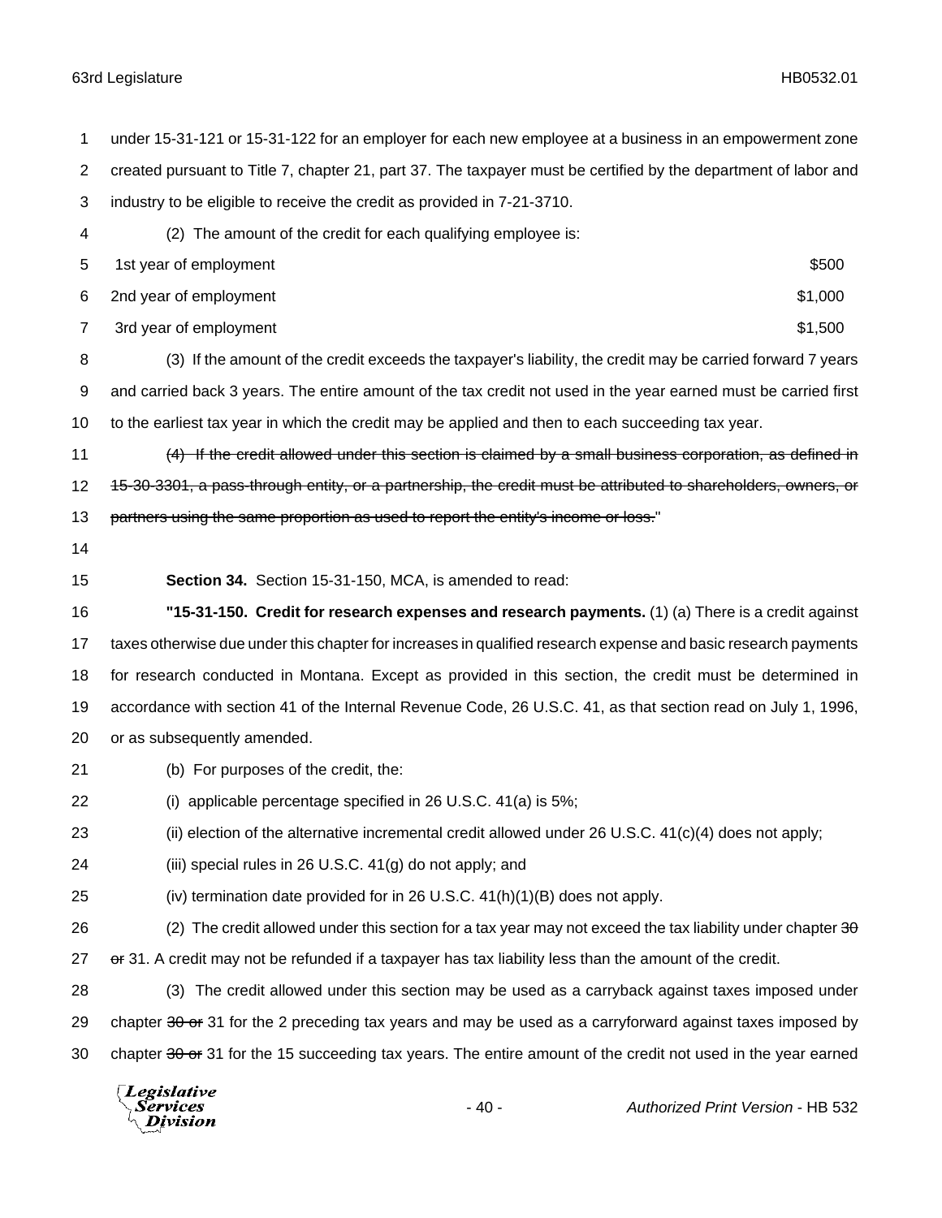under 15-31-121 or 15-31-122 for an employer for each new employee at a business in an empowerment zone created pursuant to Title 7, chapter 21, part 37. The taxpayer must be certified by the department of labor and industry to be eligible to receive the credit as provided in 7-21-3710.

(2) The amount of the credit for each qualifying employee is:

| | |
|---|---|
| 1st year of employment | $500 |
| 2nd year of employment | $1,000 |
| 3rd year of employment | $1,500 |

(3) If the amount of the credit exceeds the taxpayer's liability, the credit may be carried forward 7 years and carried back 3 years. The entire amount of the tax credit not used in the year earned must be carried first to the earliest tax year in which the credit may be applied and then to each succeeding tax year.

~~(4) If the credit allowed under this section is claimed by a small business corporation, as defined in 15-30-3301, a pass-through entity, or a partnership, the credit must be attributed to shareholders, owners, or partners using the same proportion as used to report the entity's income or loss.~~"

**Section 34.** Section 15-31-150, MCA, is amended to read:

**"15-31-150. Credit for research expenses and research payments.** (1) (a) There is a credit against taxes otherwise due under this chapter for increases in qualified research expense and basic research payments for research conducted in Montana. Except as provided in this section, the credit must be determined in accordance with section 41 of the Internal Revenue Code, 26 U.S.C. 41, as that section read on July 1, 1996, or as subsequently amended.

(b) For purposes of the credit, the:

(i) applicable percentage specified in 26 U.S.C. 41(a) is 5%;

(ii) election of the alternative incremental credit allowed under 26 U.S.C. 41(c)(4) does not apply;

(iii) special rules in 26 U.S.C. 41(g) do not apply; and

(iv) termination date provided for in 26 U.S.C. 41(h)(1)(B) does not apply.

(2) The credit allowed under this section for a tax year may not exceed the tax liability under chapter ~~30 or~~ 31. A credit may not be refunded if a taxpayer has tax liability less than the amount of the credit.

(3) The credit allowed under this section may be used as a carryback against taxes imposed under chapter ~~30 or~~ 31 for the 2 preceding tax years and may be used as a carryforward against taxes imposed by chapter ~~30 or~~ 31 for the 15 succeeding tax years. The entire amount of the credit not used in the year earned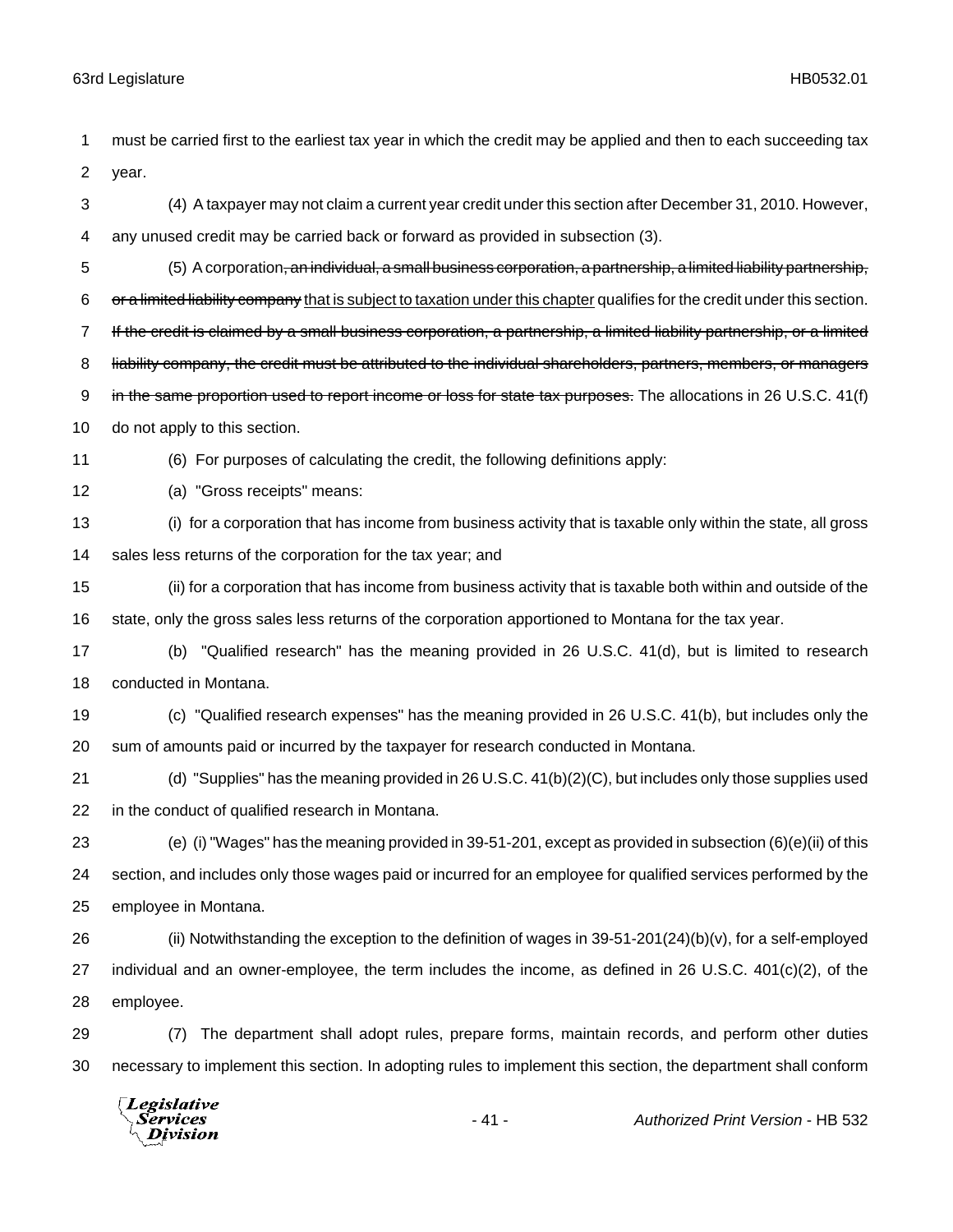must be carried first to the earliest tax year in which the credit may be applied and then to each succeeding tax year.

(4) A taxpayer may not claim a current year credit under this section after December 31, 2010. However, any unused credit may be carried back or forward as provided in subsection (3).

(5) A corporation~~, an individual, a small business corporation, a partnership, a limited liability partnership, or a limited liability company~~ <u>that is subject to taxation under this chapter</u> qualifies for the credit under this section. ~~If the credit is claimed by a small business corporation, a partnership, a limited liability partnership, or a limited liability company, the credit must be attributed to the individual shareholders, partners, members, or managers in the same proportion used to report income or loss for state tax purposes.~~ The allocations in 26 U.S.C. 41(f) do not apply to this section.

(6) For purposes of calculating the credit, the following definitions apply:

(a) "Gross receipts" means:

(i) for a corporation that has income from business activity that is taxable only within the state, all gross sales less returns of the corporation for the tax year; and

(ii) for a corporation that has income from business activity that is taxable both within and outside of the state, only the gross sales less returns of the corporation apportioned to Montana for the tax year.

(b) "Qualified research" has the meaning provided in 26 U.S.C. 41(d), but is limited to research conducted in Montana.

(c) "Qualified research expenses" has the meaning provided in 26 U.S.C. 41(b), but includes only the sum of amounts paid or incurred by the taxpayer for research conducted in Montana.

(d) "Supplies" has the meaning provided in 26 U.S.C. 41(b)(2)(C), but includes only those supplies used in the conduct of qualified research in Montana.

(e) (i) "Wages" has the meaning provided in 39-51-201, except as provided in subsection (6)(e)(ii) of this section, and includes only those wages paid or incurred for an employee for qualified services performed by the employee in Montana.

(ii) Notwithstanding the exception to the definition of wages in 39-51-201(24)(b)(v), for a self-employed individual and an owner-employee, the term includes the income, as defined in 26 U.S.C. 401(c)(2), of the employee.

(7) The department shall adopt rules, prepare forms, maintain records, and perform other duties necessary to implement this section. In adopting rules to implement this section, the department shall conform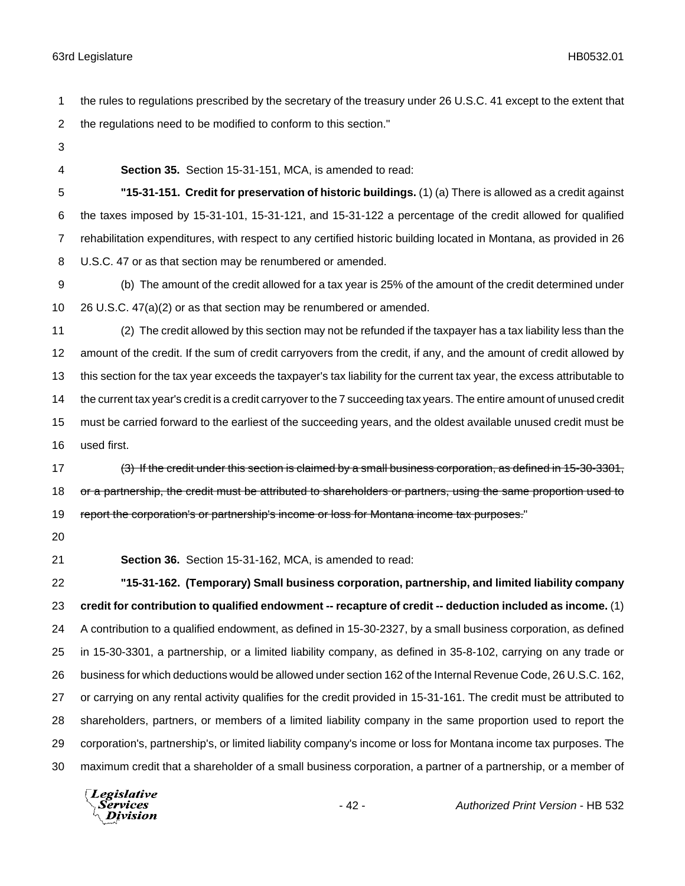the rules to regulations prescribed by the secretary of the treasury under 26 U.S.C. 41 except to the extent that the regulations need to be modified to conform to this section."

**Section 35.** Section 15-31-151, MCA, is amended to read:

**"15-31-151. Credit for preservation of historic buildings.** (1) (a) There is allowed as a credit against the taxes imposed by 15-31-101, 15-31-121, and 15-31-122 a percentage of the credit allowed for qualified rehabilitation expenditures, with respect to any certified historic building located in Montana, as provided in 26 U.S.C. 47 or as that section may be renumbered or amended.

(b) The amount of the credit allowed for a tax year is 25% of the amount of the credit determined under 26 U.S.C. 47(a)(2) or as that section may be renumbered or amended.

(2) The credit allowed by this section may not be refunded if the taxpayer has a tax liability less than the amount of the credit. If the sum of credit carryovers from the credit, if any, and the amount of credit allowed by this section for the tax year exceeds the taxpayer's tax liability for the current tax year, the excess attributable to the current tax year's credit is a credit carryover to the 7 succeeding tax years. The entire amount of unused credit must be carried forward to the earliest of the succeeding years, and the oldest available unused credit must be used first.

~~(3) If the credit under this section is claimed by a small business corporation, as defined in 15-30-3301, or a partnership, the credit must be attributed to shareholders or partners, using the same proportion used to report the corporation's or partnership's income or loss for Montana income tax purposes.~~"

**Section 36.** Section 15-31-162, MCA, is amended to read:

**"15-31-162. (Temporary) Small business corporation, partnership, and limited liability company credit for contribution to qualified endowment -- recapture of credit -- deduction included as income.** (1) A contribution to a qualified endowment, as defined in 15-30-2327, by a small business corporation, as defined in 15-30-3301, a partnership, or a limited liability company, as defined in 35-8-102, carrying on any trade or business for which deductions would be allowed under section 162 of the Internal Revenue Code, 26 U.S.C. 162, or carrying on any rental activity qualifies for the credit provided in 15-31-161. The credit must be attributed to shareholders, partners, or members of a limited liability company in the same proportion used to report the corporation's, partnership's, or limited liability company's income or loss for Montana income tax purposes. The maximum credit that a shareholder of a small business corporation, a partner of a partnership, or a member of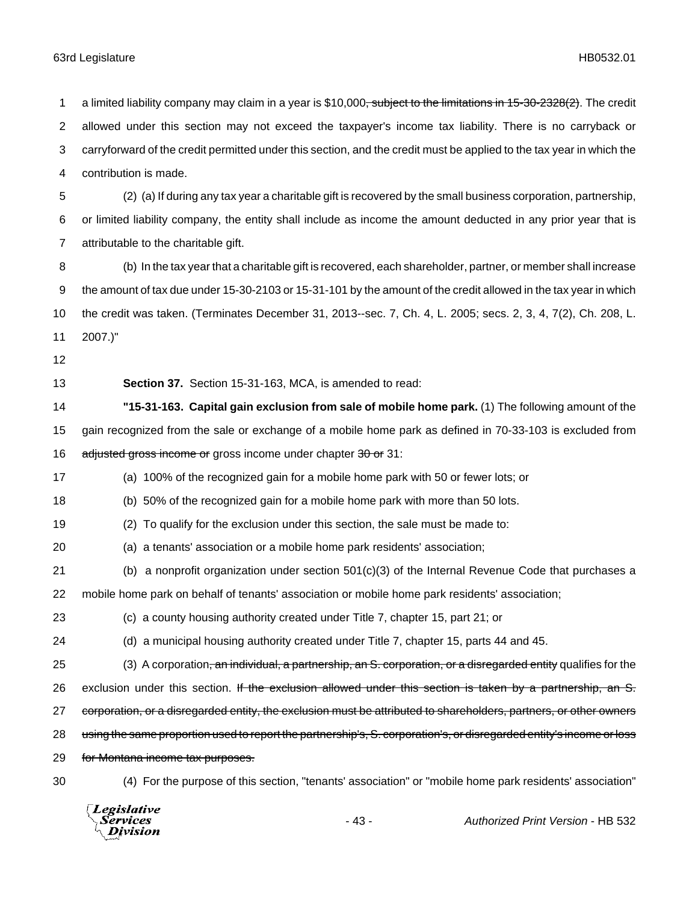a limited liability company may claim in a year is $10,000~~, subject to the limitations in 15-30-2328(2)~~. The credit allowed under this section may not exceed the taxpayer's income tax liability. There is no carryback or carryforward of the credit permitted under this section, and the credit must be applied to the tax year in which the contribution is made.

(2) (a) If during any tax year a charitable gift is recovered by the small business corporation, partnership, or limited liability company, the entity shall include as income the amount deducted in any prior year that is attributable to the charitable gift.

(b) In the tax year that a charitable gift is recovered, each shareholder, partner, or member shall increase the amount of tax due under 15-30-2103 or 15-31-101 by the amount of the credit allowed in the tax year in which the credit was taken. (Terminates December 31, 2013--sec. 7, Ch. 4, L. 2005; secs. 2, 3, 4, 7(2), Ch. 208, L. 2007.)"

**Section 37.** Section 15-31-163, MCA, is amended to read:

**"15-31-163. Capital gain exclusion from sale of mobile home park.** (1) The following amount of the gain recognized from the sale or exchange of a mobile home park as defined in 70-33-103 is excluded from ~~adjusted gross income or~~ gross income under chapter ~~30 or~~ 31:

(a) 100% of the recognized gain for a mobile home park with 50 or fewer lots; or

(b) 50% of the recognized gain for a mobile home park with more than 50 lots.

(2) To qualify for the exclusion under this section, the sale must be made to:

(a) a tenants' association or a mobile home park residents' association;

(b) a nonprofit organization under section 501(c)(3) of the Internal Revenue Code that purchases a mobile home park on behalf of tenants' association or mobile home park residents' association;

(c) a county housing authority created under Title 7, chapter 15, part 21; or

(d) a municipal housing authority created under Title 7, chapter 15, parts 44 and 45.

(3) A corporation~~, an individual, a partnership, an S. corporation, or a disregarded entity~~ qualifies for the exclusion under this section. ~~If the exclusion allowed under this section is taken by a partnership, an S. corporation, or a disregarded entity, the exclusion must be attributed to shareholders, partners, or other owners using the same proportion used to report the partnership's, S. corporation's, or disregarded entity's income or loss for Montana income tax purposes.~~

(4) For the purpose of this section, "tenants' association" or "mobile home park residents' association"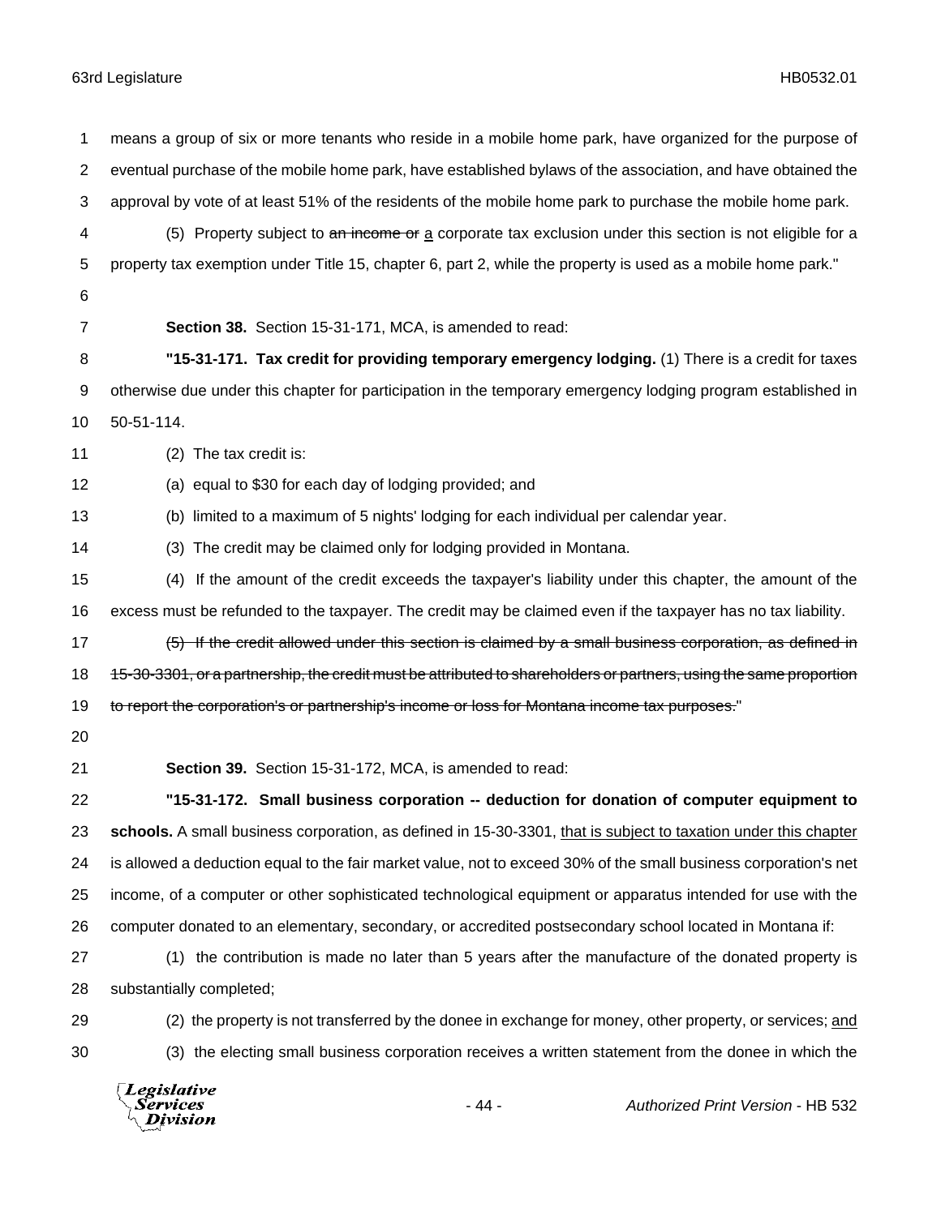means a group of six or more tenants who reside in a mobile home park, have organized for the purpose of eventual purchase of the mobile home park, have established bylaws of the association, and have obtained the approval by vote of at least 51% of the residents of the mobile home park to purchase the mobile home park.

(5) Property subject to ~~an income or~~ a corporate tax exclusion under this section is not eligible for a property tax exemption under Title 15, chapter 6, part 2, while the property is used as a mobile home park."

**Section 38.** Section 15-31-171, MCA, is amended to read:

**"15-31-171. Tax credit for providing temporary emergency lodging.** (1) There is a credit for taxes otherwise due under this chapter for participation in the temporary emergency lodging program established in 50-51-114.

(2) The tax credit is:

(a) equal to $30 for each day of lodging provided; and

(b) limited to a maximum of 5 nights' lodging for each individual per calendar year.

(3) The credit may be claimed only for lodging provided in Montana.

(4) If the amount of the credit exceeds the taxpayer's liability under this chapter, the amount of the excess must be refunded to the taxpayer. The credit may be claimed even if the taxpayer has no tax liability.

~~(5) If the credit allowed under this section is claimed by a small business corporation, as defined in 15-30-3301, or a partnership, the credit must be attributed to shareholders or partners, using the same proportion to report the corporation's or partnership's income or loss for Montana income tax purposes.~~"

**Section 39.** Section 15-31-172, MCA, is amended to read:

**"15-31-172. Small business corporation -- deduction for donation of computer equipment to schools.** A small business corporation, as defined in 15-30-3301, <u>that is subject to taxation under this chapter</u> is allowed a deduction equal to the fair market value, not to exceed 30% of the small business corporation's net income, of a computer or other sophisticated technological equipment or apparatus intended for use with the computer donated to an elementary, secondary, or accredited postsecondary school located in Montana if:

(1) the contribution is made no later than 5 years after the manufacture of the donated property is substantially completed;

(2) the property is not transferred by the donee in exchange for money, other property, or services; <u>and</u>

(3) the electing small business corporation receives a written statement from the donee in which the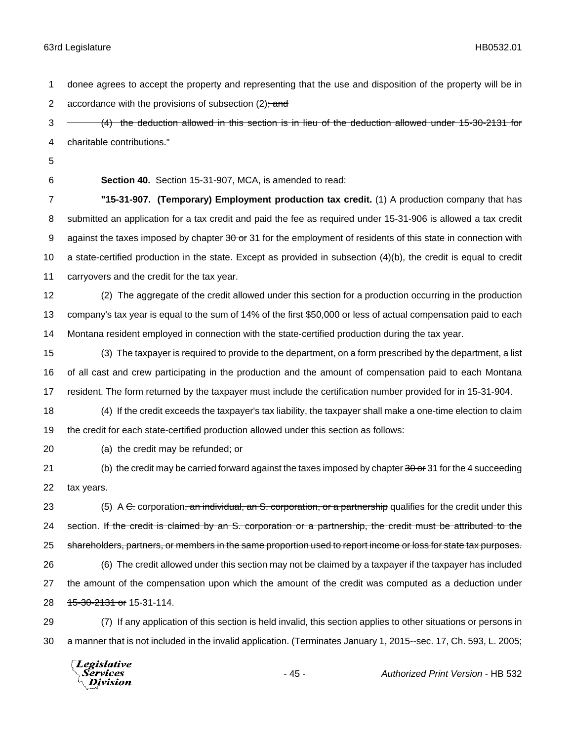donee agrees to accept the property and representing that the use and disposition of the property will be in accordance with the provisions of subsection (2)~~; and~~

~~(4) the deduction allowed in this section is in lieu of the deduction allowed under 15-30-2131 for charitable contributions~~."

**Section 40.** Section 15-31-907, MCA, is amended to read:

**"15-31-907. (Temporary) Employment production tax credit.** (1) A production company that has submitted an application for a tax credit and paid the fee as required under 15-31-906 is allowed a tax credit against the taxes imposed by chapter ~~30 or~~ 31 for the employment of residents of this state in connection with a state-certified production in the state. Except as provided in subsection (4)(b), the credit is equal to credit carryovers and the credit for the tax year.

(2) The aggregate of the credit allowed under this section for a production occurring in the production company's tax year is equal to the sum of 14% of the first $50,000 or less of actual compensation paid to each Montana resident employed in connection with the state-certified production during the tax year.

(3) The taxpayer is required to provide to the department, on a form prescribed by the department, a list of all cast and crew participating in the production and the amount of compensation paid to each Montana resident. The form returned by the taxpayer must include the certification number provided for in 15-31-904.

(4) If the credit exceeds the taxpayer's tax liability, the taxpayer shall make a one-time election to claim the credit for each state-certified production allowed under this section as follows:

(a) the credit may be refunded; or

(b) the credit may be carried forward against the taxes imposed by chapter ~~30 or~~ 31 for the 4 succeeding tax years.

(5) A ~~C.~~ corporation~~, an individual, an S. corporation, or a partnership~~ qualifies for the credit under this section. ~~If the credit is claimed by an S. corporation or a partnership, the credit must be attributed to the shareholders, partners, or members in the same proportion used to report income or loss for state tax purposes.~~

(6) The credit allowed under this section may not be claimed by a taxpayer if the taxpayer has included the amount of the compensation upon which the amount of the credit was computed as a deduction under ~~15-30-2131 or~~ 15-31-114.

(7) If any application of this section is held invalid, this section applies to other situations or persons in a manner that is not included in the invalid application. (Terminates January 1, 2015--sec. 17, Ch. 593, L. 2005;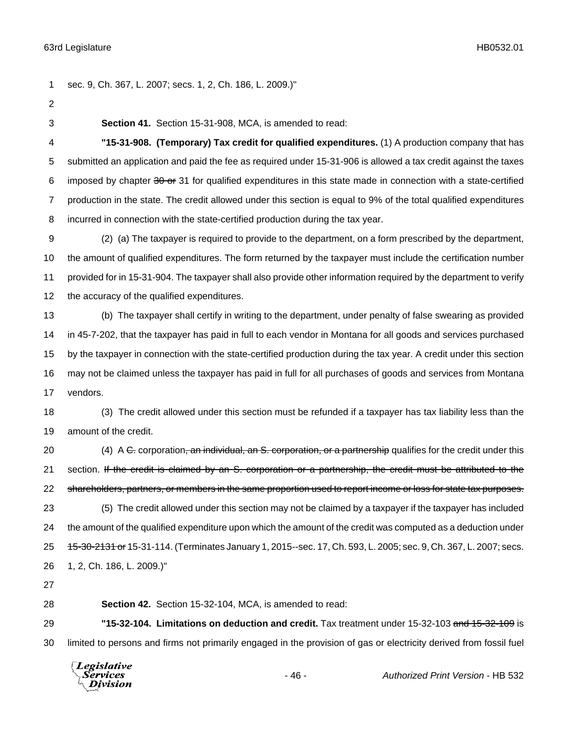sec. 9, Ch. 367, L. 2007; secs. 1, 2, Ch. 186, L. 2009.)"

**Section 41.** Section 15-31-908, MCA, is amended to read:

**"15-31-908. (Temporary) Tax credit for qualified expenditures.** (1) A production company that has submitted an application and paid the fee as required under 15-31-906 is allowed a tax credit against the taxes imposed by chapter ~~30 or~~ 31 for qualified expenditures in this state made in connection with a state-certified production in the state. The credit allowed under this section is equal to 9% of the total qualified expenditures incurred in connection with the state-certified production during the tax year.

(2) (a) The taxpayer is required to provide to the department, on a form prescribed by the department, the amount of qualified expenditures. The form returned by the taxpayer must include the certification number provided for in 15-31-904. The taxpayer shall also provide other information required by the department to verify the accuracy of the qualified expenditures.

(b) The taxpayer shall certify in writing to the department, under penalty of false swearing as provided in 45-7-202, that the taxpayer has paid in full to each vendor in Montana for all goods and services purchased by the taxpayer in connection with the state-certified production during the tax year. A credit under this section may not be claimed unless the taxpayer has paid in full for all purchases of goods and services from Montana vendors.

(3) The credit allowed under this section must be refunded if a taxpayer has tax liability less than the amount of the credit.

(4) A ~~C.~~ corporation~~, an individual, an S. corporation, or a partnership~~ qualifies for the credit under this section. ~~If the credit is claimed by an S. corporation or a partnership, the credit must be attributed to the shareholders, partners, or members in the same proportion used to report income or loss for state tax purposes.~~

(5) The credit allowed under this section may not be claimed by a taxpayer if the taxpayer has included the amount of the qualified expenditure upon which the amount of the credit was computed as a deduction under ~~15-30-2131 or~~ 15-31-114. (Terminates January 1, 2015--sec. 17, Ch. 593, L. 2005; sec. 9, Ch. 367, L. 2007; secs. 1, 2, Ch. 186, L. 2009.)"

**Section 42.** Section 15-32-104, MCA, is amended to read:

**"15-32-104. Limitations on deduction and credit.** Tax treatment under 15-32-103 ~~and 15-32-109~~ is limited to persons and firms not primarily engaged in the provision of gas or electricity derived from fossil fuel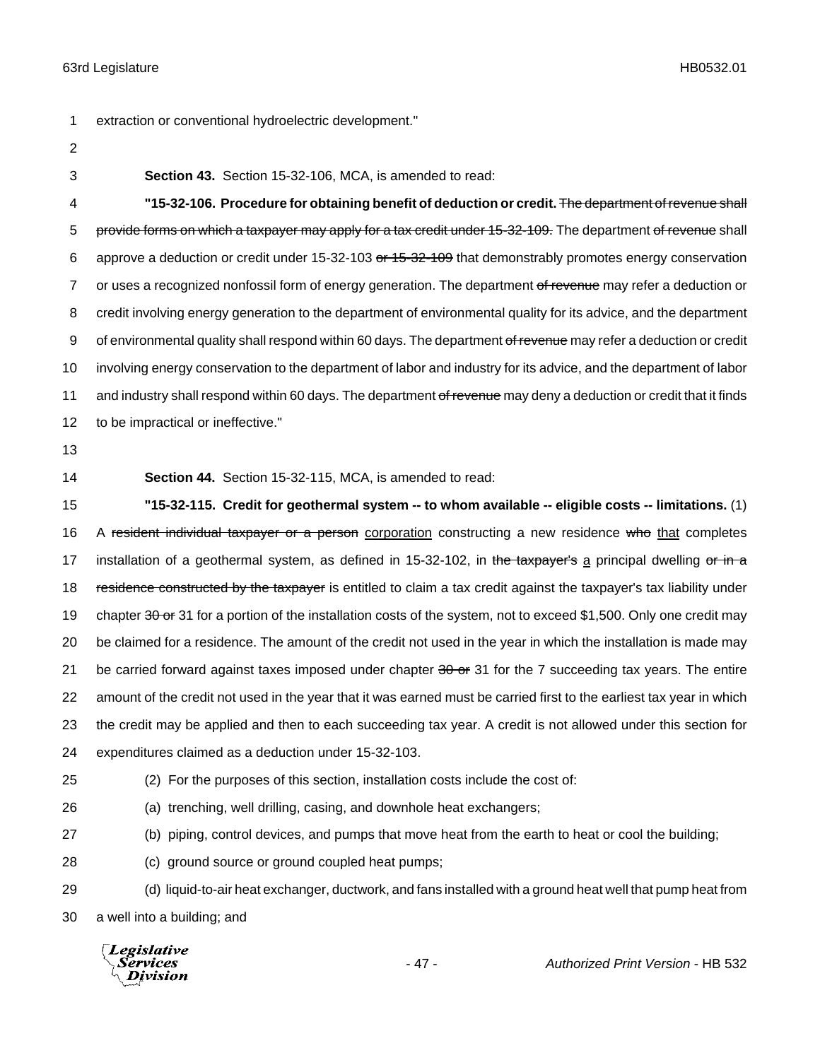extraction or conventional hydroelectric development."

**Section 43.** Section 15-32-106, MCA, is amended to read:

**"15-32-106. Procedure for obtaining benefit of deduction or credit.** ~~The department of revenue shall provide forms on which a taxpayer may apply for a tax credit under 15-32-109.~~ The department ~~of revenue~~ shall approve a deduction or credit under 15-32-103 ~~or 15-32-109~~ that demonstrably promotes energy conservation or uses a recognized nonfossil form of energy generation. The department ~~of revenue~~ may refer a deduction or credit involving energy generation to the department of environmental quality for its advice, and the department of environmental quality shall respond within 60 days. The department ~~of revenue~~ may refer a deduction or credit involving energy conservation to the department of labor and industry for its advice, and the department of labor and industry shall respond within 60 days. The department ~~of revenue~~ may deny a deduction or credit that it finds to be impractical or ineffective."

**Section 44.** Section 15-32-115, MCA, is amended to read:

**"15-32-115. Credit for geothermal system -- to whom available -- eligible costs -- limitations.** (1) A ~~resident individual taxpayer or a person~~ <u>corporation</u> constructing a new residence ~~who~~ <u>that</u> completes installation of a geothermal system, as defined in 15-32-102, in ~~the taxpayer's~~ <u>a</u> principal dwelling ~~or in a residence constructed by the taxpayer~~ is entitled to claim a tax credit against the taxpayer's tax liability under chapter ~~30 or~~ 31 for a portion of the installation costs of the system, not to exceed $1,500. Only one credit may be claimed for a residence. The amount of the credit not used in the year in which the installation is made may be carried forward against taxes imposed under chapter ~~30 or~~ 31 for the 7 succeeding tax years. The entire amount of the credit not used in the year that it was earned must be carried first to the earliest tax year in which the credit may be applied and then to each succeeding tax year. A credit is not allowed under this section for expenditures claimed as a deduction under 15-32-103.

(2) For the purposes of this section, installation costs include the cost of:

(a) trenching, well drilling, casing, and downhole heat exchangers;

(b) piping, control devices, and pumps that move heat from the earth to heat or cool the building;

(c) ground source or ground coupled heat pumps;

(d) liquid-to-air heat exchanger, ductwork, and fans installed with a ground heat well that pump heat from a well into a building; and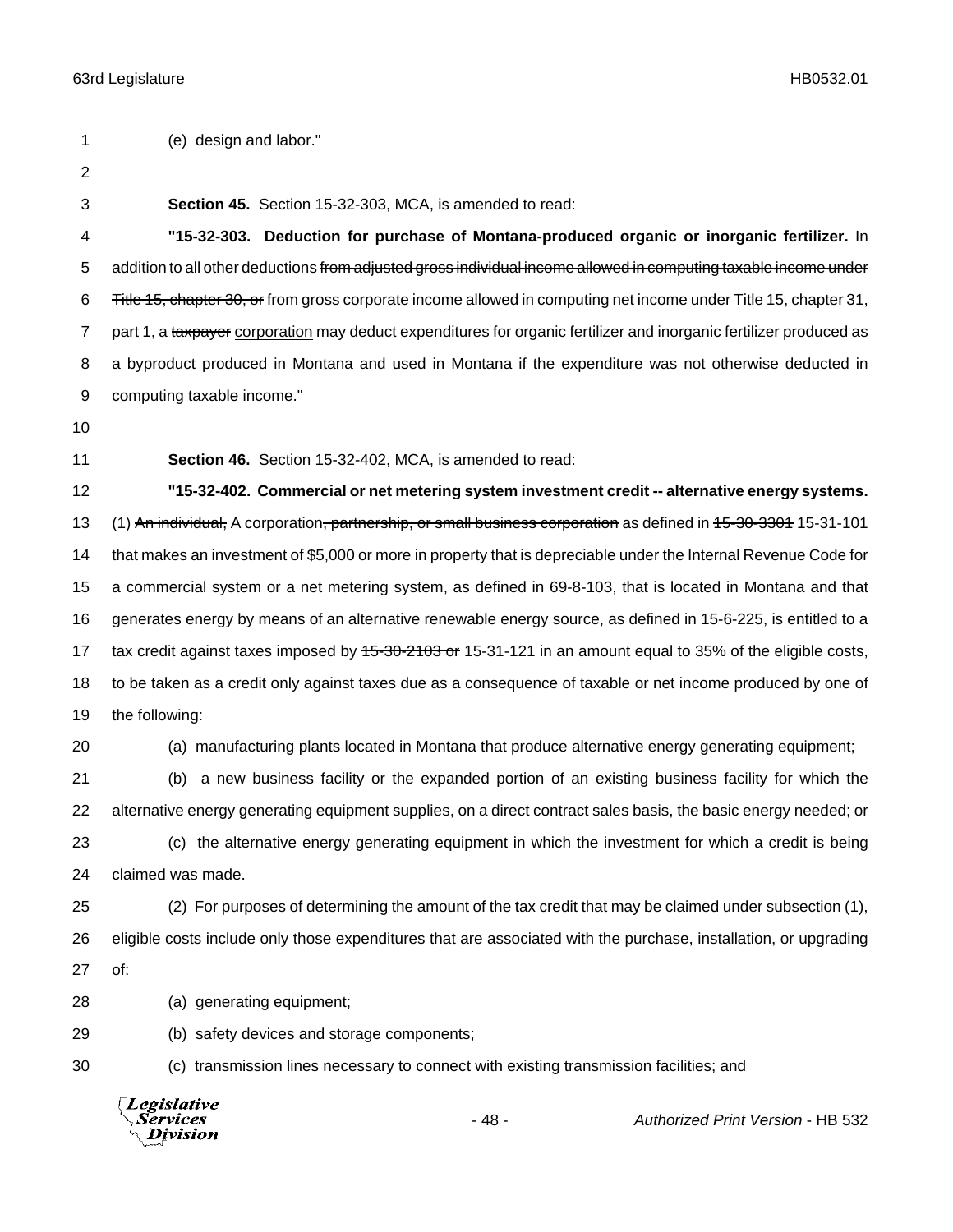(e) design and labor."

**Section 45.** Section 15-32-303, MCA, is amended to read:

**"15-32-303. Deduction for purchase of Montana-produced organic or inorganic fertilizer.** In addition to all other deductions ~~from adjusted gross individual income allowed in computing taxable income under Title 15, chapter 30, or~~ from gross corporate income allowed in computing net income under Title 15, chapter 31, part 1, a ~~taxpayer~~ <u>corporation</u> may deduct expenditures for organic fertilizer and inorganic fertilizer produced as a byproduct produced in Montana and used in Montana if the expenditure was not otherwise deducted in computing taxable income."

**Section 46.** Section 15-32-402, MCA, is amended to read:

**"15-32-402. Commercial or net metering system investment credit -- alternative energy systems.** (1) ~~An individual,~~ <u>A</u> corporation~~, partnership, or small business corporation~~ as defined in ~~15-30-3301~~ <u>15-31-101</u> that makes an investment of $5,000 or more in property that is depreciable under the Internal Revenue Code for a commercial system or a net metering system, as defined in 69-8-103, that is located in Montana and that generates energy by means of an alternative renewable energy source, as defined in 15-6-225, is entitled to a tax credit against taxes imposed by ~~15-30-2103 or~~ 15-31-121 in an amount equal to 35% of the eligible costs, to be taken as a credit only against taxes due as a consequence of taxable or net income produced by one of the following:

(a) manufacturing plants located in Montana that produce alternative energy generating equipment;

(b) a new business facility or the expanded portion of an existing business facility for which the alternative energy generating equipment supplies, on a direct contract sales basis, the basic energy needed; or

(c) the alternative energy generating equipment in which the investment for which a credit is being claimed was made.

(2) For purposes of determining the amount of the tax credit that may be claimed under subsection (1), eligible costs include only those expenditures that are associated with the purchase, installation, or upgrading of:

(a) generating equipment;

(b) safety devices and storage components;

(c) transmission lines necessary to connect with existing transmission facilities; and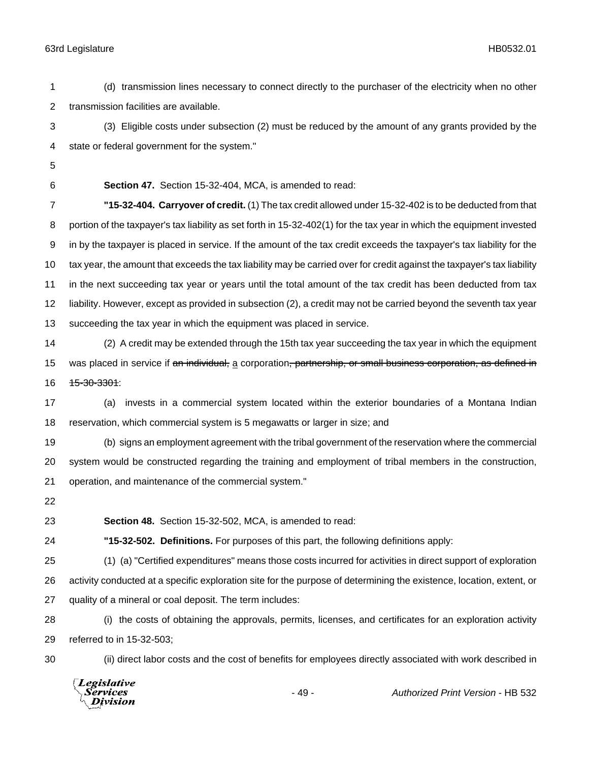(d) transmission lines necessary to connect directly to the purchaser of the electricity when no other transmission facilities are available.

(3) Eligible costs under subsection (2) must be reduced by the amount of any grants provided by the state or federal government for the system."

**Section 47.** Section 15-32-404, MCA, is amended to read:

**"15-32-404. Carryover of credit.** (1) The tax credit allowed under 15-32-402 is to be deducted from that portion of the taxpayer's tax liability as set forth in 15-32-402(1) for the tax year in which the equipment invested in by the taxpayer is placed in service. If the amount of the tax credit exceeds the taxpayer's tax liability for the tax year, the amount that exceeds the tax liability may be carried over for credit against the taxpayer's tax liability in the next succeeding tax year or years until the total amount of the tax credit has been deducted from tax liability. However, except as provided in subsection (2), a credit may not be carried beyond the seventh tax year succeeding the tax year in which the equipment was placed in service.

(2) A credit may be extended through the 15th tax year succeeding the tax year in which the equipment was placed in service if ~~an individual,~~ a corporation~~, partnership, or small business corporation, as defined in 15-30-3301~~:

(a) invests in a commercial system located within the exterior boundaries of a Montana Indian reservation, which commercial system is 5 megawatts or larger in size; and

(b) signs an employment agreement with the tribal government of the reservation where the commercial system would be constructed regarding the training and employment of tribal members in the construction, operation, and maintenance of the commercial system."

**Section 48.** Section 15-32-502, MCA, is amended to read:

**"15-32-502. Definitions.** For purposes of this part, the following definitions apply:

(1) (a) "Certified expenditures" means those costs incurred for activities in direct support of exploration activity conducted at a specific exploration site for the purpose of determining the existence, location, extent, or quality of a mineral or coal deposit. The term includes:

(i) the costs of obtaining the approvals, permits, licenses, and certificates for an exploration activity referred to in 15-32-503;

(ii) direct labor costs and the cost of benefits for employees directly associated with work described in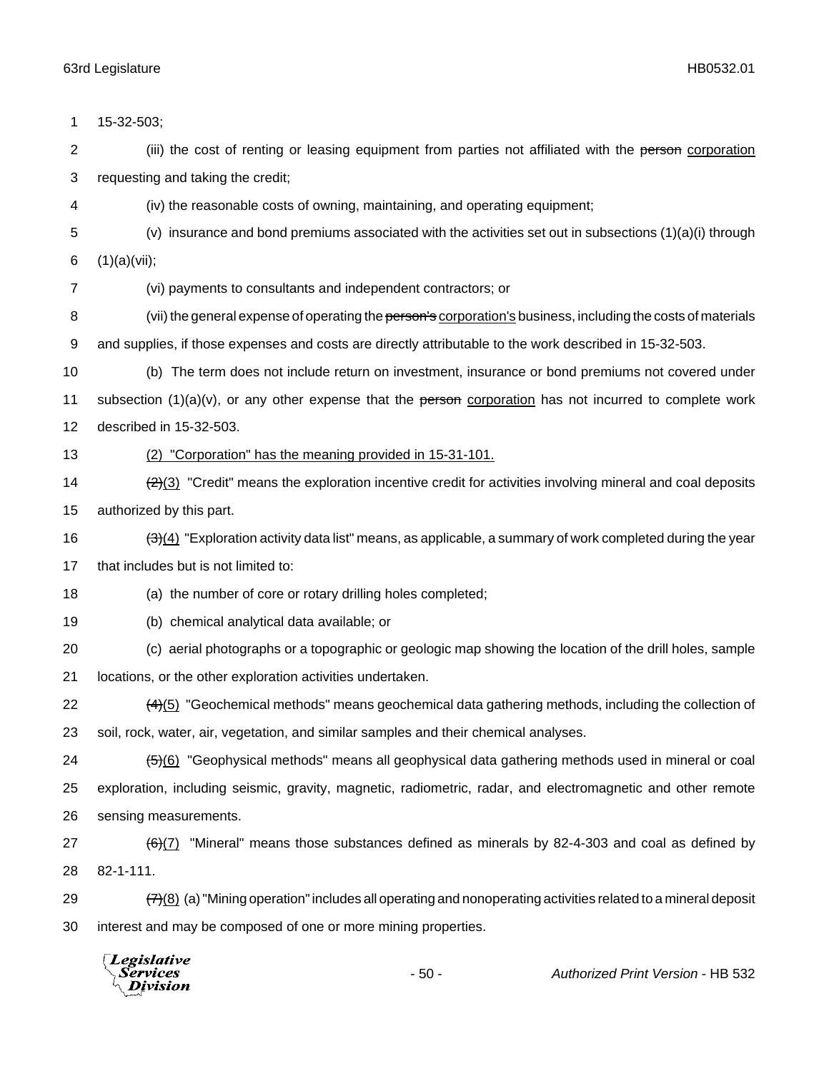15-32-503;

(iii) the cost of renting or leasing equipment from parties not affiliated with the ~~person~~ corporation requesting and taking the credit;

(iv) the reasonable costs of owning, maintaining, and operating equipment;

(v) insurance and bond premiums associated with the activities set out in subsections (1)(a)(i) through (1)(a)(vii);

(vi) payments to consultants and independent contractors; or

(vii) the general expense of operating the ~~person's~~ corporation's business, including the costs of materials and supplies, if those expenses and costs are directly attributable to the work described in 15-32-503.

(b) The term does not include return on investment, insurance or bond premiums not covered under subsection (1)(a)(v), or any other expense that the ~~person~~ corporation has not incurred to complete work described in 15-32-503.

(2) "Corporation" has the meaning provided in 15-31-101.

~~(2)~~(3) "Credit" means the exploration incentive credit for activities involving mineral and coal deposits authorized by this part.

~~(3)~~(4) "Exploration activity data list" means, as applicable, a summary of work completed during the year that includes but is not limited to:

(a) the number of core or rotary drilling holes completed;

(b) chemical analytical data available; or

(c) aerial photographs or a topographic or geologic map showing the location of the drill holes, sample locations, or the other exploration activities undertaken.

~~(4)~~(5) "Geochemical methods" means geochemical data gathering methods, including the collection of soil, rock, water, air, vegetation, and similar samples and their chemical analyses.

~~(5)~~(6) "Geophysical methods" means all geophysical data gathering methods used in mineral or coal exploration, including seismic, gravity, magnetic, radiometric, radar, and electromagnetic and other remote sensing measurements.

~~(6)~~(7) "Mineral" means those substances defined as minerals by 82-4-303 and coal as defined by 82-1-111.

~~(7)~~(8) (a) "Mining operation" includes all operating and nonoperating activities related to a mineral deposit interest and may be composed of one or more mining properties.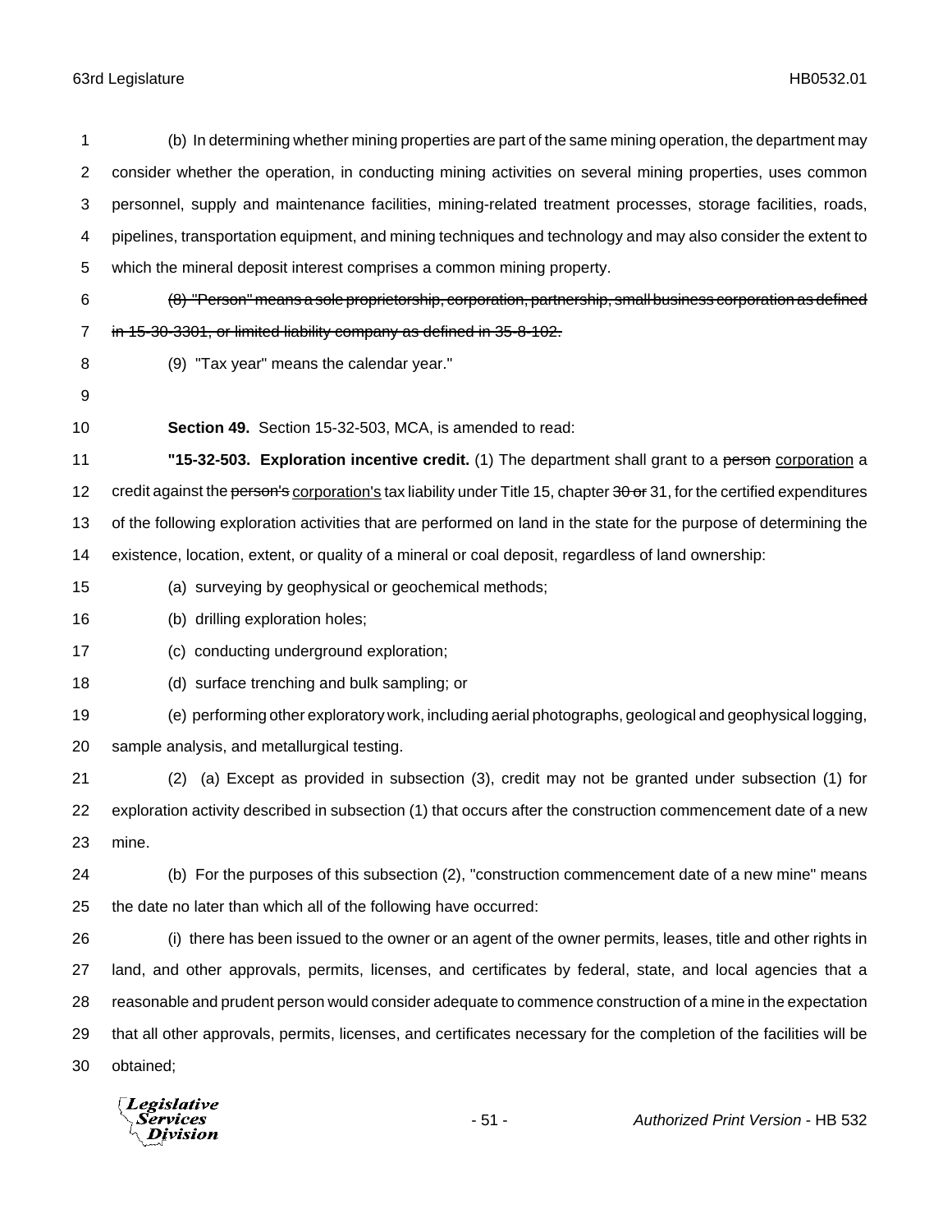(b) In determining whether mining properties are part of the same mining operation, the department may consider whether the operation, in conducting mining activities on several mining properties, uses common personnel, supply and maintenance facilities, mining-related treatment processes, storage facilities, roads, pipelines, transportation equipment, and mining techniques and technology and may also consider the extent to which the mineral deposit interest comprises a common mining property.

~~(8) "Person" means a sole proprietorship, corporation, partnership, small business corporation as defined in 15-30-3301, or limited liability company as defined in 35-8-102.~~

(9) "Tax year" means the calendar year."

**Section 49.** Section 15-32-503, MCA, is amended to read:

**"15-32-503. Exploration incentive credit.** (1) The department shall grant to a ~~person~~ corporation a credit against the ~~person's~~ corporation's tax liability under Title 15, chapter ~~30 or~~ 31, for the certified expenditures of the following exploration activities that are performed on land in the state for the purpose of determining the existence, location, extent, or quality of a mineral or coal deposit, regardless of land ownership:

(a) surveying by geophysical or geochemical methods;

(b) drilling exploration holes;

(c) conducting underground exploration;

(d) surface trenching and bulk sampling; or

(e) performing other exploratory work, including aerial photographs, geological and geophysical logging, sample analysis, and metallurgical testing.

(2) (a) Except as provided in subsection (3), credit may not be granted under subsection (1) for exploration activity described in subsection (1) that occurs after the construction commencement date of a new mine.

(b) For the purposes of this subsection (2), "construction commencement date of a new mine" means the date no later than which all of the following have occurred:

(i) there has been issued to the owner or an agent of the owner permits, leases, title and other rights in land, and other approvals, permits, licenses, and certificates by federal, state, and local agencies that a reasonable and prudent person would consider adequate to commence construction of a mine in the expectation that all other approvals, permits, licenses, and certificates necessary for the completion of the facilities will be obtained;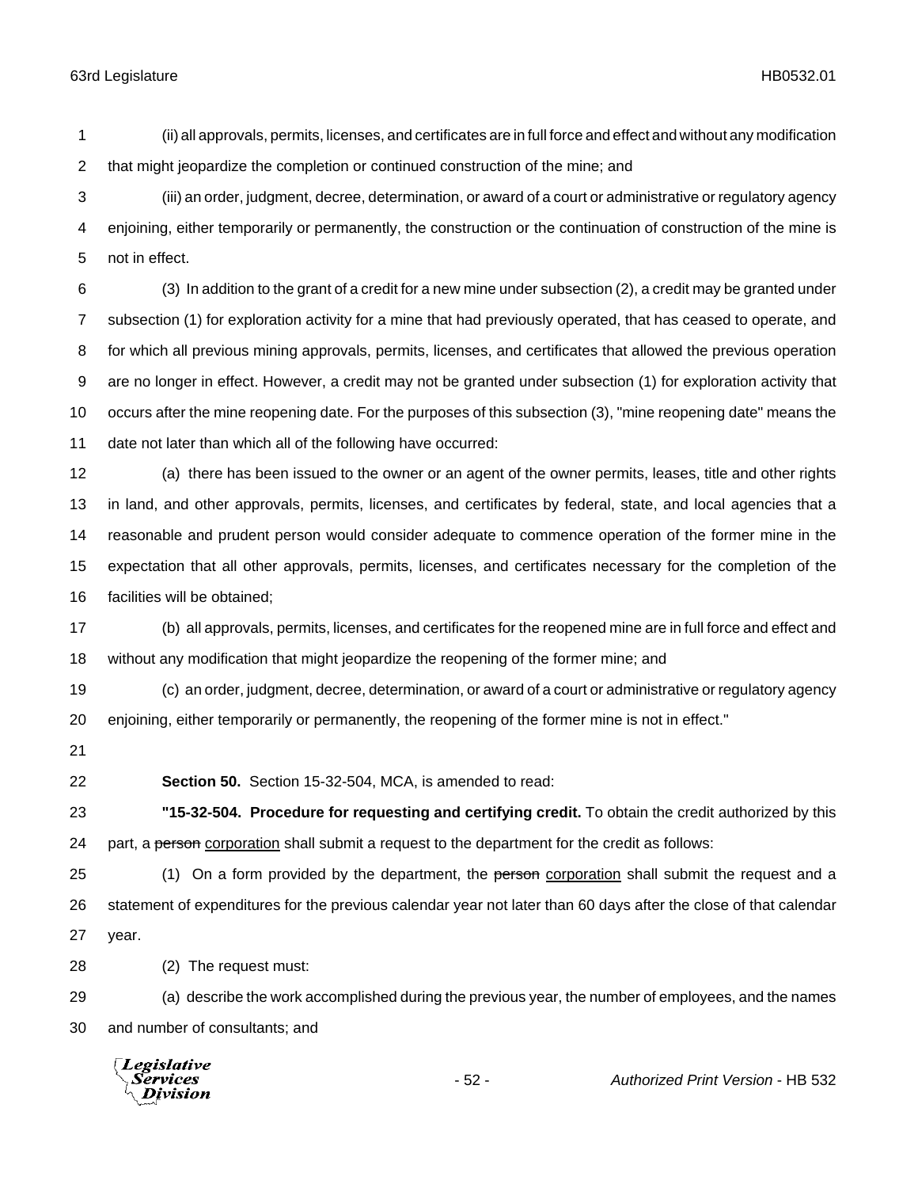(ii) all approvals, permits, licenses, and certificates are in full force and effect and without any modification that might jeopardize the completion or continued construction of the mine; and

(iii) an order, judgment, decree, determination, or award of a court or administrative or regulatory agency enjoining, either temporarily or permanently, the construction or the continuation of construction of the mine is not in effect.

(3) In addition to the grant of a credit for a new mine under subsection (2), a credit may be granted under subsection (1) for exploration activity for a mine that had previously operated, that has ceased to operate, and for which all previous mining approvals, permits, licenses, and certificates that allowed the previous operation are no longer in effect. However, a credit may not be granted under subsection (1) for exploration activity that occurs after the mine reopening date. For the purposes of this subsection (3), "mine reopening date" means the date not later than which all of the following have occurred:

(a) there has been issued to the owner or an agent of the owner permits, leases, title and other rights in land, and other approvals, permits, licenses, and certificates by federal, state, and local agencies that a reasonable and prudent person would consider adequate to commence operation of the former mine in the expectation that all other approvals, permits, licenses, and certificates necessary for the completion of the facilities will be obtained;

(b) all approvals, permits, licenses, and certificates for the reopened mine are in full force and effect and without any modification that might jeopardize the reopening of the former mine; and

(c) an order, judgment, decree, determination, or award of a court or administrative or regulatory agency enjoining, either temporarily or permanently, the reopening of the former mine is not in effect."

**Section 50.** Section 15-32-504, MCA, is amended to read:

**"15-32-504. Procedure for requesting and certifying credit.** To obtain the credit authorized by this part, a ~~person~~ <u>corporation</u> shall submit a request to the department for the credit as follows:

(1) On a form provided by the department, the ~~person~~ <u>corporation</u> shall submit the request and a statement of expenditures for the previous calendar year not later than 60 days after the close of that calendar year.

(2) The request must:

(a) describe the work accomplished during the previous year, the number of employees, and the names and number of consultants; and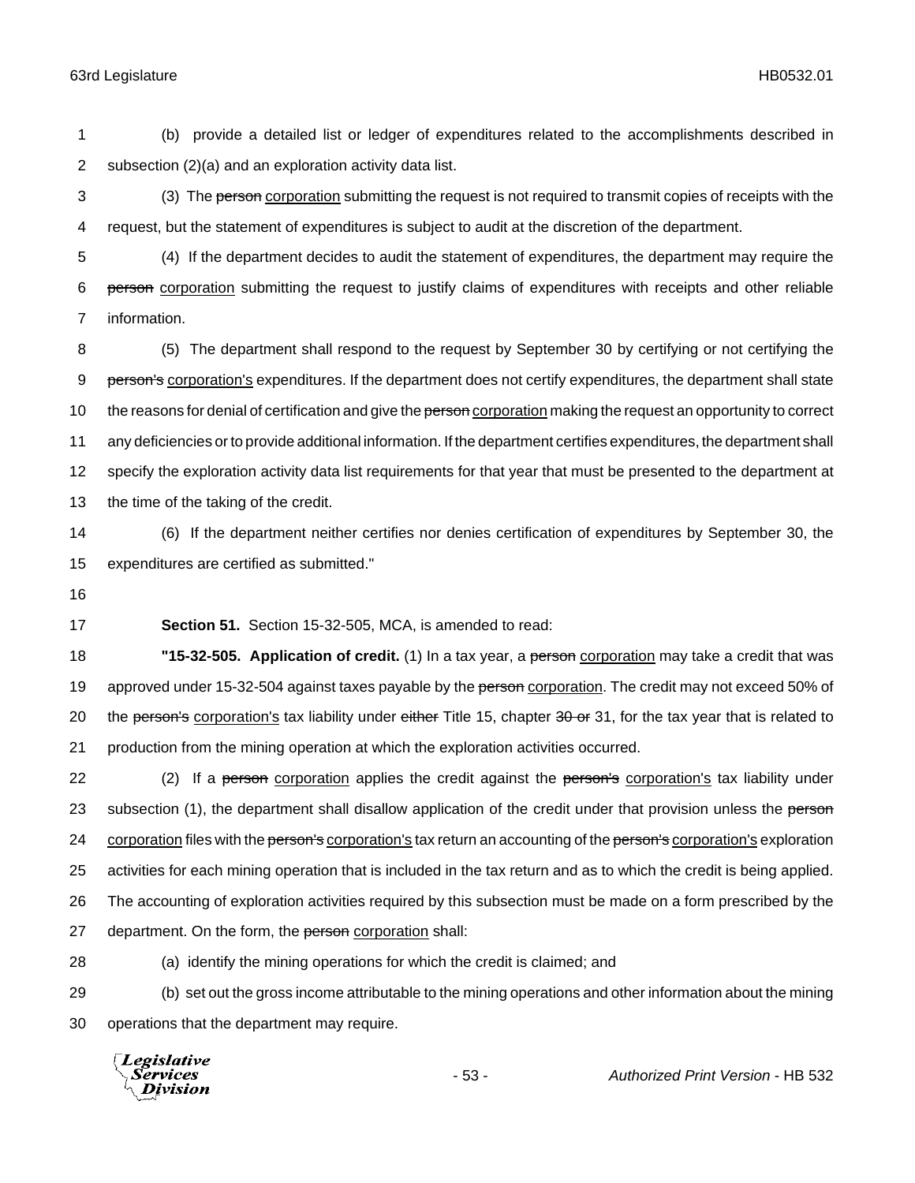(b) provide a detailed list or ledger of expenditures related to the accomplishments described in subsection (2)(a) and an exploration activity data list.

(3) The ~~person~~ corporation submitting the request is not required to transmit copies of receipts with the request, but the statement of expenditures is subject to audit at the discretion of the department.

(4) If the department decides to audit the statement of expenditures, the department may require the ~~person~~ corporation submitting the request to justify claims of expenditures with receipts and other reliable information.

(5) The department shall respond to the request by September 30 by certifying or not certifying the ~~person's~~ corporation's expenditures. If the department does not certify expenditures, the department shall state the reasons for denial of certification and give the ~~person~~ corporation making the request an opportunity to correct any deficiencies or to provide additional information. If the department certifies expenditures, the department shall specify the exploration activity data list requirements for that year that must be presented to the department at the time of the taking of the credit.

(6) If the department neither certifies nor denies certification of expenditures by September 30, the expenditures are certified as submitted."

**Section 51.** Section 15-32-505, MCA, is amended to read:

**"15-32-505. Application of credit.** (1) In a tax year, a ~~person~~ corporation may take a credit that was approved under 15-32-504 against taxes payable by the ~~person~~ corporation. The credit may not exceed 50% of the ~~person's~~ corporation's tax liability under ~~either~~ Title 15, chapter ~~30 or~~ 31, for the tax year that is related to production from the mining operation at which the exploration activities occurred.

(2) If a ~~person~~ corporation applies the credit against the ~~person's~~ corporation's tax liability under subsection (1), the department shall disallow application of the credit under that provision unless the ~~person~~ corporation files with the ~~person's~~ corporation's tax return an accounting of the ~~person's~~ corporation's exploration activities for each mining operation that is included in the tax return and as to which the credit is being applied. The accounting of exploration activities required by this subsection must be made on a form prescribed by the department. On the form, the ~~person~~ corporation shall:

(a) identify the mining operations for which the credit is claimed; and

(b) set out the gross income attributable to the mining operations and other information about the mining operations that the department may require.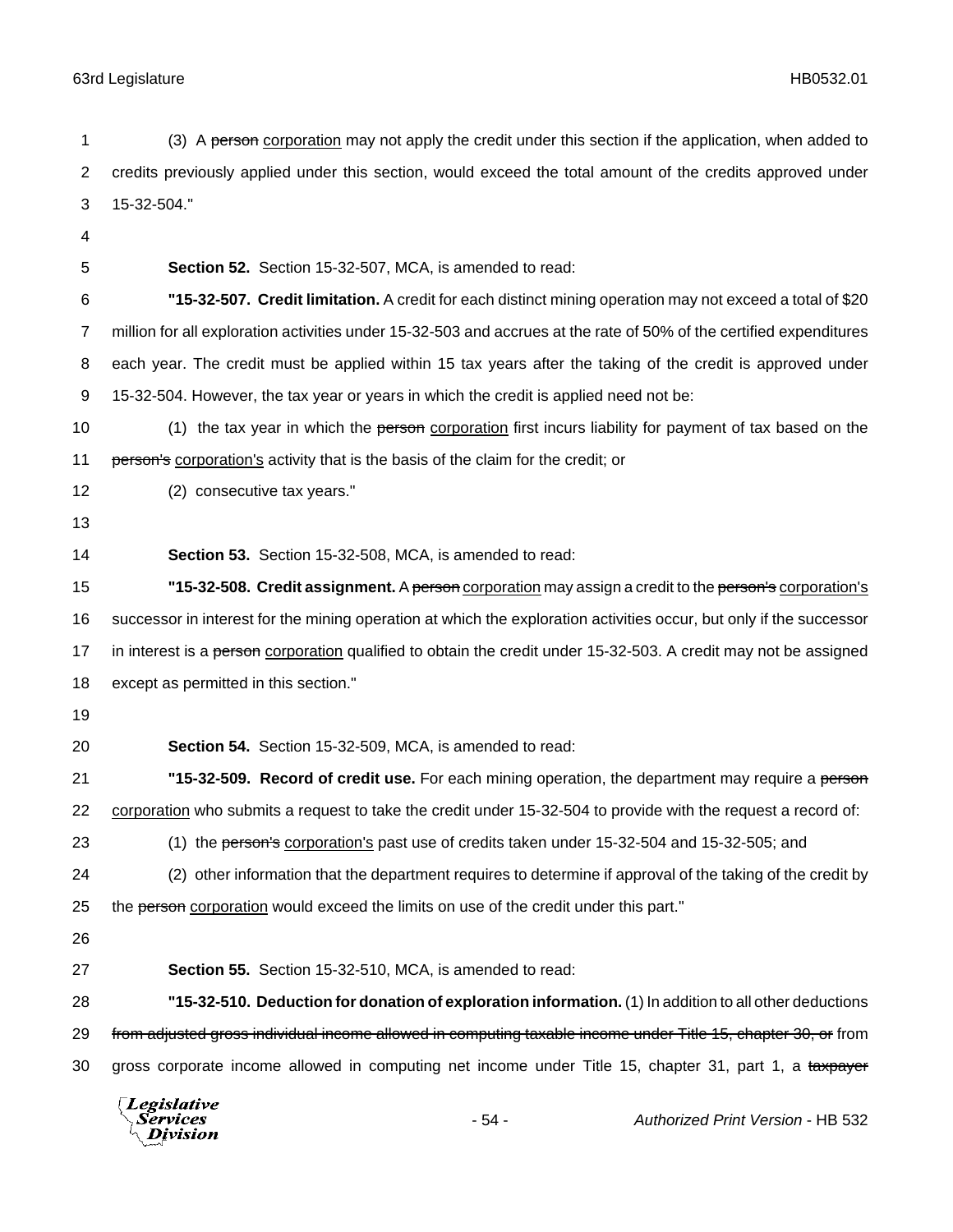(3) A ~~person~~ corporation may not apply the credit under this section if the application, when added to credits previously applied under this section, would exceed the total amount of the credits approved under 15-32-504."

**Section 52.** Section 15-32-507, MCA, is amended to read:

**"15-32-507. Credit limitation.** A credit for each distinct mining operation may not exceed a total of $20 million for all exploration activities under 15-32-503 and accrues at the rate of 50% of the certified expenditures each year. The credit must be applied within 15 tax years after the taking of the credit is approved under 15-32-504. However, the tax year or years in which the credit is applied need not be:

(1) the tax year in which the ~~person~~ corporation first incurs liability for payment of tax based on the ~~person's~~ corporation's activity that is the basis of the claim for the credit; or

(2) consecutive tax years."

**Section 53.** Section 15-32-508, MCA, is amended to read:

**"15-32-508. Credit assignment.** A ~~person~~ corporation may assign a credit to the ~~person's~~ corporation's successor in interest for the mining operation at which the exploration activities occur, but only if the successor in interest is a ~~person~~ corporation qualified to obtain the credit under 15-32-503. A credit may not be assigned except as permitted in this section."

**Section 54.** Section 15-32-509, MCA, is amended to read:

**"15-32-509. Record of credit use.** For each mining operation, the department may require a ~~person~~ corporation who submits a request to take the credit under 15-32-504 to provide with the request a record of:

(1) the ~~person's~~ corporation's past use of credits taken under 15-32-504 and 15-32-505; and

(2) other information that the department requires to determine if approval of the taking of the credit by the ~~person~~ corporation would exceed the limits on use of the credit under this part."

**Section 55.** Section 15-32-510, MCA, is amended to read:

**"15-32-510. Deduction for donation of exploration information.** (1) In addition to all other deductions ~~from adjusted gross individual income allowed in computing taxable income under Title 15, chapter 30, or~~ from gross corporate income allowed in computing net income under Title 15, chapter 31, part 1, a ~~taxpayer~~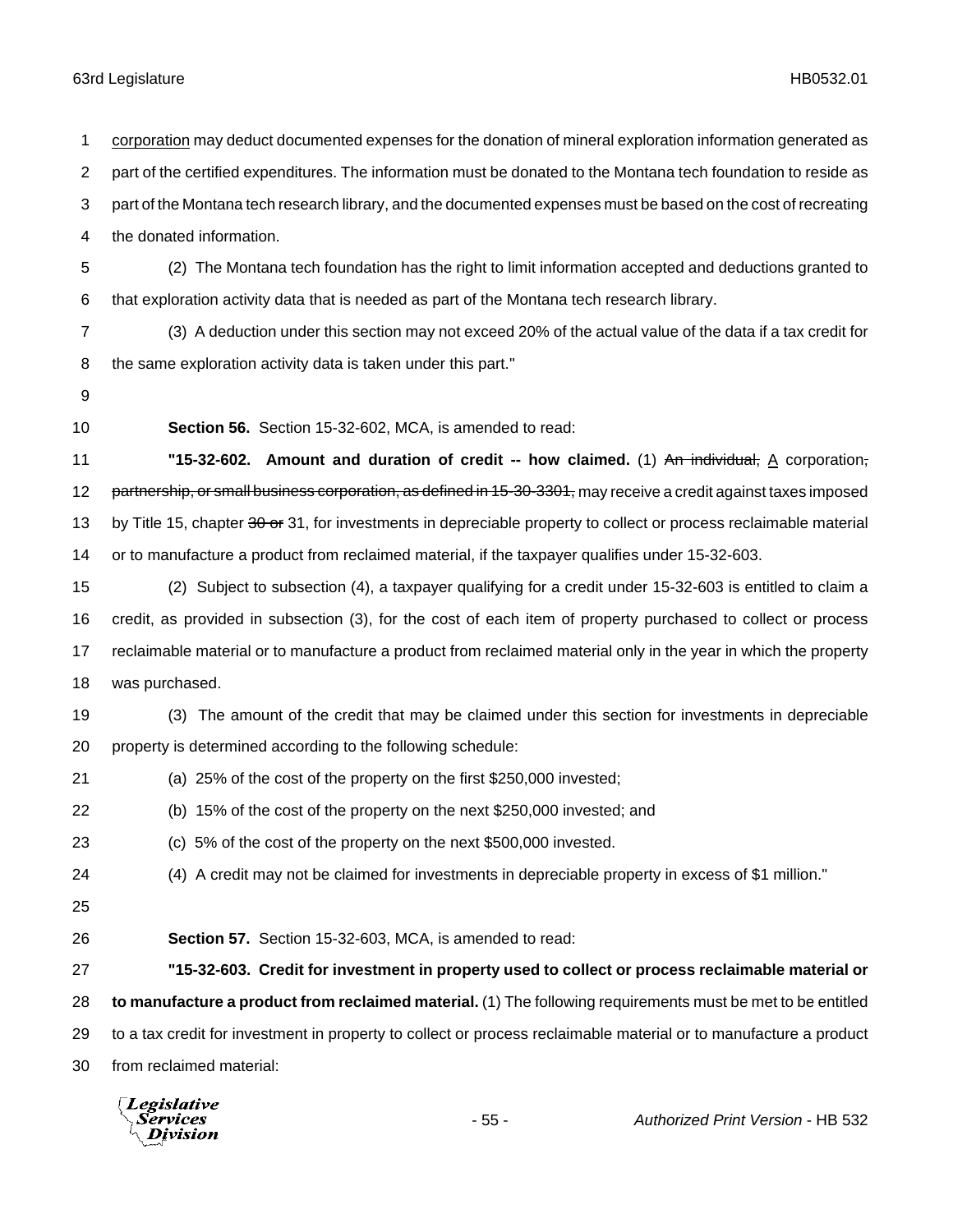corporation may deduct documented expenses for the donation of mineral exploration information generated as part of the certified expenditures. The information must be donated to the Montana tech foundation to reside as part of the Montana tech research library, and the documented expenses must be based on the cost of recreating the donated information.

(2) The Montana tech foundation has the right to limit information accepted and deductions granted to that exploration activity data that is needed as part of the Montana tech research library.

(3) A deduction under this section may not exceed 20% of the actual value of the data if a tax credit for the same exploration activity data is taken under this part."

**Section 56.** Section 15-32-602, MCA, is amended to read:

**"15-32-602. Amount and duration of credit -- how claimed.** (1) ~~An individual,~~ A corporation~~, partnership, or small business corporation, as defined in 15-30-3301,~~ may receive a credit against taxes imposed by Title 15, chapter ~~30 or~~ 31, for investments in depreciable property to collect or process reclaimable material or to manufacture a product from reclaimed material, if the taxpayer qualifies under 15-32-603.

(2) Subject to subsection (4), a taxpayer qualifying for a credit under 15-32-603 is entitled to claim a credit, as provided in subsection (3), for the cost of each item of property purchased to collect or process reclaimable material or to manufacture a product from reclaimed material only in the year in which the property was purchased.

(3) The amount of the credit that may be claimed under this section for investments in depreciable property is determined according to the following schedule:

(a) 25% of the cost of the property on the first $250,000 invested;

(b) 15% of the cost of the property on the next $250,000 invested; and

(c) 5% of the cost of the property on the next $500,000 invested.

(4) A credit may not be claimed for investments in depreciable property in excess of $1 million."

**Section 57.** Section 15-32-603, MCA, is amended to read:

**"15-32-603. Credit for investment in property used to collect or process reclaimable material or to manufacture a product from reclaimed material.** (1) The following requirements must be met to be entitled to a tax credit for investment in property to collect or process reclaimable material or to manufacture a product from reclaimed material: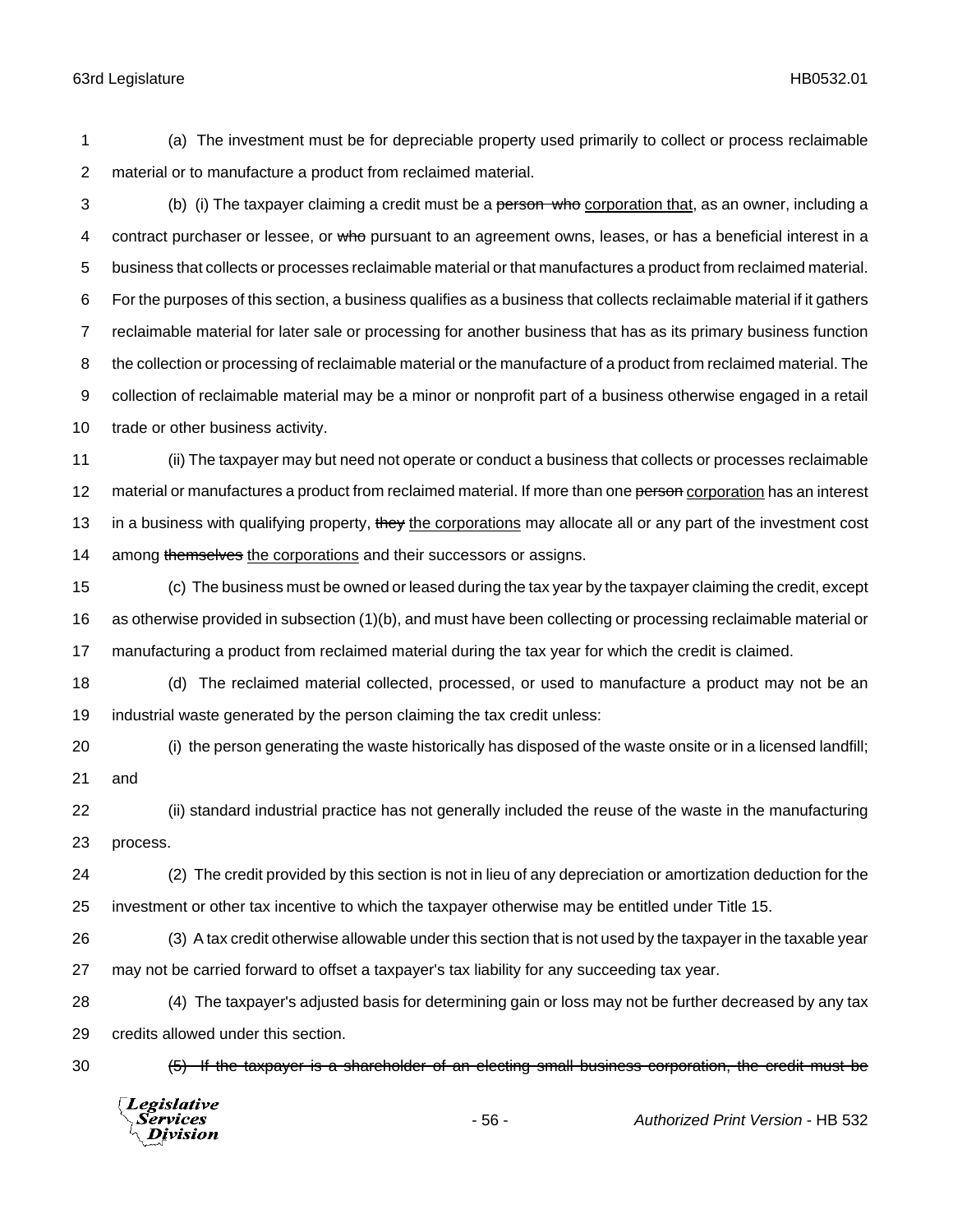(a) The investment must be for depreciable property used primarily to collect or process reclaimable material or to manufacture a product from reclaimed material.

(b) (i) The taxpayer claiming a credit must be a ~~person who~~ <u>corporation that</u>, as an owner, including a contract purchaser or lessee, or ~~who~~ pursuant to an agreement owns, leases, or has a beneficial interest in a business that collects or processes reclaimable material or that manufactures a product from reclaimed material. For the purposes of this section, a business qualifies as a business that collects reclaimable material if it gathers reclaimable material for later sale or processing for another business that has as its primary business function the collection or processing of reclaimable material or the manufacture of a product from reclaimed material. The collection of reclaimable material may be a minor or nonprofit part of a business otherwise engaged in a retail trade or other business activity.

(ii) The taxpayer may but need not operate or conduct a business that collects or processes reclaimable material or manufactures a product from reclaimed material. If more than one ~~person~~ <u>corporation</u> has an interest in a business with qualifying property, ~~they~~ <u>the corporations</u> may allocate all or any part of the investment cost among ~~themselves~~ <u>the corporations</u> and their successors or assigns.

(c) The business must be owned or leased during the tax year by the taxpayer claiming the credit, except as otherwise provided in subsection (1)(b), and must have been collecting or processing reclaimable material or manufacturing a product from reclaimed material during the tax year for which the credit is claimed.

(d) The reclaimed material collected, processed, or used to manufacture a product may not be an industrial waste generated by the person claiming the tax credit unless:

(i) the person generating the waste historically has disposed of the waste onsite or in a licensed landfill; and

(ii) standard industrial practice has not generally included the reuse of the waste in the manufacturing process.

(2) The credit provided by this section is not in lieu of any depreciation or amortization deduction for the investment or other tax incentive to which the taxpayer otherwise may be entitled under Title 15.

(3) A tax credit otherwise allowable under this section that is not used by the taxpayer in the taxable year may not be carried forward to offset a taxpayer's tax liability for any succeeding tax year.

(4) The taxpayer's adjusted basis for determining gain or loss may not be further decreased by any tax credits allowed under this section.

~~(5) If the taxpayer is a shareholder of an electing small business corporation, the credit must be~~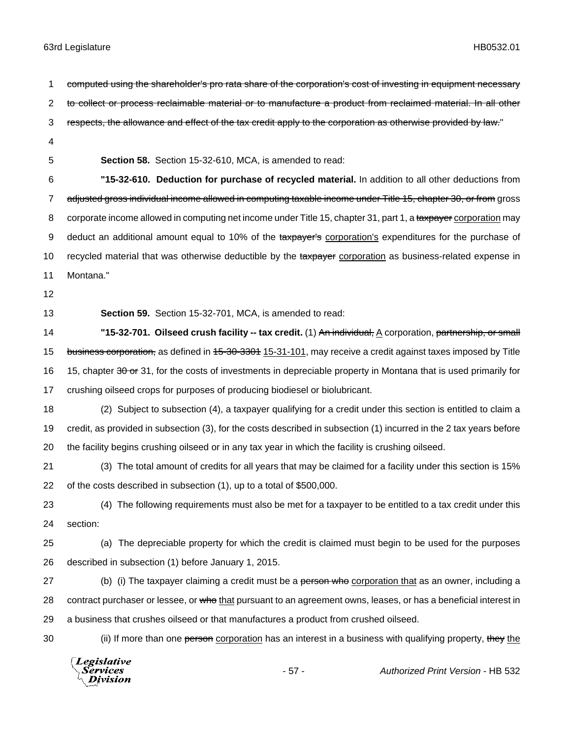~~computed using the shareholder's pro rata share of the corporation's cost of investing in equipment necessary to collect or process reclaimable material or to manufacture a product from reclaimed material. In all other respects, the allowance and effect of the tax credit apply to the corporation as otherwise provided by law.~~"

**Section 58.** Section 15-32-610, MCA, is amended to read:

**"15-32-610. Deduction for purchase of recycled material.** In addition to all other deductions from ~~adjusted gross individual income allowed in computing taxable income under Title 15, chapter 30, or from~~ gross corporate income allowed in computing net income under Title 15, chapter 31, part 1, a ~~taxpayer~~ <u>corporation</u> may deduct an additional amount equal to 10% of the ~~taxpayer's~~ <u>corporation's</u> expenditures for the purchase of recycled material that was otherwise deductible by the ~~taxpayer~~ <u>corporation</u> as business-related expense in Montana."

**Section 59.** Section 15-32-701, MCA, is amended to read:

**"15-32-701. Oilseed crush facility -- tax credit.** (1) ~~An individual,~~ <u>A</u> corporation, ~~partnership, or small business corporation,~~ as defined in ~~15-30-3301~~ <u>15-31-101</u>, may receive a credit against taxes imposed by Title 15, chapter ~~30 or~~ 31, for the costs of investments in depreciable property in Montana that is used primarily for crushing oilseed crops for purposes of producing biodiesel or biolubricant.

(2) Subject to subsection (4), a taxpayer qualifying for a credit under this section is entitled to claim a credit, as provided in subsection (3), for the costs described in subsection (1) incurred in the 2 tax years before the facility begins crushing oilseed or in any tax year in which the facility is crushing oilseed.

(3) The total amount of credits for all years that may be claimed for a facility under this section is 15% of the costs described in subsection (1), up to a total of $500,000.

(4) The following requirements must also be met for a taxpayer to be entitled to a tax credit under this section:

(a) The depreciable property for which the credit is claimed must begin to be used for the purposes described in subsection (1) before January 1, 2015.

(b) (i) The taxpayer claiming a credit must be a ~~person who~~ <u>corporation that</u> as an owner, including a contract purchaser or lessee, or ~~who~~ <u>that</u> pursuant to an agreement owns, leases, or has a beneficial interest in a business that crushes oilseed or that manufactures a product from crushed oilseed.

(ii) If more than one ~~person~~ <u>corporation</u> has an interest in a business with qualifying property, ~~they~~ <u>the</u>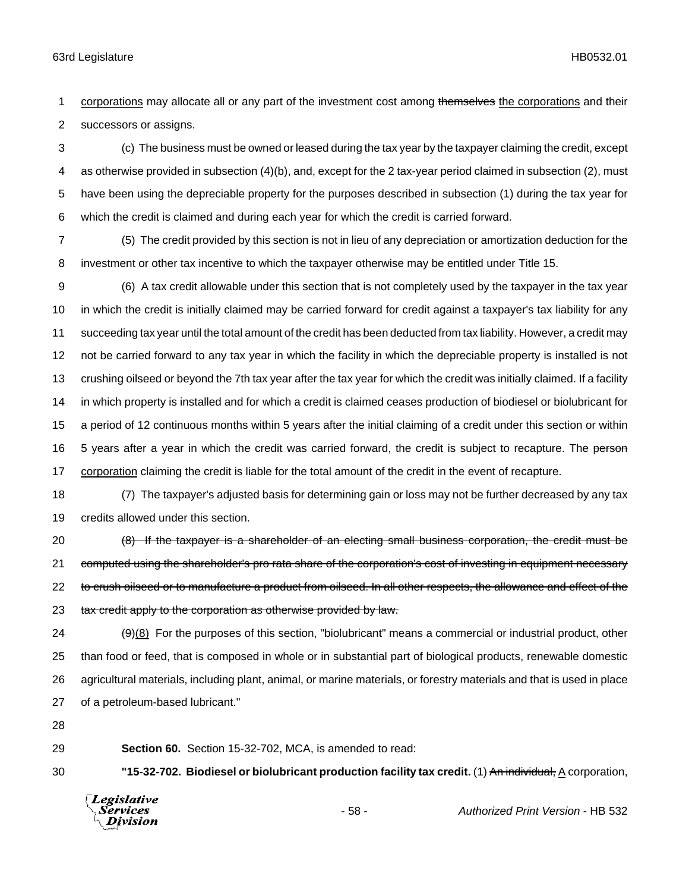corporations may allocate all or any part of the investment cost among ~~themselves~~ the corporations and their successors or assigns.

(c) The business must be owned or leased during the tax year by the taxpayer claiming the credit, except as otherwise provided in subsection (4)(b), and, except for the 2 tax-year period claimed in subsection (2), must have been using the depreciable property for the purposes described in subsection (1) during the tax year for which the credit is claimed and during each year for which the credit is carried forward.

(5) The credit provided by this section is not in lieu of any depreciation or amortization deduction for the investment or other tax incentive to which the taxpayer otherwise may be entitled under Title 15.

(6) A tax credit allowable under this section that is not completely used by the taxpayer in the tax year in which the credit is initially claimed may be carried forward for credit against a taxpayer's tax liability for any succeeding tax year until the total amount of the credit has been deducted from tax liability. However, a credit may not be carried forward to any tax year in which the facility in which the depreciable property is installed is not crushing oilseed or beyond the 7th tax year after the tax year for which the credit was initially claimed. If a facility in which property is installed and for which a credit is claimed ceases production of biodiesel or biolubricant for a period of 12 continuous months within 5 years after the initial claiming of a credit under this section or within 5 years after a year in which the credit was carried forward, the credit is subject to recapture. The ~~person~~ corporation claiming the credit is liable for the total amount of the credit in the event of recapture.

(7) The taxpayer's adjusted basis for determining gain or loss may not be further decreased by any tax credits allowed under this section.

~~(8) If the taxpayer is a shareholder of an electing small business corporation, the credit must be computed using the shareholder's pro rata share of the corporation's cost of investing in equipment necessary to crush oilseed or to manufacture a product from oilseed. In all other respects, the allowance and effect of the tax credit apply to the corporation as otherwise provided by law.~~

~~(9)~~(8) For the purposes of this section, "biolubricant" means a commercial or industrial product, other than food or feed, that is composed in whole or in substantial part of biological products, renewable domestic agricultural materials, including plant, animal, or marine materials, or forestry materials and that is used in place of a petroleum-based lubricant."

**Section 60.** Section 15-32-702, MCA, is amended to read:

**"15-32-702. Biodiesel or biolubricant production facility tax credit.** (1) ~~An individual,~~ A corporation,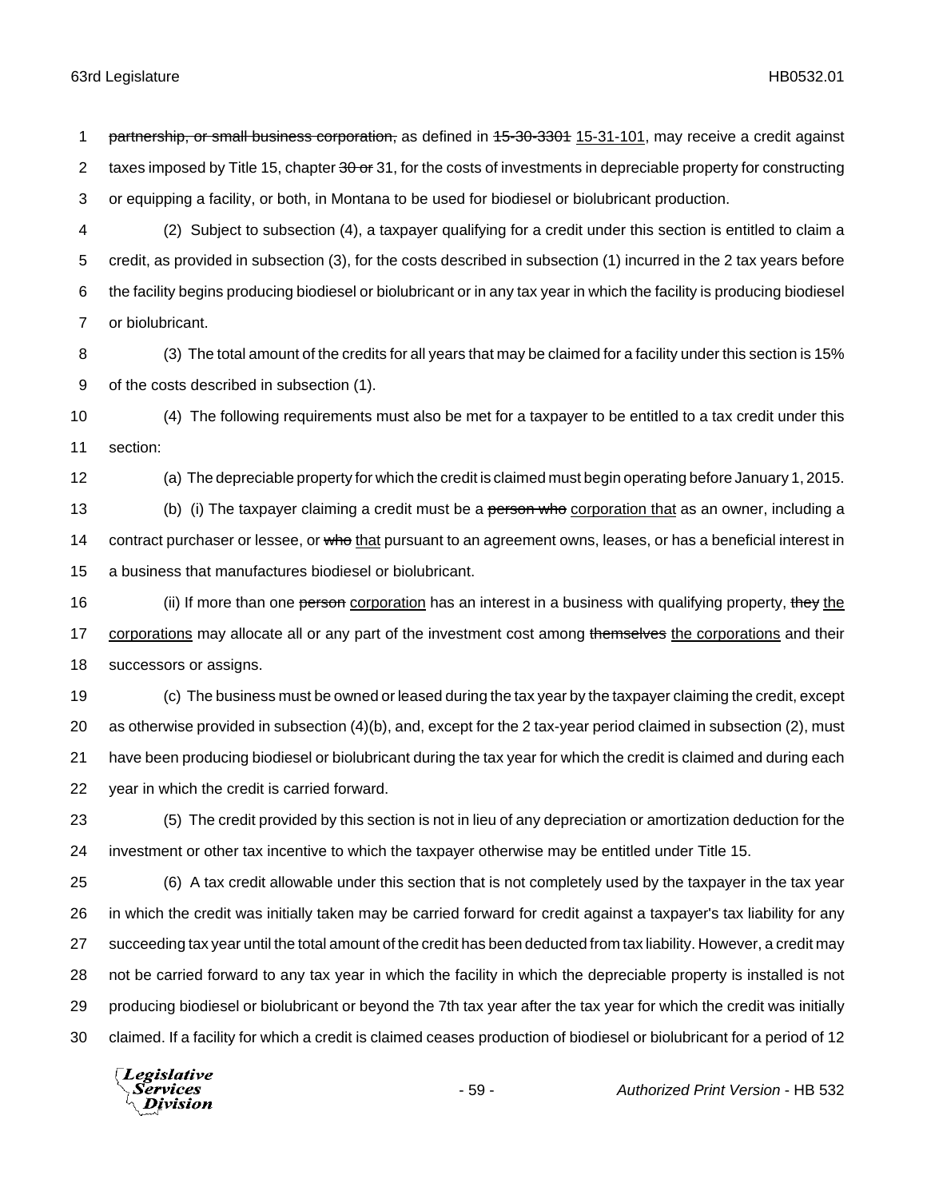~~partnership, or small business corporation,~~ as defined in ~~15-30-3301~~ <u>15-31-101</u>, may receive a credit against taxes imposed by Title 15, chapter ~~30 or~~ 31, for the costs of investments in depreciable property for constructing or equipping a facility, or both, in Montana to be used for biodiesel or biolubricant production.

(2) Subject to subsection (4), a taxpayer qualifying for a credit under this section is entitled to claim a credit, as provided in subsection (3), for the costs described in subsection (1) incurred in the 2 tax years before the facility begins producing biodiesel or biolubricant or in any tax year in which the facility is producing biodiesel or biolubricant.

(3) The total amount of the credits for all years that may be claimed for a facility under this section is 15% of the costs described in subsection (1).

(4) The following requirements must also be met for a taxpayer to be entitled to a tax credit under this section:

(a) The depreciable property for which the credit is claimed must begin operating before January 1, 2015.

(b) (i) The taxpayer claiming a credit must be a ~~person who~~ <u>corporation that</u> as an owner, including a contract purchaser or lessee, or ~~who~~ <u>that</u> pursuant to an agreement owns, leases, or has a beneficial interest in a business that manufactures biodiesel or biolubricant.

(ii) If more than one ~~person~~ <u>corporation</u> has an interest in a business with qualifying property, ~~they~~ <u>the corporations</u> may allocate all or any part of the investment cost among ~~themselves~~ <u>the corporations</u> and their successors or assigns.

(c) The business must be owned or leased during the tax year by the taxpayer claiming the credit, except as otherwise provided in subsection (4)(b), and, except for the 2 tax-year period claimed in subsection (2), must have been producing biodiesel or biolubricant during the tax year for which the credit is claimed and during each year in which the credit is carried forward.

(5) The credit provided by this section is not in lieu of any depreciation or amortization deduction for the investment or other tax incentive to which the taxpayer otherwise may be entitled under Title 15.

(6) A tax credit allowable under this section that is not completely used by the taxpayer in the tax year in which the credit was initially taken may be carried forward for credit against a taxpayer's tax liability for any succeeding tax year until the total amount of the credit has been deducted from tax liability. However, a credit may not be carried forward to any tax year in which the facility in which the depreciable property is installed is not producing biodiesel or biolubricant or beyond the 7th tax year after the tax year for which the credit was initially claimed. If a facility for which a credit is claimed ceases production of biodiesel or biolubricant for a period of 12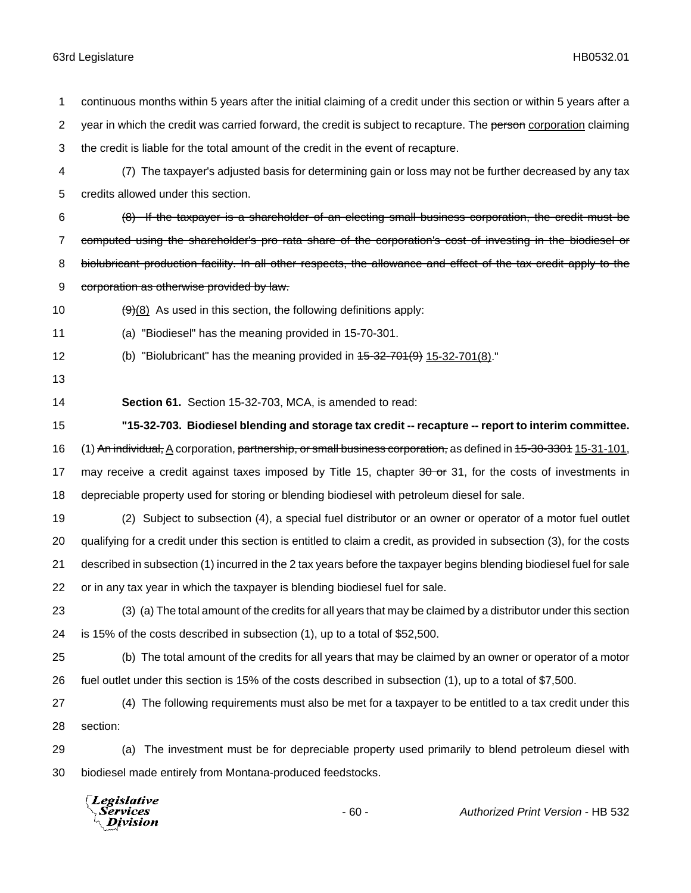continuous months within 5 years after the initial claiming of a credit under this section or within 5 years after a year in which the credit was carried forward, the credit is subject to recapture. The ~~person~~ corporation claiming the credit is liable for the total amount of the credit in the event of recapture.

(7) The taxpayer's adjusted basis for determining gain or loss may not be further decreased by any tax credits allowed under this section.

~~(8) If the taxpayer is a shareholder of an electing small business corporation, the credit must be computed using the shareholder's pro rata share of the corporation's cost of investing in the biodiesel or biolubricant production facility. In all other respects, the allowance and effect of the tax credit apply to the corporation as otherwise provided by law.~~

~~(9)~~(8) As used in this section, the following definitions apply:

(a) "Biodiesel" has the meaning provided in 15-70-301.

(b) "Biolubricant" has the meaning provided in ~~15-32-701(9)~~ 15-32-701(8)."

**Section 61.** Section 15-32-703, MCA, is amended to read:

**"15-32-703. Biodiesel blending and storage tax credit -- recapture -- report to interim committee.** (1) ~~An individual,~~ A corporation, ~~partnership, or small business corporation,~~ as defined in ~~15-30-3301~~ 15-31-101, may receive a credit against taxes imposed by Title 15, chapter ~~30 or~~ 31, for the costs of investments in depreciable property used for storing or blending biodiesel with petroleum diesel for sale.

(2) Subject to subsection (4), a special fuel distributor or an owner or operator of a motor fuel outlet qualifying for a credit under this section is entitled to claim a credit, as provided in subsection (3), for the costs described in subsection (1) incurred in the 2 tax years before the taxpayer begins blending biodiesel fuel for sale or in any tax year in which the taxpayer is blending biodiesel fuel for sale.

(3) (a) The total amount of the credits for all years that may be claimed by a distributor under this section is 15% of the costs described in subsection (1), up to a total of $52,500.

(b) The total amount of the credits for all years that may be claimed by an owner or operator of a motor fuel outlet under this section is 15% of the costs described in subsection (1), up to a total of $7,500.

(4) The following requirements must also be met for a taxpayer to be entitled to a tax credit under this section:

(a) The investment must be for depreciable property used primarily to blend petroleum diesel with biodiesel made entirely from Montana-produced feedstocks.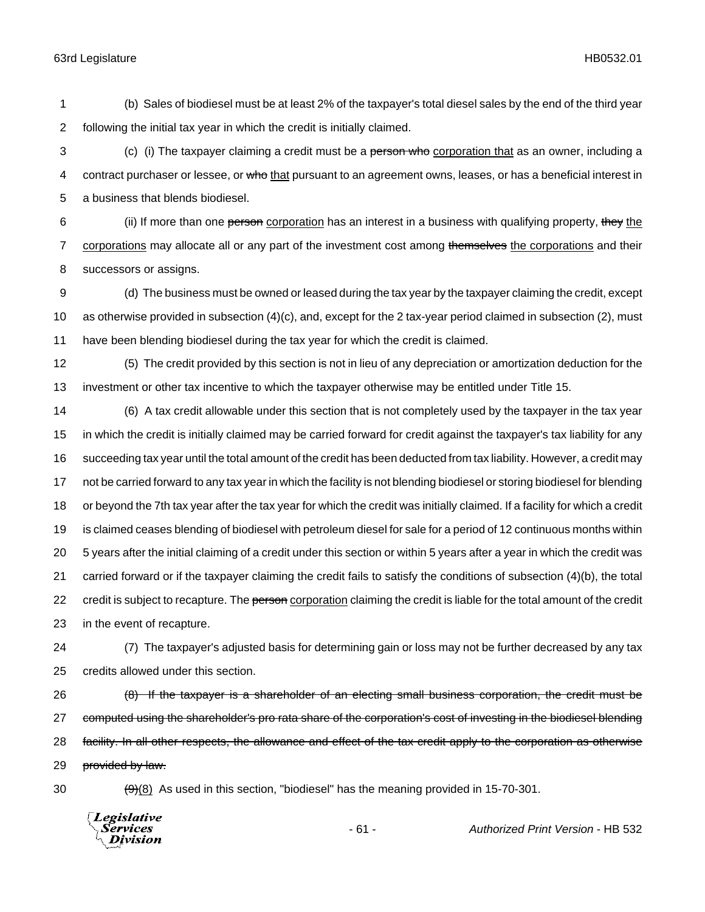(b) Sales of biodiesel must be at least 2% of the taxpayer's total diesel sales by the end of the third year following the initial tax year in which the credit is initially claimed.

(c) (i) The taxpayer claiming a credit must be a ~~person who~~ corporation that as an owner, including a contract purchaser or lessee, or ~~who~~ that pursuant to an agreement owns, leases, or has a beneficial interest in a business that blends biodiesel.

(ii) If more than one ~~person~~ corporation has an interest in a business with qualifying property, ~~they~~ the corporations may allocate all or any part of the investment cost among ~~themselves~~ the corporations and their successors or assigns.

(d) The business must be owned or leased during the tax year by the taxpayer claiming the credit, except as otherwise provided in subsection (4)(c), and, except for the 2 tax-year period claimed in subsection (2), must have been blending biodiesel during the tax year for which the credit is claimed.

(5) The credit provided by this section is not in lieu of any depreciation or amortization deduction for the investment or other tax incentive to which the taxpayer otherwise may be entitled under Title 15.

(6) A tax credit allowable under this section that is not completely used by the taxpayer in the tax year in which the credit is initially claimed may be carried forward for credit against the taxpayer's tax liability for any succeeding tax year until the total amount of the credit has been deducted from tax liability. However, a credit may not be carried forward to any tax year in which the facility is not blending biodiesel or storing biodiesel for blending or beyond the 7th tax year after the tax year for which the credit was initially claimed. If a facility for which a credit is claimed ceases blending of biodiesel with petroleum diesel for sale for a period of 12 continuous months within 5 years after the initial claiming of a credit under this section or within 5 years after a year in which the credit was carried forward or if the taxpayer claiming the credit fails to satisfy the conditions of subsection (4)(b), the total credit is subject to recapture. The ~~person~~ corporation claiming the credit is liable for the total amount of the credit in the event of recapture.

(7) The taxpayer's adjusted basis for determining gain or loss may not be further decreased by any tax credits allowed under this section.

~~(8) If the taxpayer is a shareholder of an electing small business corporation, the credit must be computed using the shareholder's pro rata share of the corporation's cost of investing in the biodiesel blending facility. In all other respects, the allowance and effect of the tax credit apply to the corporation as otherwise provided by law.~~

~~(9)~~(8) As used in this section, "biodiesel" has the meaning provided in 15-70-301.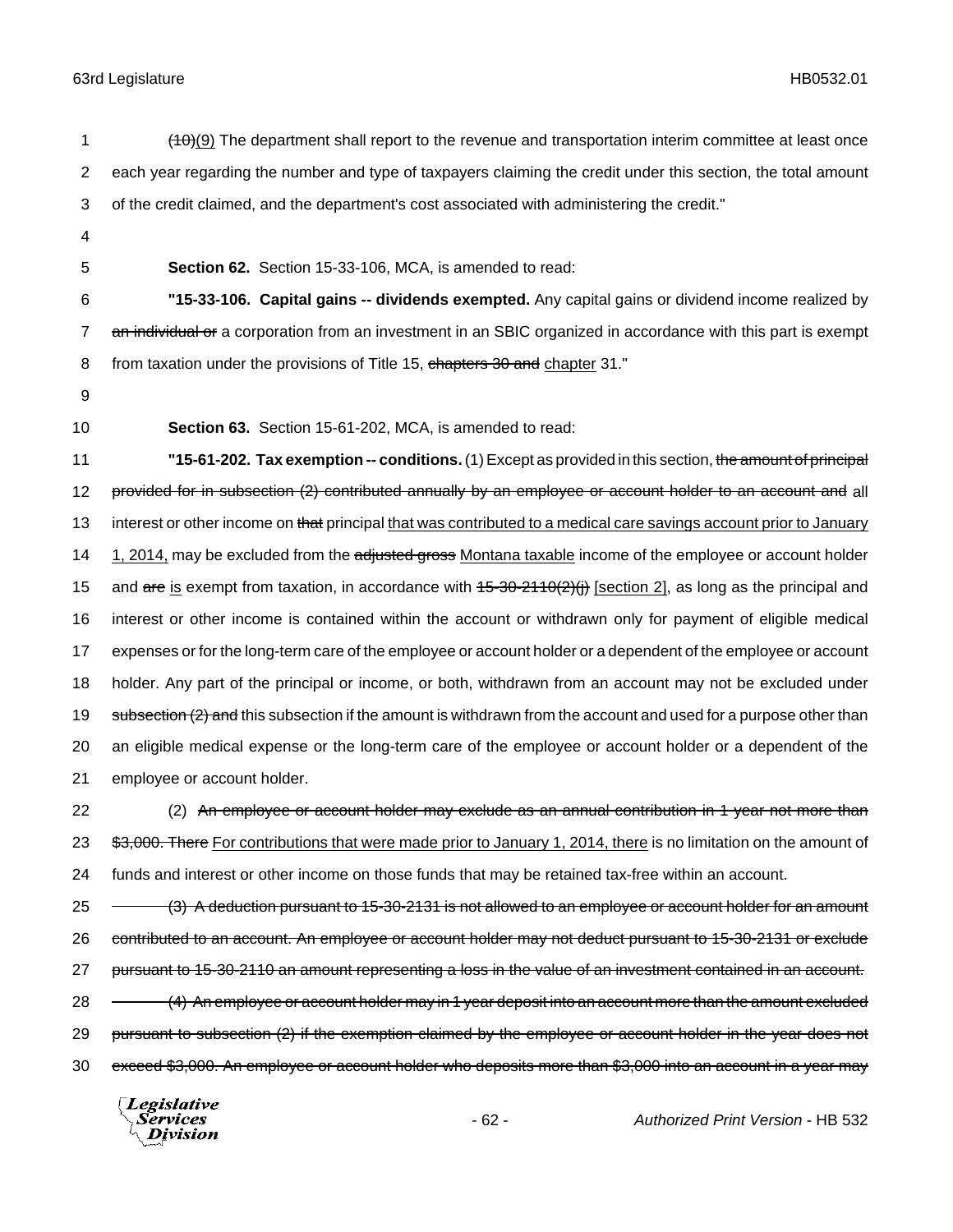~~(10)~~(9) The department shall report to the revenue and transportation interim committee at least once each year regarding the number and type of taxpayers claiming the credit under this section, the total amount of the credit claimed, and the department's cost associated with administering the credit."

**Section 62.** Section 15-33-106, MCA, is amended to read:

**"15-33-106. Capital gains -- dividends exempted.** Any capital gains or dividend income realized by ~~an individual or~~ a corporation from an investment in an SBIC organized in accordance with this part is exempt from taxation under the provisions of Title 15, ~~chapters 30 and~~ <u>chapter</u> 31."

**Section 63.** Section 15-61-202, MCA, is amended to read:

**"15-61-202. Tax exemption -- conditions.** (1) Except as provided in this section, ~~the amount of principal provided for in subsection (2) contributed annually by an employee or account holder to an account and~~ all interest or other income on ~~that~~ principal <u>that was contributed to a medical care savings account prior to January 1, 2014,</u> may be excluded from the ~~adjusted gross~~ <u>Montana taxable</u> income of the employee or account holder and ~~are~~ <u>is</u> exempt from taxation, in accordance with ~~15-30-2110(2)(j)~~ <u>[section 2]</u>, as long as the principal and interest or other income is contained within the account or withdrawn only for payment of eligible medical expenses or for the long-term care of the employee or account holder or a dependent of the employee or account holder. Any part of the principal or income, or both, withdrawn from an account may not be excluded under ~~subsection (2) and~~ this subsection if the amount is withdrawn from the account and used for a purpose other than an eligible medical expense or the long-term care of the employee or account holder or a dependent of the employee or account holder.

(2) ~~An employee or account holder may exclude as an annual contribution in 1 year not more than \$3,000. There~~ <u>For contributions that were made prior to January 1, 2014, there</u> is no limitation on the amount of funds and interest or other income on those funds that may be retained tax-free within an account.

~~(3) A deduction pursuant to 15-30-2131 is not allowed to an employee or account holder for an amount contributed to an account. An employee or account holder may not deduct pursuant to 15-30-2131 or exclude pursuant to 15-30-2110 an amount representing a loss in the value of an investment contained in an account.~~

~~(4) An employee or account holder may in 1 year deposit into an account more than the amount excluded pursuant to subsection (2) if the exemption claimed by the employee or account holder in the year does not exceed \$3,000. An employee or account holder who deposits more than \$3,000 into an account in a year may~~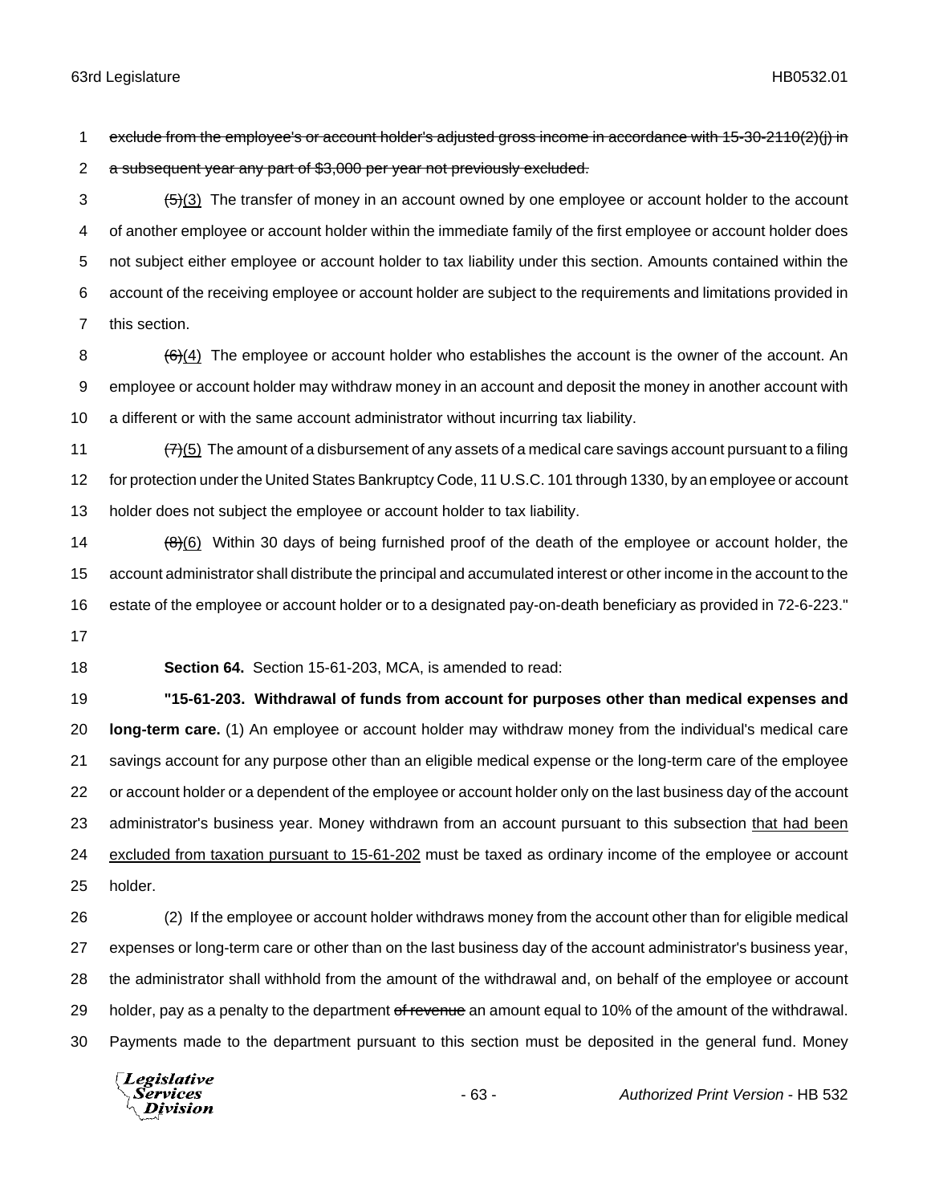~~exclude from the employee's or account holder's adjusted gross income in accordance with 15-30-2110(2)(j) in a subsequent year any part of $3,000 per year not previously excluded.~~

~~(5)~~(3) The transfer of money in an account owned by one employee or account holder to the account of another employee or account holder within the immediate family of the first employee or account holder does not subject either employee or account holder to tax liability under this section. Amounts contained within the account of the receiving employee or account holder are subject to the requirements and limitations provided in this section.

~~(6)~~(4) The employee or account holder who establishes the account is the owner of the account. An employee or account holder may withdraw money in an account and deposit the money in another account with a different or with the same account administrator without incurring tax liability.

~~(7)~~(5) The amount of a disbursement of any assets of a medical care savings account pursuant to a filing for protection under the United States Bankruptcy Code, 11 U.S.C. 101 through 1330, by an employee or account holder does not subject the employee or account holder to tax liability.

~~(8)~~(6) Within 30 days of being furnished proof of the death of the employee or account holder, the account administrator shall distribute the principal and accumulated interest or other income in the account to the estate of the employee or account holder or to a designated pay-on-death beneficiary as provided in 72-6-223."

**Section 64.** Section 15-61-203, MCA, is amended to read:

**"15-61-203. Withdrawal of funds from account for purposes other than medical expenses and long-term care.** (1) An employee or account holder may withdraw money from the individual's medical care savings account for any purpose other than an eligible medical expense or the long-term care of the employee or account holder or a dependent of the employee or account holder only on the last business day of the account administrator's business year. Money withdrawn from an account pursuant to this subsection <u>that had been excluded from taxation pursuant to 15-61-202</u> must be taxed as ordinary income of the employee or account holder.

(2) If the employee or account holder withdraws money from the account other than for eligible medical expenses or long-term care or other than on the last business day of the account administrator's business year, the administrator shall withhold from the amount of the withdrawal and, on behalf of the employee or account holder, pay as a penalty to the department ~~of revenue~~ an amount equal to 10% of the amount of the withdrawal. Payments made to the department pursuant to this section must be deposited in the general fund. Money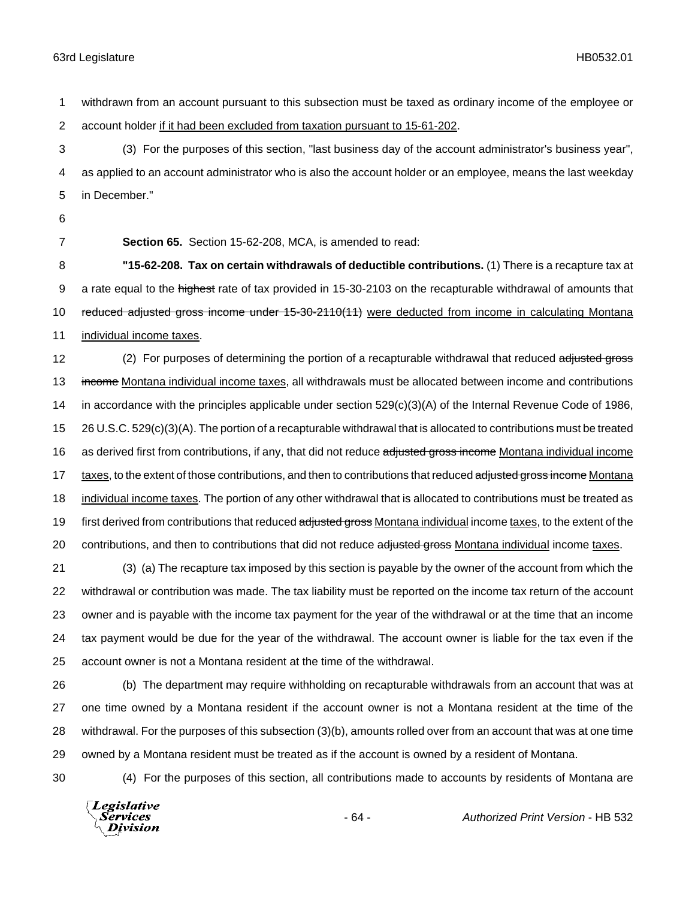withdrawn from an account pursuant to this subsection must be taxed as ordinary income of the employee or account holder <u>if it had been excluded from taxation pursuant to 15-61-202</u>.

(3) For the purposes of this section, "last business day of the account administrator's business year", as applied to an account administrator who is also the account holder or an employee, means the last weekday in December."

**Section 65.** Section 15-62-208, MCA, is amended to read:

**"15-62-208. Tax on certain withdrawals of deductible contributions.** (1) There is a recapture tax at a rate equal to the ~~highest~~ rate of tax provided in 15-30-2103 on the recapturable withdrawal of amounts that ~~reduced adjusted gross income under 15-30-2110(11)~~ <u>were deducted from income in calculating Montana individual income taxes</u>.

(2) For purposes of determining the portion of a recapturable withdrawal that reduced ~~adjusted gross income~~ <u>Montana individual income taxes</u>, all withdrawals must be allocated between income and contributions in accordance with the principles applicable under section 529(c)(3)(A) of the Internal Revenue Code of 1986, 26 U.S.C. 529(c)(3)(A). The portion of a recapturable withdrawal that is allocated to contributions must be treated as derived first from contributions, if any, that did not reduce ~~adjusted gross income~~ <u>Montana individual income taxes</u>, to the extent of those contributions, and then to contributions that reduced ~~adjusted gross income~~ <u>Montana individual income taxes</u>. The portion of any other withdrawal that is allocated to contributions must be treated as first derived from contributions that reduced ~~adjusted gross~~ <u>Montana individual</u> income <u>taxes</u>, to the extent of the contributions, and then to contributions that did not reduce ~~adjusted gross~~ <u>Montana individual</u> income <u>taxes</u>.

(3) (a) The recapture tax imposed by this section is payable by the owner of the account from which the withdrawal or contribution was made. The tax liability must be reported on the income tax return of the account owner and is payable with the income tax payment for the year of the withdrawal or at the time that an income tax payment would be due for the year of the withdrawal. The account owner is liable for the tax even if the account owner is not a Montana resident at the time of the withdrawal.

(b) The department may require withholding on recapturable withdrawals from an account that was at one time owned by a Montana resident if the account owner is not a Montana resident at the time of the withdrawal. For the purposes of this subsection (3)(b), amounts rolled over from an account that was at one time owned by a Montana resident must be treated as if the account is owned by a resident of Montana.

(4) For the purposes of this section, all contributions made to accounts by residents of Montana are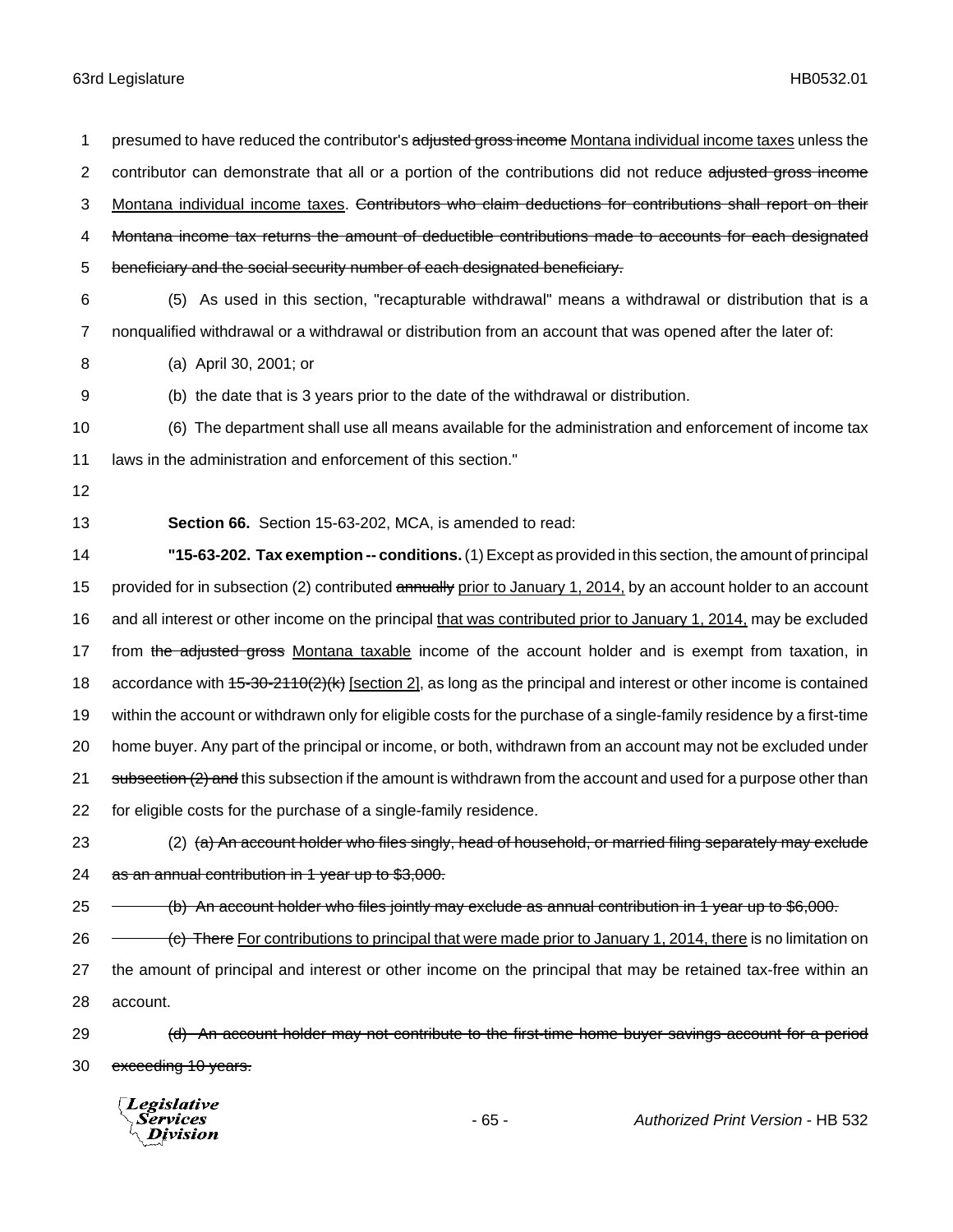presumed to have reduced the contributor's ~~adjusted gross income~~ <u>Montana individual income taxes</u> unless the contributor can demonstrate that all or a portion of the contributions did not reduce ~~adjusted gross income~~ <u>Montana individual income taxes</u>. ~~Contributors who claim deductions for contributions shall report on their Montana income tax returns the amount of deductible contributions made to accounts for each designated beneficiary and the social security number of each designated beneficiary.~~

(5) As used in this section, "recapturable withdrawal" means a withdrawal or distribution that is a nonqualified withdrawal or a withdrawal or distribution from an account that was opened after the later of:

(a) April 30, 2001; or

(b) the date that is 3 years prior to the date of the withdrawal or distribution.

(6) The department shall use all means available for the administration and enforcement of income tax laws in the administration and enforcement of this section."

**Section 66.** Section 15-63-202, MCA, is amended to read:

**"15-63-202. Tax exemption -- conditions.** (1) Except as provided in this section, the amount of principal provided for in subsection (2) contributed ~~annually~~ <u>prior to January 1, 2014,</u> by an account holder to an account and all interest or other income on the principal <u>that was contributed prior to January 1, 2014,</u> may be excluded from ~~the adjusted gross~~ <u>Montana taxable</u> income of the account holder and is exempt from taxation, in accordance with ~~15-30-2110(2)(k)~~ <u>[section 2]</u>, as long as the principal and interest or other income is contained within the account or withdrawn only for eligible costs for the purchase of a single-family residence by a first-time home buyer. Any part of the principal or income, or both, withdrawn from an account may not be excluded under ~~subsection (2) and~~ this subsection if the amount is withdrawn from the account and used for a purpose other than for eligible costs for the purchase of a single-family residence.

(2) ~~(a) An account holder who files singly, head of household, or married filing separately may exclude as an annual contribution in 1 year up to $3,000.~~

~~(b) An account holder who files jointly may exclude as annual contribution in 1 year up to $6,000.~~

~~(c) There~~ <u>For contributions to principal that were made prior to January 1, 2014, there</u> is no limitation on the amount of principal and interest or other income on the principal that may be retained tax-free within an account.

~~(d) An account holder may not contribute to the first-time home buyer savings account for a period exceeding 10 years.~~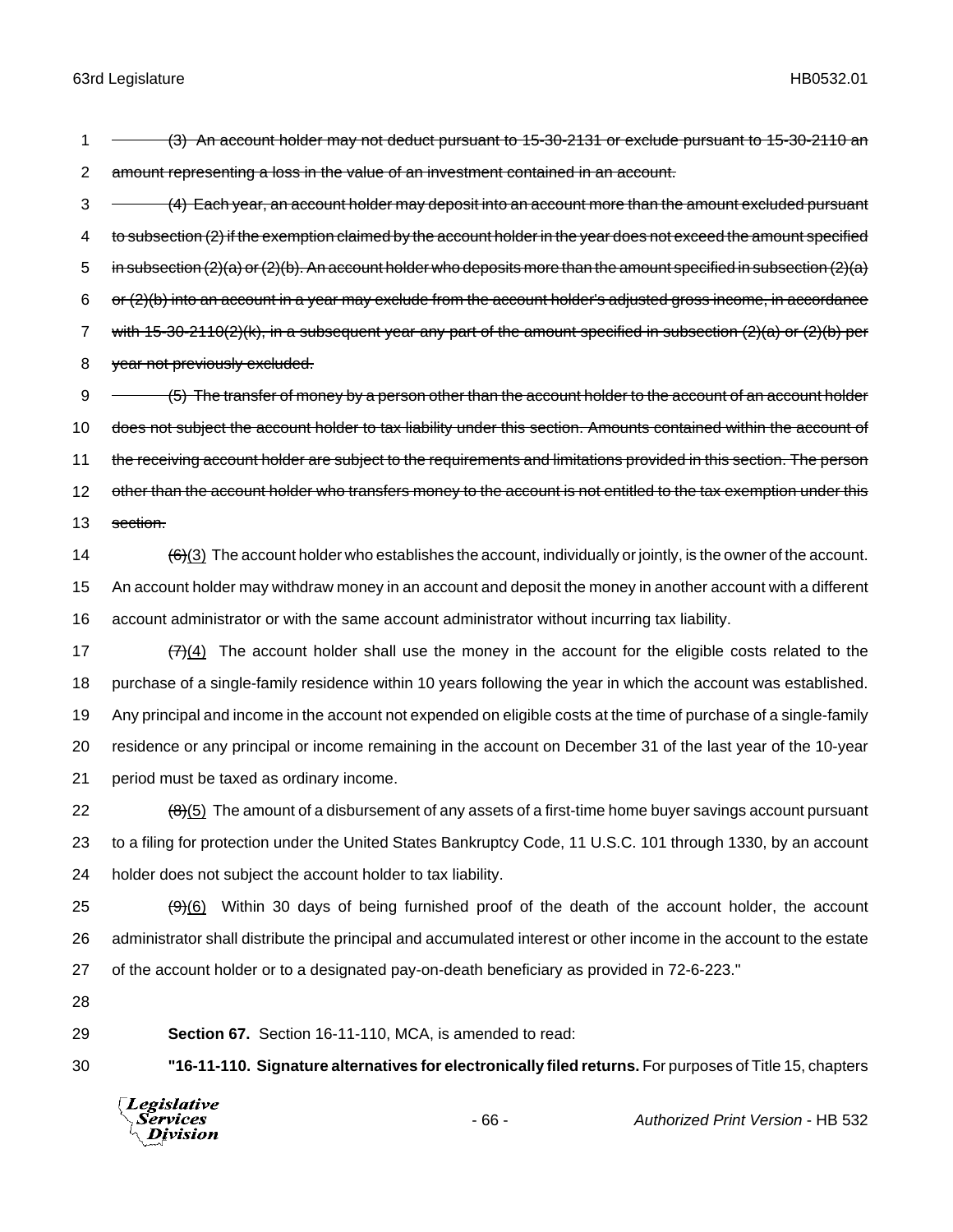~~(3) An account holder may not deduct pursuant to 15-30-2131 or exclude pursuant to 15-30-2110 an amount representing a loss in the value of an investment contained in an account.~~

~~(4) Each year, an account holder may deposit into an account more than the amount excluded pursuant to subsection (2) if the exemption claimed by the account holder in the year does not exceed the amount specified in subsection (2)(a) or (2)(b). An account holder who deposits more than the amount specified in subsection (2)(a) or (2)(b) into an account in a year may exclude from the account holder's adjusted gross income, in accordance with 15-30-2110(2)(k), in a subsequent year any part of the amount specified in subsection (2)(a) or (2)(b) per year not previously excluded.~~

~~(5) The transfer of money by a person other than the account holder to the account of an account holder does not subject the account holder to tax liability under this section. Amounts contained within the account of the receiving account holder are subject to the requirements and limitations provided in this section. The person other than the account holder who transfers money to the account is not entitled to the tax exemption under this section.~~

~~(6)~~(3) The account holder who establishes the account, individually or jointly, is the owner of the account. An account holder may withdraw money in an account and deposit the money in another account with a different account administrator or with the same account administrator without incurring tax liability.

~~(7)~~(4) The account holder shall use the money in the account for the eligible costs related to the purchase of a single-family residence within 10 years following the year in which the account was established. Any principal and income in the account not expended on eligible costs at the time of purchase of a single-family residence or any principal or income remaining in the account on December 31 of the last year of the 10-year period must be taxed as ordinary income.

~~(8)~~(5) The amount of a disbursement of any assets of a first-time home buyer savings account pursuant to a filing for protection under the United States Bankruptcy Code, 11 U.S.C. 101 through 1330, by an account holder does not subject the account holder to tax liability.

~~(9)~~(6) Within 30 days of being furnished proof of the death of the account holder, the account administrator shall distribute the principal and accumulated interest or other income in the account to the estate of the account holder or to a designated pay-on-death beneficiary as provided in 72-6-223."

**Section 67.** Section 16-11-110, MCA, is amended to read:

**"16-11-110. Signature alternatives for electronically filed returns.** For purposes of Title 15, chapters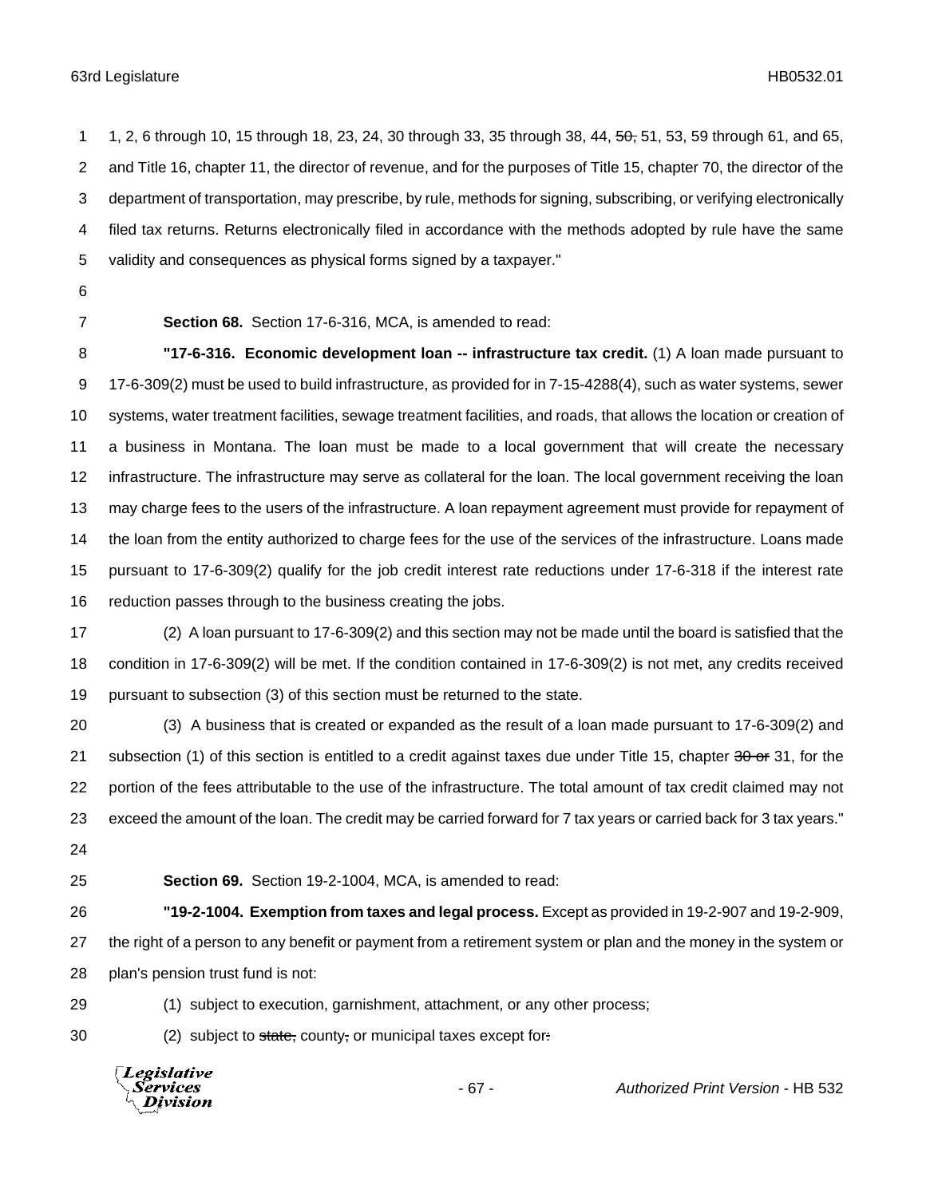1, 2, 6 through 10, 15 through 18, 23, 24, 30 through 33, 35 through 38, 44, ~~50,~~ 51, 53, 59 through 61, and 65, and Title 16, chapter 11, the director of revenue, and for the purposes of Title 15, chapter 70, the director of the department of transportation, may prescribe, by rule, methods for signing, subscribing, or verifying electronically filed tax returns. Returns electronically filed in accordance with the methods adopted by rule have the same validity and consequences as physical forms signed by a taxpayer."

**Section 68.** Section 17-6-316, MCA, is amended to read:

**"17-6-316. Economic development loan -- infrastructure tax credit.** (1) A loan made pursuant to 17-6-309(2) must be used to build infrastructure, as provided for in 7-15-4288(4), such as water systems, sewer systems, water treatment facilities, sewage treatment facilities, and roads, that allows the location or creation of a business in Montana. The loan must be made to a local government that will create the necessary infrastructure. The infrastructure may serve as collateral for the loan. The local government receiving the loan may charge fees to the users of the infrastructure. A loan repayment agreement must provide for repayment of the loan from the entity authorized to charge fees for the use of the services of the infrastructure. Loans made pursuant to 17-6-309(2) qualify for the job credit interest rate reductions under 17-6-318 if the interest rate reduction passes through to the business creating the jobs.

(2) A loan pursuant to 17-6-309(2) and this section may not be made until the board is satisfied that the condition in 17-6-309(2) will be met. If the condition contained in 17-6-309(2) is not met, any credits received pursuant to subsection (3) of this section must be returned to the state.

(3) A business that is created or expanded as the result of a loan made pursuant to 17-6-309(2) and subsection (1) of this section is entitled to a credit against taxes due under Title 15, chapter ~~30 or~~ 31, for the portion of the fees attributable to the use of the infrastructure. The total amount of tax credit claimed may not exceed the amount of the loan. The credit may be carried forward for 7 tax years or carried back for 3 tax years."

**Section 69.** Section 19-2-1004, MCA, is amended to read:

**"19-2-1004. Exemption from taxes and legal process.** Except as provided in 19-2-907 and 19-2-909, the right of a person to any benefit or payment from a retirement system or plan and the money in the system or plan's pension trust fund is not:

(1) subject to execution, garnishment, attachment, or any other process;

(2) subject to ~~state,~~ county~~,~~ or municipal taxes except for~~:~~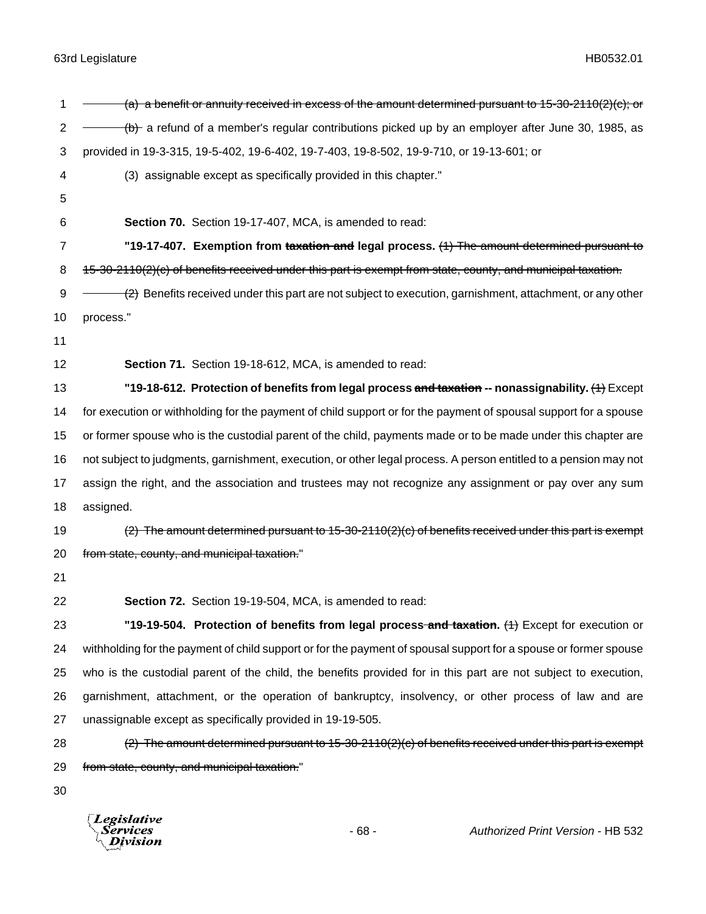~~(a) a benefit or annuity received in excess of the amount determined pursuant to 15-30-2110(2)(c); or~~

~~(b)~~ a refund of a member's regular contributions picked up by an employer after June 30, 1985, as provided in 19-3-315, 19-5-402, 19-6-402, 19-7-403, 19-8-502, 19-9-710, or 19-13-601; or

(3) assignable except as specifically provided in this chapter."

**Section 70.** Section 19-17-407, MCA, is amended to read:

**"19-17-407. Exemption from ~~taxation and~~ legal process.** ~~(1) The amount determined pursuant to 15-30-2110(2)(c) of benefits received under this part is exempt from state, county, and municipal taxation.~~

~~(2)~~ Benefits received under this part are not subject to execution, garnishment, attachment, or any other process."

**Section 71.** Section 19-18-612, MCA, is amended to read:

**"19-18-612. Protection of benefits from legal process ~~and taxation~~ -- nonassignability.** ~~(1)~~ Except for execution or withholding for the payment of child support or for the payment of spousal support for a spouse or former spouse who is the custodial parent of the child, payments made or to be made under this chapter are not subject to judgments, garnishment, execution, or other legal process. A person entitled to a pension may not assign the right, and the association and trustees may not recognize any assignment or pay over any sum assigned.

~~(2) The amount determined pursuant to 15-30-2110(2)(c) of benefits received under this part is exempt from state, county, and municipal taxation.~~"

**Section 72.** Section 19-19-504, MCA, is amended to read:

**"19-19-504. Protection of benefits from legal process ~~and taxation~~.** ~~(1)~~ Except for execution or withholding for the payment of child support or for the payment of spousal support for a spouse or former spouse who is the custodial parent of the child, the benefits provided for in this part are not subject to execution, garnishment, attachment, or the operation of bankruptcy, insolvency, or other process of law and are unassignable except as specifically provided in 19-19-505.

~~(2) The amount determined pursuant to 15-30-2110(2)(c) of benefits received under this part is exempt from state, county, and municipal taxation.~~"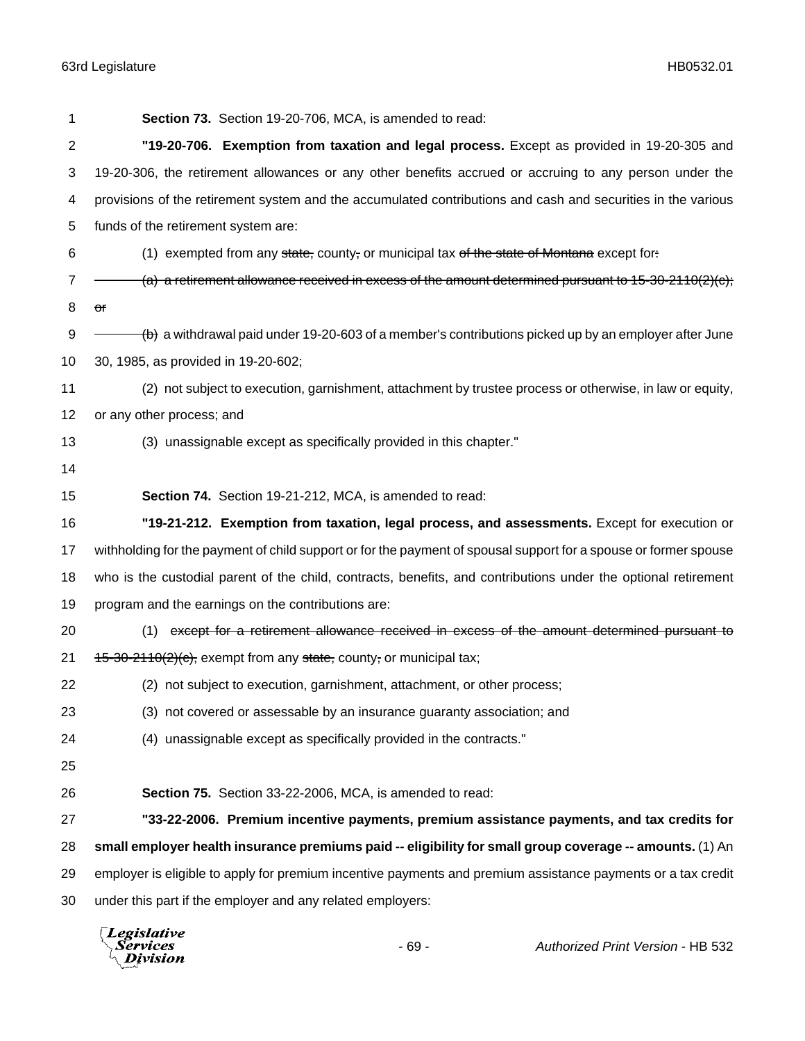**Section 73.** Section 19-20-706, MCA, is amended to read:

**"19-20-706. Exemption from taxation and legal process.** Except as provided in 19-20-305 and 19-20-306, the retirement allowances or any other benefits accrued or accruing to any person under the provisions of the retirement system and the accumulated contributions and cash and securities in the various funds of the retirement system are:

(1) exempted from any ~~state,~~ county~~,~~ or municipal tax ~~of the state of Montana~~ except for~~:~~

~~(a) a retirement allowance received in excess of the amount determined pursuant to 15-30-2110(2)(c); or~~

~~(b)~~ a withdrawal paid under 19-20-603 of a member's contributions picked up by an employer after June 30, 1985, as provided in 19-20-602;

(2) not subject to execution, garnishment, attachment by trustee process or otherwise, in law or equity, or any other process; and

(3) unassignable except as specifically provided in this chapter."

**Section 74.** Section 19-21-212, MCA, is amended to read:

**"19-21-212. Exemption from taxation, legal process, and assessments.** Except for execution or withholding for the payment of child support or for the payment of spousal support for a spouse or former spouse who is the custodial parent of the child, contracts, benefits, and contributions under the optional retirement program and the earnings on the contributions are:

(1) ~~except for a retirement allowance received in excess of the amount determined pursuant to 15-30-2110(2)(c),~~ exempt from any ~~state,~~ county~~,~~ or municipal tax;

(2) not subject to execution, garnishment, attachment, or other process;

(3) not covered or assessable by an insurance guaranty association; and

(4) unassignable except as specifically provided in the contracts."

**Section 75.** Section 33-22-2006, MCA, is amended to read:

**"33-22-2006. Premium incentive payments, premium assistance payments, and tax credits for small employer health insurance premiums paid -- eligibility for small group coverage -- amounts.** (1) An employer is eligible to apply for premium incentive payments and premium assistance payments or a tax credit under this part if the employer and any related employers: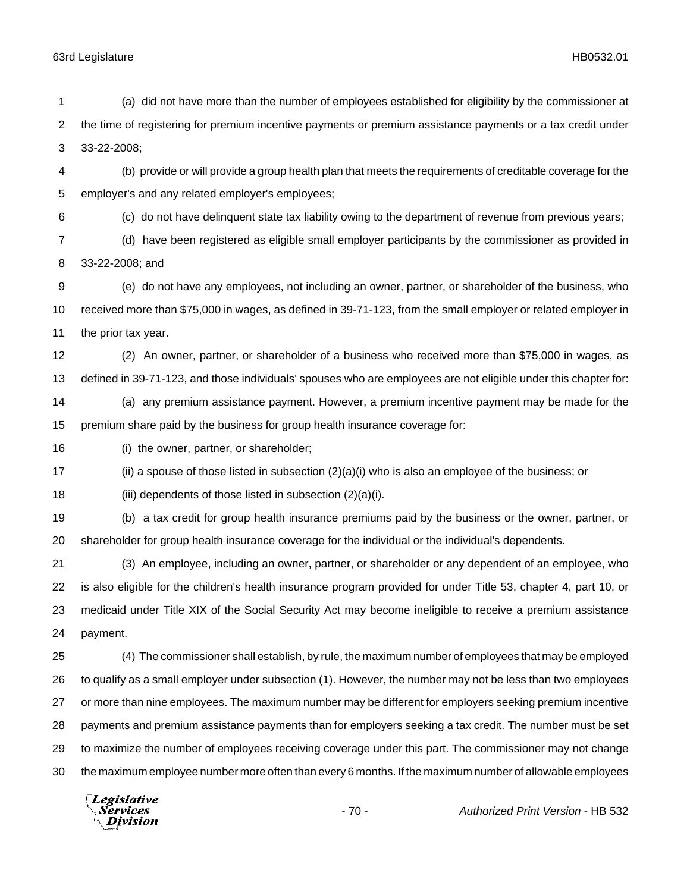(a) did not have more than the number of employees established for eligibility by the commissioner at the time of registering for premium incentive payments or premium assistance payments or a tax credit under 33-22-2008;

(b) provide or will provide a group health plan that meets the requirements of creditable coverage for the employer's and any related employer's employees;

(c) do not have delinquent state tax liability owing to the department of revenue from previous years;

(d) have been registered as eligible small employer participants by the commissioner as provided in 33-22-2008; and

(e) do not have any employees, not including an owner, partner, or shareholder of the business, who received more than $75,000 in wages, as defined in 39-71-123, from the small employer or related employer in the prior tax year.

(2) An owner, partner, or shareholder of a business who received more than $75,000 in wages, as defined in 39-71-123, and those individuals' spouses who are employees are not eligible under this chapter for:

(a) any premium assistance payment. However, a premium incentive payment may be made for the premium share paid by the business for group health insurance coverage for:

(i) the owner, partner, or shareholder;

(ii) a spouse of those listed in subsection (2)(a)(i) who is also an employee of the business; or

(iii) dependents of those listed in subsection (2)(a)(i).

(b) a tax credit for group health insurance premiums paid by the business or the owner, partner, or shareholder for group health insurance coverage for the individual or the individual's dependents.

(3) An employee, including an owner, partner, or shareholder or any dependent of an employee, who is also eligible for the children's health insurance program provided for under Title 53, chapter 4, part 10, or medicaid under Title XIX of the Social Security Act may become ineligible to receive a premium assistance payment.

(4) The commissioner shall establish, by rule, the maximum number of employees that may be employed to qualify as a small employer under subsection (1). However, the number may not be less than two employees or more than nine employees. The maximum number may be different for employers seeking premium incentive payments and premium assistance payments than for employers seeking a tax credit. The number must be set to maximize the number of employees receiving coverage under this part. The commissioner may not change the maximum employee number more often than every 6 months. If the maximum number of allowable employees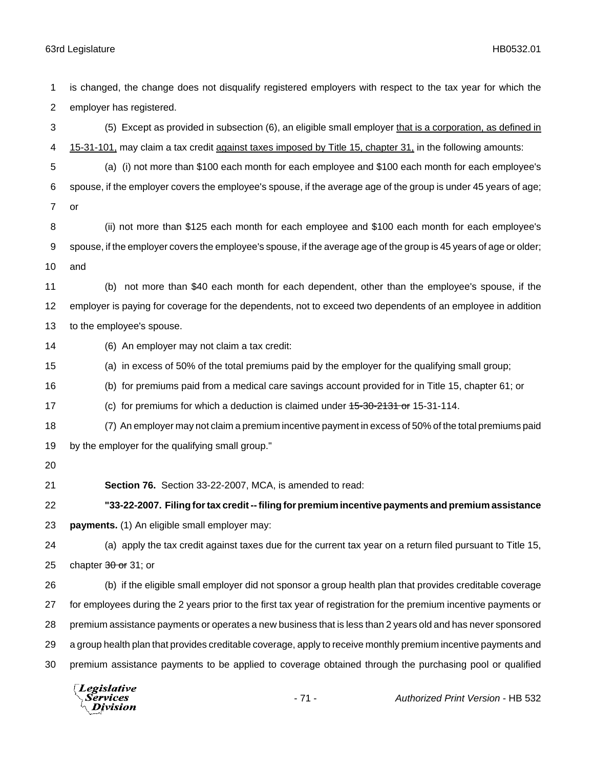is changed, the change does not disqualify registered employers with respect to the tax year for which the employer has registered.

(5) Except as provided in subsection (6), an eligible small employer that is a corporation, as defined in 15-31-101, may claim a tax credit against taxes imposed by Title 15, chapter 31, in the following amounts:

(a) (i) not more than $100 each month for each employee and $100 each month for each employee's spouse, if the employer covers the employee's spouse, if the average age of the group is under 45 years of age; or

(ii) not more than $125 each month for each employee and $100 each month for each employee's spouse, if the employer covers the employee's spouse, if the average age of the group is 45 years of age or older; and

(b) not more than $40 each month for each dependent, other than the employee's spouse, if the employer is paying for coverage for the dependents, not to exceed two dependents of an employee in addition to the employee's spouse.

(6) An employer may not claim a tax credit:

(a) in excess of 50% of the total premiums paid by the employer for the qualifying small group;

(b) for premiums paid from a medical care savings account provided for in Title 15, chapter 61; or

(c) for premiums for which a deduction is claimed under ~~15-30-2131 or~~ 15-31-114.

(7) An employer may not claim a premium incentive payment in excess of 50% of the total premiums paid by the employer for the qualifying small group."

**Section 76.** Section 33-22-2007, MCA, is amended to read:

**"33-22-2007. Filing for tax credit -- filing for premium incentive payments and premium assistance payments.** (1) An eligible small employer may:

(a) apply the tax credit against taxes due for the current tax year on a return filed pursuant to Title 15, chapter ~~30 or~~ 31; or

(b) if the eligible small employer did not sponsor a group health plan that provides creditable coverage for employees during the 2 years prior to the first tax year of registration for the premium incentive payments or premium assistance payments or operates a new business that is less than 2 years old and has never sponsored a group health plan that provides creditable coverage, apply to receive monthly premium incentive payments and premium assistance payments to be applied to coverage obtained through the purchasing pool or qualified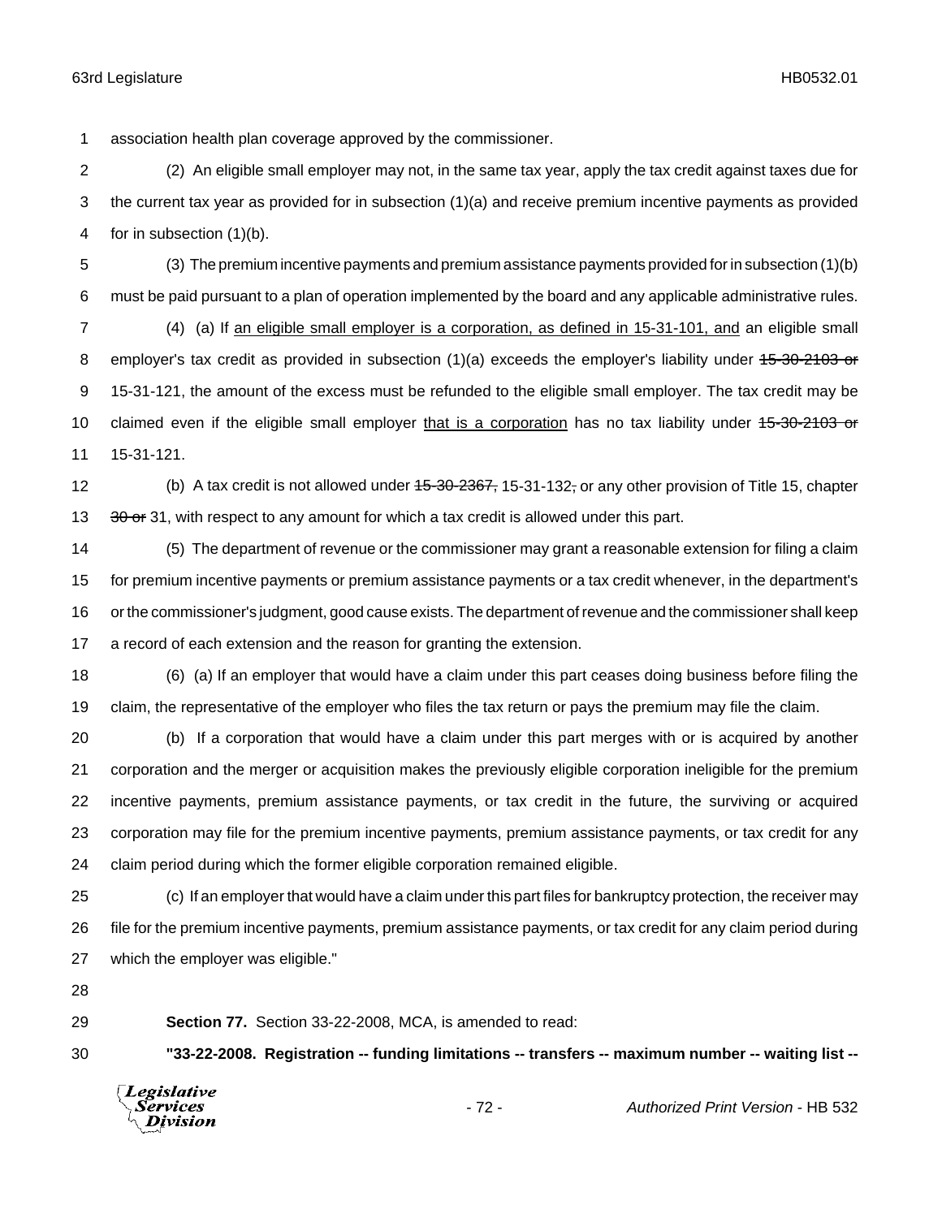association health plan coverage approved by the commissioner.

(2) An eligible small employer may not, in the same tax year, apply the tax credit against taxes due for the current tax year as provided for in subsection (1)(a) and receive premium incentive payments as provided for in subsection (1)(b).

(3) The premium incentive payments and premium assistance payments provided for in subsection (1)(b) must be paid pursuant to a plan of operation implemented by the board and any applicable administrative rules.

(4) (a) If <u>an eligible small employer is a corporation, as defined in 15-31-101, and</u> an eligible small employer's tax credit as provided in subsection (1)(a) exceeds the employer's liability under ~~15-30-2103 or~~ 15-31-121, the amount of the excess must be refunded to the eligible small employer. The tax credit may be claimed even if the eligible small employer <u>that is a corporation</u> has no tax liability under ~~15-30-2103 or~~ 15-31-121.

(b) A tax credit is not allowed under ~~15-30-2367,~~ 15-31-132~~,~~ or any other provision of Title 15, chapter ~~30 or~~ 31, with respect to any amount for which a tax credit is allowed under this part.

(5) The department of revenue or the commissioner may grant a reasonable extension for filing a claim for premium incentive payments or premium assistance payments or a tax credit whenever, in the department's or the commissioner's judgment, good cause exists. The department of revenue and the commissioner shall keep a record of each extension and the reason for granting the extension.

(6) (a) If an employer that would have a claim under this part ceases doing business before filing the claim, the representative of the employer who files the tax return or pays the premium may file the claim.

(b) If a corporation that would have a claim under this part merges with or is acquired by another corporation and the merger or acquisition makes the previously eligible corporation ineligible for the premium incentive payments, premium assistance payments, or tax credit in the future, the surviving or acquired corporation may file for the premium incentive payments, premium assistance payments, or tax credit for any claim period during which the former eligible corporation remained eligible.

(c) If an employer that would have a claim under this part files for bankruptcy protection, the receiver may file for the premium incentive payments, premium assistance payments, or tax credit for any claim period during which the employer was eligible."

**Section 77.** Section 33-22-2008, MCA, is amended to read:

**"33-22-2008. Registration -- funding limitations -- transfers -- maximum number -- waiting list --**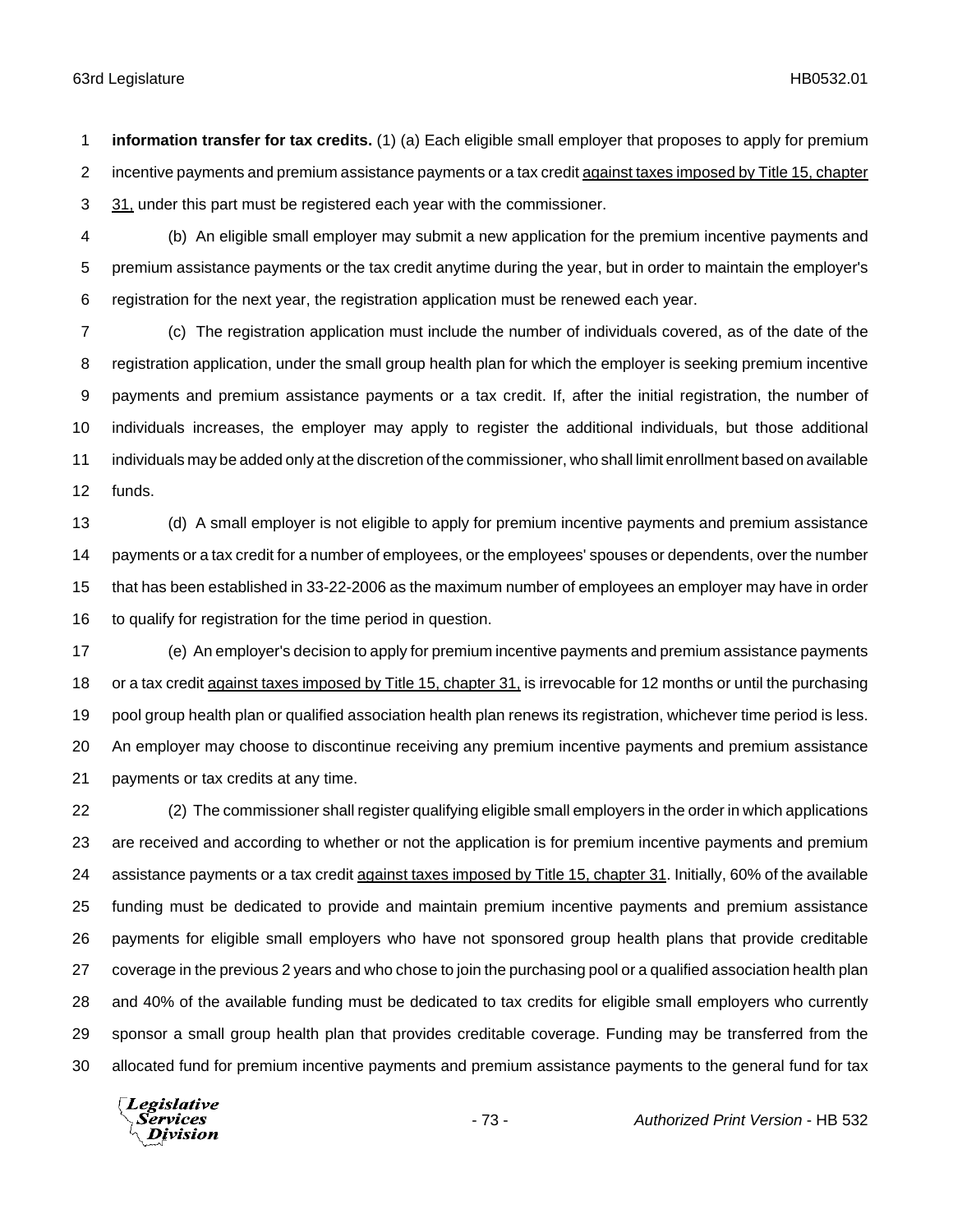**information transfer for tax credits.** (1) (a) Each eligible small employer that proposes to apply for premium incentive payments and premium assistance payments or a tax credit against taxes imposed by Title 15, chapter 31, under this part must be registered each year with the commissioner.

(b) An eligible small employer may submit a new application for the premium incentive payments and premium assistance payments or the tax credit anytime during the year, but in order to maintain the employer's registration for the next year, the registration application must be renewed each year.

(c) The registration application must include the number of individuals covered, as of the date of the registration application, under the small group health plan for which the employer is seeking premium incentive payments and premium assistance payments or a tax credit. If, after the initial registration, the number of individuals increases, the employer may apply to register the additional individuals, but those additional individuals may be added only at the discretion of the commissioner, who shall limit enrollment based on available funds.

(d) A small employer is not eligible to apply for premium incentive payments and premium assistance payments or a tax credit for a number of employees, or the employees' spouses or dependents, over the number that has been established in 33-22-2006 as the maximum number of employees an employer may have in order to qualify for registration for the time period in question.

(e) An employer's decision to apply for premium incentive payments and premium assistance payments or a tax credit against taxes imposed by Title 15, chapter 31, is irrevocable for 12 months or until the purchasing pool group health plan or qualified association health plan renews its registration, whichever time period is less. An employer may choose to discontinue receiving any premium incentive payments and premium assistance payments or tax credits at any time.

(2) The commissioner shall register qualifying eligible small employers in the order in which applications are received and according to whether or not the application is for premium incentive payments and premium assistance payments or a tax credit against taxes imposed by Title 15, chapter 31. Initially, 60% of the available funding must be dedicated to provide and maintain premium incentive payments and premium assistance payments for eligible small employers who have not sponsored group health plans that provide creditable coverage in the previous 2 years and who chose to join the purchasing pool or a qualified association health plan and 40% of the available funding must be dedicated to tax credits for eligible small employers who currently sponsor a small group health plan that provides creditable coverage. Funding may be transferred from the allocated fund for premium incentive payments and premium assistance payments to the general fund for tax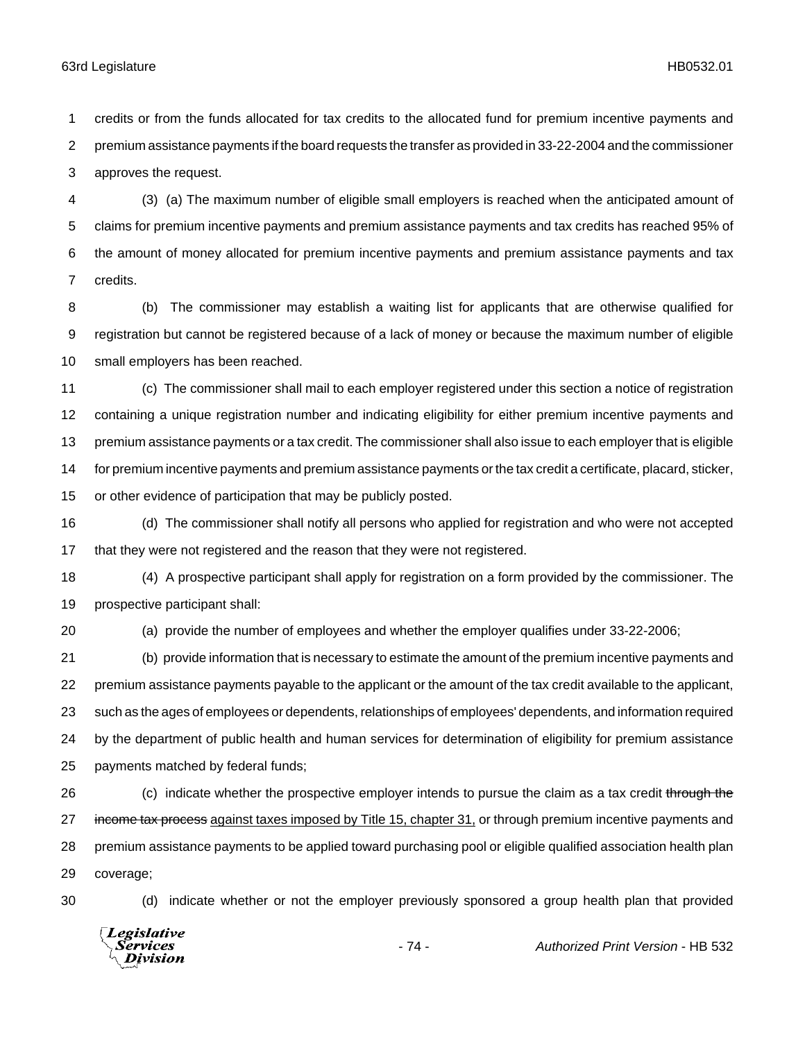credits or from the funds allocated for tax credits to the allocated fund for premium incentive payments and premium assistance payments if the board requests the transfer as provided in 33-22-2004 and the commissioner approves the request.

(3) (a) The maximum number of eligible small employers is reached when the anticipated amount of claims for premium incentive payments and premium assistance payments and tax credits has reached 95% of the amount of money allocated for premium incentive payments and premium assistance payments and tax credits.

(b) The commissioner may establish a waiting list for applicants that are otherwise qualified for registration but cannot be registered because of a lack of money or because the maximum number of eligible small employers has been reached.

(c) The commissioner shall mail to each employer registered under this section a notice of registration containing a unique registration number and indicating eligibility for either premium incentive payments and premium assistance payments or a tax credit. The commissioner shall also issue to each employer that is eligible for premium incentive payments and premium assistance payments or the tax credit a certificate, placard, sticker, or other evidence of participation that may be publicly posted.

(d) The commissioner shall notify all persons who applied for registration and who were not accepted that they were not registered and the reason that they were not registered.

(4) A prospective participant shall apply for registration on a form provided by the commissioner. The prospective participant shall:

(a) provide the number of employees and whether the employer qualifies under 33-22-2006;

(b) provide information that is necessary to estimate the amount of the premium incentive payments and premium assistance payments payable to the applicant or the amount of the tax credit available to the applicant, such as the ages of employees or dependents, relationships of employees' dependents, and information required by the department of public health and human services for determination of eligibility for premium assistance payments matched by federal funds;

(c) indicate whether the prospective employer intends to pursue the claim as a tax credit ~~through the income tax process~~ <u>against taxes imposed by Title 15, chapter 31,</u> or through premium incentive payments and premium assistance payments to be applied toward purchasing pool or eligible qualified association health plan coverage;

(d) indicate whether or not the employer previously sponsored a group health plan that provided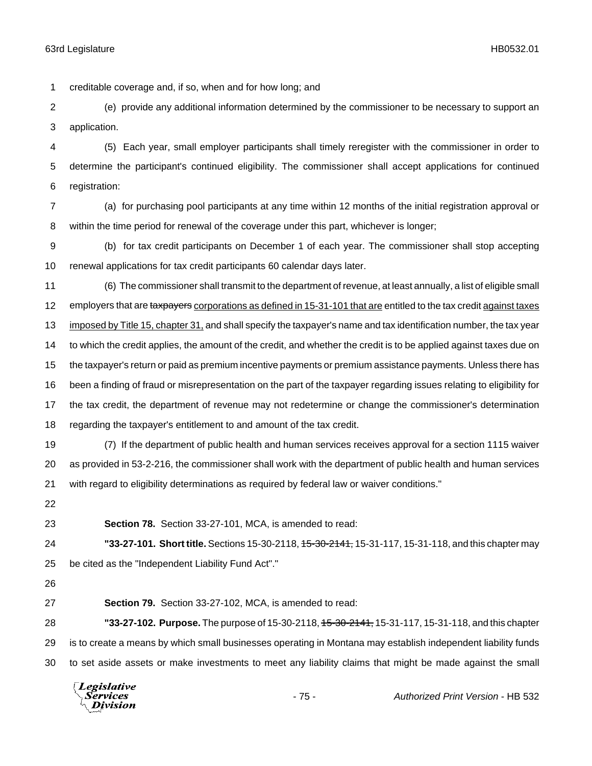creditable coverage and, if so, when and for how long; and

(e) provide any additional information determined by the commissioner to be necessary to support an application.

(5) Each year, small employer participants shall timely reregister with the commissioner in order to determine the participant's continued eligibility. The commissioner shall accept applications for continued registration:

(a) for purchasing pool participants at any time within 12 months of the initial registration approval or within the time period for renewal of the coverage under this part, whichever is longer;

(b) for tax credit participants on December 1 of each year. The commissioner shall stop accepting renewal applications for tax credit participants 60 calendar days later.

(6) The commissioner shall transmit to the department of revenue, at least annually, a list of eligible small employers that are ~~taxpayers~~ <u>corporations as defined in 15-31-101 that are</u> entitled to the tax credit <u>against taxes imposed by Title 15, chapter 31,</u> and shall specify the taxpayer's name and tax identification number, the tax year to which the credit applies, the amount of the credit, and whether the credit is to be applied against taxes due on the taxpayer's return or paid as premium incentive payments or premium assistance payments. Unless there has been a finding of fraud or misrepresentation on the part of the taxpayer regarding issues relating to eligibility for the tax credit, the department of revenue may not redetermine or change the commissioner's determination regarding the taxpayer's entitlement to and amount of the tax credit.

(7) If the department of public health and human services receives approval for a section 1115 waiver as provided in 53-2-216, the commissioner shall work with the department of public health and human services with regard to eligibility determinations as required by federal law or waiver conditions."

**Section 78.** Section 33-27-101, MCA, is amended to read:

**"33-27-101. Short title.** Sections 15-30-2118, ~~15-30-2141,~~ 15-31-117, 15-31-118, and this chapter may be cited as the "Independent Liability Fund Act"."

**Section 79.** Section 33-27-102, MCA, is amended to read:

**"33-27-102. Purpose.** The purpose of 15-30-2118, ~~15-30-2141,~~ 15-31-117, 15-31-118, and this chapter is to create a means by which small businesses operating in Montana may establish independent liability funds to set aside assets or make investments to meet any liability claims that might be made against the small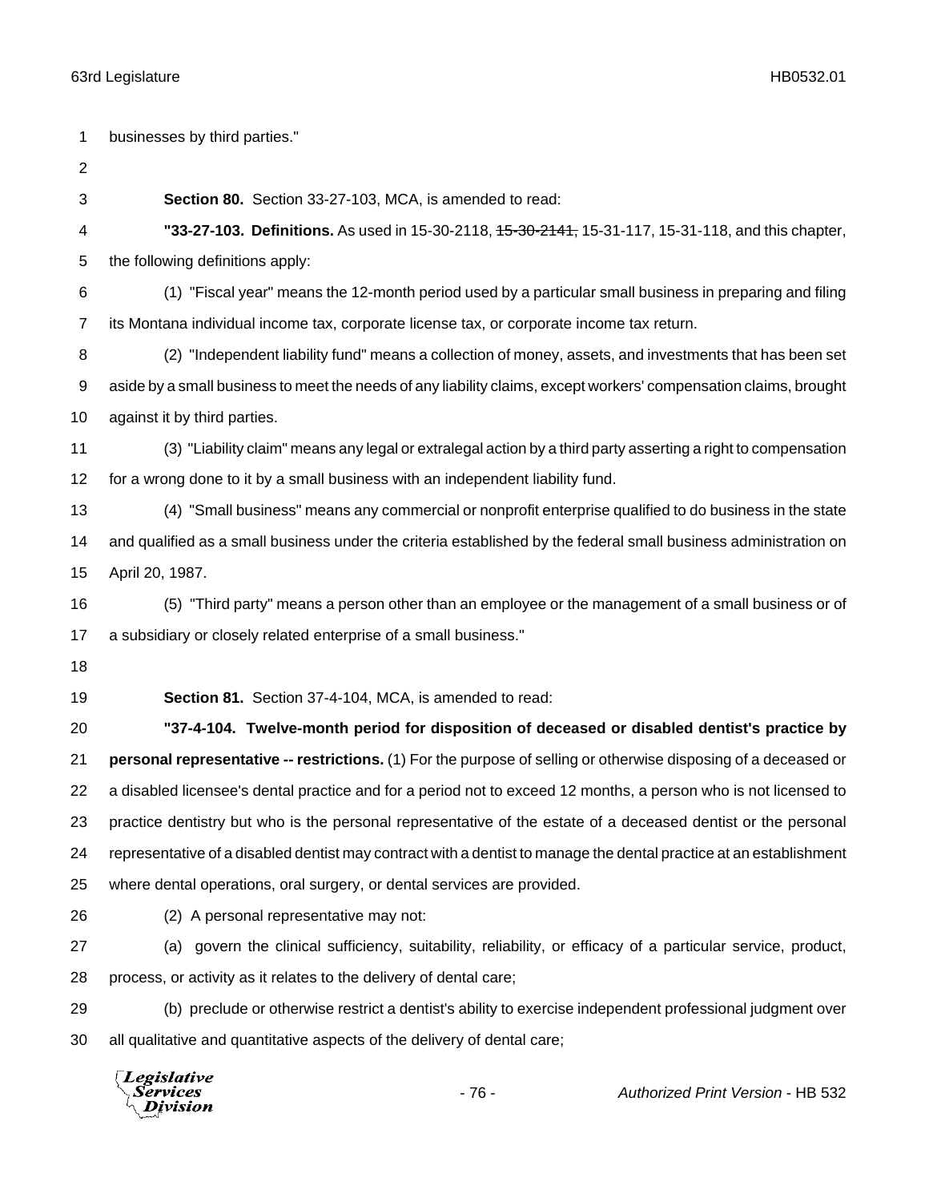businesses by third parties."

**Section 80.** Section 33-27-103, MCA, is amended to read:

**"33-27-103. Definitions.** As used in 15-30-2118, ~~15-30-2141,~~ 15-31-117, 15-31-118, and this chapter, the following definitions apply:

(1) "Fiscal year" means the 12-month period used by a particular small business in preparing and filing its Montana individual income tax, corporate license tax, or corporate income tax return.

(2) "Independent liability fund" means a collection of money, assets, and investments that has been set aside by a small business to meet the needs of any liability claims, except workers' compensation claims, brought against it by third parties.

(3) "Liability claim" means any legal or extralegal action by a third party asserting a right to compensation for a wrong done to it by a small business with an independent liability fund.

(4) "Small business" means any commercial or nonprofit enterprise qualified to do business in the state and qualified as a small business under the criteria established by the federal small business administration on April 20, 1987.

(5) "Third party" means a person other than an employee or the management of a small business or of a subsidiary or closely related enterprise of a small business."

**Section 81.** Section 37-4-104, MCA, is amended to read:

**"37-4-104. Twelve-month period for disposition of deceased or disabled dentist's practice by personal representative -- restrictions.** (1) For the purpose of selling or otherwise disposing of a deceased or a disabled licensee's dental practice and for a period not to exceed 12 months, a person who is not licensed to practice dentistry but who is the personal representative of the estate of a deceased dentist or the personal representative of a disabled dentist may contract with a dentist to manage the dental practice at an establishment where dental operations, oral surgery, or dental services are provided.

(2) A personal representative may not:

(a) govern the clinical sufficiency, suitability, reliability, or efficacy of a particular service, product, process, or activity as it relates to the delivery of dental care;

(b) preclude or otherwise restrict a dentist's ability to exercise independent professional judgment over all qualitative and quantitative aspects of the delivery of dental care;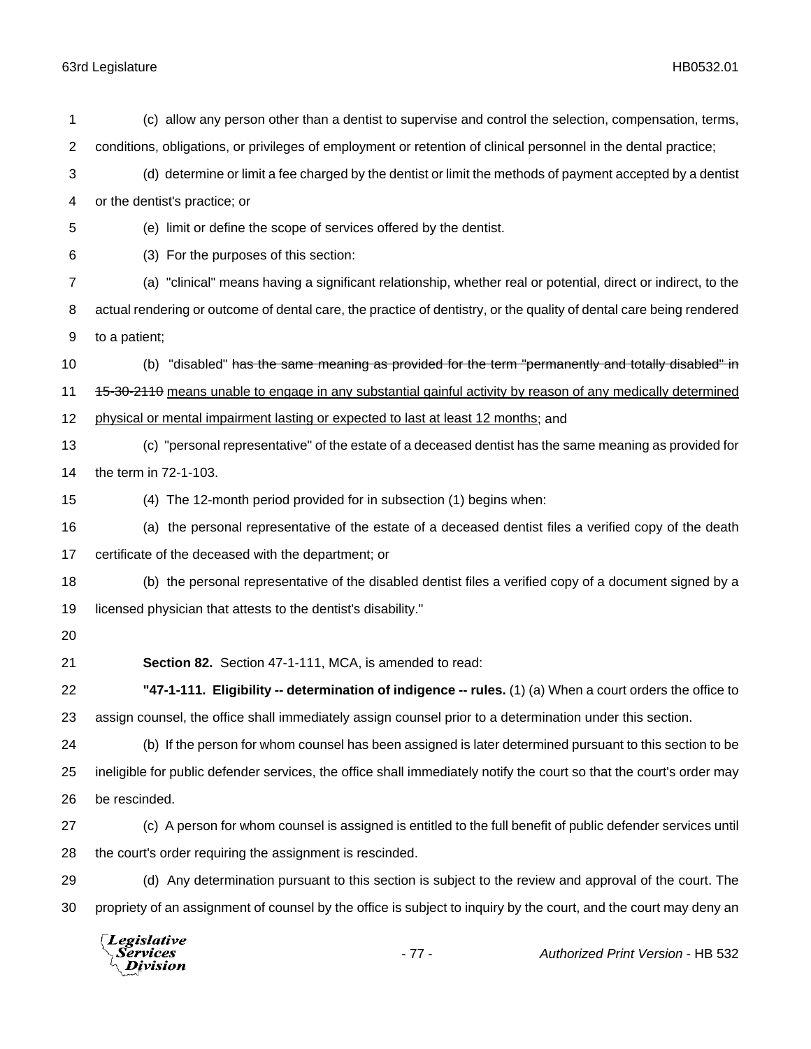(c) allow any person other than a dentist to supervise and control the selection, compensation, terms, conditions, obligations, or privileges of employment or retention of clinical personnel in the dental practice;

(d) determine or limit a fee charged by the dentist or limit the methods of payment accepted by a dentist or the dentist's practice; or

(e) limit or define the scope of services offered by the dentist.

(3) For the purposes of this section:

(a) "clinical" means having a significant relationship, whether real or potential, direct or indirect, to the actual rendering or outcome of dental care, the practice of dentistry, or the quality of dental care being rendered to a patient;

(b) "disabled" ~~has the same meaning as provided for the term "permanently and totally disabled" in 15-30-2110~~ <u>means unable to engage in any substantial gainful activity by reason of any medically determined physical or mental impairment lasting or expected to last at least 12 months</u>; and

(c) "personal representative" of the estate of a deceased dentist has the same meaning as provided for the term in 72-1-103.

(4) The 12-month period provided for in subsection (1) begins when:

(a) the personal representative of the estate of a deceased dentist files a verified copy of the death certificate of the deceased with the department; or

(b) the personal representative of the disabled dentist files a verified copy of a document signed by a licensed physician that attests to the dentist's disability."

**Section 82.** Section 47-1-111, MCA, is amended to read:

**"47-1-111. Eligibility -- determination of indigence -- rules.** (1) (a) When a court orders the office to assign counsel, the office shall immediately assign counsel prior to a determination under this section.

(b) If the person for whom counsel has been assigned is later determined pursuant to this section to be ineligible for public defender services, the office shall immediately notify the court so that the court's order may be rescinded.

(c) A person for whom counsel is assigned is entitled to the full benefit of public defender services until the court's order requiring the assignment is rescinded.

(d) Any determination pursuant to this section is subject to the review and approval of the court. The propriety of an assignment of counsel by the office is subject to inquiry by the court, and the court may deny an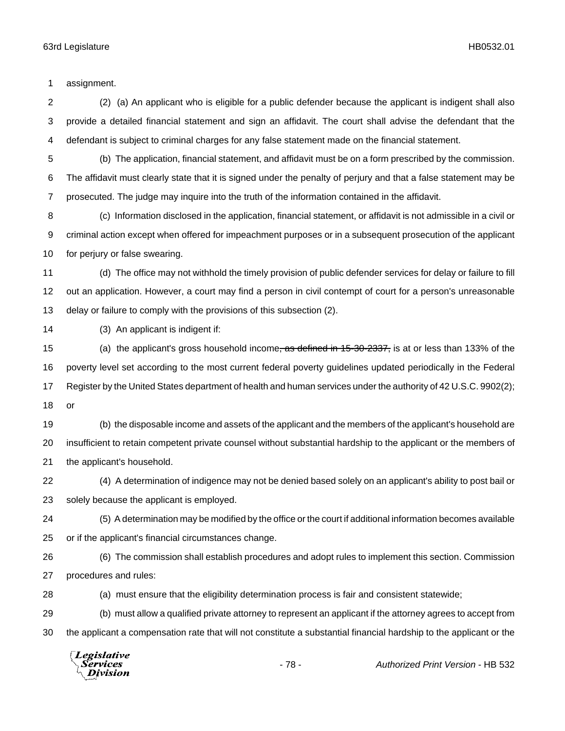assignment.

(2) (a) An applicant who is eligible for a public defender because the applicant is indigent shall also provide a detailed financial statement and sign an affidavit. The court shall advise the defendant that the defendant is subject to criminal charges for any false statement made on the financial statement.

(b) The application, financial statement, and affidavit must be on a form prescribed by the commission. The affidavit must clearly state that it is signed under the penalty of perjury and that a false statement may be prosecuted. The judge may inquire into the truth of the information contained in the affidavit.

(c) Information disclosed in the application, financial statement, or affidavit is not admissible in a civil or criminal action except when offered for impeachment purposes or in a subsequent prosecution of the applicant for perjury or false swearing.

(d) The office may not withhold the timely provision of public defender services for delay or failure to fill out an application. However, a court may find a person in civil contempt of court for a person's unreasonable delay or failure to comply with the provisions of this subsection (2).

(3) An applicant is indigent if:

(a) the applicant's gross household income~~, as defined in 15-30-2337,~~ is at or less than 133% of the poverty level set according to the most current federal poverty guidelines updated periodically in the Federal Register by the United States department of health and human services under the authority of 42 U.S.C. 9902(2); or

(b) the disposable income and assets of the applicant and the members of the applicant's household are insufficient to retain competent private counsel without substantial hardship to the applicant or the members of the applicant's household.

(4) A determination of indigence may not be denied based solely on an applicant's ability to post bail or solely because the applicant is employed.

(5) A determination may be modified by the office or the court if additional information becomes available or if the applicant's financial circumstances change.

(6) The commission shall establish procedures and adopt rules to implement this section. Commission procedures and rules:

(a) must ensure that the eligibility determination process is fair and consistent statewide;

(b) must allow a qualified private attorney to represent an applicant if the attorney agrees to accept from the applicant a compensation rate that will not constitute a substantial financial hardship to the applicant or the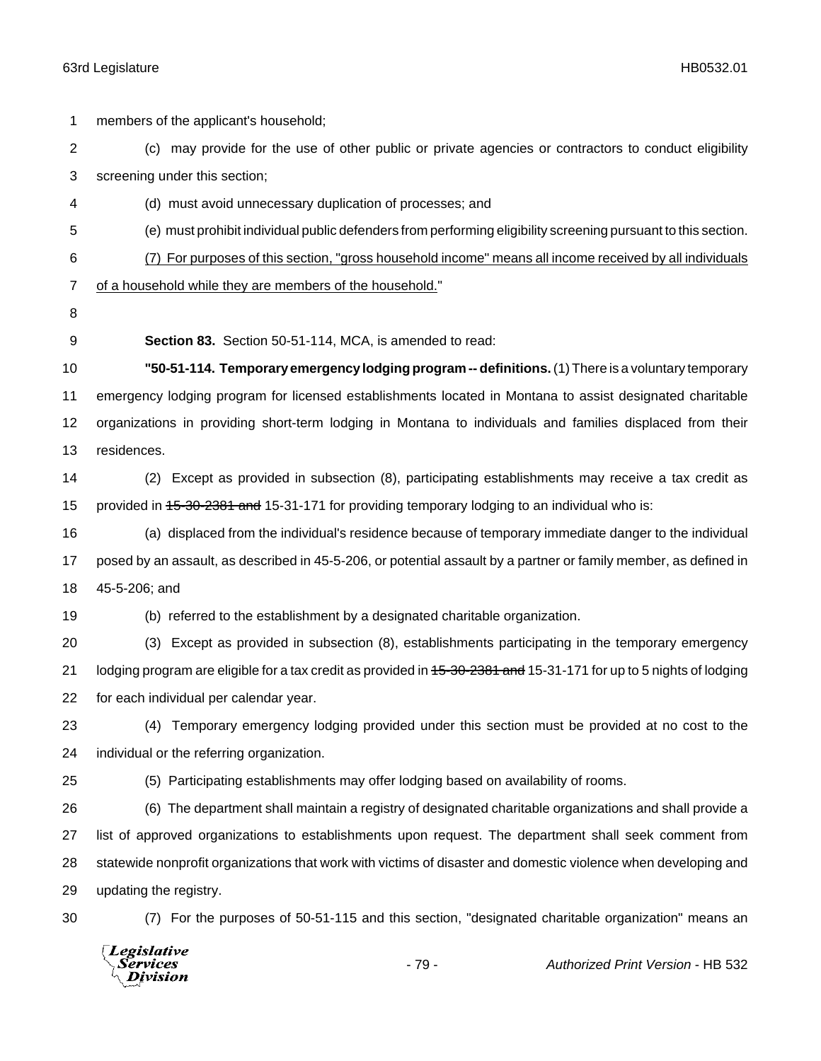members of the applicant's household;

(c) may provide for the use of other public or private agencies or contractors to conduct eligibility screening under this section;

(d) must avoid unnecessary duplication of processes; and

(e) must prohibit individual public defenders from performing eligibility screening pursuant to this section.

<u>(7) For purposes of this section, "gross household income" means all income received by all individuals of a household while they are members of the household.</u>"

**Section 83.** Section 50-51-114, MCA, is amended to read:

**"50-51-114. Temporary emergency lodging program -- definitions.** (1) There is a voluntary temporary emergency lodging program for licensed establishments located in Montana to assist designated charitable organizations in providing short-term lodging in Montana to individuals and families displaced from their residences.

(2) Except as provided in subsection (8), participating establishments may receive a tax credit as provided in ~~15-30-2381 and~~ 15-31-171 for providing temporary lodging to an individual who is:

(a) displaced from the individual's residence because of temporary immediate danger to the individual posed by an assault, as described in 45-5-206, or potential assault by a partner or family member, as defined in 45-5-206; and

(b) referred to the establishment by a designated charitable organization.

(3) Except as provided in subsection (8), establishments participating in the temporary emergency lodging program are eligible for a tax credit as provided in ~~15-30-2381 and~~ 15-31-171 for up to 5 nights of lodging for each individual per calendar year.

(4) Temporary emergency lodging provided under this section must be provided at no cost to the individual or the referring organization.

(5) Participating establishments may offer lodging based on availability of rooms.

(6) The department shall maintain a registry of designated charitable organizations and shall provide a list of approved organizations to establishments upon request. The department shall seek comment from statewide nonprofit organizations that work with victims of disaster and domestic violence when developing and updating the registry.

(7) For the purposes of 50-51-115 and this section, "designated charitable organization" means an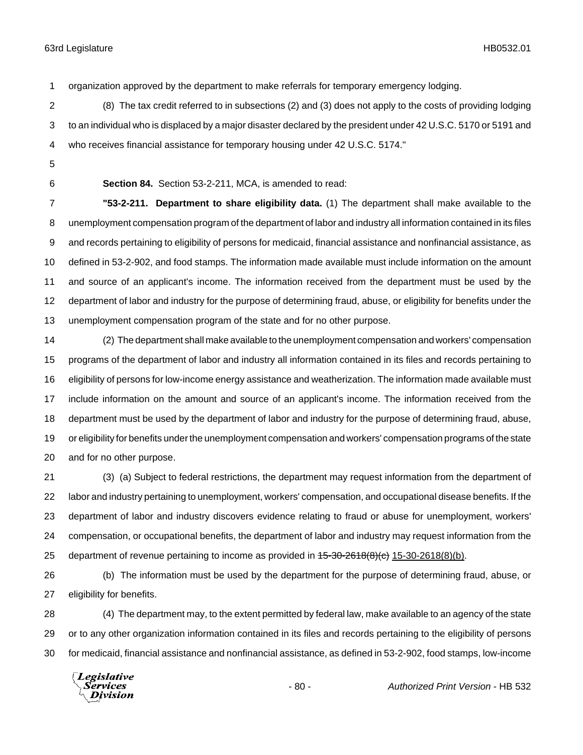organization approved by the department to make referrals for temporary emergency lodging.

(8) The tax credit referred to in subsections (2) and (3) does not apply to the costs of providing lodging to an individual who is displaced by a major disaster declared by the president under 42 U.S.C. 5170 or 5191 and who receives financial assistance for temporary housing under 42 U.S.C. 5174."

**Section 84.** Section 53-2-211, MCA, is amended to read:

**"53-2-211. Department to share eligibility data.** (1) The department shall make available to the unemployment compensation program of the department of labor and industry all information contained in its files and records pertaining to eligibility of persons for medicaid, financial assistance and nonfinancial assistance, as defined in 53-2-902, and food stamps. The information made available must include information on the amount and source of an applicant's income. The information received from the department must be used by the department of labor and industry for the purpose of determining fraud, abuse, or eligibility for benefits under the unemployment compensation program of the state and for no other purpose.

(2) The department shall make available to the unemployment compensation and workers' compensation programs of the department of labor and industry all information contained in its files and records pertaining to eligibility of persons for low-income energy assistance and weatherization. The information made available must include information on the amount and source of an applicant's income. The information received from the department must be used by the department of labor and industry for the purpose of determining fraud, abuse, or eligibility for benefits under the unemployment compensation and workers' compensation programs of the state and for no other purpose.

(3) (a) Subject to federal restrictions, the department may request information from the department of labor and industry pertaining to unemployment, workers' compensation, and occupational disease benefits. If the department of labor and industry discovers evidence relating to fraud or abuse for unemployment, workers' compensation, or occupational benefits, the department of labor and industry may request information from the department of revenue pertaining to income as provided in ~~15-30-2618(8)(c)~~ <u>15-30-2618(8)(b)</u>.

(b) The information must be used by the department for the purpose of determining fraud, abuse, or eligibility for benefits.

(4) The department may, to the extent permitted by federal law, make available to an agency of the state or to any other organization information contained in its files and records pertaining to the eligibility of persons for medicaid, financial assistance and nonfinancial assistance, as defined in 53-2-902, food stamps, low-income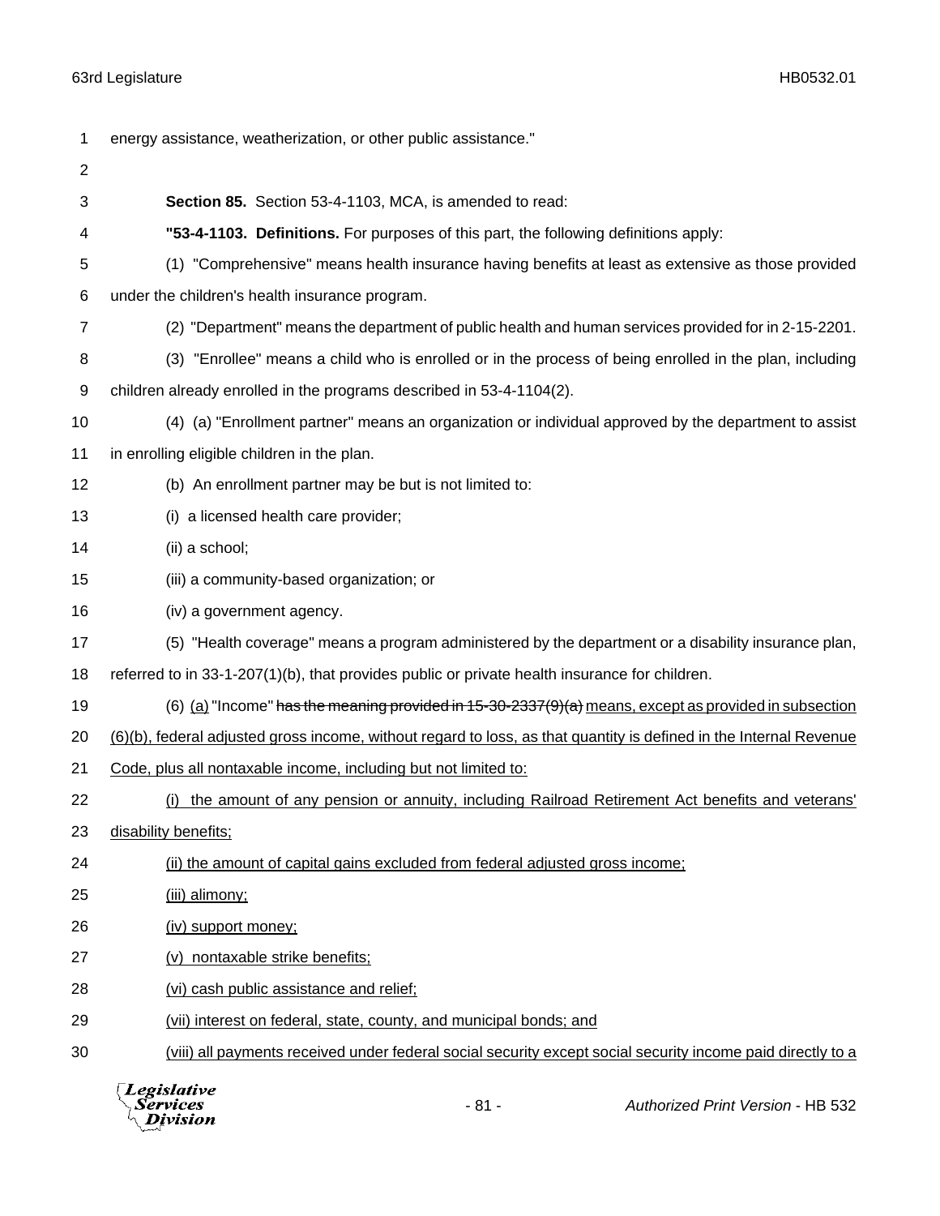energy assistance, weatherization, or other public assistance."

**Section 85.** Section 53-4-1103, MCA, is amended to read:

**"53-4-1103. Definitions.** For purposes of this part, the following definitions apply:

(1) "Comprehensive" means health insurance having benefits at least as extensive as those provided under the children's health insurance program.

(2) "Department" means the department of public health and human services provided for in 2-15-2201.

(3) "Enrollee" means a child who is enrolled or in the process of being enrolled in the plan, including children already enrolled in the programs described in 53-4-1104(2).

(4) (a) "Enrollment partner" means an organization or individual approved by the department to assist in enrolling eligible children in the plan.

(b) An enrollment partner may be but is not limited to:

(i) a licensed health care provider;

(ii) a school;

(iii) a community-based organization; or

(iv) a government agency.

(5) "Health coverage" means a program administered by the department or a disability insurance plan, referred to in 33-1-207(1)(b), that provides public or private health insurance for children.

(6) <u>(a)</u> "Income" ~~has the meaning provided in 15-30-2337(9)(a)~~ <u>means, except as provided in subsection (6)(b), federal adjusted gross income, without regard to loss, as that quantity is defined in the Internal Revenue Code, plus all nontaxable income, including but not limited to:</u>

<u>(i) the amount of any pension or annuity, including Railroad Retirement Act benefits and veterans' disability benefits;</u>

<u>(ii) the amount of capital gains excluded from federal adjusted gross income;</u>

<u>(iii) alimony;</u>

<u>(iv) support money;</u>

<u>(v) nontaxable strike benefits;</u>

<u>(vi) cash public assistance and relief;</u>

<u>(vii) interest on federal, state, county, and municipal bonds; and</u>

<u>(viii) all payments received under federal social security except social security income paid directly to a</u>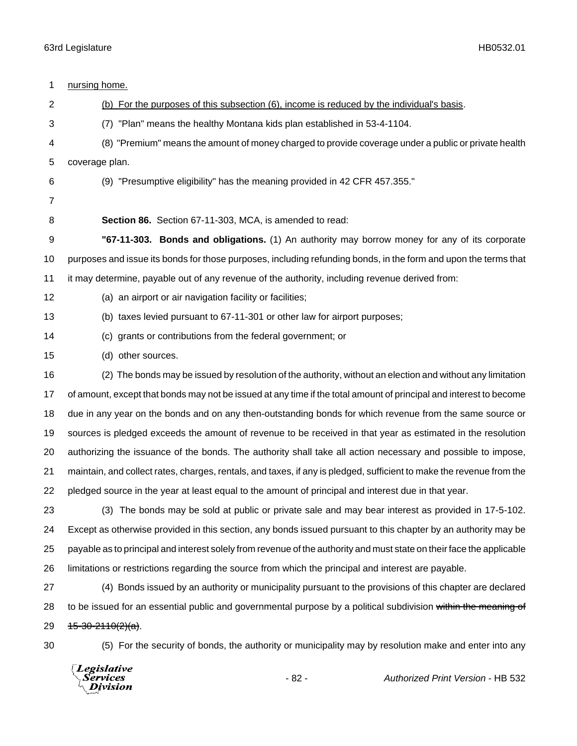nursing home.

(b) For the purposes of this subsection (6), income is reduced by the individual's basis.

(7) "Plan" means the healthy Montana kids plan established in 53-4-1104.

(8) "Premium" means the amount of money charged to provide coverage under a public or private health coverage plan.

(9) "Presumptive eligibility" has the meaning provided in 42 CFR 457.355."

**Section 86.** Section 67-11-303, MCA, is amended to read:

**"67-11-303. Bonds and obligations.** (1) An authority may borrow money for any of its corporate purposes and issue its bonds for those purposes, including refunding bonds, in the form and upon the terms that it may determine, payable out of any revenue of the authority, including revenue derived from:

(a) an airport or air navigation facility or facilities;

(b) taxes levied pursuant to 67-11-301 or other law for airport purposes;

(c) grants or contributions from the federal government; or

(d) other sources.

(2) The bonds may be issued by resolution of the authority, without an election and without any limitation of amount, except that bonds may not be issued at any time if the total amount of principal and interest to become due in any year on the bonds and on any then-outstanding bonds for which revenue from the same source or sources is pledged exceeds the amount of revenue to be received in that year as estimated in the resolution authorizing the issuance of the bonds. The authority shall take all action necessary and possible to impose, maintain, and collect rates, charges, rentals, and taxes, if any is pledged, sufficient to make the revenue from the pledged source in the year at least equal to the amount of principal and interest due in that year.

(3) The bonds may be sold at public or private sale and may bear interest as provided in 17-5-102. Except as otherwise provided in this section, any bonds issued pursuant to this chapter by an authority may be payable as to principal and interest solely from revenue of the authority and must state on their face the applicable limitations or restrictions regarding the source from which the principal and interest are payable.

(4) Bonds issued by an authority or municipality pursuant to the provisions of this chapter are declared to be issued for an essential public and governmental purpose by a political subdivision ~~within the meaning of 15-30-2110(2)(a)~~.

(5) For the security of bonds, the authority or municipality may by resolution make and enter into any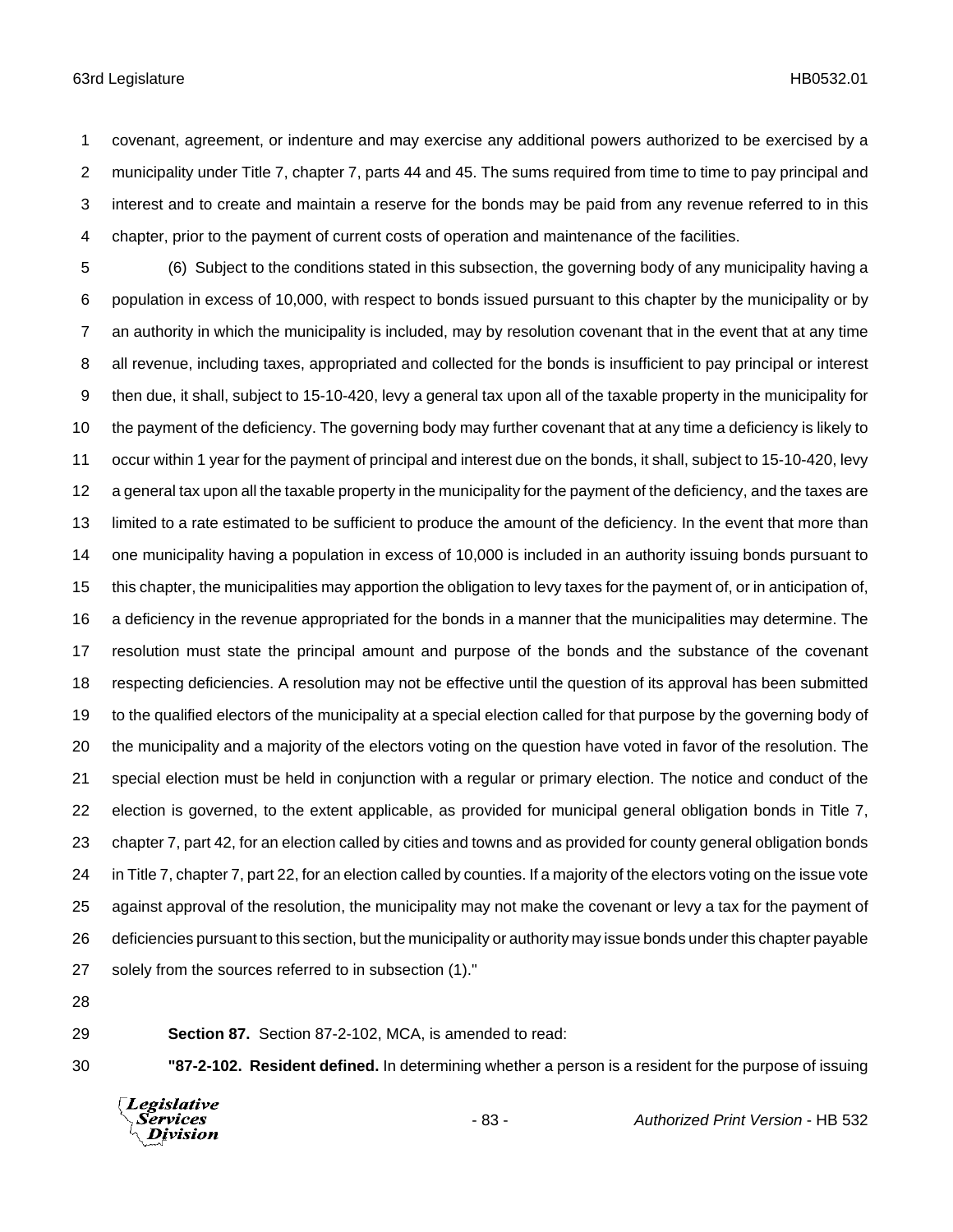covenant, agreement, or indenture and may exercise any additional powers authorized to be exercised by a municipality under Title 7, chapter 7, parts 44 and 45. The sums required from time to time to pay principal and interest and to create and maintain a reserve for the bonds may be paid from any revenue referred to in this chapter, prior to the payment of current costs of operation and maintenance of the facilities.

(6) Subject to the conditions stated in this subsection, the governing body of any municipality having a population in excess of 10,000, with respect to bonds issued pursuant to this chapter by the municipality or by an authority in which the municipality is included, may by resolution covenant that in the event that at any time all revenue, including taxes, appropriated and collected for the bonds is insufficient to pay principal or interest then due, it shall, subject to 15-10-420, levy a general tax upon all of the taxable property in the municipality for the payment of the deficiency. The governing body may further covenant that at any time a deficiency is likely to occur within 1 year for the payment of principal and interest due on the bonds, it shall, subject to 15-10-420, levy a general tax upon all the taxable property in the municipality for the payment of the deficiency, and the taxes are limited to a rate estimated to be sufficient to produce the amount of the deficiency. In the event that more than one municipality having a population in excess of 10,000 is included in an authority issuing bonds pursuant to this chapter, the municipalities may apportion the obligation to levy taxes for the payment of, or in anticipation of, a deficiency in the revenue appropriated for the bonds in a manner that the municipalities may determine. The resolution must state the principal amount and purpose of the bonds and the substance of the covenant respecting deficiencies. A resolution may not be effective until the question of its approval has been submitted to the qualified electors of the municipality at a special election called for that purpose by the governing body of the municipality and a majority of the electors voting on the question have voted in favor of the resolution. The special election must be held in conjunction with a regular or primary election. The notice and conduct of the election is governed, to the extent applicable, as provided for municipal general obligation bonds in Title 7, chapter 7, part 42, for an election called by cities and towns and as provided for county general obligation bonds in Title 7, chapter 7, part 22, for an election called by counties. If a majority of the electors voting on the issue vote against approval of the resolution, the municipality may not make the covenant or levy a tax for the payment of deficiencies pursuant to this section, but the municipality or authority may issue bonds under this chapter payable solely from the sources referred to in subsection (1)."

**Section 87.** Section 87-2-102, MCA, is amended to read:

**"87-2-102. Resident defined.** In determining whether a person is a resident for the purpose of issuing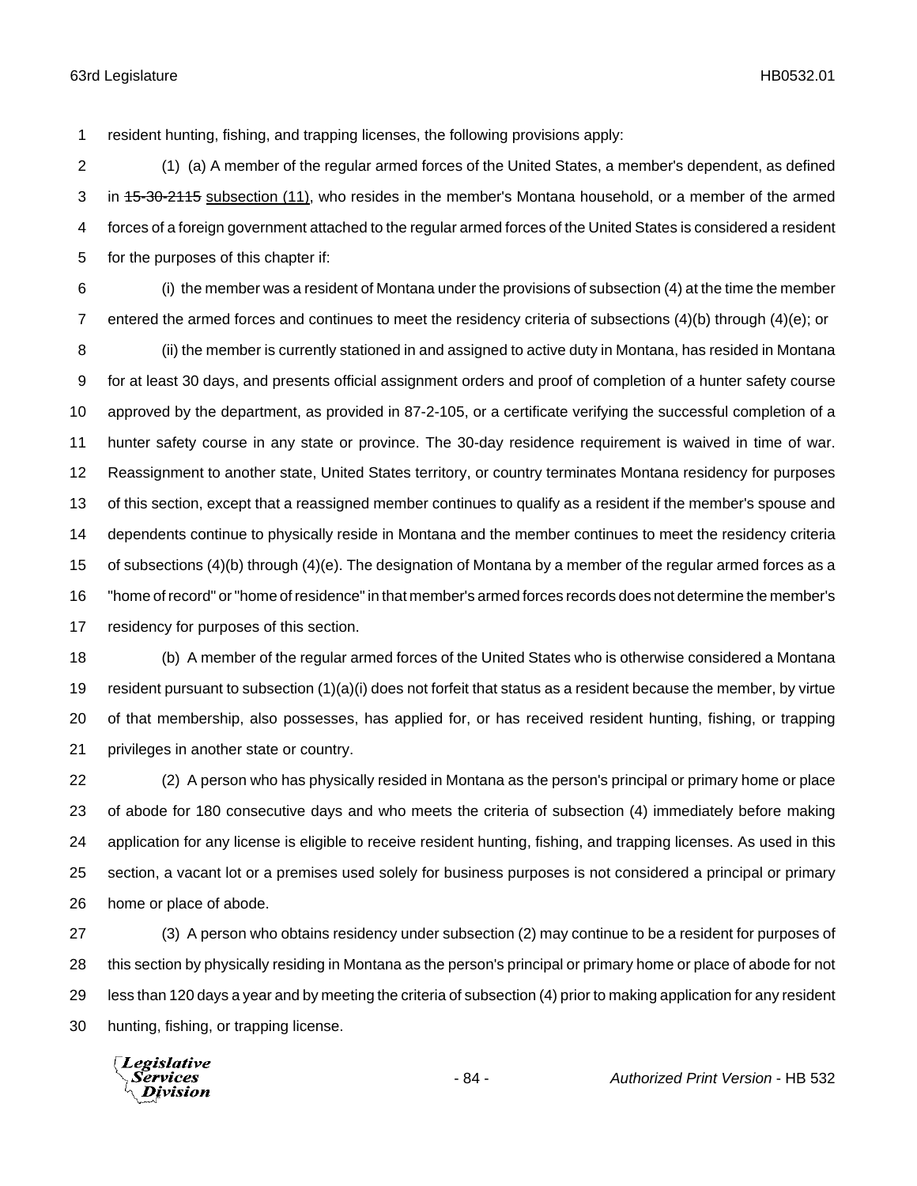resident hunting, fishing, and trapping licenses, the following provisions apply:

(1) (a) A member of the regular armed forces of the United States, a member's dependent, as defined in ~~15-30-2115~~ subsection (11), who resides in the member's Montana household, or a member of the armed forces of a foreign government attached to the regular armed forces of the United States is considered a resident for the purposes of this chapter if:

(i) the member was a resident of Montana under the provisions of subsection (4) at the time the member entered the armed forces and continues to meet the residency criteria of subsections (4)(b) through (4)(e); or

(ii) the member is currently stationed in and assigned to active duty in Montana, has resided in Montana for at least 30 days, and presents official assignment orders and proof of completion of a hunter safety course approved by the department, as provided in 87-2-105, or a certificate verifying the successful completion of a hunter safety course in any state or province. The 30-day residence requirement is waived in time of war. Reassignment to another state, United States territory, or country terminates Montana residency for purposes of this section, except that a reassigned member continues to qualify as a resident if the member's spouse and dependents continue to physically reside in Montana and the member continues to meet the residency criteria of subsections (4)(b) through (4)(e). The designation of Montana by a member of the regular armed forces as a "home of record" or "home of residence" in that member's armed forces records does not determine the member's residency for purposes of this section.

(b) A member of the regular armed forces of the United States who is otherwise considered a Montana resident pursuant to subsection (1)(a)(i) does not forfeit that status as a resident because the member, by virtue of that membership, also possesses, has applied for, or has received resident hunting, fishing, or trapping privileges in another state or country.

(2) A person who has physically resided in Montana as the person's principal or primary home or place of abode for 180 consecutive days and who meets the criteria of subsection (4) immediately before making application for any license is eligible to receive resident hunting, fishing, and trapping licenses. As used in this section, a vacant lot or a premises used solely for business purposes is not considered a principal or primary home or place of abode.

(3) A person who obtains residency under subsection (2) may continue to be a resident for purposes of this section by physically residing in Montana as the person's principal or primary home or place of abode for not less than 120 days a year and by meeting the criteria of subsection (4) prior to making application for any resident hunting, fishing, or trapping license.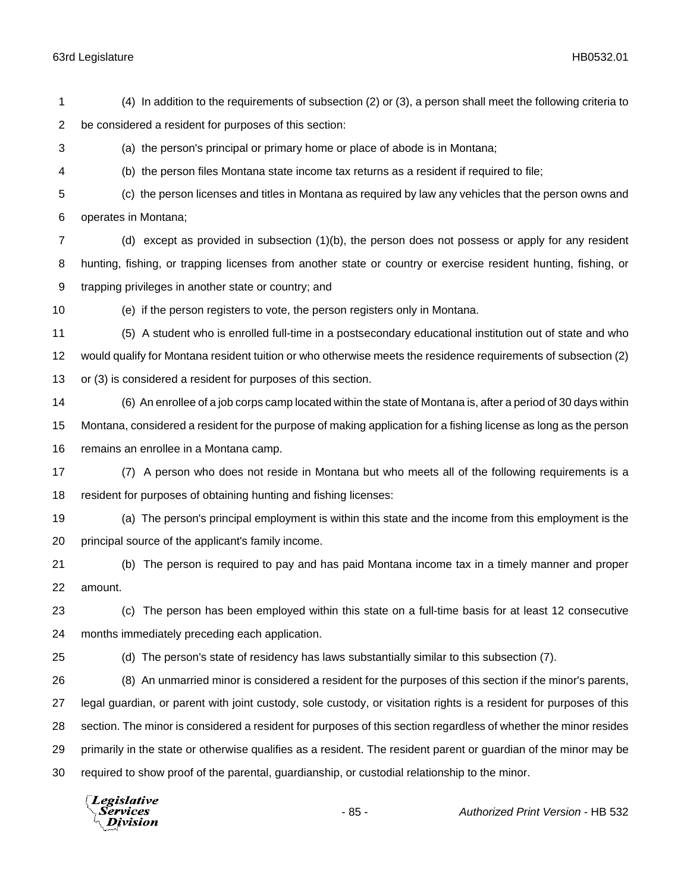(4) In addition to the requirements of subsection (2) or (3), a person shall meet the following criteria to be considered a resident for purposes of this section:

(a) the person's principal or primary home or place of abode is in Montana;

(b) the person files Montana state income tax returns as a resident if required to file;

(c) the person licenses and titles in Montana as required by law any vehicles that the person owns and operates in Montana;

(d) except as provided in subsection (1)(b), the person does not possess or apply for any resident hunting, fishing, or trapping licenses from another state or country or exercise resident hunting, fishing, or trapping privileges in another state or country; and

(e) if the person registers to vote, the person registers only in Montana.

(5) A student who is enrolled full-time in a postsecondary educational institution out of state and who would qualify for Montana resident tuition or who otherwise meets the residence requirements of subsection (2) or (3) is considered a resident for purposes of this section.

(6) An enrollee of a job corps camp located within the state of Montana is, after a period of 30 days within Montana, considered a resident for the purpose of making application for a fishing license as long as the person remains an enrollee in a Montana camp.

(7) A person who does not reside in Montana but who meets all of the following requirements is a resident for purposes of obtaining hunting and fishing licenses:

(a) The person's principal employment is within this state and the income from this employment is the principal source of the applicant's family income.

(b) The person is required to pay and has paid Montana income tax in a timely manner and proper amount.

(c) The person has been employed within this state on a full-time basis for at least 12 consecutive months immediately preceding each application.

(d) The person's state of residency has laws substantially similar to this subsection (7).

(8) An unmarried minor is considered a resident for the purposes of this section if the minor's parents, legal guardian, or parent with joint custody, sole custody, or visitation rights is a resident for purposes of this section. The minor is considered a resident for purposes of this section regardless of whether the minor resides primarily in the state or otherwise qualifies as a resident. The resident parent or guardian of the minor may be required to show proof of the parental, guardianship, or custodial relationship to the minor.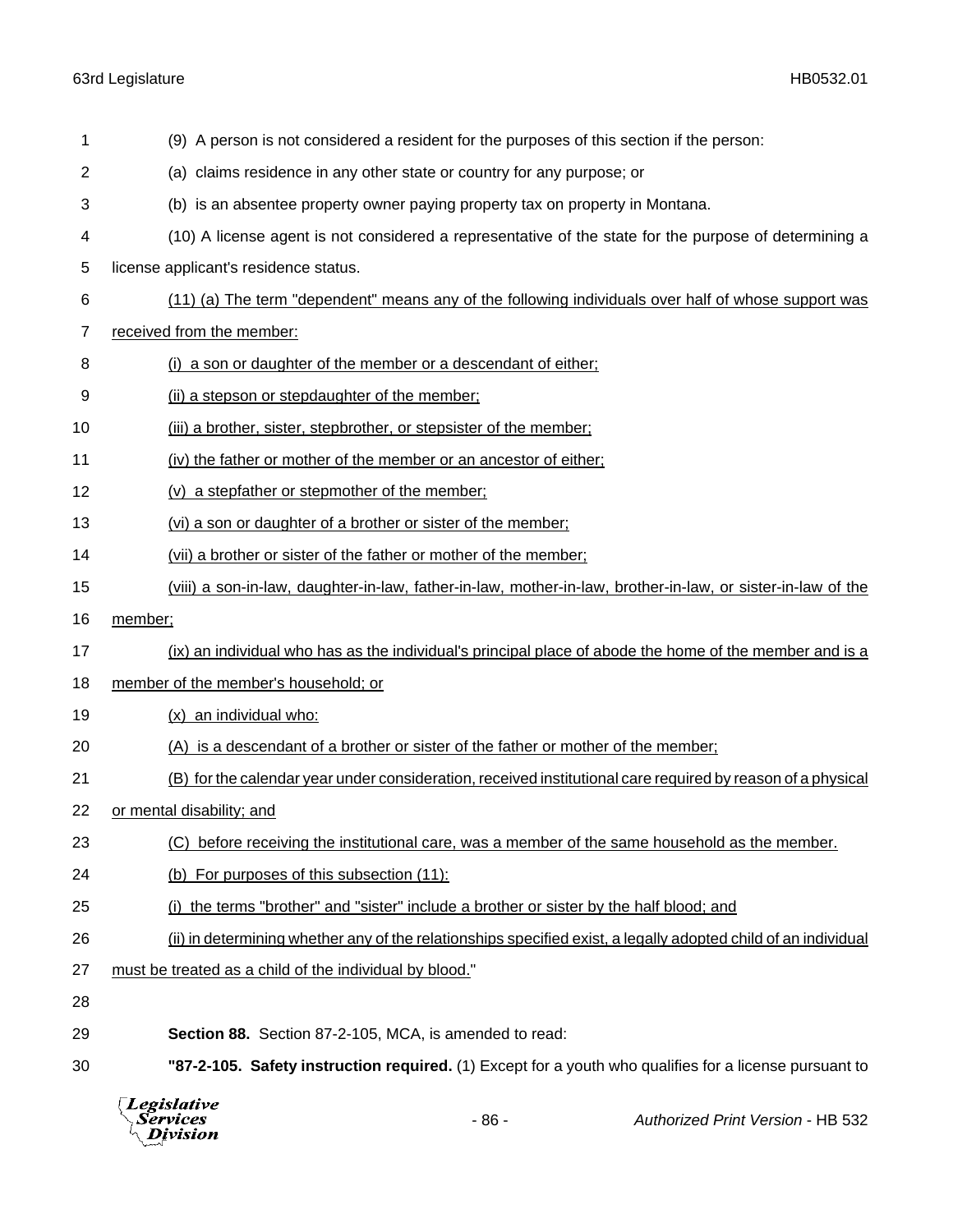(9) A person is not considered a resident for the purposes of this section if the person:

(a) claims residence in any other state or country for any purpose; or

(b) is an absentee property owner paying property tax on property in Montana.

(10) A license agent is not considered a representative of the state for the purpose of determining a license applicant's residence status.

<u>(11) (a) The term "dependent" means any of the following individuals over half of whose support was received from the member:</u>

<u>(i) a son or daughter of the member or a descendant of either;</u>

<u>(ii) a stepson or stepdaughter of the member;</u>

<u>(iii) a brother, sister, stepbrother, or stepsister of the member;</u>

<u>(iv) the father or mother of the member or an ancestor of either;</u>

<u>(v) a stepfather or stepmother of the member;</u>

<u>(vi) a son or daughter of a brother or sister of the member;</u>

<u>(vii) a brother or sister of the father or mother of the member;</u>

<u>(viii) a son-in-law, daughter-in-law, father-in-law, mother-in-law, brother-in-law, or sister-in-law of the member;</u>

<u>(ix) an individual who has as the individual's principal place of abode the home of the member and is a member of the member's household; or</u>

<u>(x) an individual who:</u>

<u>(A) is a descendant of a brother or sister of the father or mother of the member;</u>

<u>(B) for the calendar year under consideration, received institutional care required by reason of a physical or mental disability; and</u>

<u>(C) before receiving the institutional care, was a member of the same household as the member.</u>

<u>(b) For purposes of this subsection (11):</u>

<u>(i) the terms "brother" and "sister" include a brother or sister by the half blood; and</u>

<u>(ii) in determining whether any of the relationships specified exist, a legally adopted child of an individual must be treated as a child of the individual by blood.</u>"

**Section 88.** Section 87-2-105, MCA, is amended to read:

**"87-2-105. Safety instruction required.** (1) Except for a youth who qualifies for a license pursuant to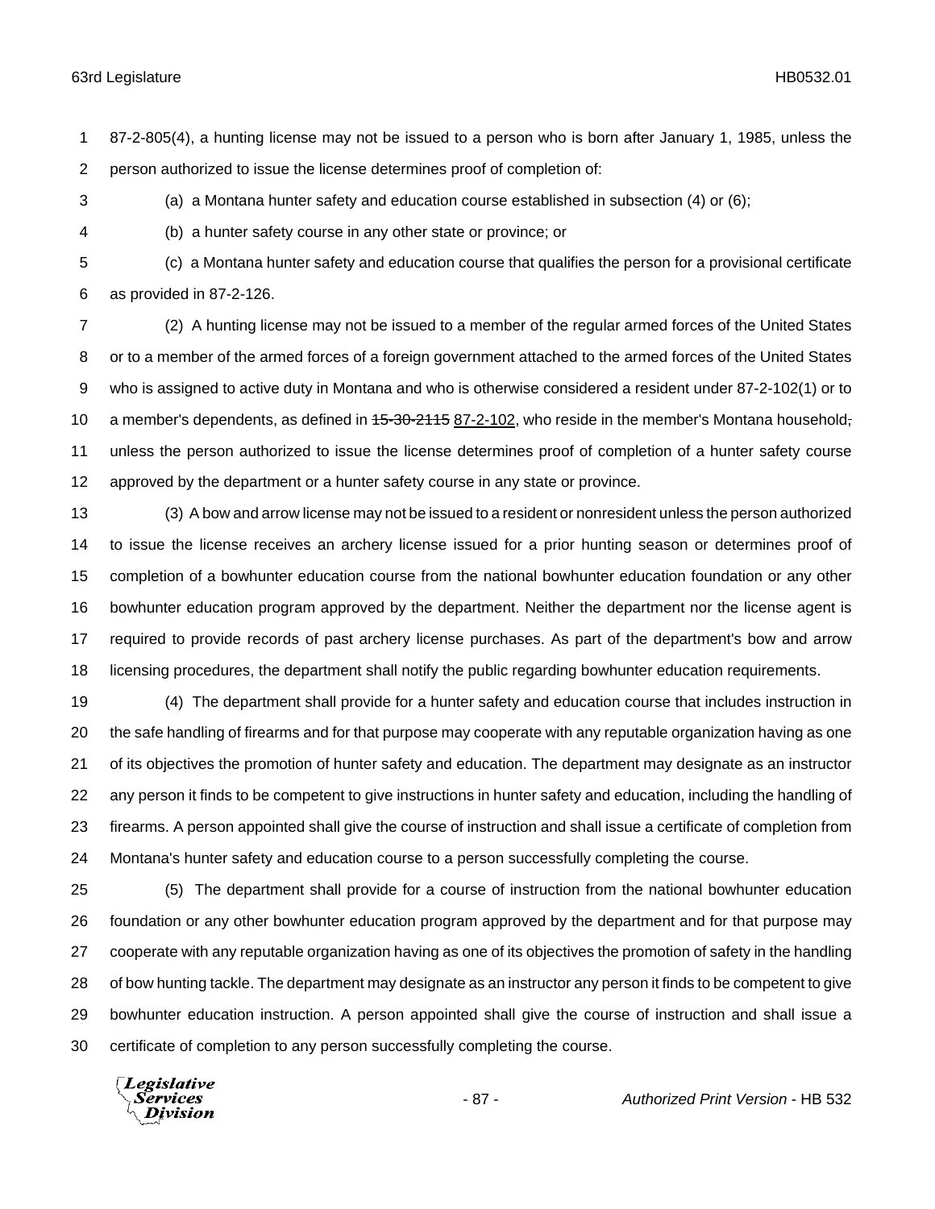87-2-805(4), a hunting license may not be issued to a person who is born after January 1, 1985, unless the person authorized to issue the license determines proof of completion of:

(a) a Montana hunter safety and education course established in subsection (4) or (6);

(b) a hunter safety course in any other state or province; or

(c) a Montana hunter safety and education course that qualifies the person for a provisional certificate as provided in 87-2-126.

(2) A hunting license may not be issued to a member of the regular armed forces of the United States or to a member of the armed forces of a foreign government attached to the armed forces of the United States who is assigned to active duty in Montana and who is otherwise considered a resident under 87-2-102(1) or to a member's dependents, as defined in ~~15-30-2115~~ 87-2-102, who reside in the member's Montana household~~,~~ unless the person authorized to issue the license determines proof of completion of a hunter safety course approved by the department or a hunter safety course in any state or province.

(3) A bow and arrow license may not be issued to a resident or nonresident unless the person authorized to issue the license receives an archery license issued for a prior hunting season or determines proof of completion of a bowhunter education course from the national bowhunter education foundation or any other bowhunter education program approved by the department. Neither the department nor the license agent is required to provide records of past archery license purchases. As part of the department's bow and arrow licensing procedures, the department shall notify the public regarding bowhunter education requirements.

(4) The department shall provide for a hunter safety and education course that includes instruction in the safe handling of firearms and for that purpose may cooperate with any reputable organization having as one of its objectives the promotion of hunter safety and education. The department may designate as an instructor any person it finds to be competent to give instructions in hunter safety and education, including the handling of firearms. A person appointed shall give the course of instruction and shall issue a certificate of completion from Montana's hunter safety and education course to a person successfully completing the course.

(5) The department shall provide for a course of instruction from the national bowhunter education foundation or any other bowhunter education program approved by the department and for that purpose may cooperate with any reputable organization having as one of its objectives the promotion of safety in the handling of bow hunting tackle. The department may designate as an instructor any person it finds to be competent to give bowhunter education instruction. A person appointed shall give the course of instruction and shall issue a certificate of completion to any person successfully completing the course.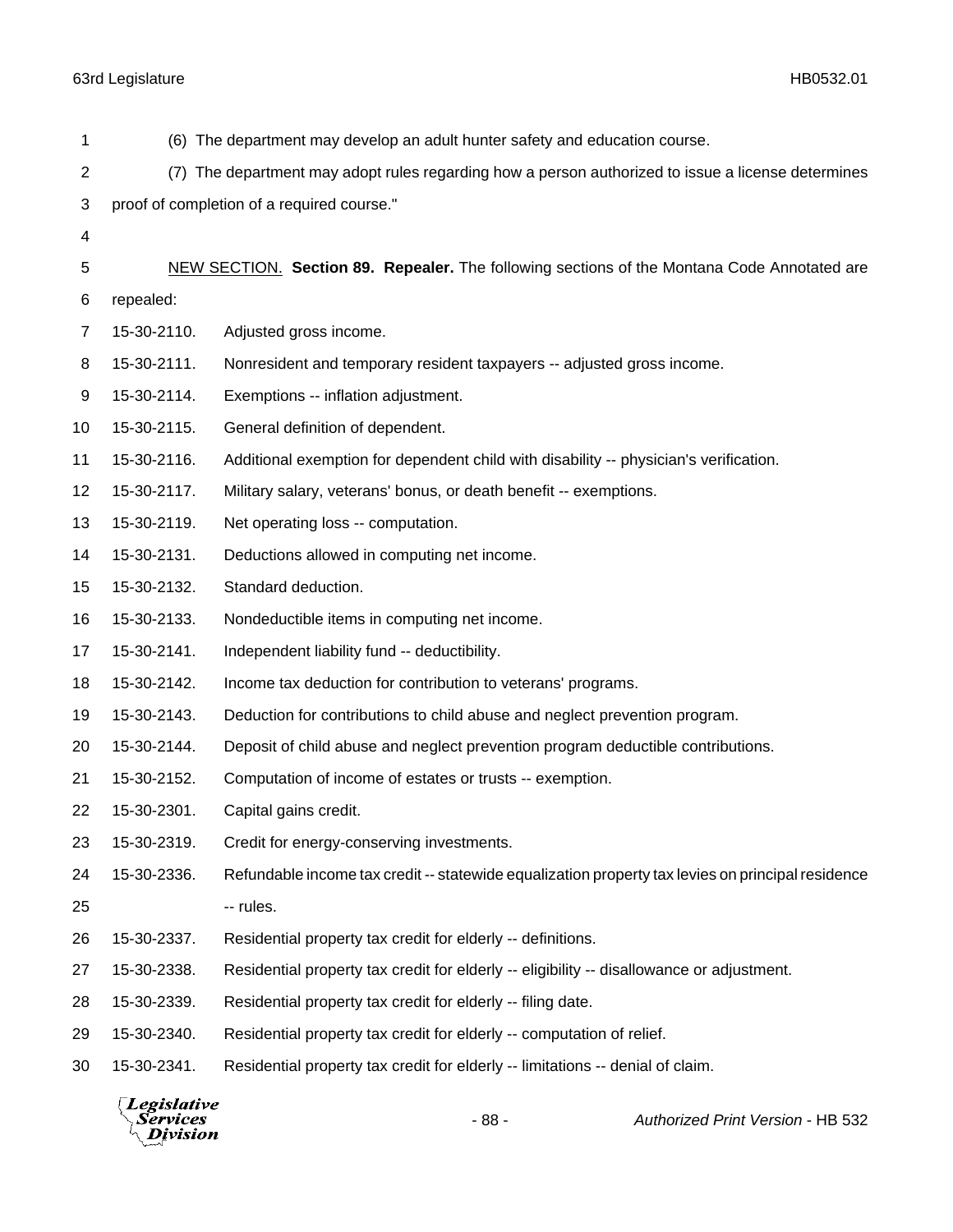(6) The department may develop an adult hunter safety and education course.

(7) The department may adopt rules regarding how a person authorized to issue a license determines proof of completion of a required course."

NEW SECTION. **Section 89. Repealer.** The following sections of the Montana Code Annotated are repealed:

15-30-2110. Adjusted gross income.

15-30-2111. Nonresident and temporary resident taxpayers -- adjusted gross income.

15-30-2114. Exemptions -- inflation adjustment.

15-30-2115. General definition of dependent.

15-30-2116. Additional exemption for dependent child with disability -- physician's verification.

15-30-2117. Military salary, veterans' bonus, or death benefit -- exemptions.

15-30-2119. Net operating loss -- computation.

15-30-2131. Deductions allowed in computing net income.

15-30-2132. Standard deduction.

15-30-2133. Nondeductible items in computing net income.

15-30-2141. Independent liability fund -- deductibility.

15-30-2142. Income tax deduction for contribution to veterans' programs.

15-30-2143. Deduction for contributions to child abuse and neglect prevention program.

15-30-2144. Deposit of child abuse and neglect prevention program deductible contributions.

15-30-2152. Computation of income of estates or trusts -- exemption.

15-30-2301. Capital gains credit.

15-30-2319. Credit for energy-conserving investments.

15-30-2336. Refundable income tax credit -- statewide equalization property tax levies on principal residence -- rules.

15-30-2337. Residential property tax credit for elderly -- definitions.

15-30-2338. Residential property tax credit for elderly -- eligibility -- disallowance or adjustment.

15-30-2339. Residential property tax credit for elderly -- filing date.

15-30-2340. Residential property tax credit for elderly -- computation of relief.

15-30-2341. Residential property tax credit for elderly -- limitations -- denial of claim.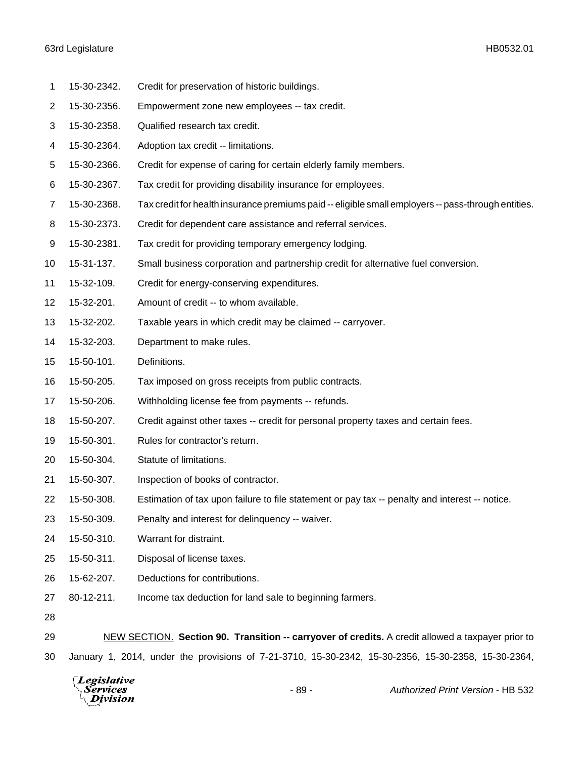15-30-2342. Credit for preservation of historic buildings.

15-30-2356. Empowerment zone new employees -- tax credit.

15-30-2358. Qualified research tax credit.

15-30-2364. Adoption tax credit -- limitations.

15-30-2366. Credit for expense of caring for certain elderly family members.

15-30-2367. Tax credit for providing disability insurance for employees.

15-30-2368. Tax credit for health insurance premiums paid -- eligible small employers -- pass-through entities.

15-30-2373. Credit for dependent care assistance and referral services.

15-30-2381. Tax credit for providing temporary emergency lodging.

15-31-137. Small business corporation and partnership credit for alternative fuel conversion.

15-32-109. Credit for energy-conserving expenditures.

15-32-201. Amount of credit -- to whom available.

15-32-202. Taxable years in which credit may be claimed -- carryover.

15-32-203. Department to make rules.

15-50-101. Definitions.

15-50-205. Tax imposed on gross receipts from public contracts.

15-50-206. Withholding license fee from payments -- refunds.

15-50-207. Credit against other taxes -- credit for personal property taxes and certain fees.

15-50-301. Rules for contractor's return.

15-50-304. Statute of limitations.

15-50-307. Inspection of books of contractor.

15-50-308. Estimation of tax upon failure to file statement or pay tax -- penalty and interest -- notice.

15-50-309. Penalty and interest for delinquency -- waiver.

15-50-310. Warrant for distraint.

15-50-311. Disposal of license taxes.

15-62-207. Deductions for contributions.

80-12-211. Income tax deduction for land sale to beginning farmers.

NEW SECTION. **Section 90. Transition -- carryover of credits.** A credit allowed a taxpayer prior to January 1, 2014, under the provisions of 7-21-3710, 15-30-2342, 15-30-2356, 15-30-2358, 15-30-2364,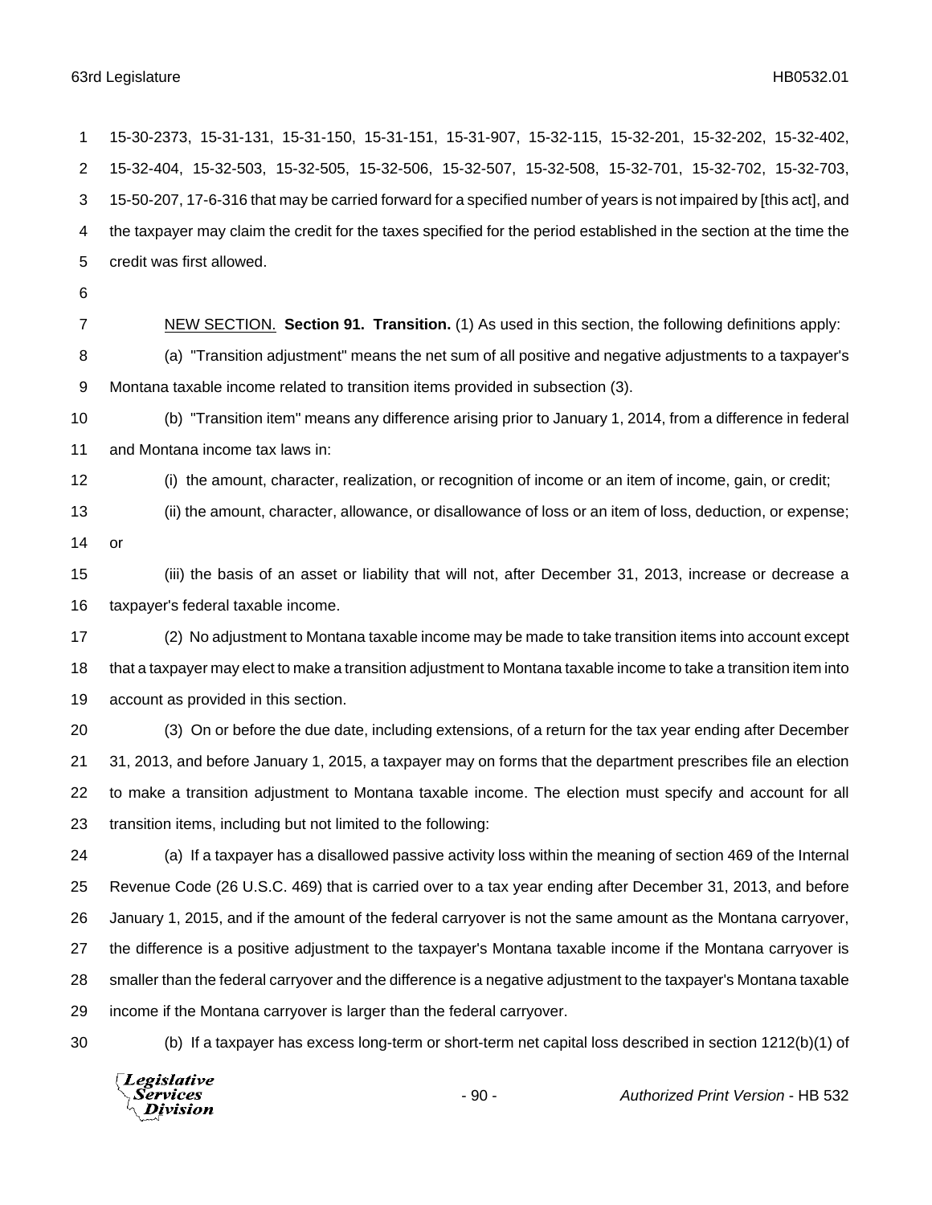15-30-2373, 15-31-131, 15-31-150, 15-31-151, 15-31-907, 15-32-115, 15-32-201, 15-32-202, 15-32-402, 15-32-404, 15-32-503, 15-32-505, 15-32-506, 15-32-507, 15-32-508, 15-32-701, 15-32-702, 15-32-703, 15-50-207, 17-6-316 that may be carried forward for a specified number of years is not impaired by [this act], and the taxpayer may claim the credit for the taxes specified for the period established in the section at the time the credit was first allowed.

NEW SECTION. **Section 91. Transition.** (1) As used in this section, the following definitions apply:

(a) "Transition adjustment" means the net sum of all positive and negative adjustments to a taxpayer's Montana taxable income related to transition items provided in subsection (3).

(b) "Transition item" means any difference arising prior to January 1, 2014, from a difference in federal and Montana income tax laws in:

(i) the amount, character, realization, or recognition of income or an item of income, gain, or credit;

(ii) the amount, character, allowance, or disallowance of loss or an item of loss, deduction, or expense; or

(iii) the basis of an asset or liability that will not, after December 31, 2013, increase or decrease a taxpayer's federal taxable income.

(2) No adjustment to Montana taxable income may be made to take transition items into account except that a taxpayer may elect to make a transition adjustment to Montana taxable income to take a transition item into account as provided in this section.

(3) On or before the due date, including extensions, of a return for the tax year ending after December 31, 2013, and before January 1, 2015, a taxpayer may on forms that the department prescribes file an election to make a transition adjustment to Montana taxable income. The election must specify and account for all transition items, including but not limited to the following:

(a) If a taxpayer has a disallowed passive activity loss within the meaning of section 469 of the Internal Revenue Code (26 U.S.C. 469) that is carried over to a tax year ending after December 31, 2013, and before January 1, 2015, and if the amount of the federal carryover is not the same amount as the Montana carryover, the difference is a positive adjustment to the taxpayer's Montana taxable income if the Montana carryover is smaller than the federal carryover and the difference is a negative adjustment to the taxpayer's Montana taxable income if the Montana carryover is larger than the federal carryover.

(b) If a taxpayer has excess long-term or short-term net capital loss described in section 1212(b)(1) of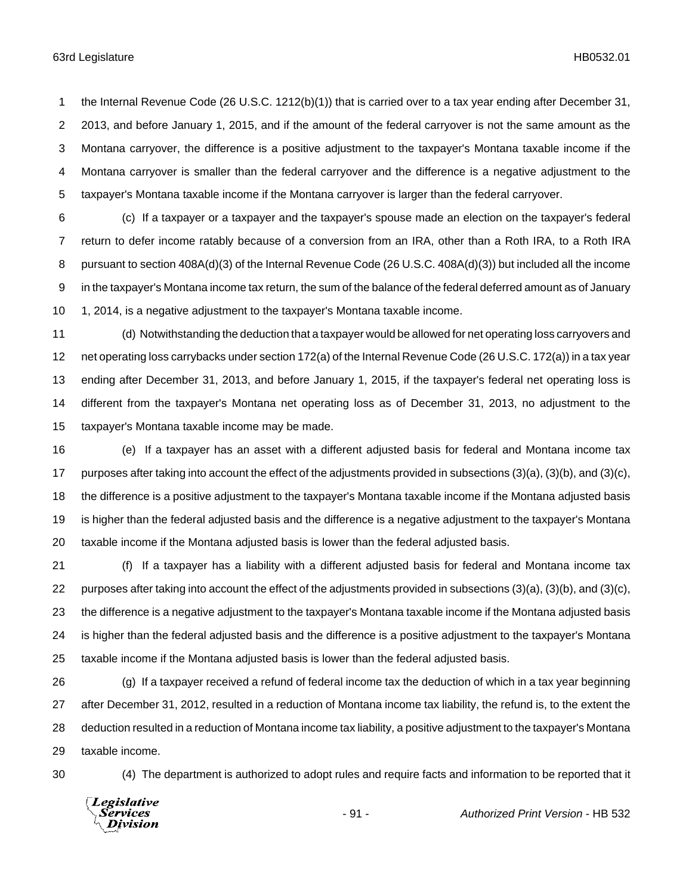the Internal Revenue Code (26 U.S.C. 1212(b)(1)) that is carried over to a tax year ending after December 31, 2013, and before January 1, 2015, and if the amount of the federal carryover is not the same amount as the Montana carryover, the difference is a positive adjustment to the taxpayer's Montana taxable income if the Montana carryover is smaller than the federal carryover and the difference is a negative adjustment to the taxpayer's Montana taxable income if the Montana carryover is larger than the federal carryover.

(c) If a taxpayer or a taxpayer and the taxpayer's spouse made an election on the taxpayer's federal return to defer income ratably because of a conversion from an IRA, other than a Roth IRA, to a Roth IRA pursuant to section 408A(d)(3) of the Internal Revenue Code (26 U.S.C. 408A(d)(3)) but included all the income in the taxpayer's Montana income tax return, the sum of the balance of the federal deferred amount as of January 1, 2014, is a negative adjustment to the taxpayer's Montana taxable income.

(d) Notwithstanding the deduction that a taxpayer would be allowed for net operating loss carryovers and net operating loss carrybacks under section 172(a) of the Internal Revenue Code (26 U.S.C. 172(a)) in a tax year ending after December 31, 2013, and before January 1, 2015, if the taxpayer's federal net operating loss is different from the taxpayer's Montana net operating loss as of December 31, 2013, no adjustment to the taxpayer's Montana taxable income may be made.

(e) If a taxpayer has an asset with a different adjusted basis for federal and Montana income tax purposes after taking into account the effect of the adjustments provided in subsections (3)(a), (3)(b), and (3)(c), the difference is a positive adjustment to the taxpayer's Montana taxable income if the Montana adjusted basis is higher than the federal adjusted basis and the difference is a negative adjustment to the taxpayer's Montana taxable income if the Montana adjusted basis is lower than the federal adjusted basis.

(f) If a taxpayer has a liability with a different adjusted basis for federal and Montana income tax purposes after taking into account the effect of the adjustments provided in subsections (3)(a), (3)(b), and (3)(c), the difference is a negative adjustment to the taxpayer's Montana taxable income if the Montana adjusted basis is higher than the federal adjusted basis and the difference is a positive adjustment to the taxpayer's Montana taxable income if the Montana adjusted basis is lower than the federal adjusted basis.

(g) If a taxpayer received a refund of federal income tax the deduction of which in a tax year beginning after December 31, 2012, resulted in a reduction of Montana income tax liability, the refund is, to the extent the deduction resulted in a reduction of Montana income tax liability, a positive adjustment to the taxpayer's Montana taxable income.

(4) The department is authorized to adopt rules and require facts and information to be reported that it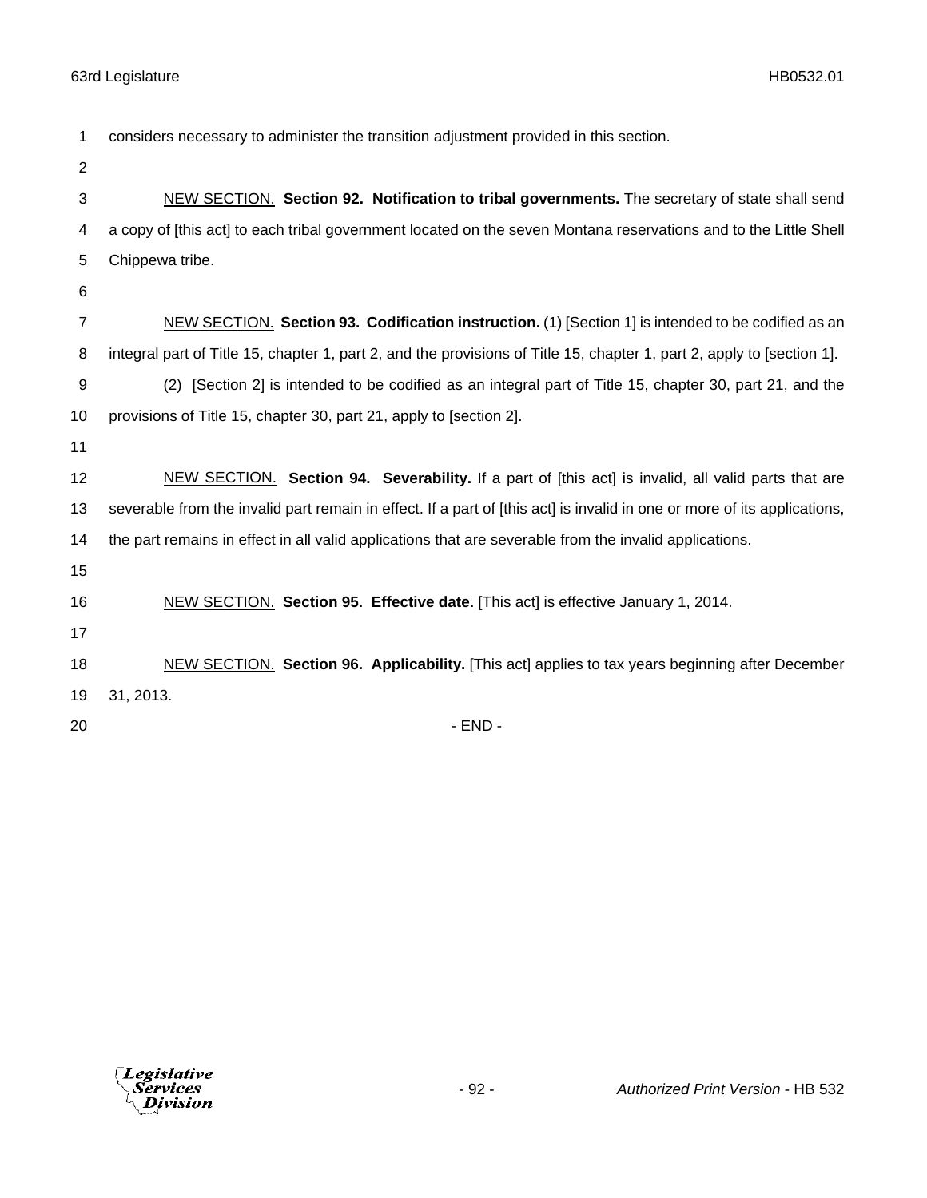considers necessary to administer the transition adjustment provided in this section.

NEW SECTION. **Section 92. Notification to tribal governments.** The secretary of state shall send a copy of [this act] to each tribal government located on the seven Montana reservations and to the Little Shell Chippewa tribe.

NEW SECTION. **Section 93. Codification instruction.** (1) [Section 1] is intended to be codified as an integral part of Title 15, chapter 1, part 2, and the provisions of Title 15, chapter 1, part 2, apply to [section 1].

(2) [Section 2] is intended to be codified as an integral part of Title 15, chapter 30, part 21, and the provisions of Title 15, chapter 30, part 21, apply to [section 2].

NEW SECTION. **Section 94. Severability.** If a part of [this act] is invalid, all valid parts that are severable from the invalid part remain in effect. If a part of [this act] is invalid in one or more of its applications, the part remains in effect in all valid applications that are severable from the invalid applications.

NEW SECTION. **Section 95. Effective date.** [This act] is effective January 1, 2014.

NEW SECTION. **Section 96. Applicability.** [This act] applies to tax years beginning after December 31, 2013.

- END -